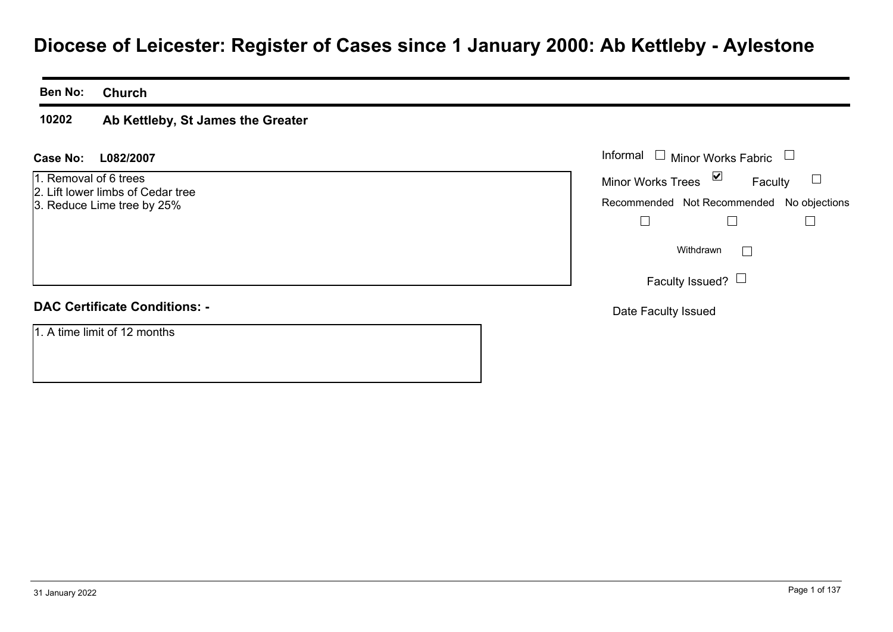# Diocese of Leicester: Register of Cases since 1 January 2000: Ab Kettleby - Aylestone

**Ben No:** **Church**

**10202** **Ab Kettleby, St James the Greater**

**Case No:** **L082/2007**

1. Removal of 6 trees
2. Lift lower limbs of Cedar tree
3. Reduce Lime tree by 25%

Informal ☐ Minor Works Fabric ☐

Minor Works Trees ☑ Faculty ☐

Recommended ☐ Not Recommended ☐ No objections ☐

Withdrawn ☐

Faculty Issued? ☐

Date Faculty Issued

**DAC Certificate Conditions: -**

1. A time limit of 12 months

31 January 2022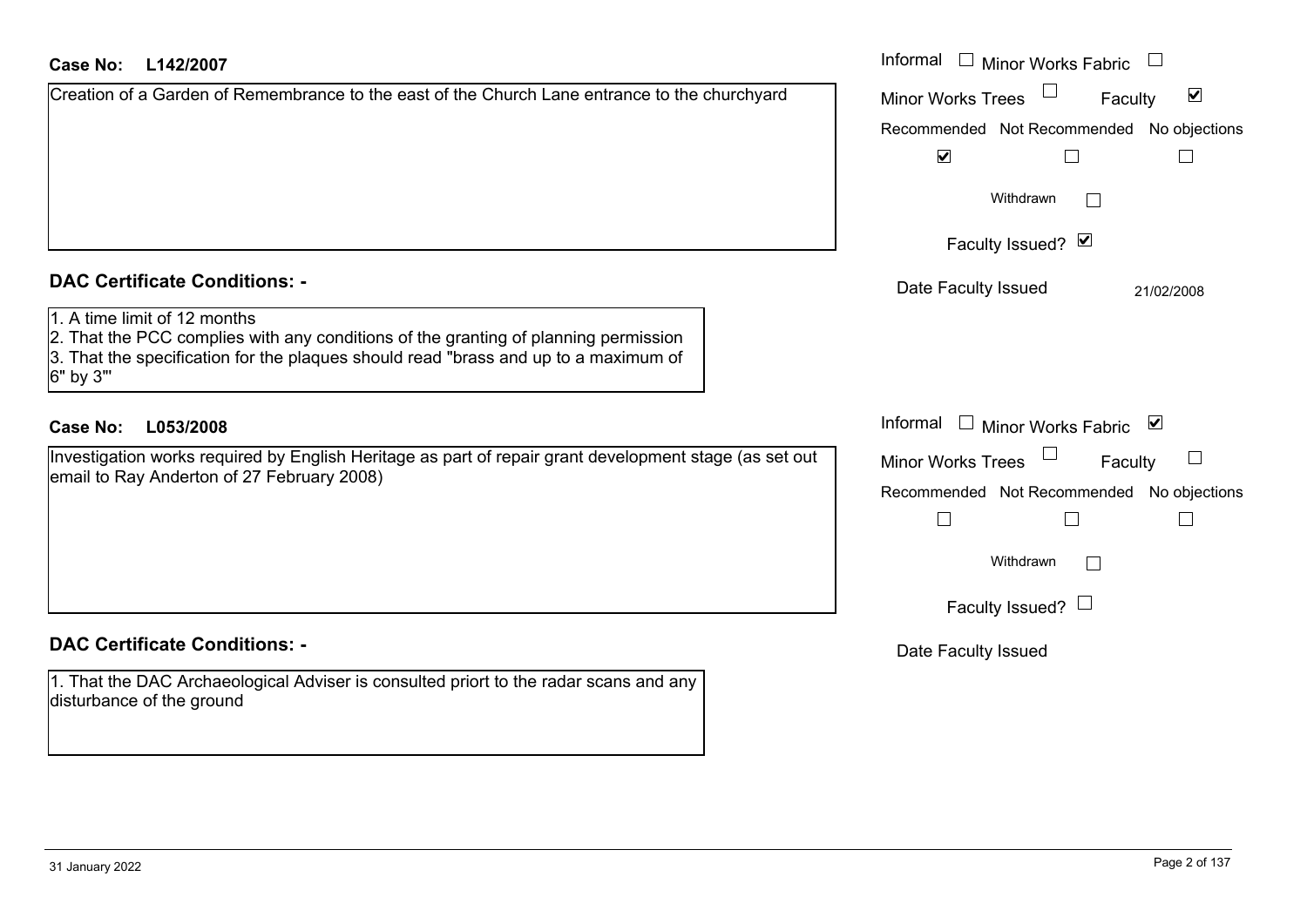**Case No: L142/2007**

Creation of a Garden of Remembrance to the east of the Church Lane entrance to the churchyard

| | |
|---|---|
| Informal | ☐ |
| Minor Works Fabric | ☐ |
| Minor Works Trees | ☐ |
| Faculty | ☑ |
| Recommended | ☑ |
| Not Recommended | ☐ |
| No objections | ☐ |
| Withdrawn | ☐ |
| Faculty Issued? | ☑ |
| Date Faculty Issued | 21/02/2008 |

**DAC Certificate Conditions: -**

1. A time limit of 12 months
2. That the PCC complies with any conditions of the granting of planning permission
3. That the specification for the plaques should read "brass and up to a maximum of 6" by 3"'

**Case No: L053/2008**

Investigation works required by English Heritage as part of repair grant development stage (as set out email to Ray Anderton of 27 February 2008)

| | |
|---|---|
| Informal | ☐ |
| Minor Works Fabric | ☑ |
| Minor Works Trees | ☐ |
| Faculty | ☐ |
| Recommended | ☐ |
| Not Recommended | ☐ |
| No objections | ☐ |
| Withdrawn | ☐ |
| Faculty Issued? | ☐ |
| Date Faculty Issued | |

**DAC Certificate Conditions: -**

1. That the DAC Archaeological Adviser is consulted priort to the radar scans and any disturbance of the ground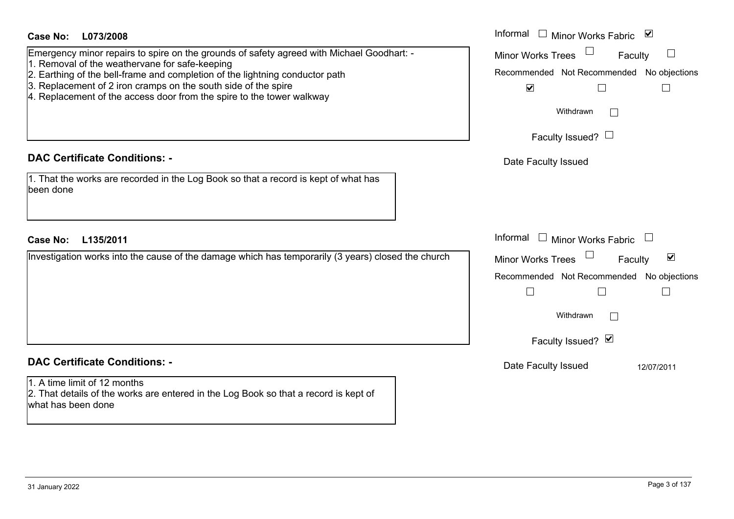**Case No: L073/2008**

Emergency minor repairs to spire on the grounds of safety agreed with Michael Goodhart: -
1. Removal of the weathervane for safe-keeping
2. Earthing of the bell-frame and completion of the lightning conductor path
3. Replacement of 2 iron cramps on the south side of the spire
4. Replacement of the access door from the spire to the tower walkway

Informal ☐ Minor Works Fabric ☑
Minor Works Trees ☐ Faculty ☐

| Recommended | Not Recommended | No objections |
|---|---|---|
| ☑ | ☐ | ☐ |

Withdrawn ☐

Faculty Issued? ☐

Date Faculty Issued

**DAC Certificate Conditions: -**

1. That the works are recorded in the Log Book so that a record is kept of what has been done

**Case No: L135/2011**

Investigation works into the cause of the damage which has temporarily (3 years) closed the church

Informal ☐ Minor Works Fabric ☐
Minor Works Trees ☐ Faculty ☑

| Recommended | Not Recommended | No objections |
|---|---|---|
| ☐ | ☐ | ☐ |

Withdrawn ☐

Faculty Issued? ☑

Date Faculty Issued 12/07/2011

**DAC Certificate Conditions: -**

1. A time limit of 12 months
2. That details of the works are entered in the Log Book so that a record is kept of what has been done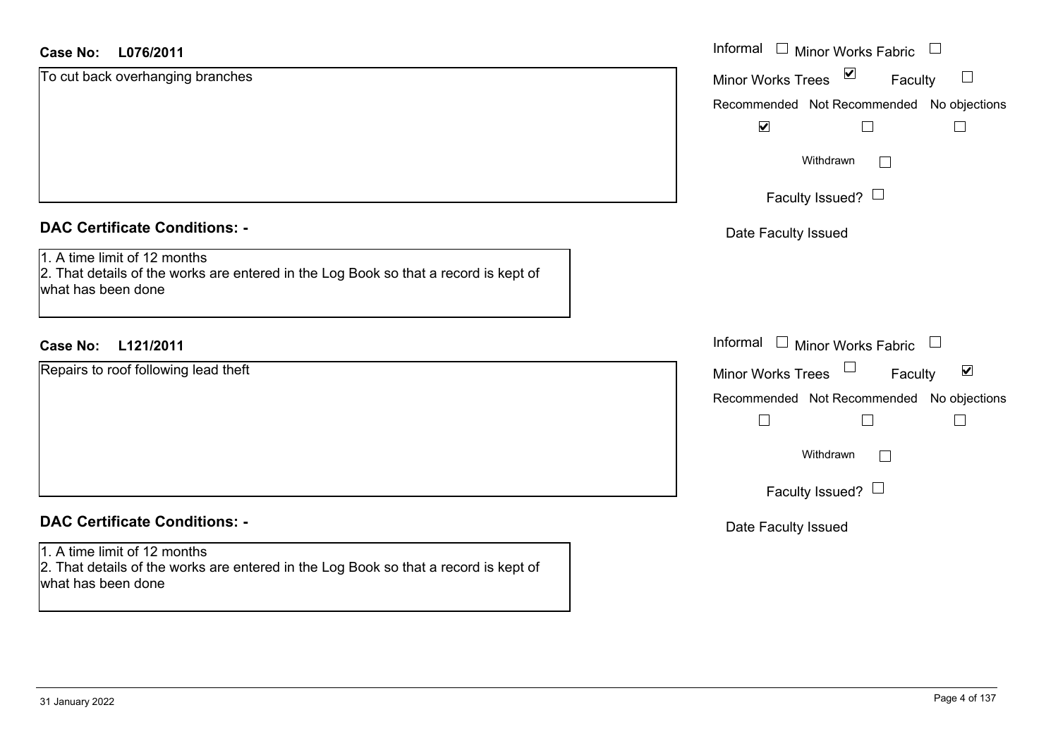**Case No:** **L076/2011**

To cut back overhanging branches

Informal ☐ Minor Works Fabric ☐

Minor Works Trees ☑ Faculty ☐

Recommended ☑ Not Recommended ☐ No objections ☐

Withdrawn ☐

Faculty Issued? ☐

Date Faculty Issued

## DAC Certificate Conditions: -

1. A time limit of 12 months
2. That details of the works are entered in the Log Book so that a record is kept of what has been done

**Case No:** **L121/2011**

Repairs to roof following lead theft

Informal ☐ Minor Works Fabric ☐

Minor Works Trees ☐ Faculty ☑

Recommended ☐ Not Recommended ☐ No objections ☐

Withdrawn ☐

Faculty Issued? ☐

Date Faculty Issued

## DAC Certificate Conditions: -

1. A time limit of 12 months
2. That details of the works are entered in the Log Book so that a record is kept of what has been done

31 January 2022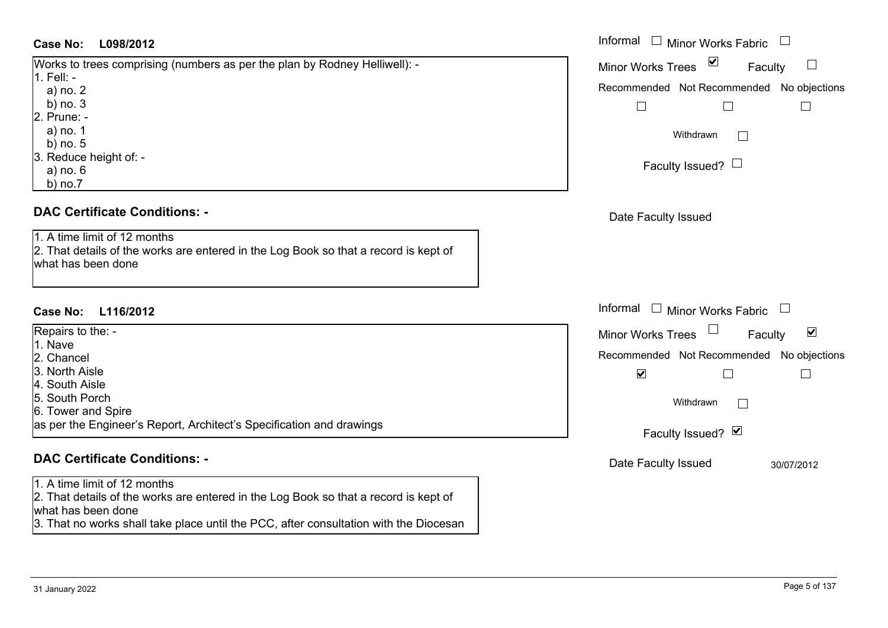**Case No: L098/2012**

Works to trees comprising (numbers as per the plan by Rodney Helliwell): -
1. Fell: -
   a) no. 2
   b) no. 3
2. Prune: -
   a) no. 1
   b) no. 5
3. Reduce height of: -
   a) no. 6
   b) no.7

Informal ☐ Minor Works Fabric ☐
Minor Works Trees ☑ Faculty ☐
Recommended ☐ Not Recommended ☐ No objections ☐
Withdrawn ☐
Faculty Issued? ☐
Date Faculty Issued

**DAC Certificate Conditions: -**

1. A time limit of 12 months
2. That details of the works are entered in the Log Book so that a record is kept of what has been done

**Case No: L116/2012**

Repairs to the: -
1. Nave
2. Chancel
3. North Aisle
4. South Aisle
5. South Porch
6. Tower and Spire

as per the Engineer's Report, Architect's Specification and drawings

Informal ☐ Minor Works Fabric ☐
Minor Works Trees ☐ Faculty ☑
Recommended ☑ Not Recommended ☐ No objections ☐
Withdrawn ☐
Faculty Issued? ☑
Date Faculty Issued 30/07/2012

**DAC Certificate Conditions: -**

1. A time limit of 12 months
2. That details of the works are entered in the Log Book so that a record is kept of what has been done
3. That no works shall take place until the PCC, after consultation with the Diocesan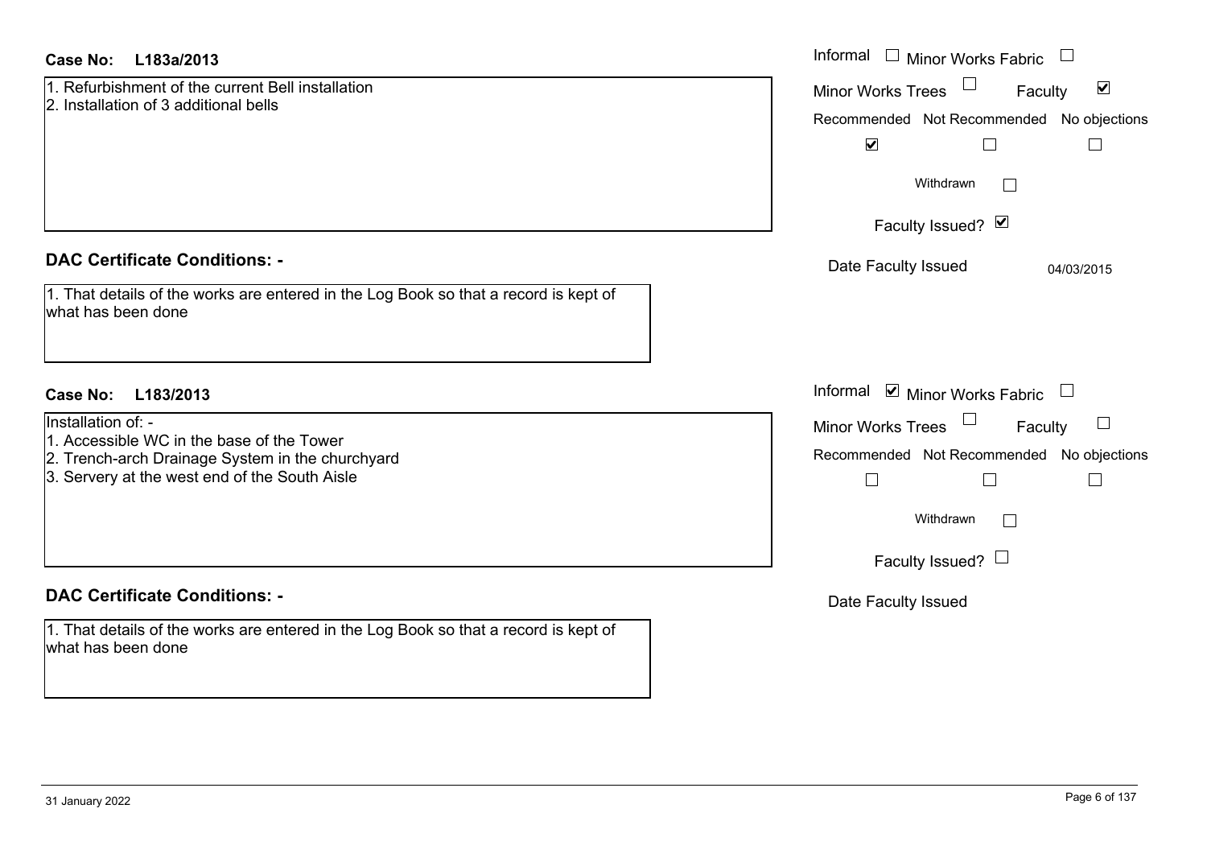**Case No: L183a/2013**

1. Refurbishment of the current Bell installation
2. Installation of 3 additional bells

Informal ☐ Minor Works Fabric ☐

Minor Works Trees ☐ Faculty ☑

| Recommended | Not Recommended | No objections |
| --- | --- | --- |
| ☑ | ☐ | ☐ |

Withdrawn ☐

Faculty Issued? ☑

Date Faculty Issued 04/03/2015

**DAC Certificate Conditions: -**

1. That details of the works are entered in the Log Book so that a record is kept of what has been done

**Case No: L183/2013**

Installation of: -

1. Accessible WC in the base of the Tower
2. Trench-arch Drainage System in the churchyard
3. Servery at the west end of the South Aisle

Informal ☑ Minor Works Fabric ☐

Minor Works Trees ☐ Faculty ☐

| Recommended | Not Recommended | No objections |
| --- | --- | --- |
| ☐ | ☐ | ☐ |

Withdrawn ☐

Faculty Issued? ☐

Date Faculty Issued

**DAC Certificate Conditions: -**

1. That details of the works are entered in the Log Book so that a record is kept of what has been done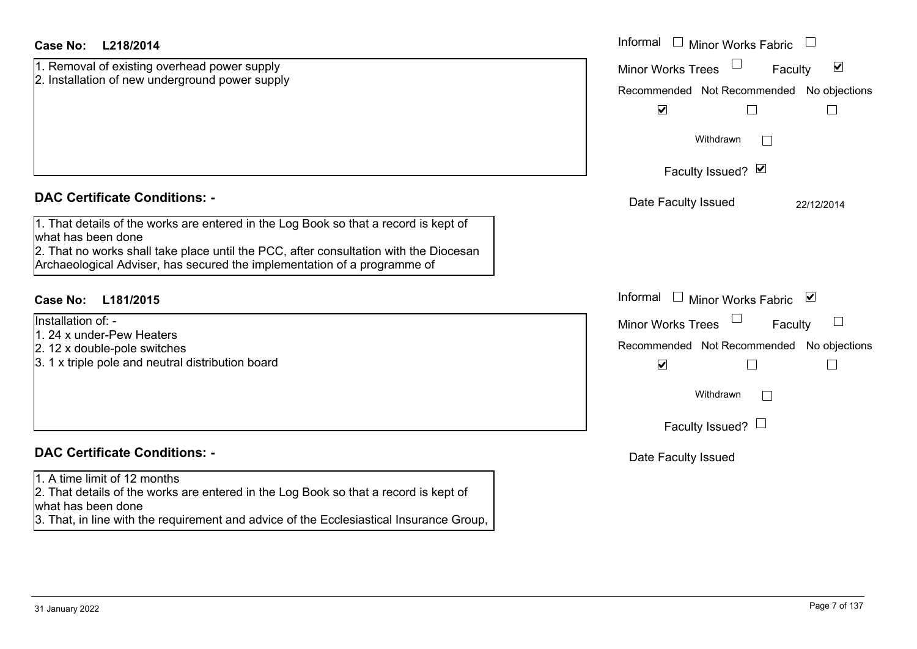**Case No: L218/2014**

1. Removal of existing overhead power supply
2. Installation of new underground power supply

Informal ☐ Minor Works Fabric ☐
Minor Works Trees ☐ Faculty ☑

Recommended ☑ Not Recommended ☐ No objections ☐

Withdrawn ☐

Faculty Issued? ☑

Date Faculty Issued 22/12/2014

## DAC Certificate Conditions: -

1. That details of the works are entered in the Log Book so that a record is kept of what has been done
2. That no works shall take place until the PCC, after consultation with the Diocesan Archaeological Adviser, has secured the implementation of a programme of

**Case No: L181/2015**

Installation of: -
1. 24 x under-Pew Heaters
2. 12 x double-pole switches
3. 1 x triple pole and neutral distribution board

Informal ☐ Minor Works Fabric ☑
Minor Works Trees ☐ Faculty ☐

Recommended ☑ Not Recommended ☐ No objections ☐

Withdrawn ☐

Faculty Issued? ☐

Date Faculty Issued

## DAC Certificate Conditions: -

1. A time limit of 12 months
2. That details of the works are entered in the Log Book so that a record is kept of what has been done
3. That, in line with the requirement and advice of the Ecclesiastical Insurance Group,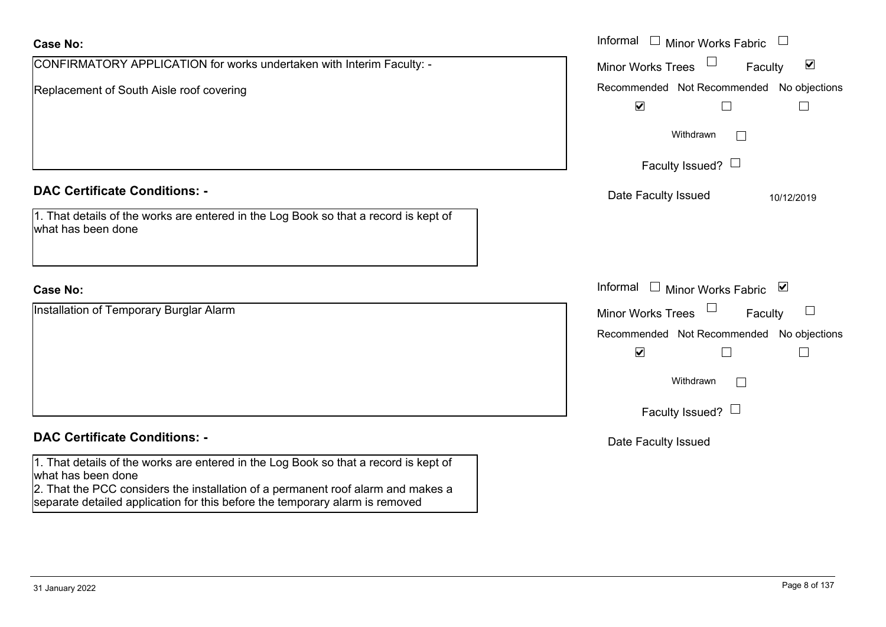**Case No:**

CONFIRMATORY APPLICATION for works undertaken with Interim Faculty: -

Replacement of South Aisle roof covering

Informal ☐ Minor Works Fabric ☐

Minor Works Trees ☐ Faculty ☑

Recommended ☑ Not Recommended ☐ No objections ☐

Withdrawn ☐

Faculty Issued? ☐

Date Faculty Issued 10/12/2019

**DAC Certificate Conditions: -**

1. That details of the works are entered in the Log Book so that a record is kept of what has been done

**Case No:**

Installation of Temporary Burglar Alarm

Informal ☐ Minor Works Fabric ☑

Minor Works Trees ☐ Faculty ☐

Recommended ☑ Not Recommended ☐ No objections ☐

Withdrawn ☐

Faculty Issued? ☐

Date Faculty Issued

**DAC Certificate Conditions: -**

1. That details of the works are entered in the Log Book so that a record is kept of what has been done
2. That the PCC considers the installation of a permanent roof alarm and makes a separate detailed application for this before the temporary alarm is removed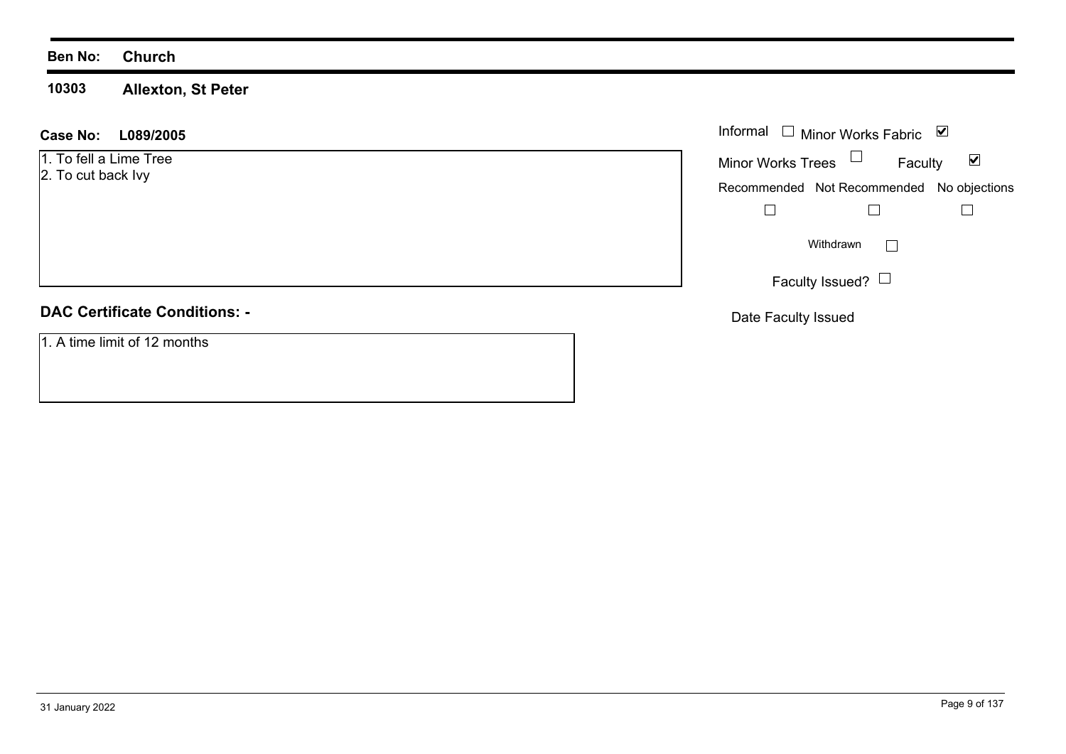**Ben No:** **Church**

**10303** **Allexton, St Peter**

**Case No:** **L089/2005**

1. To fell a Lime Tree
2. To cut back Ivy

Informal ☐ Minor Works Fabric ☑

Minor Works Trees ☐ Faculty ☑

| Recommended | Not Recommended | No objections |
|---|---|---|
| ☐ | ☐ | ☐ |

Withdrawn ☐

Faculty Issued? ☐

Date Faculty Issued

## DAC Certificate Conditions: -

1. A time limit of 12 months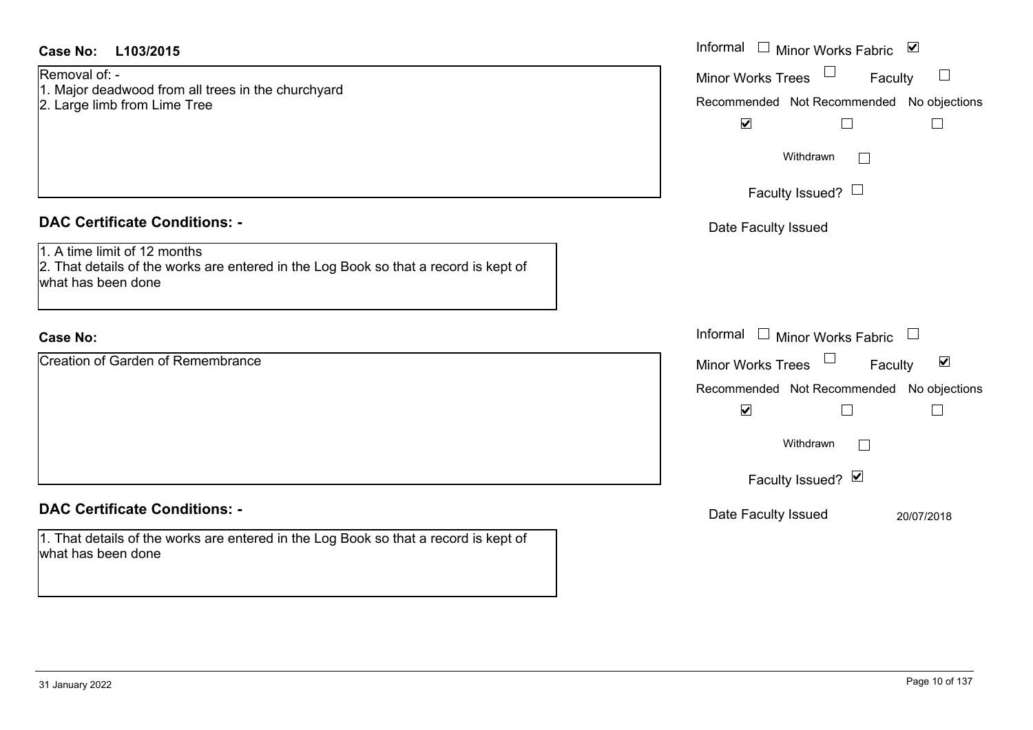**Case No: L103/2015**

Removal of: -
1. Major deadwood from all trees in the churchyard
2. Large limb from Lime Tree

Informal ☐ Minor Works Fabric ☑
Minor Works Trees ☐ Faculty ☐

| Recommended | Not Recommended | No objections |
|---|---|---|
| ☑ | ☐ | ☐ |

Withdrawn ☐

Faculty Issued? ☐

Date Faculty Issued

### DAC Certificate Conditions: -

1. A time limit of 12 months
2. That details of the works are entered in the Log Book so that a record is kept of what has been done

**Case No:**

Creation of Garden of Remembrance

Informal ☐ Minor Works Fabric ☐
Minor Works Trees ☐ Faculty ☑

| Recommended | Not Recommended | No objections |
|---|---|---|
| ☑ | ☐ | ☐ |

Withdrawn ☐

Faculty Issued? ☑

Date Faculty Issued 20/07/2018

### DAC Certificate Conditions: -

1. That details of the works are entered in the Log Book so that a record is kept of what has been done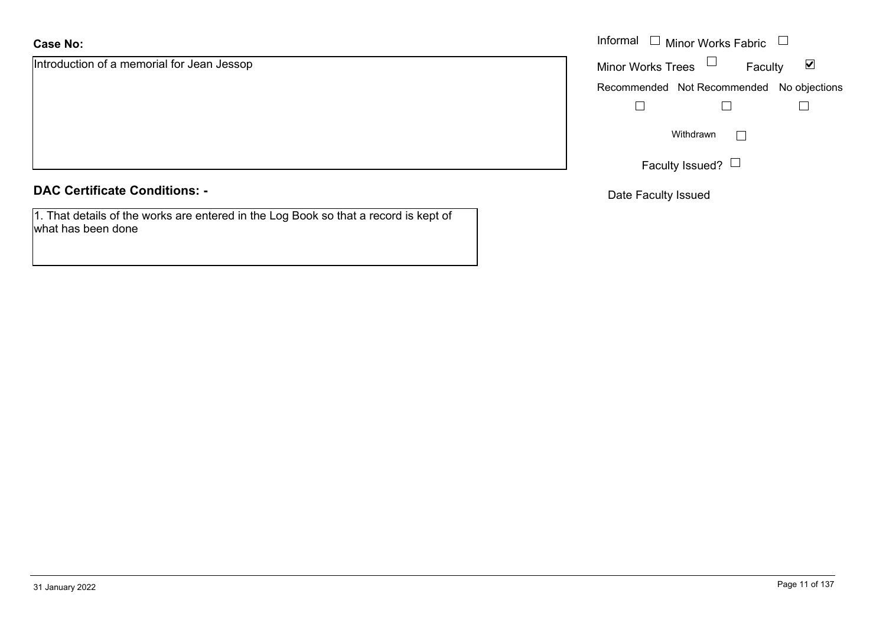**Case No:**

Introduction of a memorial for Jean Jessop

Informal ☐ Minor Works Fabric ☐

Minor Works Trees ☐ Faculty ☑

Recommended ☐ Not Recommended ☐ No objections ☐

Withdrawn ☐

Faculty Issued? ☐

Date Faculty Issued

**DAC Certificate Conditions: -**

1. That details of the works are entered in the Log Book so that a record is kept of what has been done

31 January 2022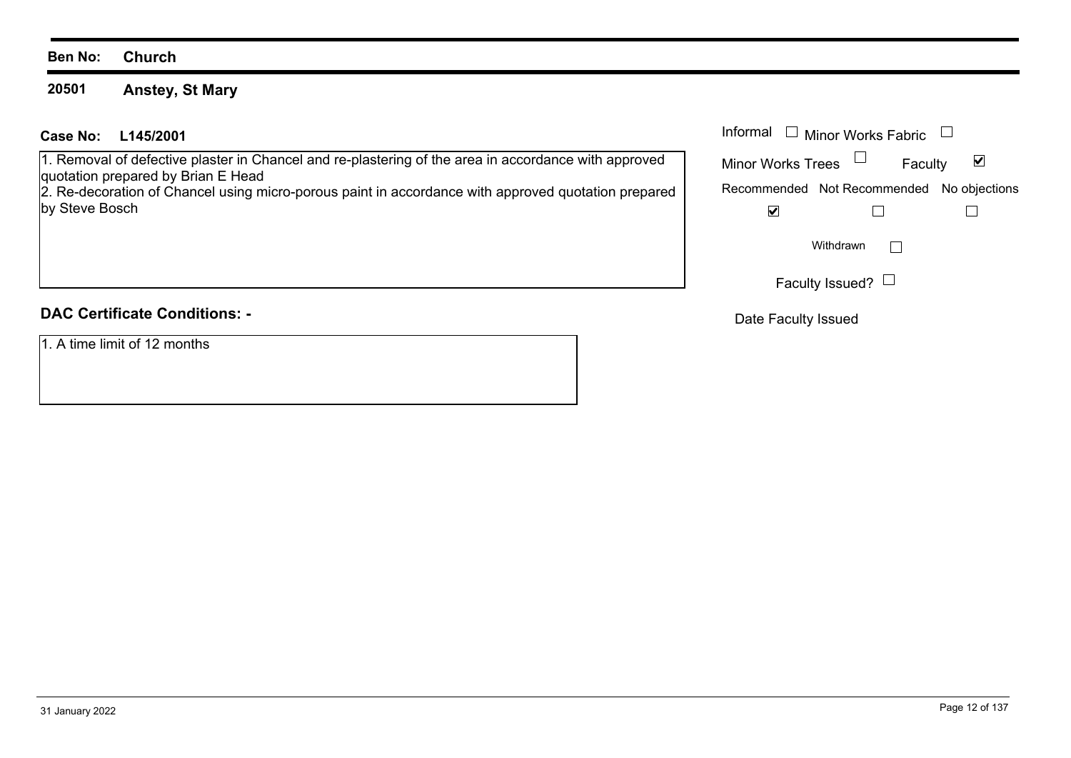**Ben No:** **Church**

**20501** **Anstey, St Mary**

**Case No:** **L145/2001**

1. Removal of defective plaster in Chancel and re-plastering of the area in accordance with approved quotation prepared by Brian E Head
2. Re-decoration of Chancel using micro-porous paint in accordance with approved quotation prepared by Steve Bosch

| Informal | ☐ | Minor Works Fabric | ☐ |
|---|---|---|---|
| Minor Works Trees | ☐ | Faculty | ☑ |

| Recommended | Not Recommended | No objections |
|---|---|---|
| ☑ | ☐ | ☐ |

Withdrawn ☐

Faculty Issued? ☐

Date Faculty Issued

**DAC Certificate Conditions: -**

1. A time limit of 12 months

31 January 2022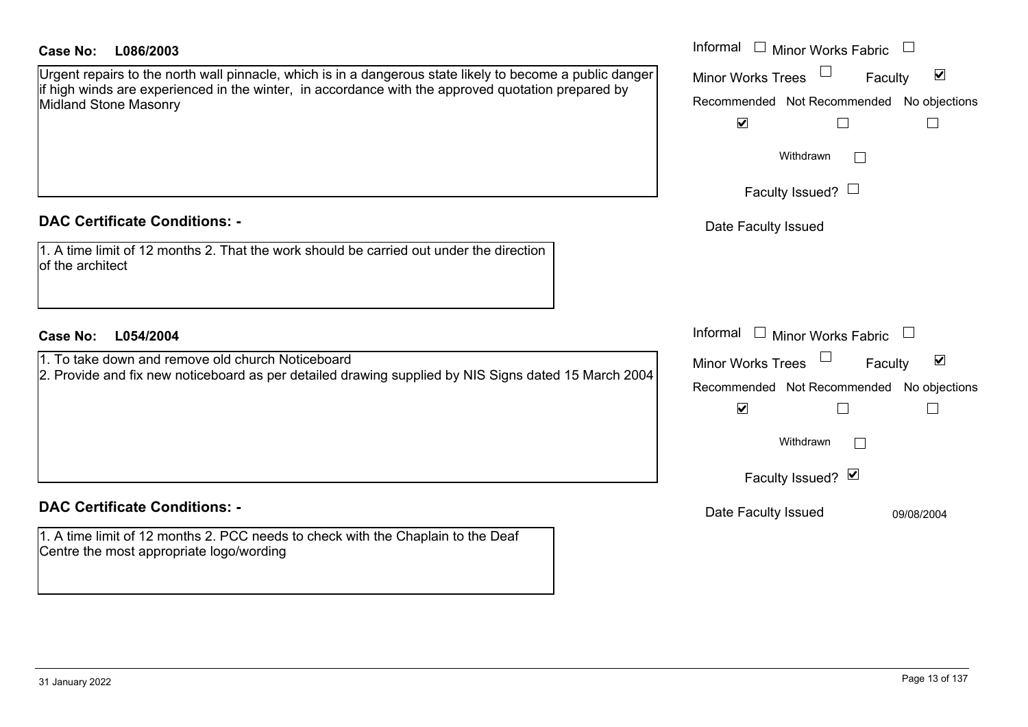**Case No: L086/2003**

Urgent repairs to the north wall pinnacle, which is in a dangerous state likely to become a public danger if high winds are experienced in the winter, in accordance with the approved quotation prepared by Midland Stone Masonry

Informal ☐ Minor Works Fabric ☐
Minor Works Trees ☐ Faculty ☑
Recommended ☑ Not Recommended ☐ No objections ☐
Withdrawn ☐
Faculty Issued? ☐
Date Faculty Issued

## DAC Certificate Conditions: -

1. A time limit of 12 months 2. That the work should be carried out under the direction of the architect

**Case No: L054/2004**

1. To take down and remove old church Noticeboard
2. Provide and fix new noticeboard as per detailed drawing supplied by NIS Signs dated 15 March 2004

Informal ☐ Minor Works Fabric ☐
Minor Works Trees ☐ Faculty ☑
Recommended ☑ Not Recommended ☐ No objections ☐
Withdrawn ☐
Faculty Issued? ☑
Date Faculty Issued 09/08/2004

## DAC Certificate Conditions: -

1. A time limit of 12 months 2. PCC needs to check with the Chaplain to the Deaf Centre the most appropriate logo/wording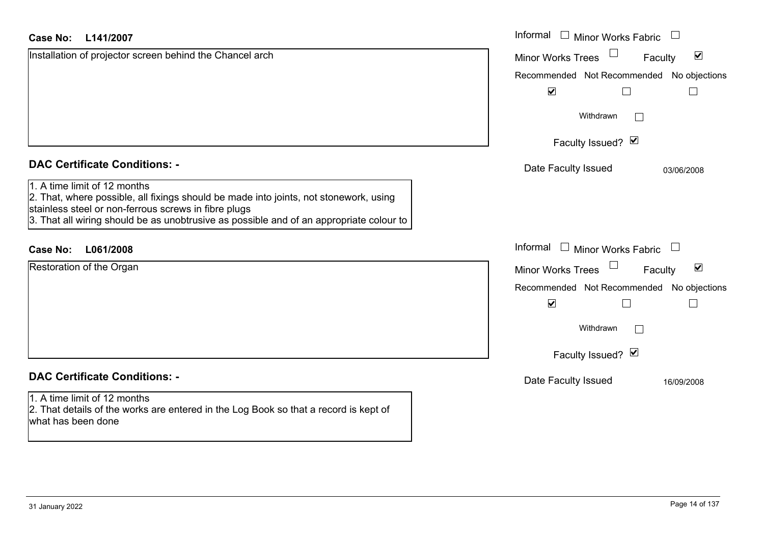**Case No:** **L141/2007**

Installation of projector screen behind the Chancel arch

Informal ☐ Minor Works Fabric ☐

Minor Works Trees ☐ Faculty ☑

Recommended ☑ Not Recommended ☐ No objections ☐

Withdrawn ☐

Faculty Issued? ☑

Date Faculty Issued 03/06/2008

## DAC Certificate Conditions: -

1. A time limit of 12 months
2. That, where possible, all fixings should be made into joints, not stonework, using stainless steel or non-ferrous screws in fibre plugs
3. That all wiring should be as unobtrusive as possible and of an appropriate colour to

**Case No:** **L061/2008**

Restoration of the Organ

Informal ☐ Minor Works Fabric ☐

Minor Works Trees ☐ Faculty ☑

Recommended ☑ Not Recommended ☐ No objections ☐

Withdrawn ☐

Faculty Issued? ☑

Date Faculty Issued 16/09/2008

## DAC Certificate Conditions: -

1. A time limit of 12 months
2. That details of the works are entered in the Log Book so that a record is kept of what has been done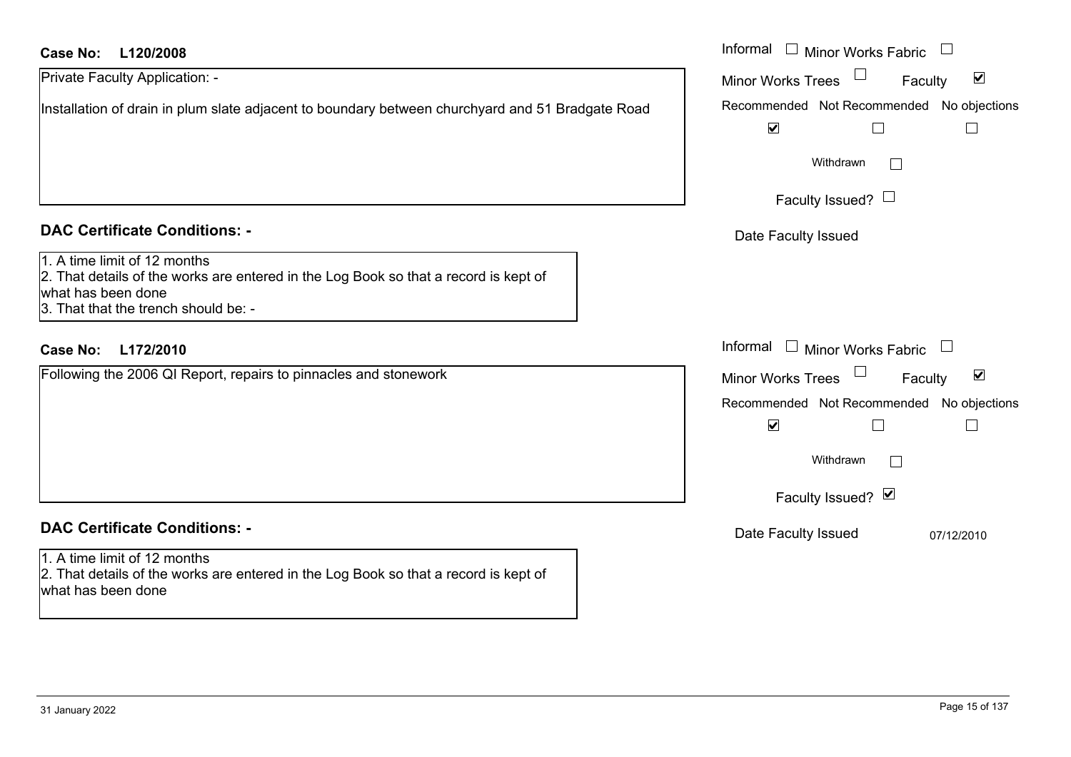**Case No:** **L120/2008**

Private Faculty Application: -

Installation of drain in plum slate adjacent to boundary between churchyard and 51 Bradgate Road

Informal ☐ Minor Works Fabric ☐
Minor Works Trees ☐ Faculty ☑

| Recommended | Not Recommended | No objections |
|---|---|---|
| ☑ | ☐ | ☐ |

Withdrawn ☐

Faculty Issued? ☐

Date Faculty Issued

### DAC Certificate Conditions: -

1. A time limit of 12 months
2. That details of the works are entered in the Log Book so that a record is kept of what has been done
3. That that the trench should be: -

**Case No:** **L172/2010**

Following the 2006 QI Report, repairs to pinnacles and stonework

Informal ☐ Minor Works Fabric ☐
Minor Works Trees ☐ Faculty ☑

| Recommended | Not Recommended | No objections |
|---|---|---|
| ☑ | ☐ | ☐ |

Withdrawn ☐

Faculty Issued? ☑

Date Faculty Issued 07/12/2010

### DAC Certificate Conditions: -

1. A time limit of 12 months
2. That details of the works are entered in the Log Book so that a record is kept of what has been done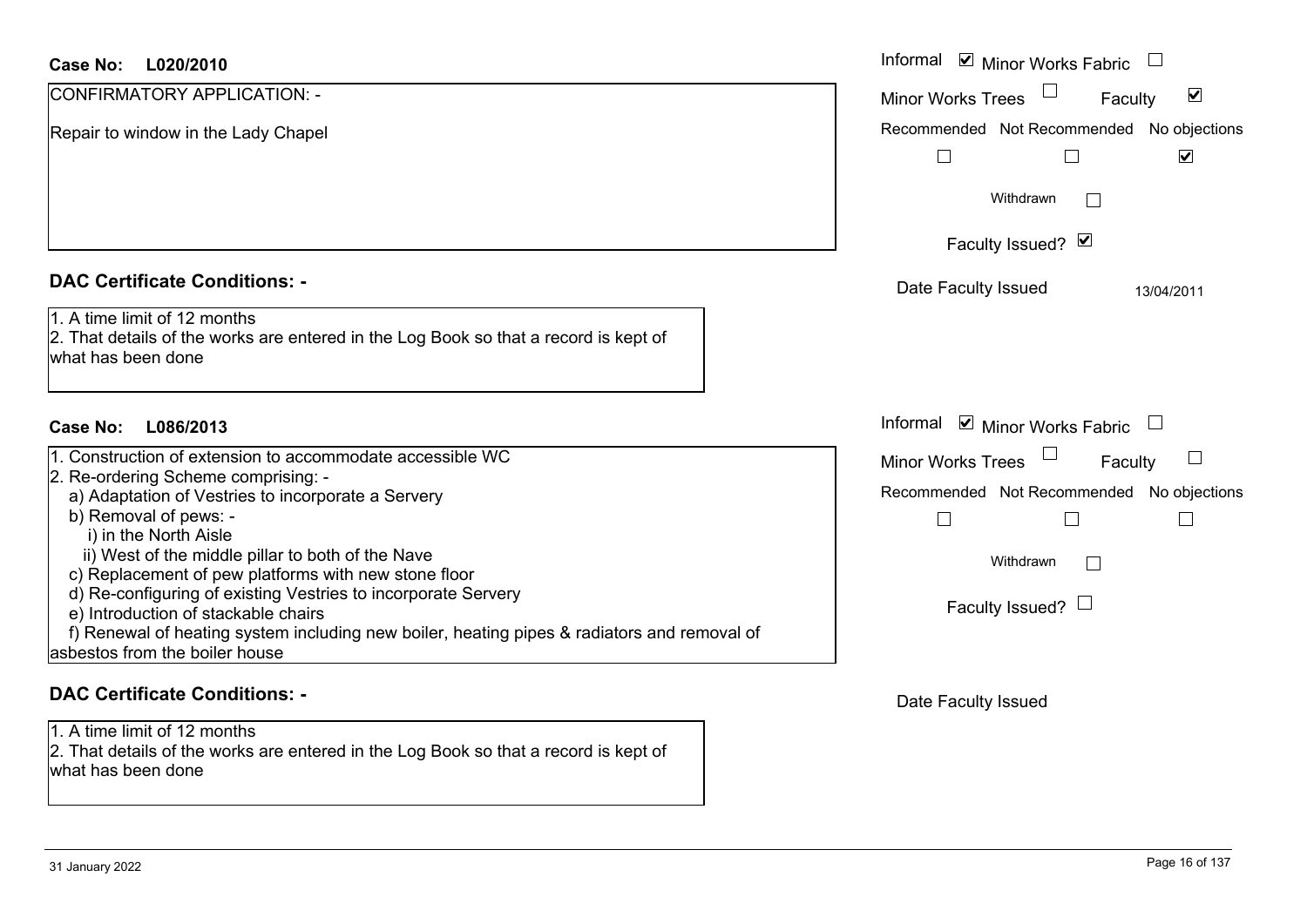**Case No: L020/2010**

CONFIRMATORY APPLICATION: -

Repair to window in the Lady Chapel

Informal ☑ Minor Works Fabric ☐

Minor Works Trees ☐ Faculty ☑

Recommended ☐ Not Recommended ☐ No objections ☑

Withdrawn ☐

Faculty Issued? ☑

Date Faculty Issued 13/04/2011

## DAC Certificate Conditions: -

1. A time limit of 12 months
2. That details of the works are entered in the Log Book so that a record is kept of what has been done

**Case No: L086/2013**

1. Construction of extension to accommodate accessible WC
2. Re-ordering Scheme comprising: -
   a) Adaptation of Vestries to incorporate a Servery
   b) Removal of pews: -
      i) in the North Aisle
      ii) West of the middle pillar to both of the Nave
   c) Replacement of pew platforms with new stone floor
   d) Re-configuring of existing Vestries to incorporate Servery
   e) Introduction of stackable chairs
   f) Renewal of heating system including new boiler, heating pipes & radiators and removal of asbestos from the boiler house

Informal ☑ Minor Works Fabric ☐

Minor Works Trees ☐ Faculty ☐

Recommended ☐ Not Recommended ☐ No objections ☐

Withdrawn ☐

Faculty Issued? ☐

Date Faculty Issued

## DAC Certificate Conditions: -

1. A time limit of 12 months
2. That details of the works are entered in the Log Book so that a record is kept of what has been done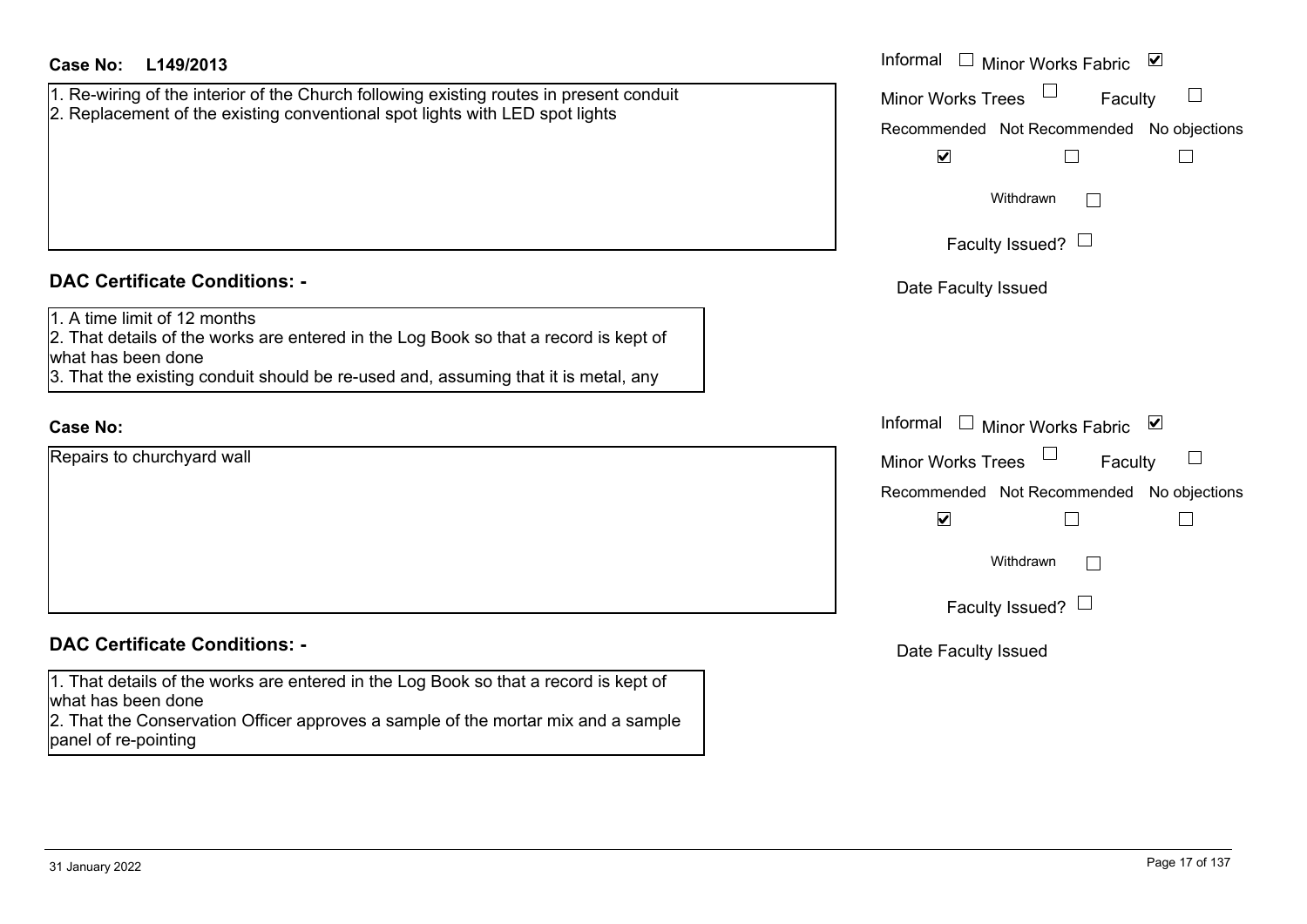**Case No:** L149/2013

1. Re-wiring of the interior of the Church following existing routes in present conduit
2. Replacement of the existing conventional spot lights with LED spot lights

Informal ☐ Minor Works Fabric ☑
Minor Works Trees ☐ Faculty ☐

| Recommended | Not Recommended | No objections |
|---|---|---|
| ☑ | ☐ | ☐ |

Withdrawn ☐

Faculty Issued? ☐

Date Faculty Issued

## DAC Certificate Conditions: -

1. A time limit of 12 months
2. That details of the works are entered in the Log Book so that a record is kept of what has been done
3. That the existing conduit should be re-used and, assuming that it is metal, any

**Case No:**

Repairs to churchyard wall

Informal ☐ Minor Works Fabric ☑
Minor Works Trees ☐ Faculty ☐

| Recommended | Not Recommended | No objections |
|---|---|---|
| ☑ | ☐ | ☐ |

Withdrawn ☐

Faculty Issued? ☐

Date Faculty Issued

## DAC Certificate Conditions: -

1. That details of the works are entered in the Log Book so that a record is kept of what has been done
2. That the Conservation Officer approves a sample of the mortar mix and a sample panel of re-pointing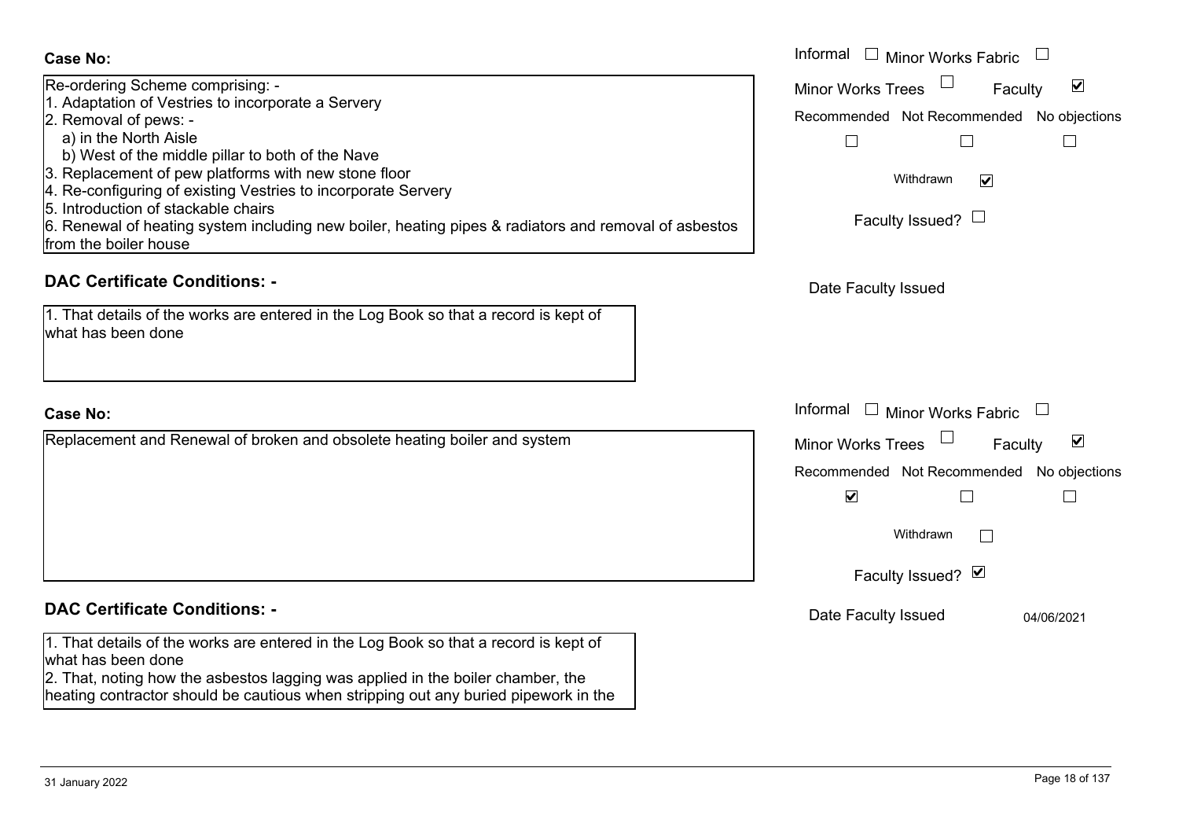**Case No:**

Re-ordering Scheme comprising: -
1. Adaptation of Vestries to incorporate a Servery
2. Removal of pews: -
   a) in the North Aisle
   b) West of the middle pillar to both of the Nave
3. Replacement of pew platforms with new stone floor
4. Re-configuring of existing Vestries to incorporate Servery
5. Introduction of stackable chairs
6. Renewal of heating system including new boiler, heating pipes & radiators and removal of asbestos from the boiler house

Informal ☐ Minor Works Fabric ☐
Minor Works Trees ☐ Faculty ☑
Recommended ☐ Not Recommended ☐ No objections ☐
Withdrawn ☑
Faculty Issued? ☐
Date Faculty Issued

**DAC Certificate Conditions: -**

1. That details of the works are entered in the Log Book so that a record is kept of what has been done

**Case No:**

Replacement and Renewal of broken and obsolete heating boiler and system

Informal ☐ Minor Works Fabric ☐
Minor Works Trees ☐ Faculty ☑
Recommended ☑ Not Recommended ☐ No objections ☐
Withdrawn ☐
Faculty Issued? ☑
Date Faculty Issued 04/06/2021

**DAC Certificate Conditions: -**

1. That details of the works are entered in the Log Book so that a record is kept of what has been done
2. That, noting how the asbestos lagging was applied in the boiler chamber, the heating contractor should be cautious when stripping out any buried pipework in the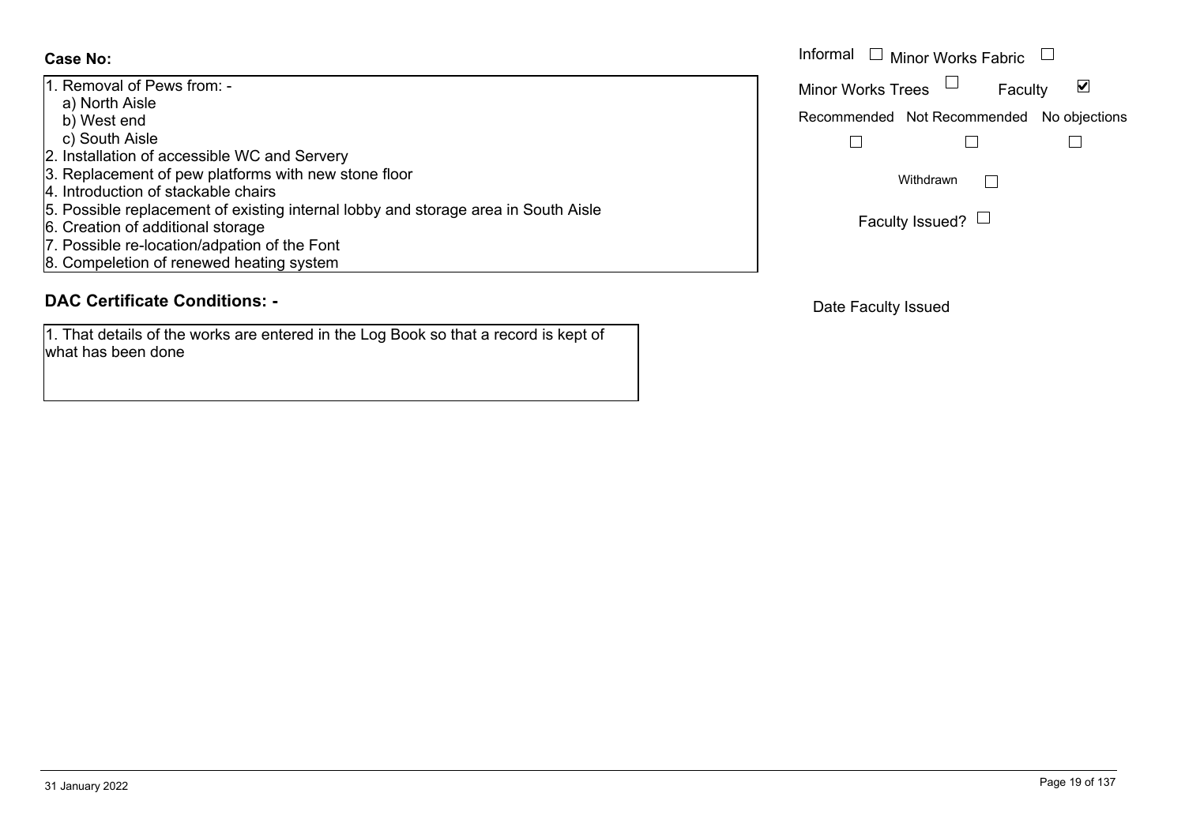**Case No:**

1. Removal of Pews from: -
   a) North Aisle
   b) West end
   c) South Aisle
2. Installation of accessible WC and Servery
3. Replacement of pew platforms with new stone floor
4. Introduction of stackable chairs
5. Possible replacement of existing internal lobby and storage area in South Aisle
6. Creation of additional storage
7. Possible re-location/adpation of the Font
8. Compeletion of renewed heating system

Informal ☐ Minor Works Fabric ☐

Minor Works Trees ☐ Faculty ☑

Recommended ☐ Not Recommended ☐ No objections ☐

Withdrawn ☐

Faculty Issued? ☐

Date Faculty Issued

## DAC Certificate Conditions: -

1. That details of the works are entered in the Log Book so that a record is kept of what has been done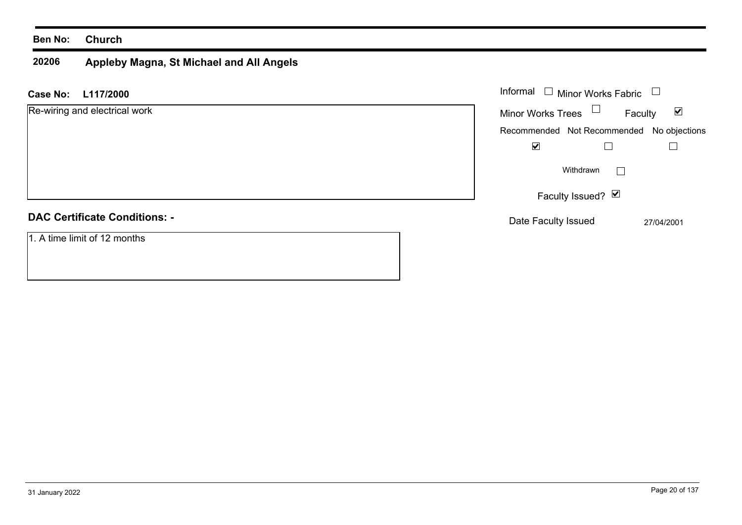**Ben No:** **Church**

## 20206 Appleby Magna, St Michael and All Angels

**Case No:** **L117/2000**

Re-wiring and electrical work

Informal ☐ Minor Works Fabric ☐

Minor Works Trees ☐ Faculty ☑

Recommended ☑ Not Recommended ☐ No objections ☐

Withdrawn ☐

Faculty Issued? ☑

Date Faculty Issued 27/04/2001

**DAC Certificate Conditions: -**

1. A time limit of 12 months

31 January 2022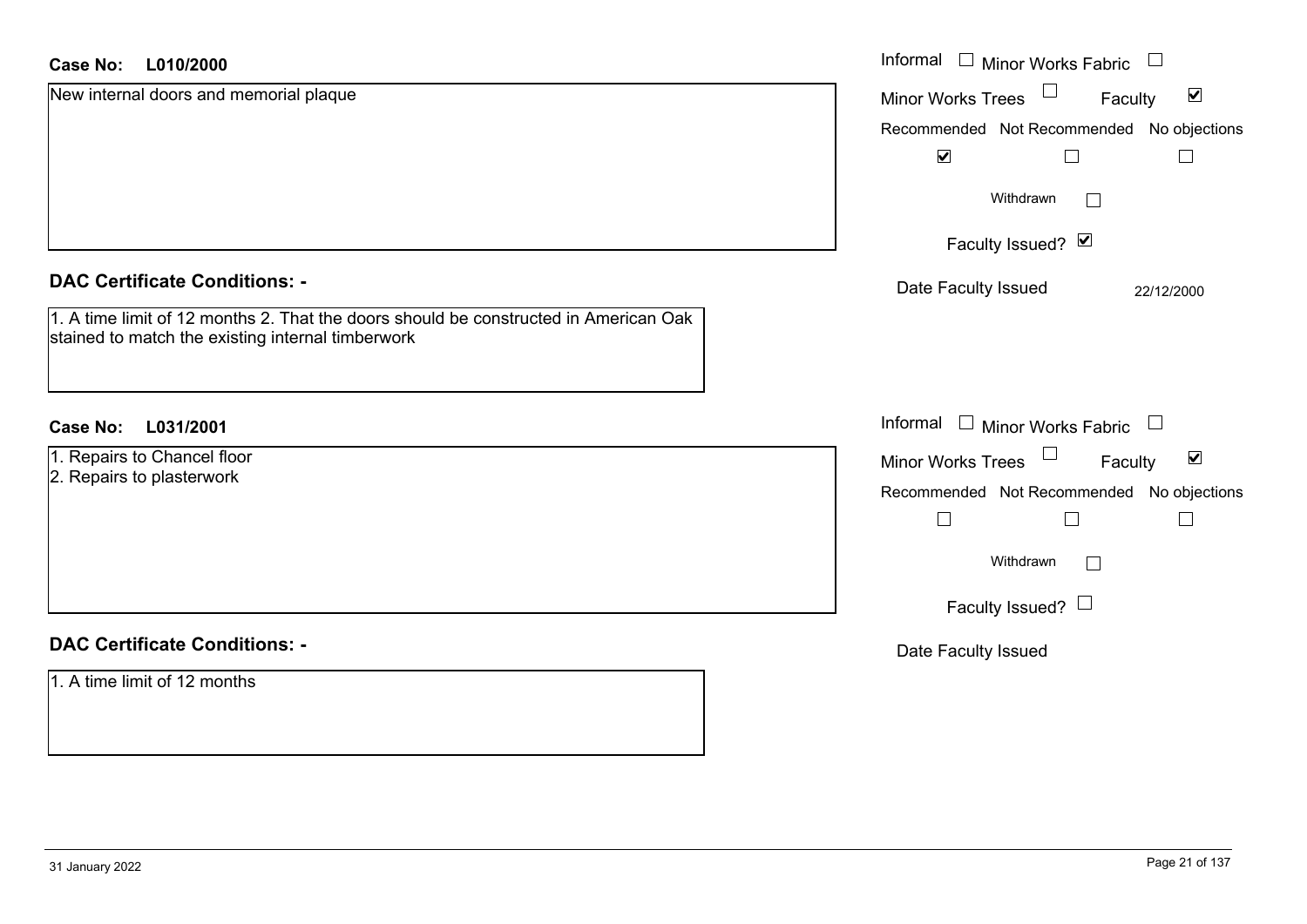**Case No: L010/2000**

New internal doors and memorial plaque

Informal ☐ Minor Works Fabric ☐
Minor Works Trees ☐ Faculty ☑

| Recommended | Not Recommended | No objections |
|---|---|---|
| ☑ | ☐ | ☐ |

Withdrawn ☐

Faculty Issued? ☑

Date Faculty Issued 22/12/2000

**DAC Certificate Conditions: -**

1. A time limit of 12 months 2. That the doors should be constructed in American Oak stained to match the existing internal timberwork

**Case No: L031/2001**

1. Repairs to Chancel floor
2. Repairs to plasterwork

Informal ☐ Minor Works Fabric ☐
Minor Works Trees ☐ Faculty ☑

| Recommended | Not Recommended | No objections |
|---|---|---|
| ☐ | ☐ | ☐ |

Withdrawn ☐

Faculty Issued? ☐

Date Faculty Issued

**DAC Certificate Conditions: -**

1. A time limit of 12 months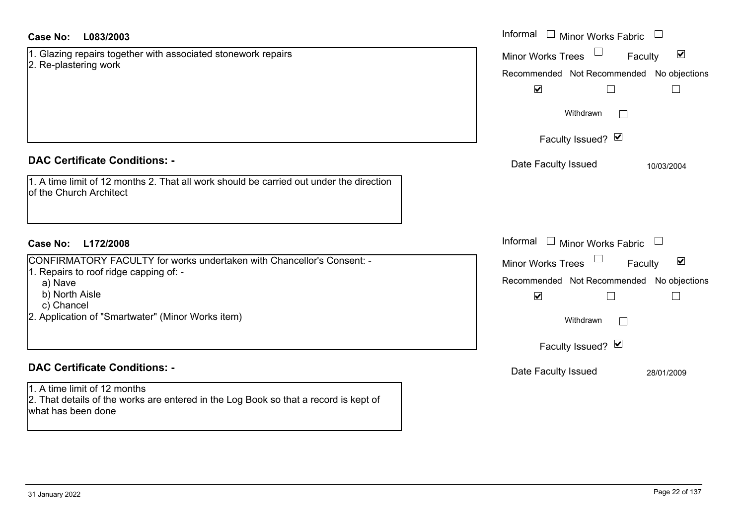**Case No:** **L083/2003**

1. Glazing repairs together with associated stonework repairs
2. Re-plastering work

Informal ☐ Minor Works Fabric ☐

Minor Works Trees ☐ Faculty ☑

| Recommended | Not Recommended | No objections |
|---|---|---|
| ☑ | ☐ | ☐ |

Withdrawn ☐

Faculty Issued? ☑

Date Faculty Issued 10/03/2004

## DAC Certificate Conditions: -

1. A time limit of 12 months 2. That all work should be carried out under the direction of the Church Architect

**Case No:** **L172/2008**

CONFIRMATORY FACULTY for works undertaken with Chancellor's Consent: -

1. Repairs to roof ridge capping of: -
   a) Nave
   b) North Aisle
   c) Chancel
2. Application of "Smartwater" (Minor Works item)

Informal ☐ Minor Works Fabric ☐

Minor Works Trees ☐ Faculty ☑

| Recommended | Not Recommended | No objections |
|---|---|---|
| ☑ | ☐ | ☐ |

Withdrawn ☐

Faculty Issued? ☑

Date Faculty Issued 28/01/2009

## DAC Certificate Conditions: -

1. A time limit of 12 months
2. That details of the works are entered in the Log Book so that a record is kept of what has been done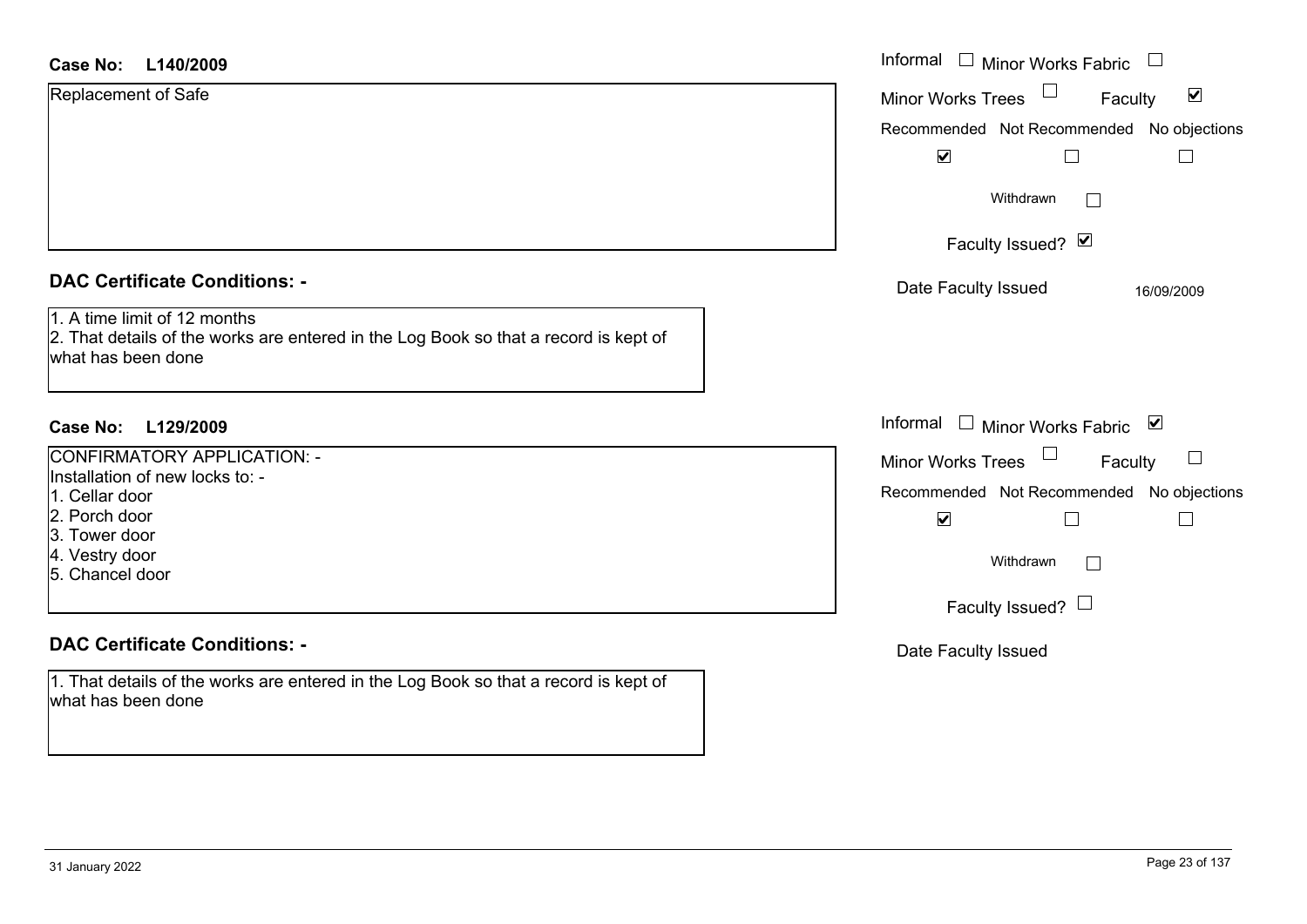**Case No: L140/2009**

Replacement of Safe

Informal ☐ Minor Works Fabric ☐
Minor Works Trees ☐ Faculty ☑

Recommended ☑ Not Recommended ☐ No objections ☐

Withdrawn ☐

Faculty Issued? ☑

Date Faculty Issued 16/09/2009

### DAC Certificate Conditions: -

1. A time limit of 12 months
2. That details of the works are entered in the Log Book so that a record is kept of what has been done

**Case No: L129/2009**

CONFIRMATORY APPLICATION: -
Installation of new locks to: -
1. Cellar door
2. Porch door
3. Tower door
4. Vestry door
5. Chancel door

Informal ☐ Minor Works Fabric ☑
Minor Works Trees ☐ Faculty ☐

Recommended ☑ Not Recommended ☐ No objections ☐

Withdrawn ☐

Faculty Issued? ☐

Date Faculty Issued

### DAC Certificate Conditions: -

1. That details of the works are entered in the Log Book so that a record is kept of what has been done

31 January 2022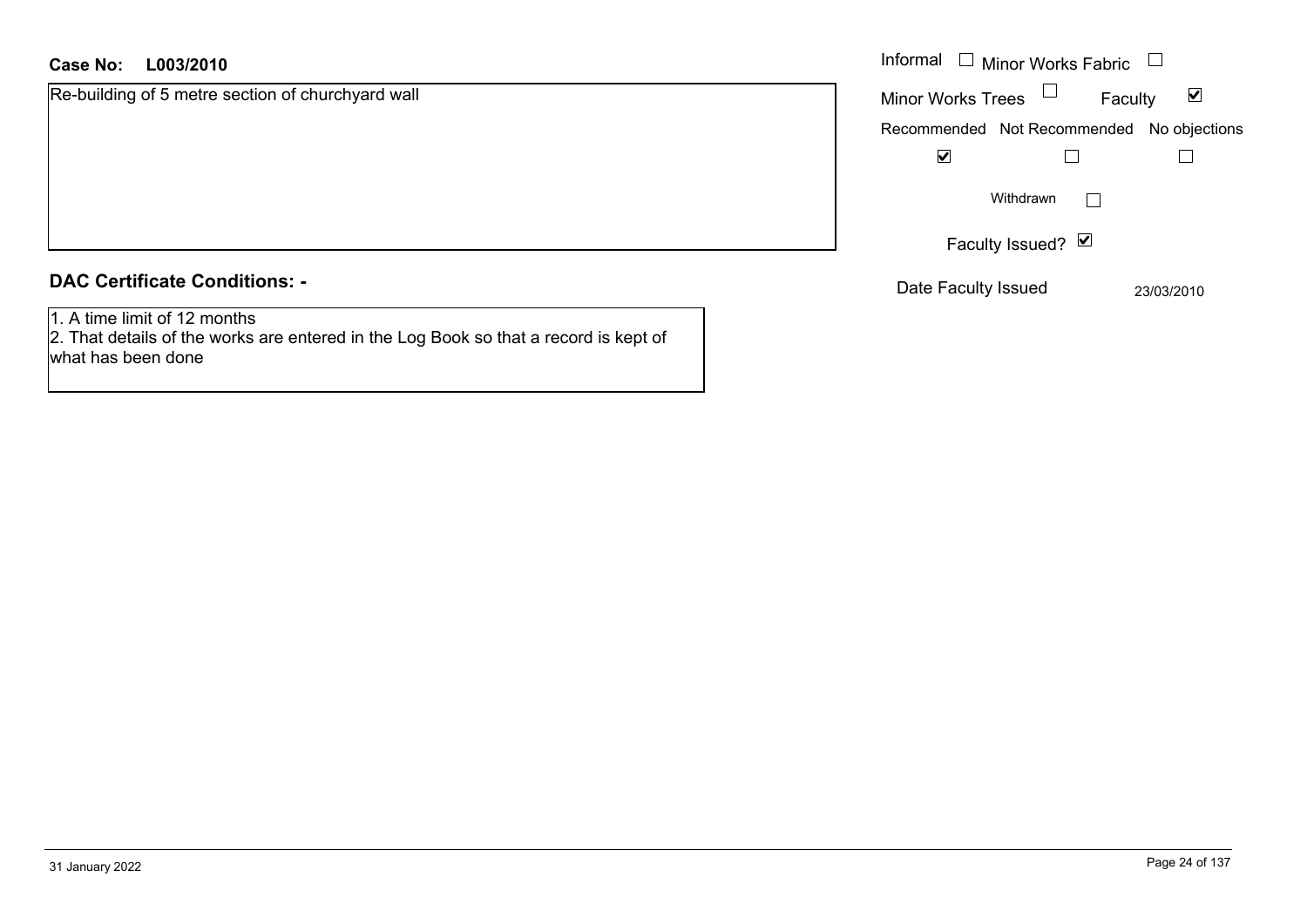**Case No: L003/2010**

Re-building of 5 metre section of churchyard wall

Informal ☐ Minor Works Fabric ☐

Minor Works Trees ☐ Faculty ☑

| Recommended | Not Recommended | No objections |
| --- | --- | --- |
| ☑ | ☐ | ☐ |

Withdrawn ☐

Faculty Issued? ☑

Date Faculty Issued 23/03/2010

## DAC Certificate Conditions: -

1. A time limit of 12 months
2. That details of the works are entered in the Log Book so that a record is kept of what has been done

31 January 2022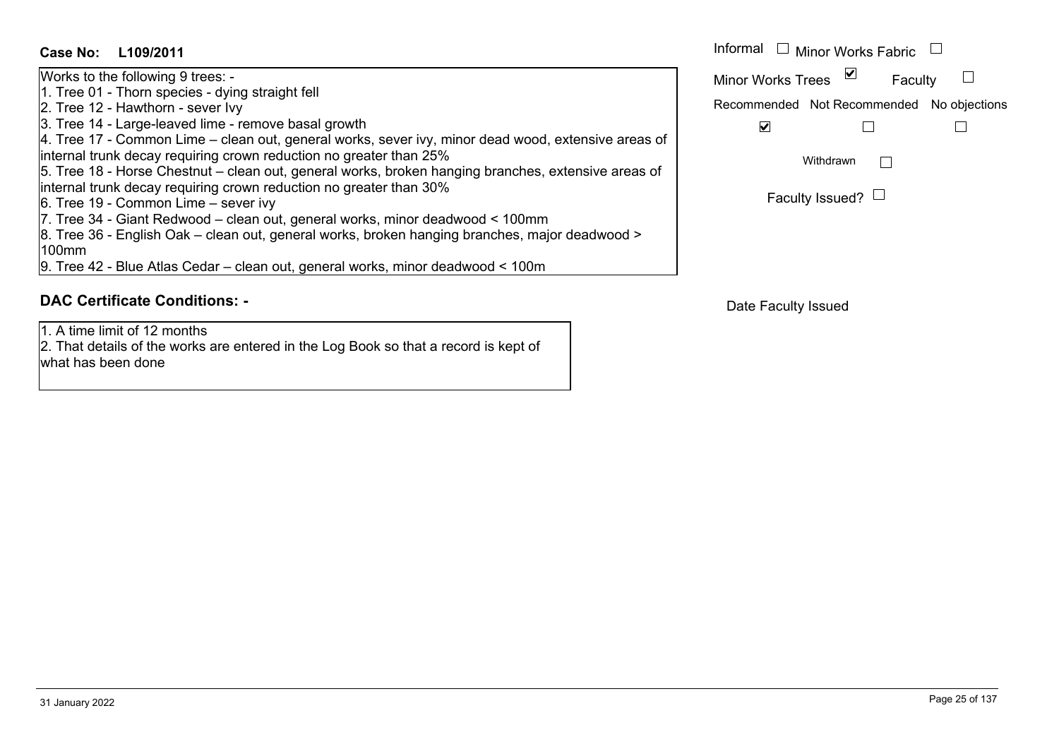**Case No: L109/2011**

Works to the following 9 trees: -
1. Tree 01 - Thorn species - dying straight fell
2. Tree 12 - Hawthorn - sever Ivy
3. Tree 14 - Large-leaved lime - remove basal growth
4. Tree 17 - Common Lime – clean out, general works, sever ivy, minor dead wood, extensive areas of internal trunk decay requiring crown reduction no greater than 25%
5. Tree 18 - Horse Chestnut – clean out, general works, broken hanging branches, extensive areas of internal trunk decay requiring crown reduction no greater than 30%
6. Tree 19 - Common Lime – sever ivy
7. Tree 34 - Giant Redwood – clean out, general works, minor deadwood < 100mm
8. Tree 36 - English Oak – clean out, general works, broken hanging branches, major deadwood > 100mm
9. Tree 42 - Blue Atlas Cedar – clean out, general works, minor deadwood < 100m

Informal ☐ Minor Works Fabric ☐

Minor Works Trees ☑ Faculty ☐

Recommended ☑ Not Recommended ☐ No objections ☐

Withdrawn ☐

Faculty Issued? ☐

## DAC Certificate Conditions: -

1. A time limit of 12 months
2. That details of the works are entered in the Log Book so that a record is kept of what has been done

Date Faculty Issued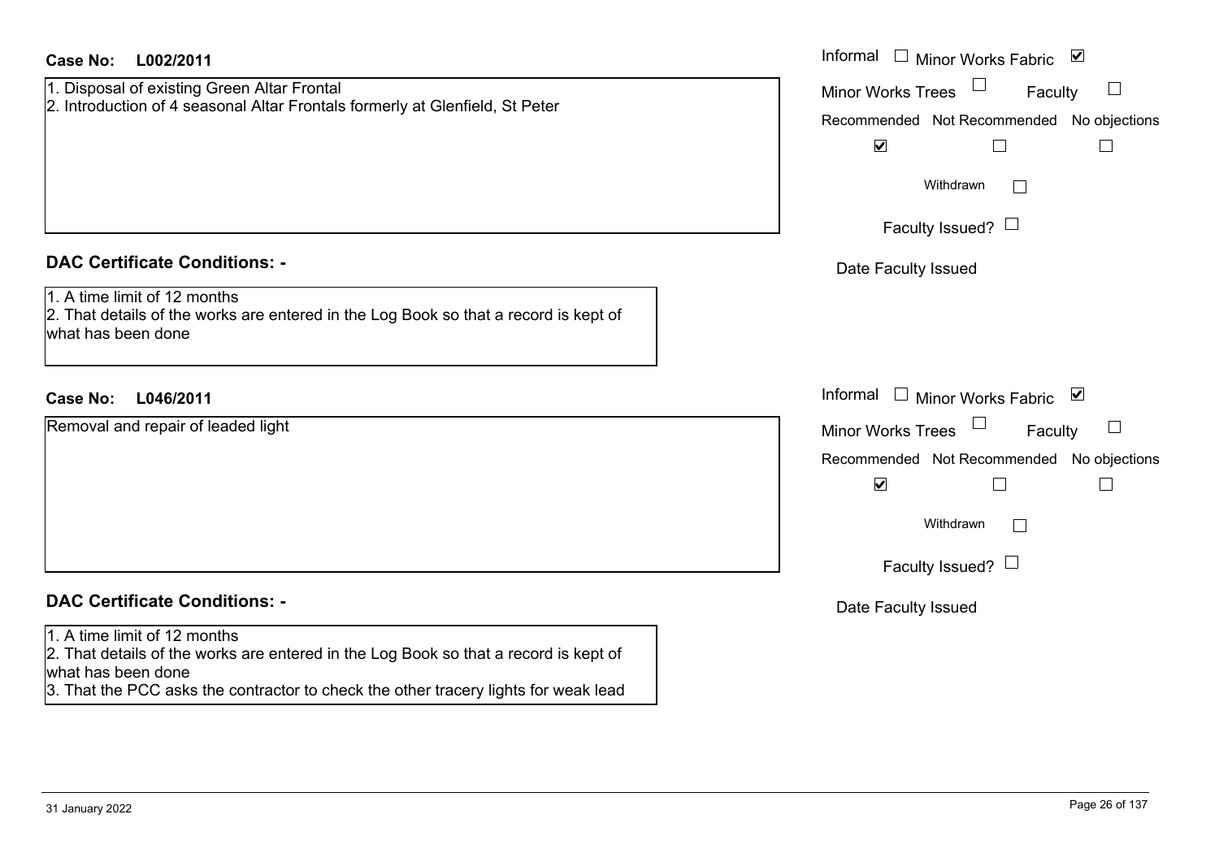**Case No: L002/2011**

1. Disposal of existing Green Altar Frontal
2. Introduction of 4 seasonal Altar Frontals formerly at Glenfield, St Peter

Informal ☐ Minor Works Fabric ☑
Minor Works Trees ☐ Faculty ☐

| Recommended | Not Recommended | No objections |
| --- | --- | --- |
| ☑ | ☐ | ☐ |

Withdrawn ☐

Faculty Issued? ☐

Date Faculty Issued

## DAC Certificate Conditions: -

1. A time limit of 12 months
2. That details of the works are entered in the Log Book so that a record is kept of what has been done

**Case No: L046/2011**

Removal and repair of leaded light

Informal ☐ Minor Works Fabric ☑
Minor Works Trees ☐ Faculty ☐

| Recommended | Not Recommended | No objections |
| --- | --- | --- |
| ☑ | ☐ | ☐ |

Withdrawn ☐

Faculty Issued? ☐

Date Faculty Issued

## DAC Certificate Conditions: -

1. A time limit of 12 months
2. That details of the works are entered in the Log Book so that a record is kept of what has been done
3. That the PCC asks the contractor to check the other tracery lights for weak lead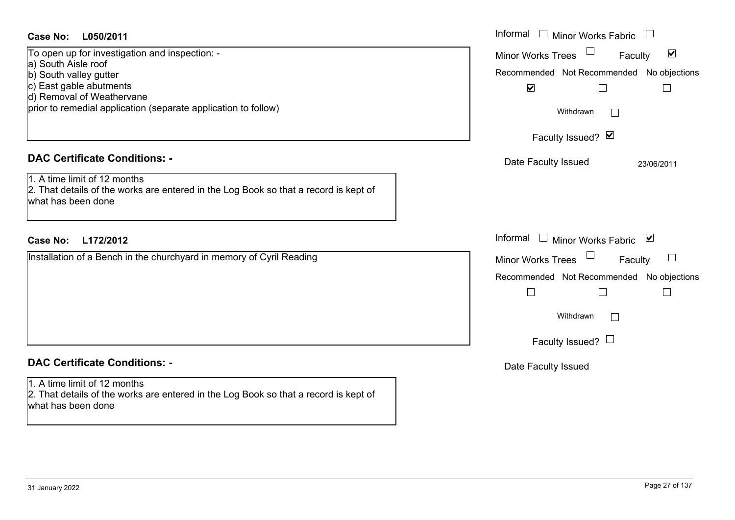**Case No: L050/2011**

To open up for investigation and inspection: -
a) South Aisle roof
b) South valley gutter
c) East gable abutments
d) Removal of Weathervane
prior to remedial application (separate application to follow)

Informal ☐ Minor Works Fabric ☐
Minor Works Trees ☐ Faculty ☑
Recommended ☑ Not Recommended ☐ No objections ☐
Withdrawn ☐
Faculty Issued? ☑
Date Faculty Issued 23/06/2011

**DAC Certificate Conditions: -**

1. A time limit of 12 months
2. That details of the works are entered in the Log Book so that a record is kept of what has been done

**Case No: L172/2012**

Installation of a Bench in the churchyard in memory of Cyril Reading

Informal ☐ Minor Works Fabric ☑
Minor Works Trees ☐ Faculty ☐
Recommended ☐ Not Recommended ☐ No objections ☐
Withdrawn ☐
Faculty Issued? ☐
Date Faculty Issued

**DAC Certificate Conditions: -**

1. A time limit of 12 months
2. That details of the works are entered in the Log Book so that a record is kept of what has been done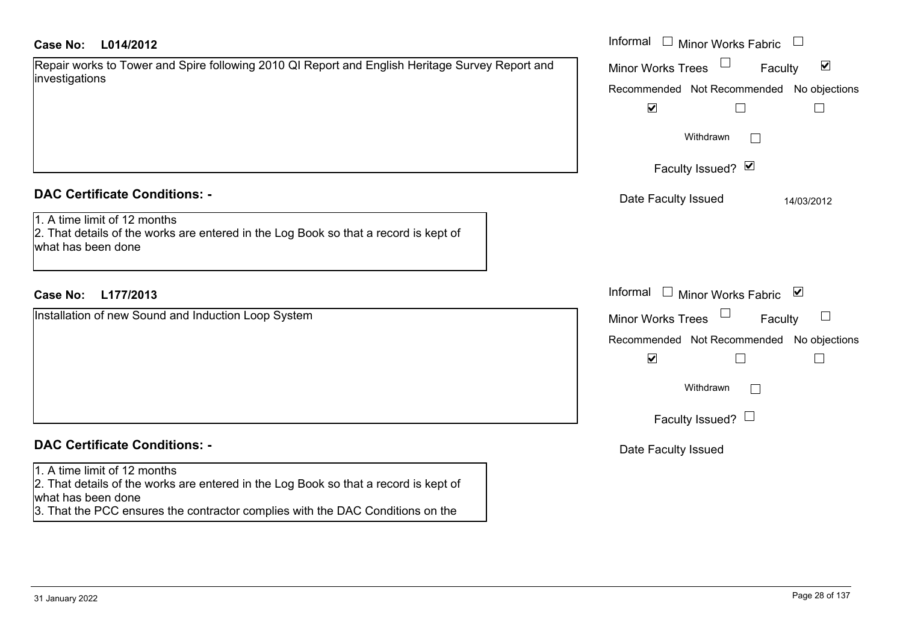**Case No: L014/2012**

Repair works to Tower and Spire following 2010 QI Report and English Heritage Survey Report and investigations

Informal ☐ Minor Works Fabric ☐
Minor Works Trees ☐ Faculty ☑

| Recommended | Not Recommended | No objections |
| --- | --- | --- |
| ☑ | ☐ | ☐ |

Withdrawn ☐

Faculty Issued? ☑

Date Faculty Issued 14/03/2012

## DAC Certificate Conditions: -

1. A time limit of 12 months
2. That details of the works are entered in the Log Book so that a record is kept of what has been done

**Case No: L177/2013**

Installation of new Sound and Induction Loop System

Informal ☐ Minor Works Fabric ☑
Minor Works Trees ☐ Faculty ☐

| Recommended | Not Recommended | No objections |
| --- | --- | --- |
| ☑ | ☐ | ☐ |

Withdrawn ☐

Faculty Issued? ☐

Date Faculty Issued

## DAC Certificate Conditions: -

1. A time limit of 12 months
2. That details of the works are entered in the Log Book so that a record is kept of what has been done
3. That the PCC ensures the contractor complies with the DAC Conditions on the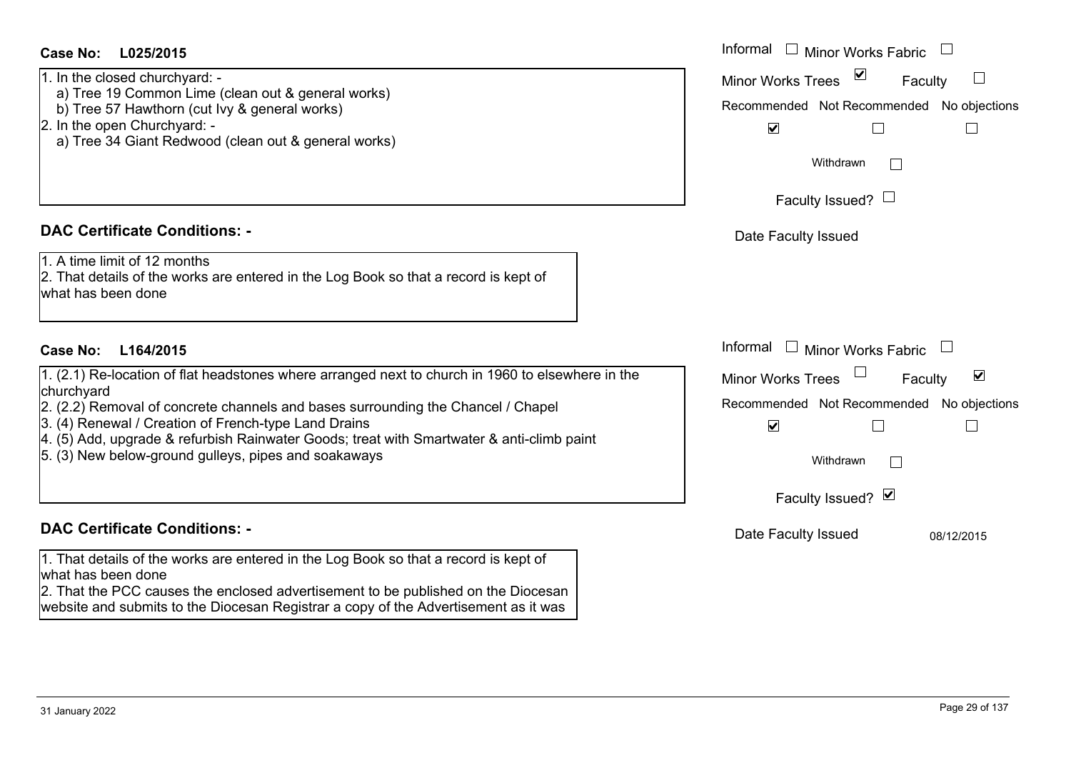**Case No: L025/2015**

1. In the closed churchyard: -
   a) Tree 19 Common Lime (clean out & general works)
   b) Tree 57 Hawthorn (cut Ivy & general works)
2. In the open Churchyard: -
   a) Tree 34 Giant Redwood (clean out & general works)

Informal ☐ Minor Works Fabric ☐

Minor Works Trees ☑ Faculty ☐

Recommended ☑ Not Recommended ☐ No objections ☐

Withdrawn ☐

Faculty Issued? ☐

Date Faculty Issued

## DAC Certificate Conditions: -

1. A time limit of 12 months
2. That details of the works are entered in the Log Book so that a record is kept of what has been done

**Case No: L164/2015**

1. (2.1) Re-location of flat headstones where arranged next to church in 1960 to elsewhere in the churchyard
2. (2.2) Removal of concrete channels and bases surrounding the Chancel / Chapel
3. (4) Renewal / Creation of French-type Land Drains
4. (5) Add, upgrade & refurbish Rainwater Goods; treat with Smartwater & anti-climb paint
5. (3) New below-ground gulleys, pipes and soakaways

Informal ☐ Minor Works Fabric ☐

Minor Works Trees ☐ Faculty ☑

Recommended ☑ Not Recommended ☐ No objections ☐

Withdrawn ☐

Faculty Issued? ☑

Date Faculty Issued 08/12/2015

## DAC Certificate Conditions: -

1. That details of the works are entered in the Log Book so that a record is kept of what has been done
2. That the PCC causes the enclosed advertisement to be published on the Diocesan website and submits to the Diocesan Registrar a copy of the Advertisement as it was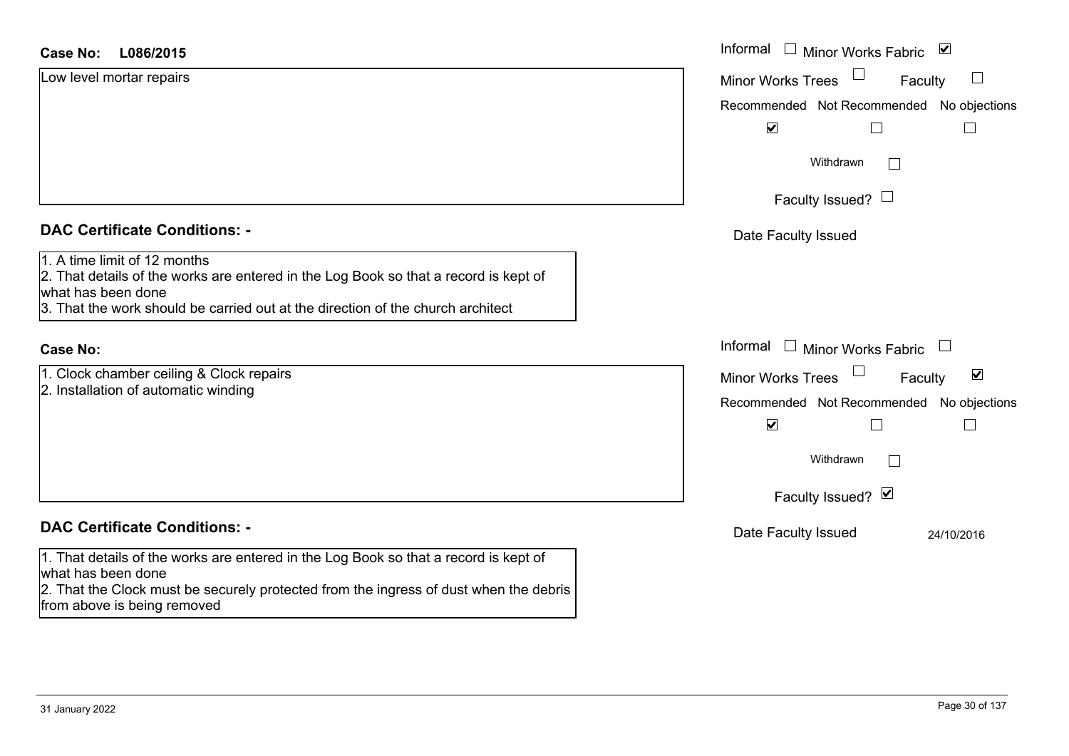**Case No:** L086/2015

Low level mortar repairs

Informal ☐ Minor Works Fabric ☑
Minor Works Trees ☐ Faculty ☐

| Recommended | Not Recommended | No objections |
| --- | --- | --- |
| ☑ | ☐ | ☐ |

Withdrawn ☐

Faculty Issued? ☐

Date Faculty Issued

## DAC Certificate Conditions: -

1. A time limit of 12 months
2. That details of the works are entered in the Log Book so that a record is kept of what has been done
3. That the work should be carried out at the direction of the church architect

**Case No:**

1. Clock chamber ceiling & Clock repairs
2. Installation of automatic winding

Informal ☐ Minor Works Fabric ☐
Minor Works Trees ☐ Faculty ☑

| Recommended | Not Recommended | No objections |
| --- | --- | --- |
| ☑ | ☐ | ☐ |

Withdrawn ☐

Faculty Issued? ☑

Date Faculty Issued 24/10/2016

## DAC Certificate Conditions: -

1. That details of the works are entered in the Log Book so that a record is kept of what has been done
2. That the Clock must be securely protected from the ingress of dust when the debris from above is being removed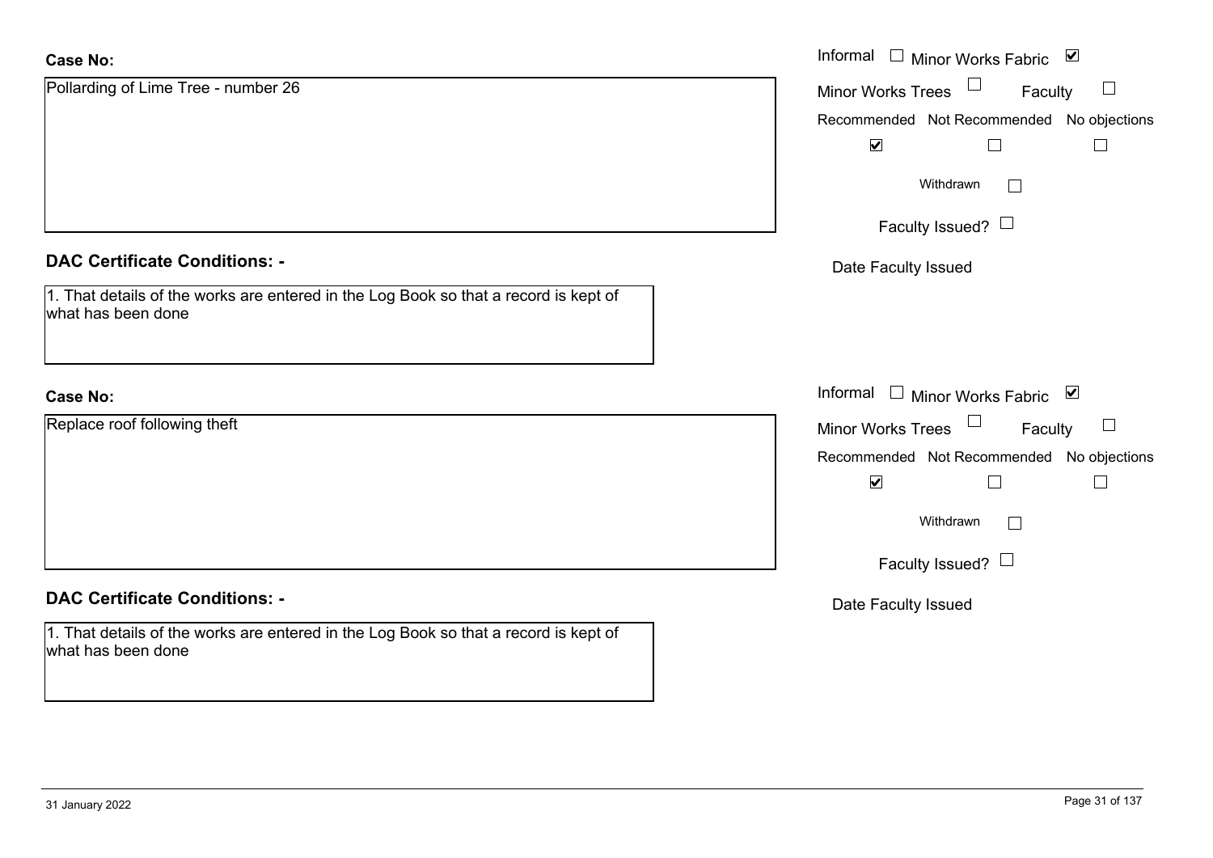**Case No:**

Pollarding of Lime Tree - number 26

Informal ☐ Minor Works Fabric ☑
Minor Works Trees ☐ Faculty ☐

| Recommended | Not Recommended | No objections |
| --- | --- | --- |
| ☑ | ☐ | ☐ |

Withdrawn ☐

Faculty Issued? ☐

Date Faculty Issued

**DAC Certificate Conditions: -**

1. That details of the works are entered in the Log Book so that a record is kept of what has been done

**Case No:**

Replace roof following theft

Informal ☐ Minor Works Fabric ☑
Minor Works Trees ☐ Faculty ☐

| Recommended | Not Recommended | No objections |
| --- | --- | --- |
| ☑ | ☐ | ☐ |

Withdrawn ☐

Faculty Issued? ☐

Date Faculty Issued

**DAC Certificate Conditions: -**

1. That details of the works are entered in the Log Book so that a record is kept of what has been done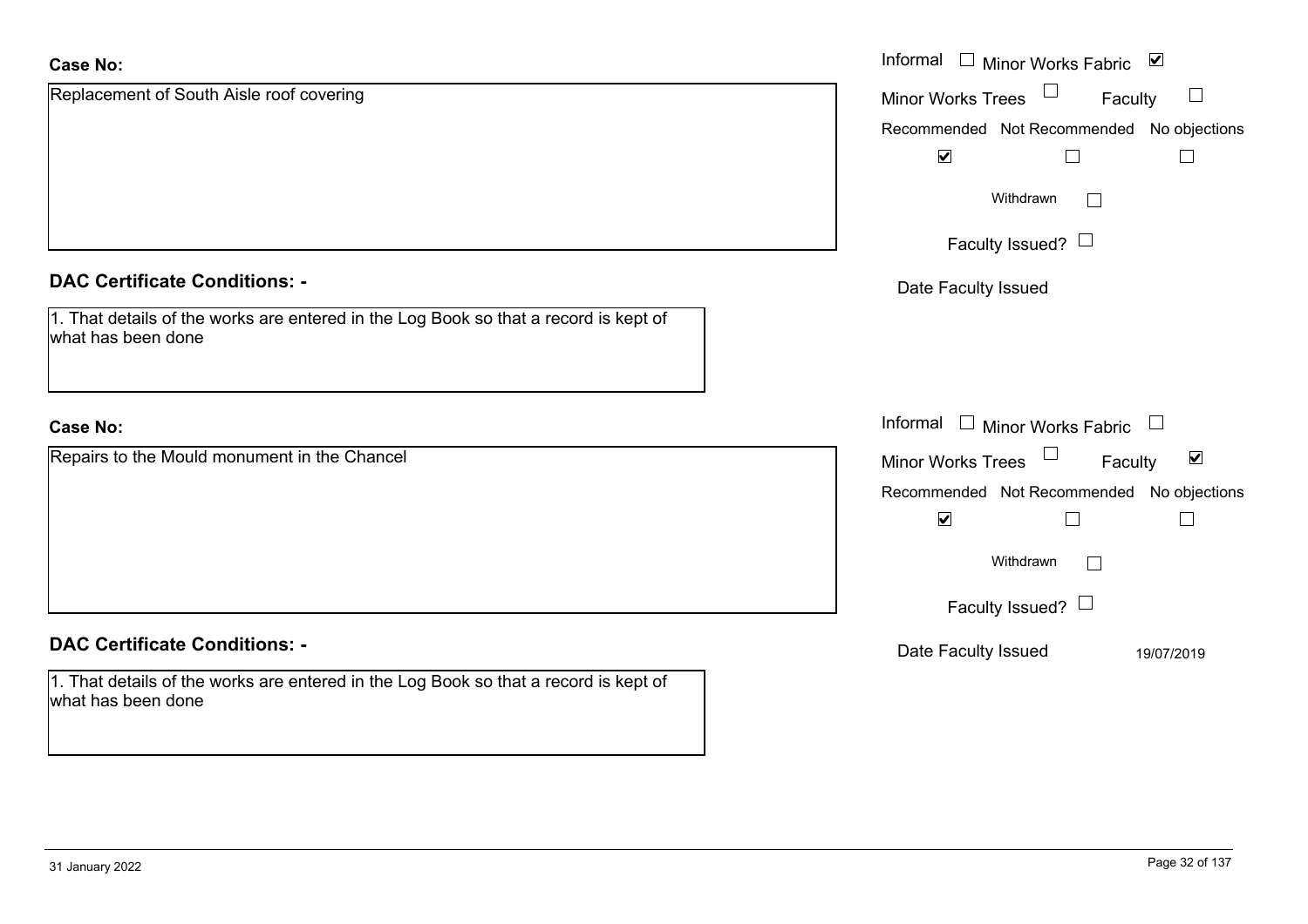**Case No:**

Replacement of South Aisle roof covering

Informal ☐ Minor Works Fabric ☑

Minor Works Trees ☐ Faculty ☐

Recommended ☑ Not Recommended ☐ No objections ☐

Withdrawn ☐

Faculty Issued? ☐

Date Faculty Issued

## DAC Certificate Conditions: -

1. That details of the works are entered in the Log Book so that a record is kept of what has been done

**Case No:**

Repairs to the Mould monument in the Chancel

Informal ☐ Minor Works Fabric ☐

Minor Works Trees ☐ Faculty ☑

Recommended ☑ Not Recommended ☐ No objections ☐

Withdrawn ☐

Faculty Issued? ☐

Date Faculty Issued 19/07/2019

## DAC Certificate Conditions: -

1. That details of the works are entered in the Log Book so that a record is kept of what has been done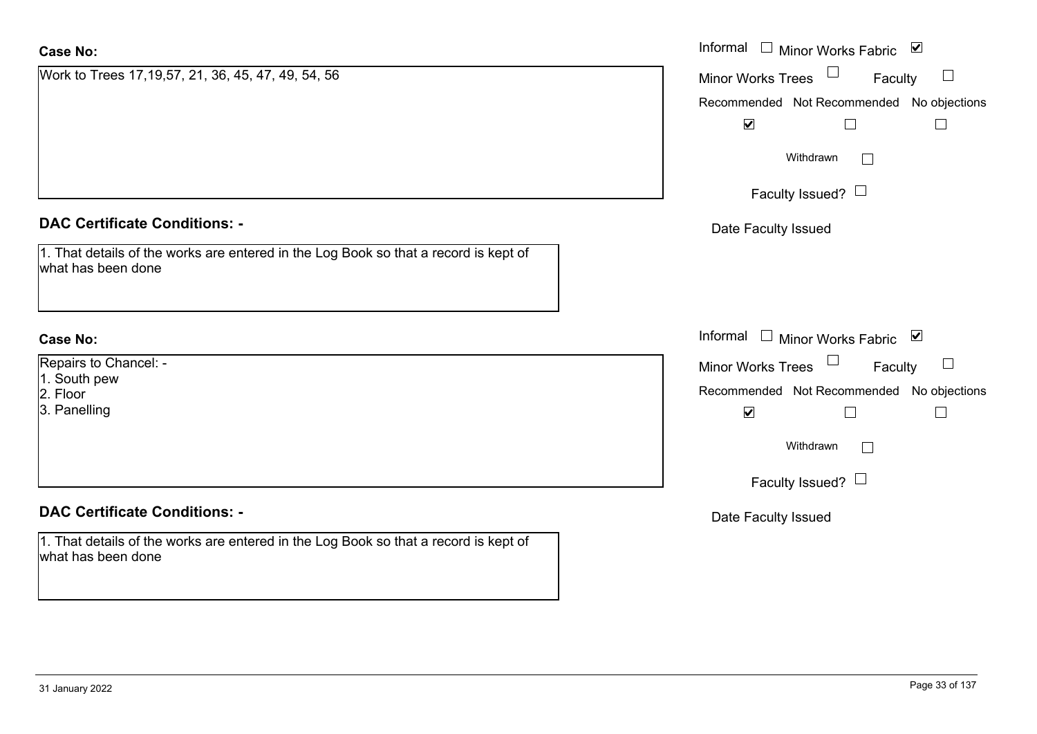**Case No:**

Work to Trees 17,19,57, 21, 36, 45, 47, 49, 54, 56

Informal ☐ Minor Works Fabric ☑

Minor Works Trees ☐ Faculty ☐

Recommended ☑ Not Recommended ☐ No objections ☐

Withdrawn ☐

Faculty Issued? ☐

Date Faculty Issued

**DAC Certificate Conditions: -**

1. That details of the works are entered in the Log Book so that a record is kept of what has been done

**Case No:**

Repairs to Chancel: -
1. South pew
2. Floor
3. Panelling

Informal ☐ Minor Works Fabric ☑

Minor Works Trees ☐ Faculty ☐

Recommended ☑ Not Recommended ☐ No objections ☐

Withdrawn ☐

Faculty Issued? ☐

Date Faculty Issued

**DAC Certificate Conditions: -**

1. That details of the works are entered in the Log Book so that a record is kept of what has been done

31 January 2022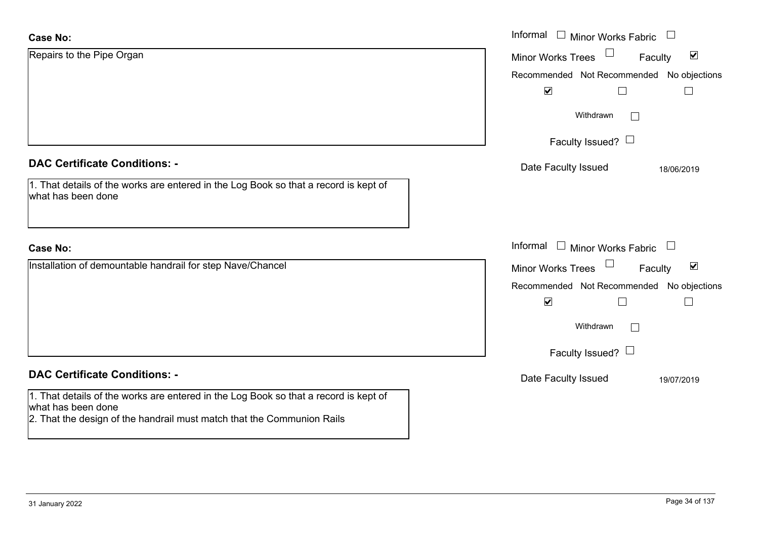**Case No:**

Repairs to the Pipe Organ

Informal ☐ Minor Works Fabric ☐
Minor Works Trees ☐ Faculty ☑

| Recommended | Not Recommended | No objections |
|---|---|---|
| ☑ | ☐ | ☐ |

Withdrawn ☐

Faculty Issued? ☐

Date Faculty Issued 18/06/2019

**DAC Certificate Conditions: -**

1. That details of the works are entered in the Log Book so that a record is kept of what has been done

**Case No:**

Installation of demountable handrail for step Nave/Chancel

Informal ☐ Minor Works Fabric ☐
Minor Works Trees ☐ Faculty ☑

| Recommended | Not Recommended | No objections |
|---|---|---|
| ☑ | ☐ | ☐ |

Withdrawn ☐

Faculty Issued? ☐

Date Faculty Issued 19/07/2019

**DAC Certificate Conditions: -**

1. That details of the works are entered in the Log Book so that a record is kept of what has been done
2. That the design of the handrail must match that the Communion Rails

31 January 2022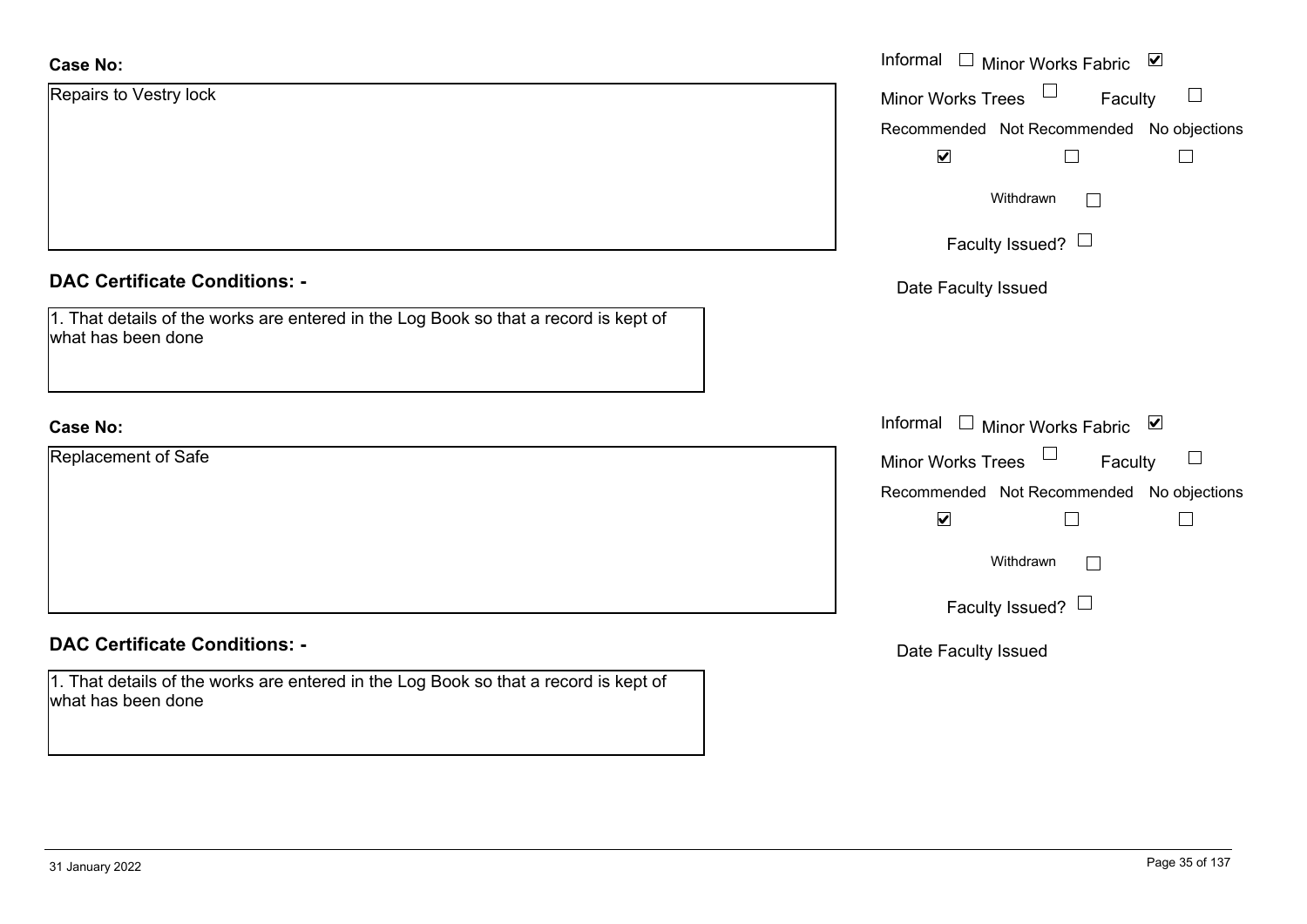**Case No:**

Repairs to Vestry lock

Informal ☐ Minor Works Fabric ☑

Minor Works Trees ☐ Faculty ☐

Recommended ☑ Not Recommended ☐ No objections ☐

Withdrawn ☐

Faculty Issued? ☐

Date Faculty Issued

**DAC Certificate Conditions: -**

1. That details of the works are entered in the Log Book so that a record is kept of what has been done

**Case No:**

Replacement of Safe

Informal ☐ Minor Works Fabric ☑

Minor Works Trees ☐ Faculty ☐

Recommended ☑ Not Recommended ☐ No objections ☐

Withdrawn ☐

Faculty Issued? ☐

Date Faculty Issued

**DAC Certificate Conditions: -**

1. That details of the works are entered in the Log Book so that a record is kept of what has been done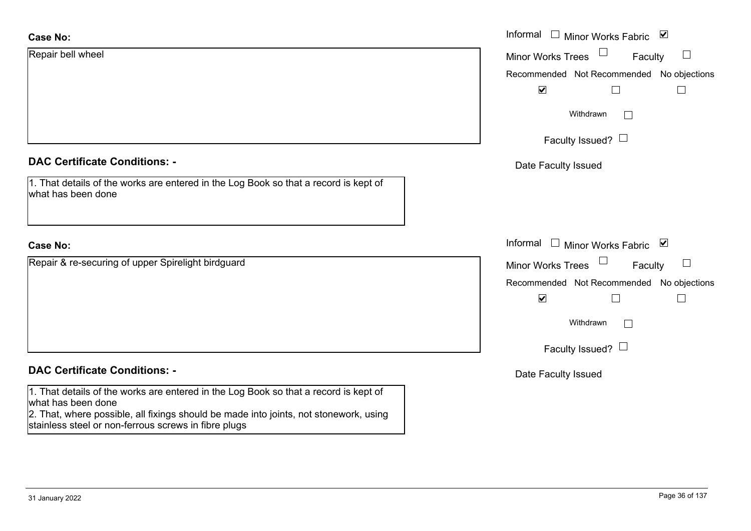**Case No:**

Repair bell wheel

Informal ☐ Minor Works Fabric ☑

Minor Works Trees ☐ Faculty ☐

Recommended ☑ Not Recommended ☐ No objections ☐

Withdrawn ☐

Faculty Issued? ☐

Date Faculty Issued

## DAC Certificate Conditions: -

1. That details of the works are entered in the Log Book so that a record is kept of what has been done

**Case No:**

Repair & re-securing of upper Spirelight birdguard

Informal ☐ Minor Works Fabric ☑

Minor Works Trees ☐ Faculty ☐

Recommended ☑ Not Recommended ☐ No objections ☐

Withdrawn ☐

Faculty Issued? ☐

Date Faculty Issued

## DAC Certificate Conditions: -

1. That details of the works are entered in the Log Book so that a record is kept of what has been done
2. That, where possible, all fixings should be made into joints, not stonework, using stainless steel or non-ferrous screws in fibre plugs

31 January 2022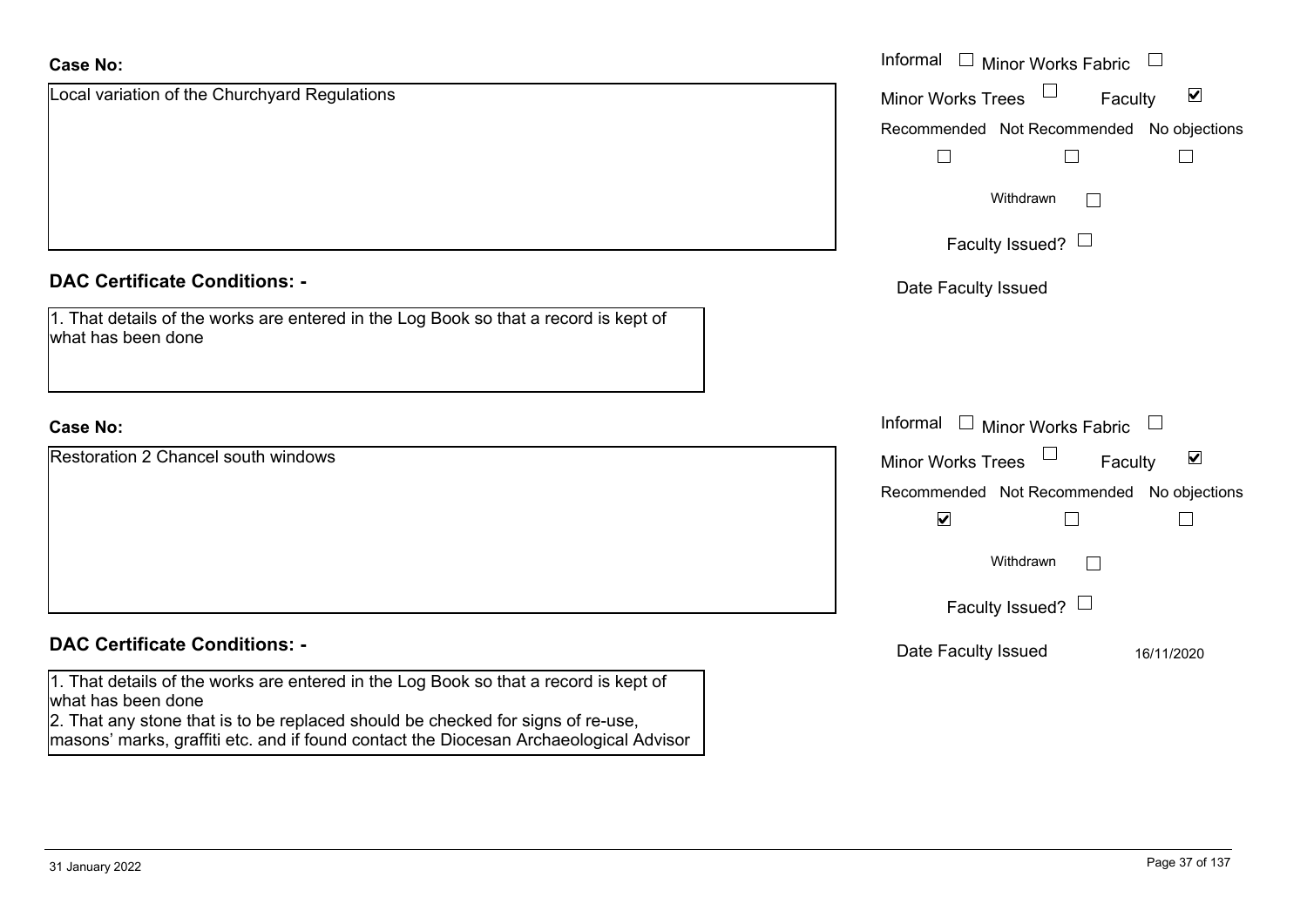**Case No:**

Local variation of the Churchyard Regulations

Informal ☐ Minor Works Fabric ☐

Minor Works Trees ☐ Faculty ☑

Recommended ☐ Not Recommended ☐ No objections ☐

Withdrawn ☐

Faculty Issued? ☐

Date Faculty Issued

**DAC Certificate Conditions: -**

1. That details of the works are entered in the Log Book so that a record is kept of what has been done

**Case No:**

Restoration 2 Chancel south windows

Informal ☐ Minor Works Fabric ☐

Minor Works Trees ☐ Faculty ☑

Recommended ☑ Not Recommended ☐ No objections ☐

Withdrawn ☐

Faculty Issued? ☐

Date Faculty Issued 16/11/2020

**DAC Certificate Conditions: -**

1. That details of the works are entered in the Log Book so that a record is kept of what has been done
2. That any stone that is to be replaced should be checked for signs of re-use, masons' marks, graffiti etc. and if found contact the Diocesan Archaeological Advisor

31 January 2022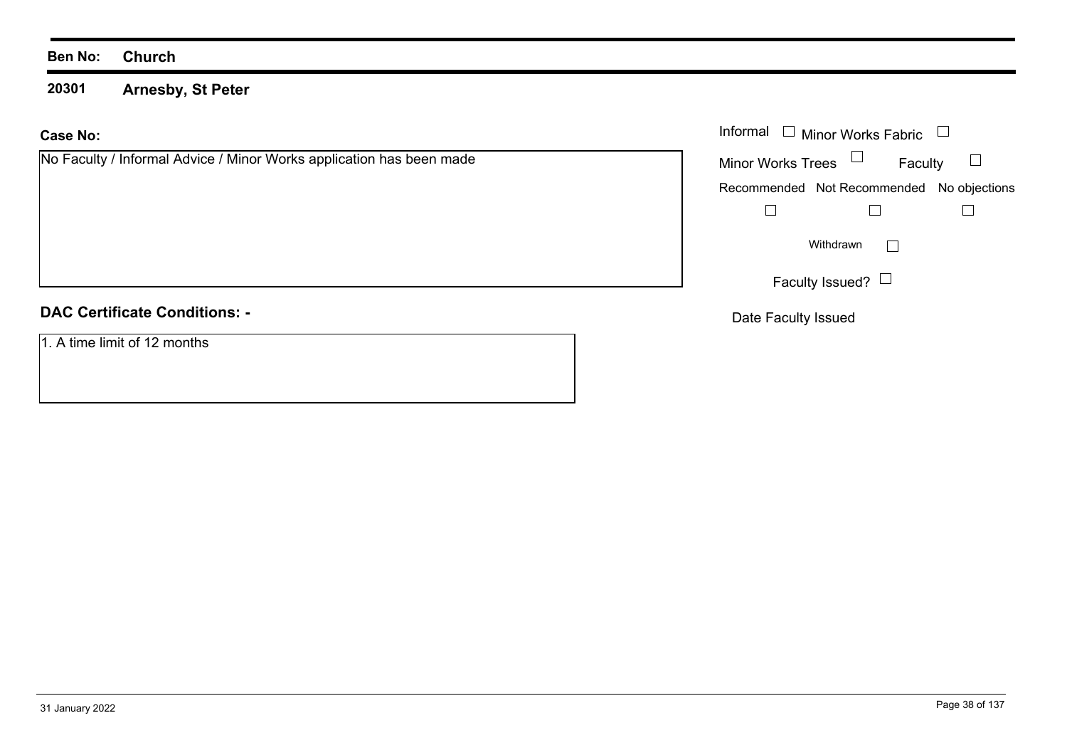**Ben No:** **Church**

**20301** **Arnesby, St Peter**

**Case No:**

No Faculty / Informal Advice / Minor Works application has been made

Informal ☐ Minor Works Fabric ☐

Minor Works Trees ☐ Faculty ☐

| Recommended | Not Recommended | No objections |
| --- | --- | --- |
| ☐ | ☐ | ☐ |

Withdrawn ☐

Faculty Issued? ☐

Date Faculty Issued

**DAC Certificate Conditions: -**

1. A time limit of 12 months

31 January 2022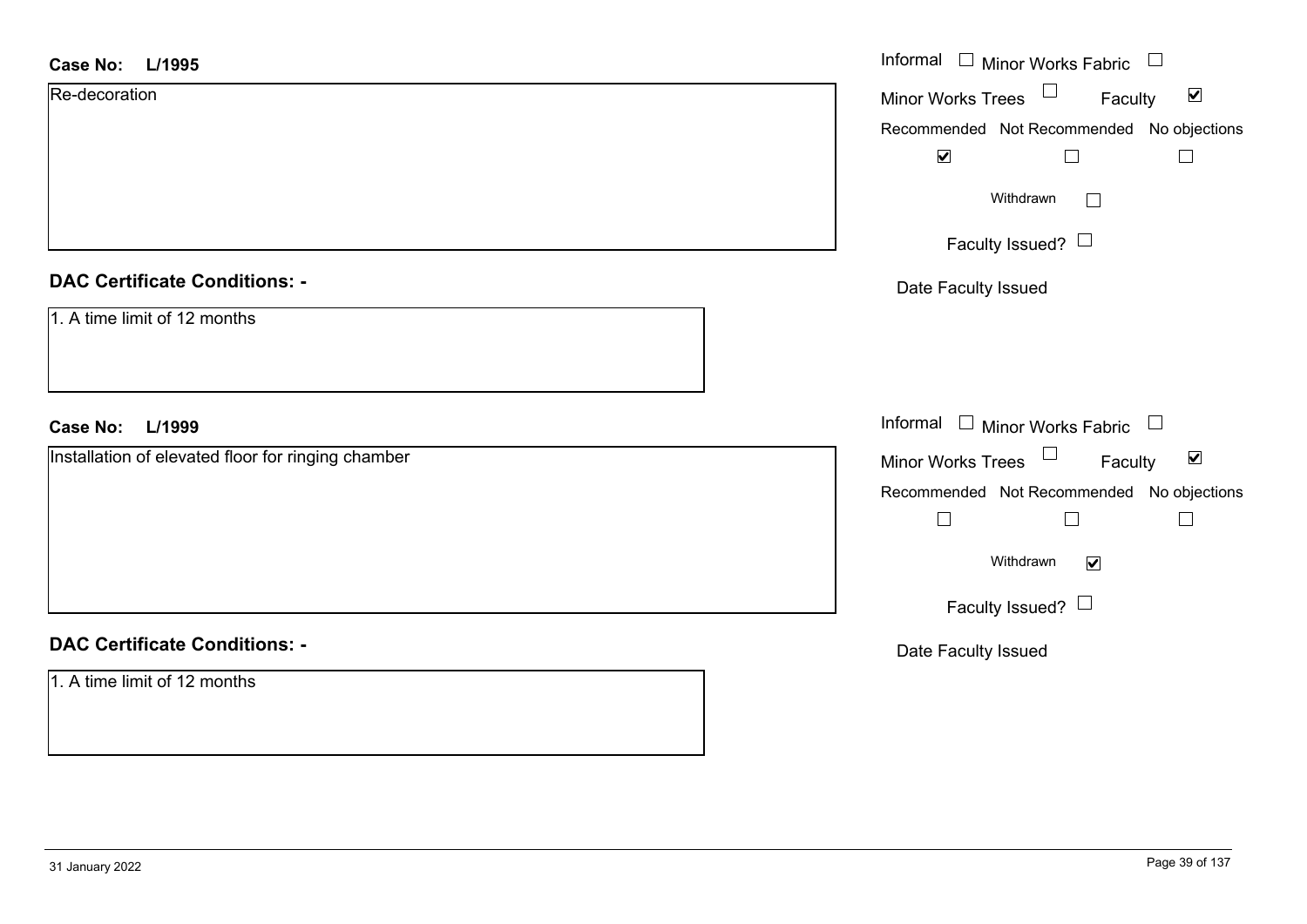**Case No: L/1995**

Re-decoration

Informal ☐ Minor Works Fabric ☐
Minor Works Trees ☐ Faculty ☑
Recommended ☑ Not Recommended ☐ No objections ☐
Withdrawn ☐
Faculty Issued? ☐
Date Faculty Issued

**DAC Certificate Conditions: -**

1. A time limit of 12 months

**Case No: L/1999**

Installation of elevated floor for ringing chamber

Informal ☐ Minor Works Fabric ☐
Minor Works Trees ☐ Faculty ☑
Recommended ☐ Not Recommended ☐ No objections ☐
Withdrawn ☑
Faculty Issued? ☐
Date Faculty Issued

**DAC Certificate Conditions: -**

1. A time limit of 12 months

31 January 2022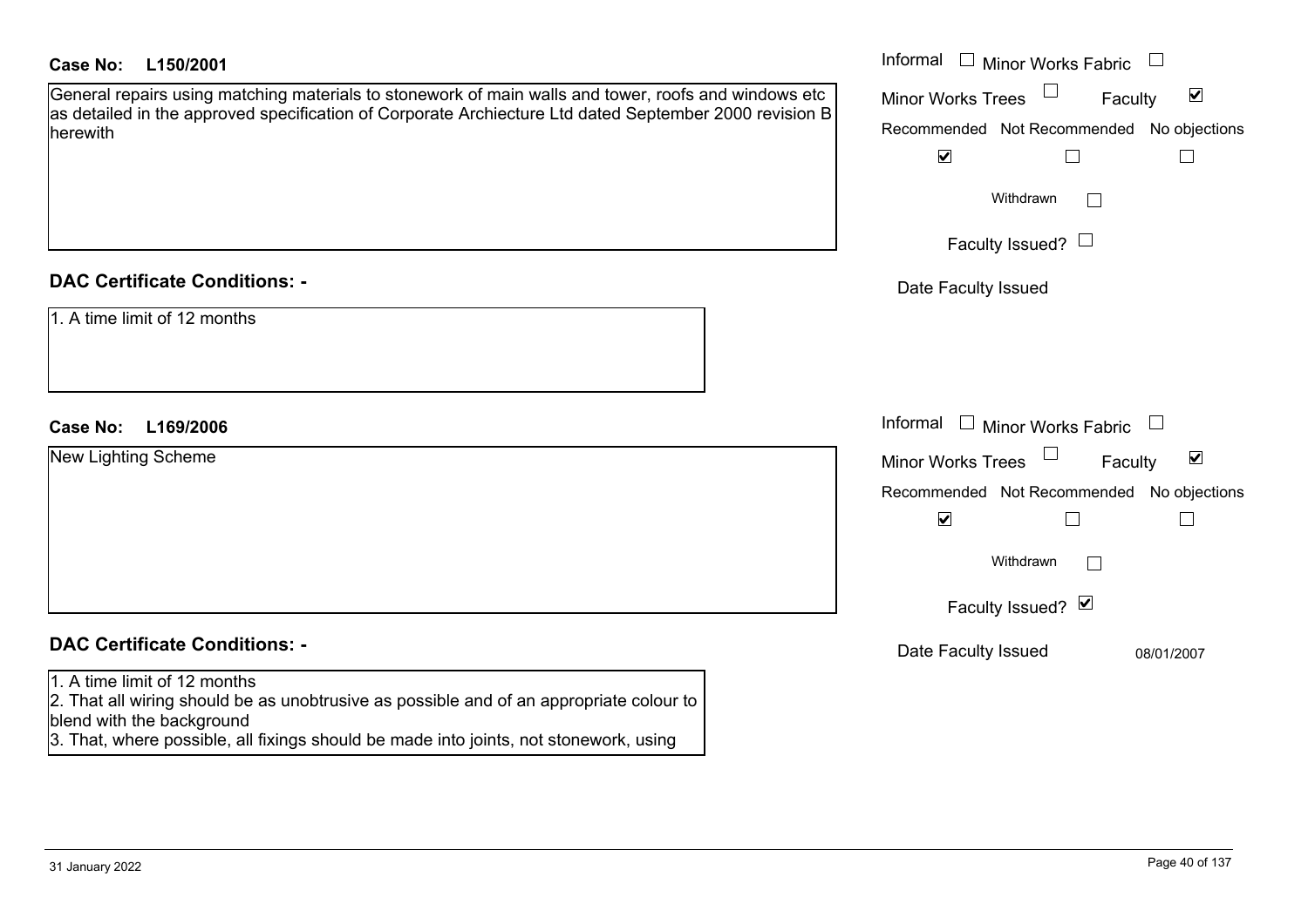**Case No: L150/2001**

General repairs using matching materials to stonework of main walls and tower, roofs and windows etc as detailed in the approved specification of Corporate Archiecture Ltd dated September 2000 revision B herewith

Informal ☐ Minor Works Fabric ☐
Minor Works Trees ☐ Faculty ☑

Recommended ☑ Not Recommended ☐ No objections ☐

Withdrawn ☐

Faculty Issued? ☐

Date Faculty Issued

## DAC Certificate Conditions: -

1. A time limit of 12 months

**Case No: L169/2006**

New Lighting Scheme

Informal ☐ Minor Works Fabric ☐
Minor Works Trees ☐ Faculty ☑

Recommended ☑ Not Recommended ☐ No objections ☐

Withdrawn ☐

Faculty Issued? ☑

Date Faculty Issued 08/01/2007

## DAC Certificate Conditions: -

1. A time limit of 12 months
2. That all wiring should be as unobtrusive as possible and of an appropriate colour to blend with the background
3. That, where possible, all fixings should be made into joints, not stonework, using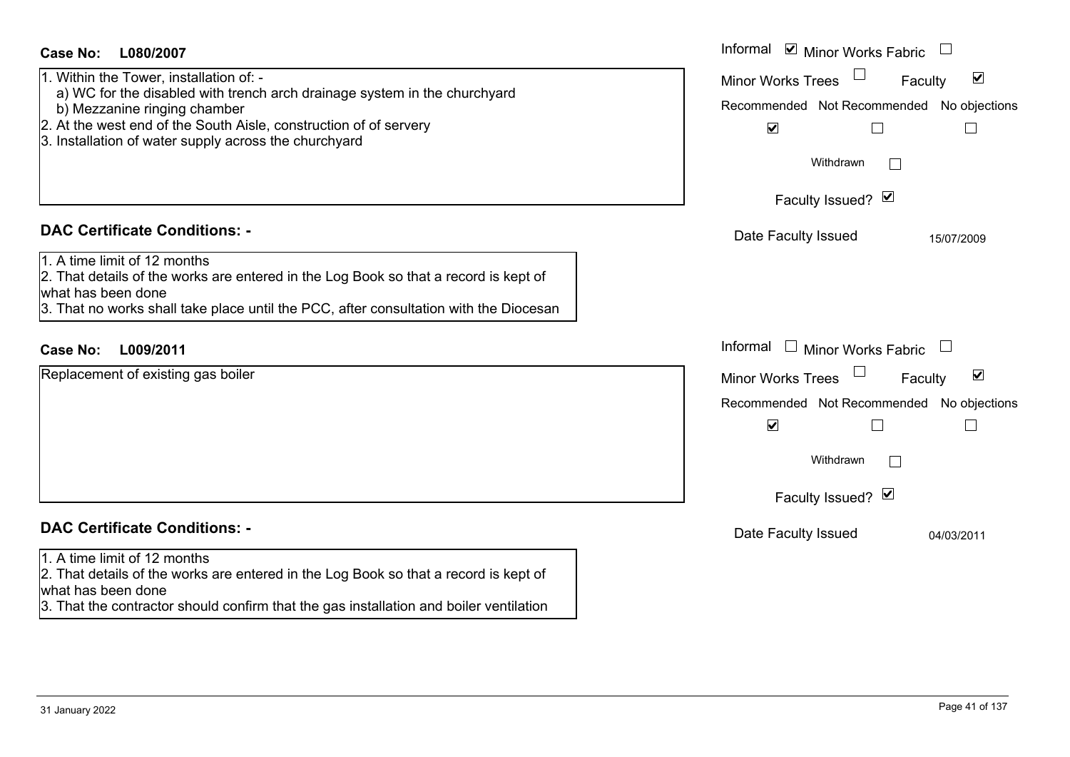**Case No: L080/2007**

1. Within the Tower, installation of: -
   a) WC for the disabled with trench arch drainage system in the churchyard
   b) Mezzanine ringing chamber
2. At the west end of the South Aisle, construction of of servery
3. Installation of water supply across the churchyard

Informal ☑ Minor Works Fabric ☐
Minor Works Trees ☐ Faculty ☑

| Recommended | Not Recommended | No objections |
|---|---|---|
| ☑ | ☐ | ☐ |

Withdrawn ☐

Faculty Issued? ☑

Date Faculty Issued 15/07/2009

## DAC Certificate Conditions: -

1. A time limit of 12 months
2. That details of the works are entered in the Log Book so that a record is kept of what has been done
3. That no works shall take place until the PCC, after consultation with the Diocesan

**Case No: L009/2011**

Replacement of existing gas boiler

Informal ☐ Minor Works Fabric ☐
Minor Works Trees ☐ Faculty ☑

| Recommended | Not Recommended | No objections |
|---|---|---|
| ☑ | ☐ | ☐ |

Withdrawn ☐

Faculty Issued? ☑

Date Faculty Issued 04/03/2011

## DAC Certificate Conditions: -

1. A time limit of 12 months
2. That details of the works are entered in the Log Book so that a record is kept of what has been done
3. That the contractor should confirm that the gas installation and boiler ventilation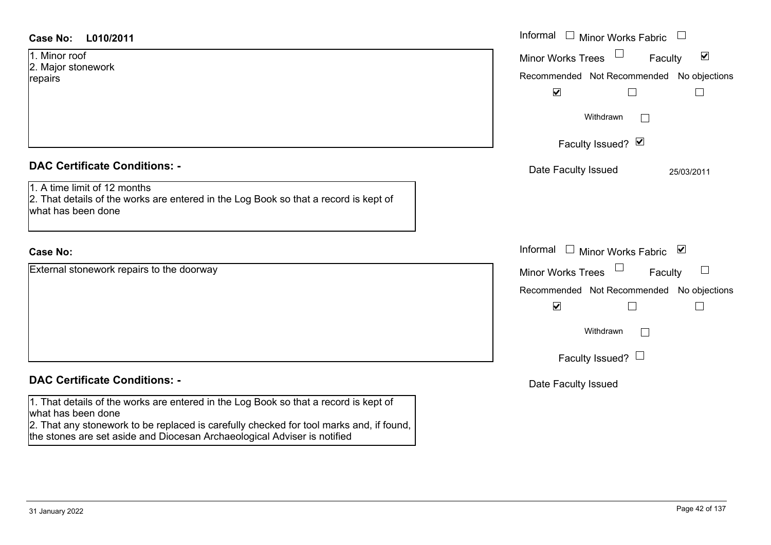**Case No:** **L010/2011**

1. Minor roof
2. Major stonework
repairs

Informal ☐ Minor Works Fabric ☐
Minor Works Trees ☐ Faculty ☑
Recommended ☑ Not Recommended ☐ No objections ☐
Withdrawn ☐
Faculty Issued? ☑
Date Faculty Issued 25/03/2011

## DAC Certificate Conditions: -

1. A time limit of 12 months
2. That details of the works are entered in the Log Book so that a record is kept of what has been done

**Case No:**

External stonework repairs to the doorway

Informal ☐ Minor Works Fabric ☑
Minor Works Trees ☐ Faculty ☐
Recommended ☑ Not Recommended ☐ No objections ☐
Withdrawn ☐
Faculty Issued? ☐
Date Faculty Issued

## DAC Certificate Conditions: -

1. That details of the works are entered in the Log Book so that a record is kept of what has been done
2. That any stonework to be replaced is carefully checked for tool marks and, if found, the stones are set aside and Diocesan Archaeological Adviser is notified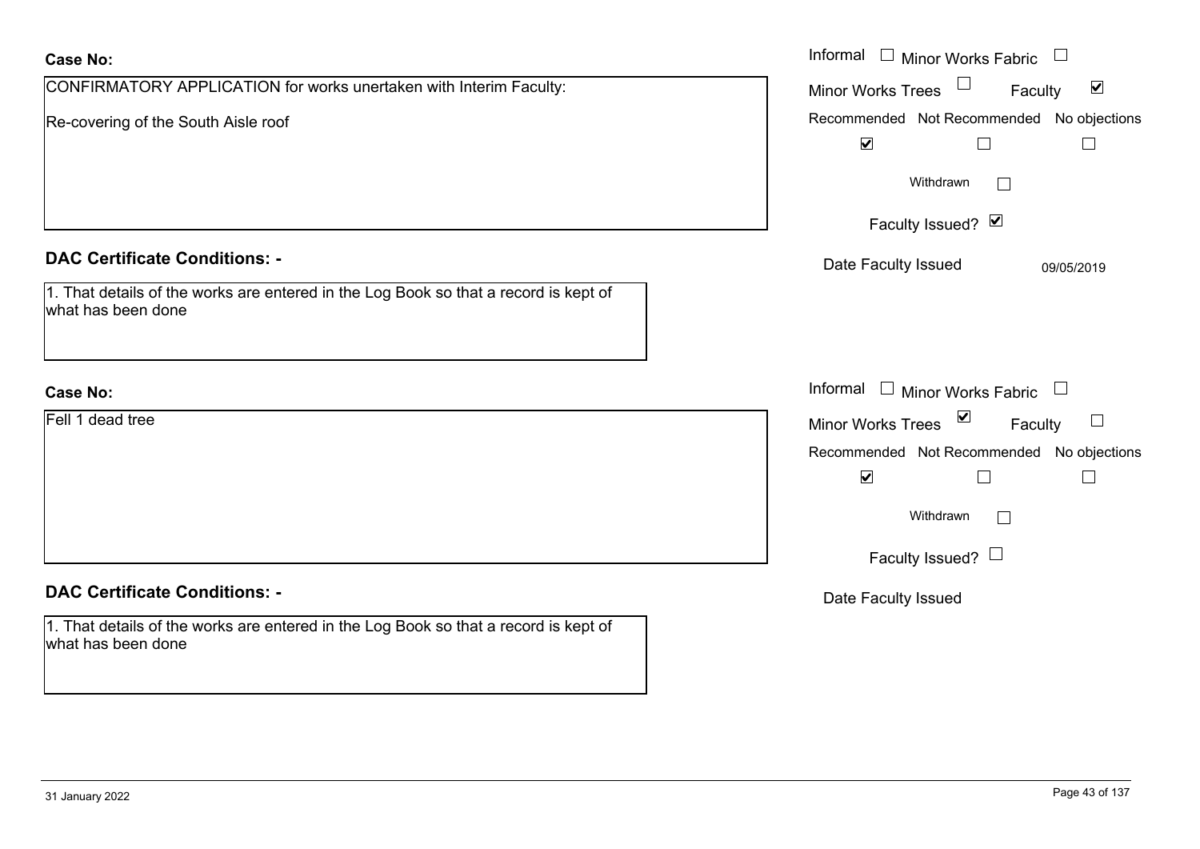**Case No:**

CONFIRMATORY APPLICATION for works unertaken with Interim Faculty:

Re-covering of the South Aisle roof

Informal ☐ Minor Works Fabric ☐

Minor Works Trees ☐ Faculty ☑

| Recommended | Not Recommended | No objections |
|---|---|---|
| ☑ | ☐ | ☐ |

Withdrawn ☐

Faculty Issued? ☑

Date Faculty Issued 09/05/2019

**DAC Certificate Conditions: -**

1. That details of the works are entered in the Log Book so that a record is kept of what has been done

**Case No:**

Fell 1 dead tree

Informal ☐ Minor Works Fabric ☐

Minor Works Trees ☑ Faculty ☐

| Recommended | Not Recommended | No objections |
|---|---|---|
| ☑ | ☐ | ☐ |

Withdrawn ☐

Faculty Issued? ☐

Date Faculty Issued

**DAC Certificate Conditions: -**

1. That details of the works are entered in the Log Book so that a record is kept of what has been done

31 January 2022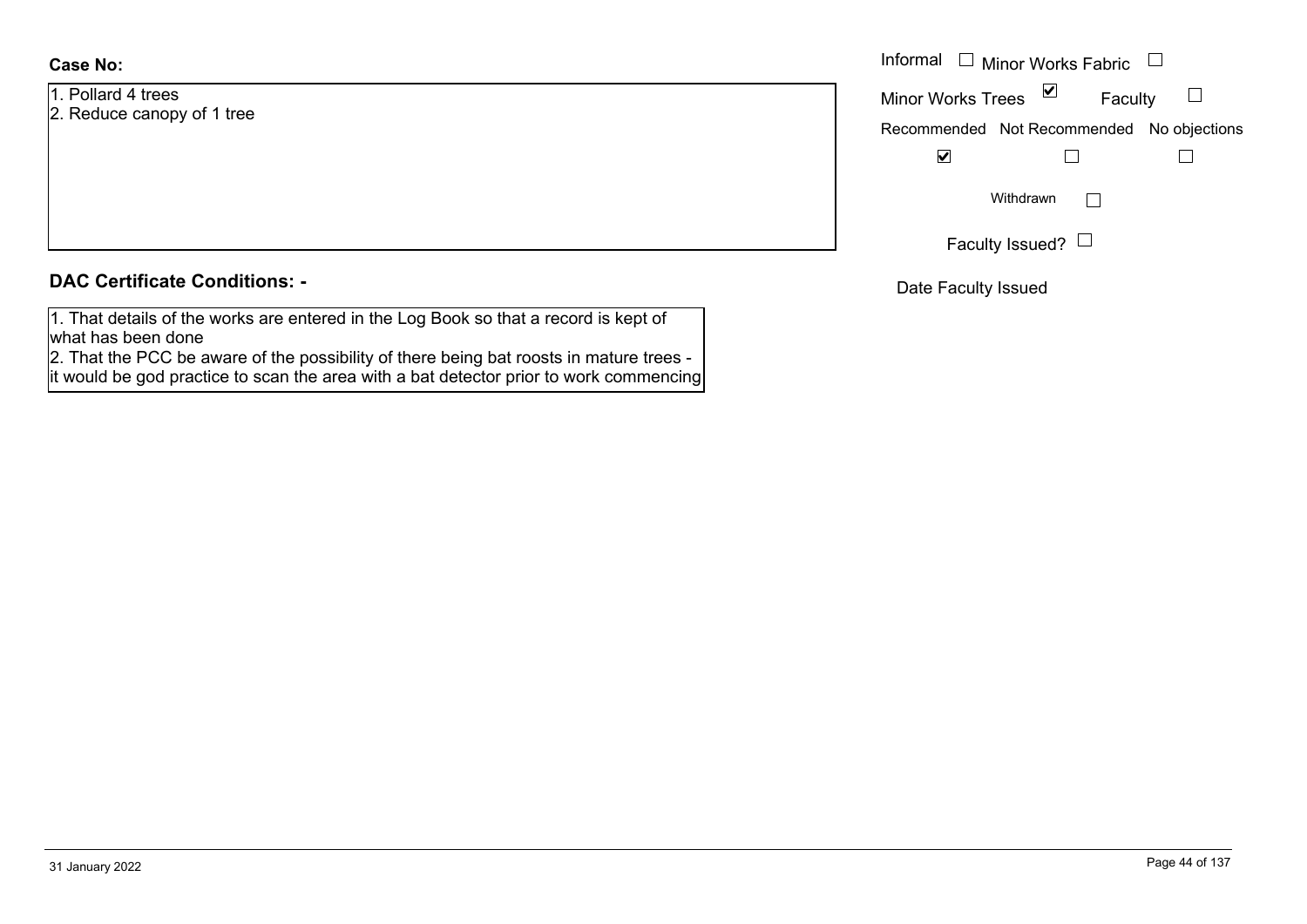**Case No:**

1. Pollard 4 trees
2. Reduce canopy of 1 tree

Informal ☐ Minor Works Fabric ☐

Minor Works Trees ☑ Faculty ☐

| Recommended | Not Recommended | No objections |
| --- | --- | --- |
| ☑ | ☐ | ☐ |

Withdrawn ☐

Faculty Issued? ☐

Date Faculty Issued

**DAC Certificate Conditions: -**

1. That details of the works are entered in the Log Book so that a record is kept of what has been done
2. That the PCC be aware of the possibility of there being bat roosts in mature trees - it would be god practice to scan the area with a bat detector prior to work commencing

31 January 2022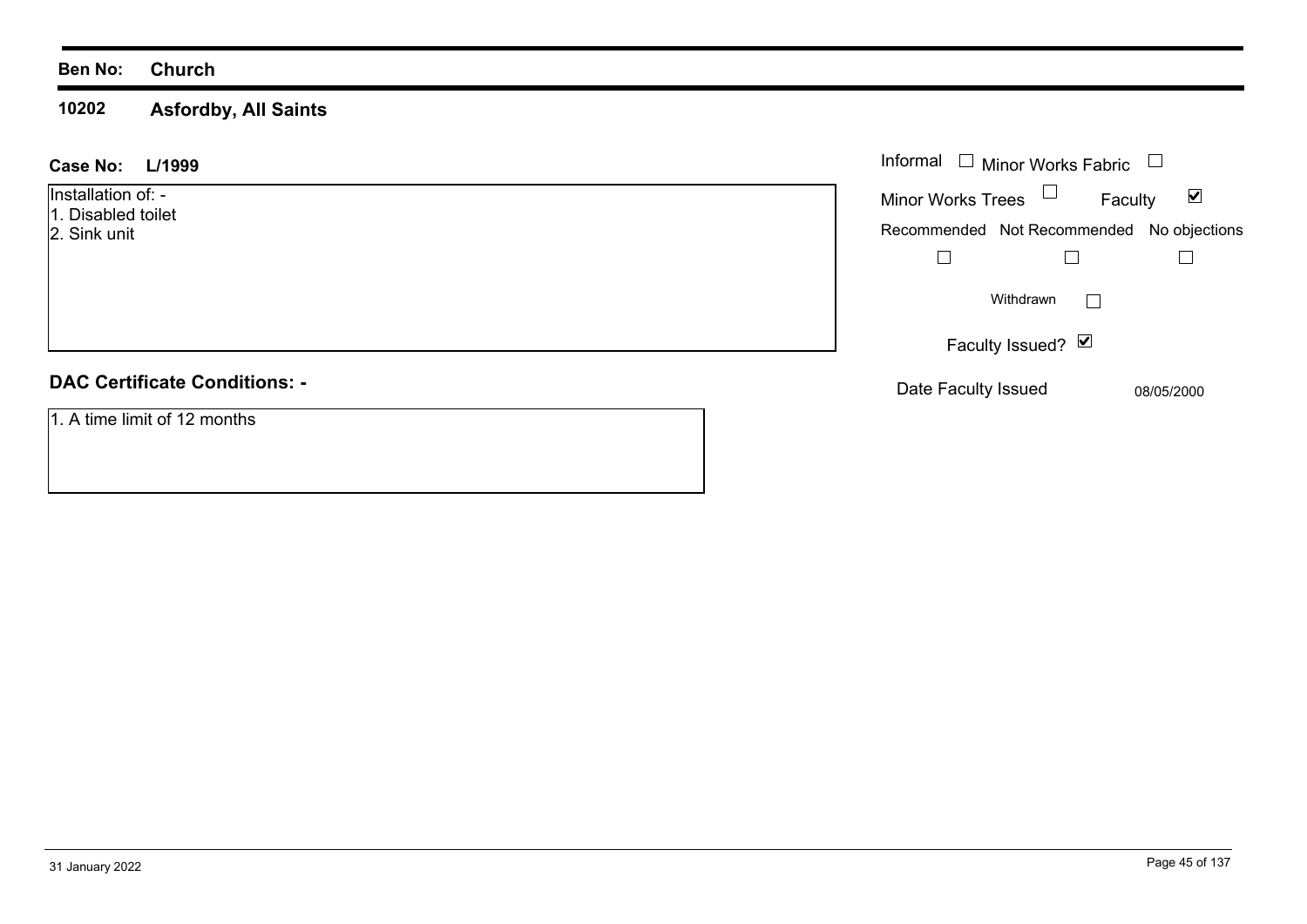**Ben No:** **Church**

## 10202 Asfordby, All Saints

**Case No:** **L/1999**

Installation of: -
1. Disabled toilet
2. Sink unit

Informal ☐ Minor Works Fabric ☐

Minor Works Trees ☐ Faculty ☑

Recommended ☐ Not Recommended ☐ No objections ☐

Withdrawn ☐

Faculty Issued? ☑

Date Faculty Issued 08/05/2000

### DAC Certificate Conditions: -

1. A time limit of 12 months

31 January 2022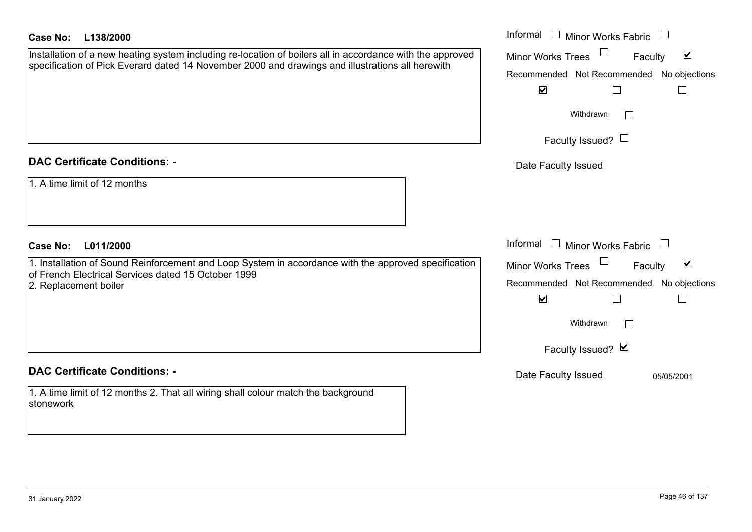**Case No:** **L138/2000**

Installation of a new heating system including re-location of boilers all in accordance with the approved specification of Pick Everard dated 14 November 2000 and drawings and illustrations all herewith

Informal ☐ Minor Works Fabric ☐

Minor Works Trees ☐ Faculty ☑

Recommended ☑ Not Recommended ☐ No objections ☐

Withdrawn ☐

Faculty Issued? ☐

Date Faculty Issued

## DAC Certificate Conditions: -

1. A time limit of 12 months

**Case No:** **L011/2000**

1. Installation of Sound Reinforcement and Loop System in accordance with the approved specification of French Electrical Services dated 15 October 1999
2. Replacement boiler

Informal ☐ Minor Works Fabric ☐

Minor Works Trees ☐ Faculty ☑

Recommended ☑ Not Recommended ☐ No objections ☐

Withdrawn ☐

Faculty Issued? ☑

Date Faculty Issued 05/05/2001

## DAC Certificate Conditions: -

1. A time limit of 12 months 2. That all wiring shall colour match the background stonework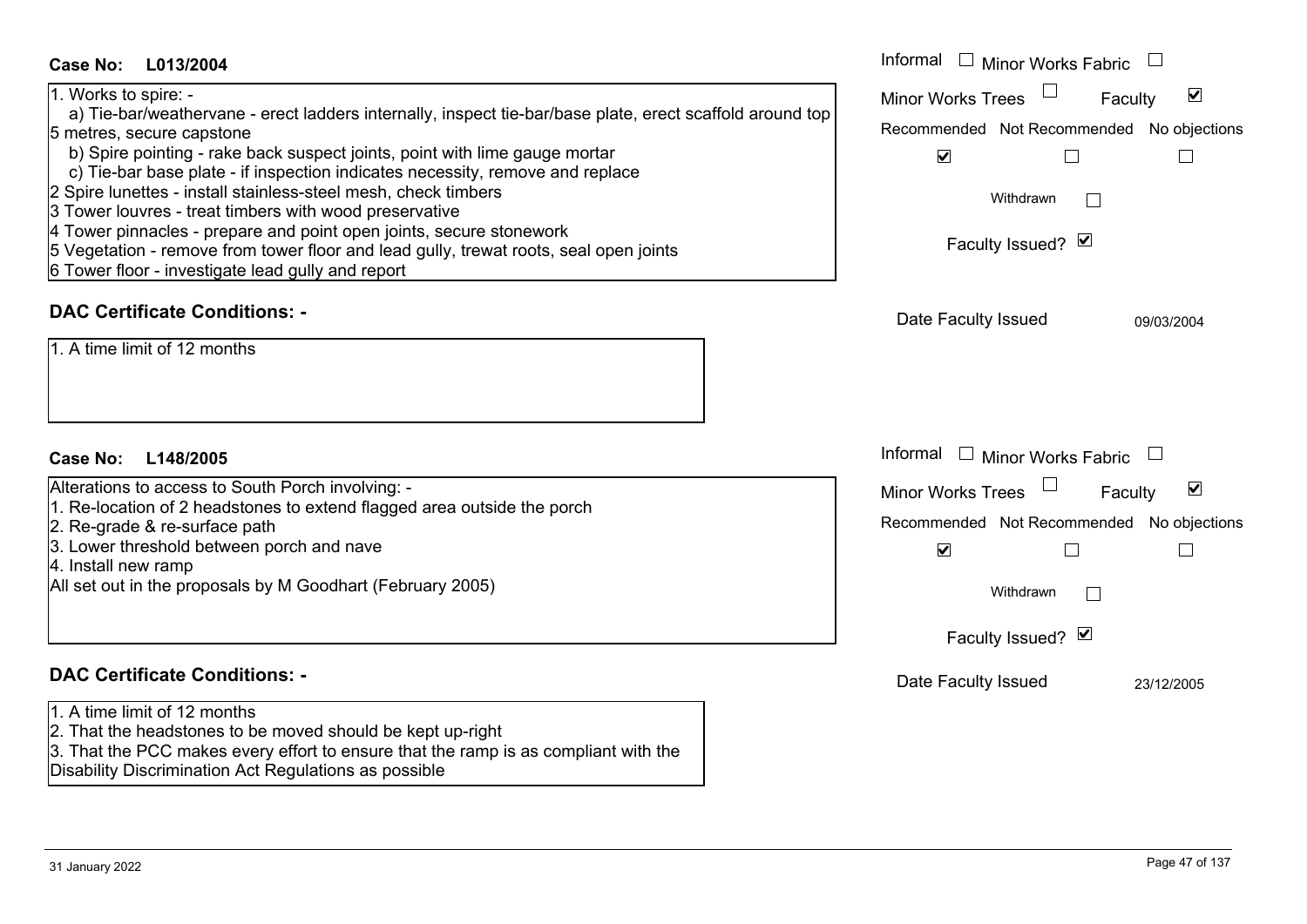**Case No: L013/2004**

Informal ☐ Minor Works Fabric ☐
Minor Works Trees ☐ Faculty ☑

Recommended ☑ Not Recommended ☐ No objections ☐

Withdrawn ☐

Faculty Issued? ☑

Date Faculty Issued 09/03/2004

1. Works to spire: -
   a) Tie-bar/weathervane - erect ladders internally, inspect tie-bar/base plate, erect scaffold around top 5 metres, secure capstone
   b) Spire pointing - rake back suspect joints, point with lime gauge mortar
   c) Tie-bar base plate - if inspection indicates necessity, remove and replace
2 Spire lunettes - install stainless-steel mesh, check timbers
3 Tower louvres - treat timbers with wood preservative
4 Tower pinnacles - prepare and point open joints, secure stonework
5 Vegetation - remove from tower floor and lead gully, trewat roots, seal open joints
6 Tower floor - investigate lead gully and report

## DAC Certificate Conditions: -

1. A time limit of 12 months

**Case No: L148/2005**

Informal ☐ Minor Works Fabric ☐
Minor Works Trees ☐ Faculty ☑

Recommended ☑ Not Recommended ☐ No objections ☐

Withdrawn ☐

Faculty Issued? ☑

Date Faculty Issued 23/12/2005

Alterations to access to South Porch involving: -
1. Re-location of 2 headstones to extend flagged area outside the porch
2. Re-grade & re-surface path
3. Lower threshold between porch and nave
4. Install new ramp

All set out in the proposals by M Goodhart (February 2005)

## DAC Certificate Conditions: -

1. A time limit of 12 months
2. That the headstones to be moved should be kept up-right
3. That the PCC makes every effort to ensure that the ramp is as compliant with the Disability Discrimination Act Regulations as possible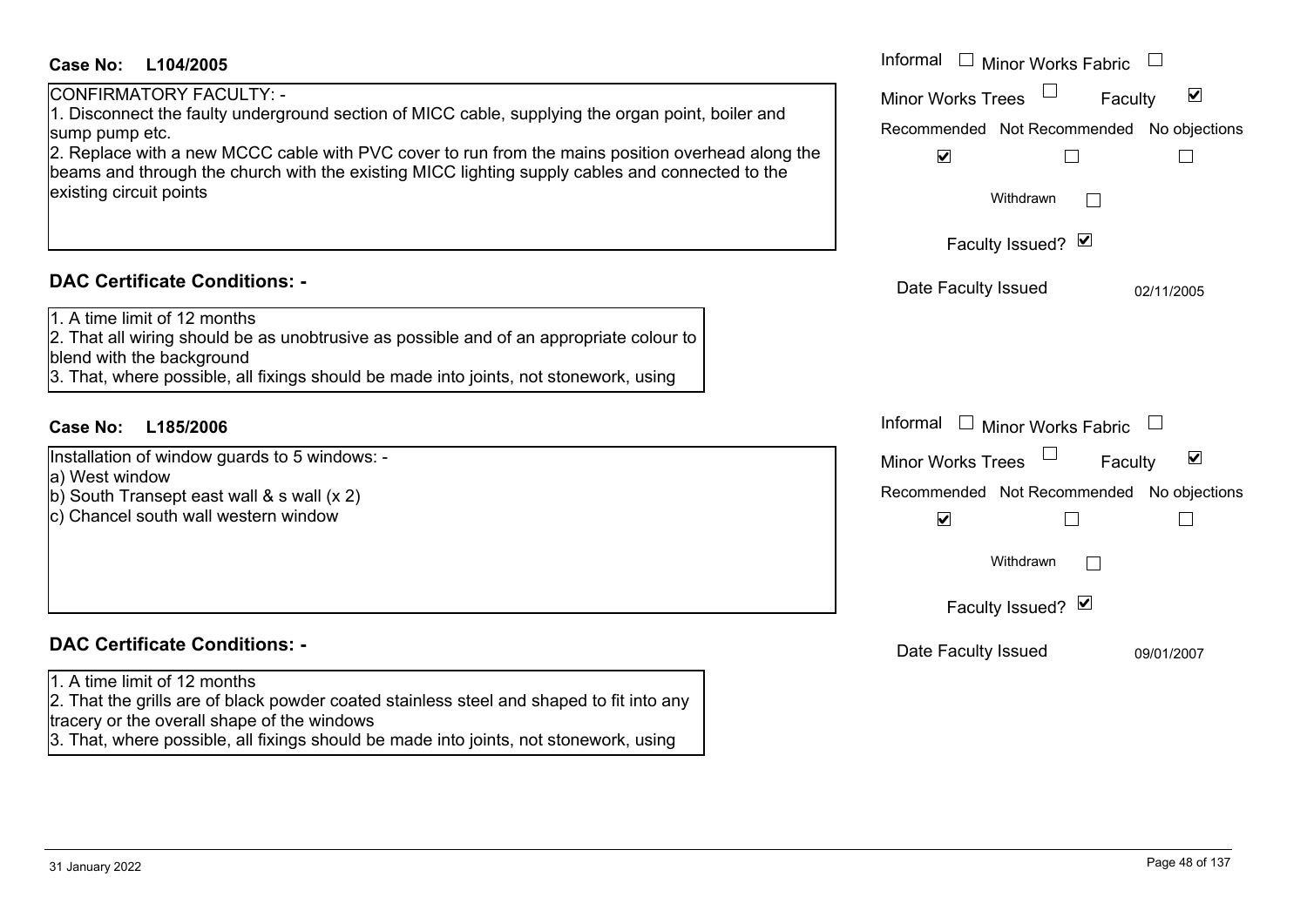**Case No: L104/2005**

CONFIRMATORY FACULTY: -
1. Disconnect the faulty underground section of MICC cable, supplying the organ point, boiler and sump pump etc.
2. Replace with a new MCCC cable with PVC cover to run from the mains position overhead along the beams and through the church with the existing MICC lighting supply cables and connected to the existing circuit points

Informal ☐ Minor Works Fabric ☐
Minor Works Trees ☐ Faculty ☑
Recommended ☑ Not Recommended ☐ No objections ☐
Withdrawn ☐
Faculty Issued? ☑
Date Faculty Issued 02/11/2005

## DAC Certificate Conditions: -

1. A time limit of 12 months
2. That all wiring should be as unobtrusive as possible and of an appropriate colour to blend with the background
3. That, where possible, all fixings should be made into joints, not stonework, using

**Case No: L185/2006**

Installation of window guards to 5 windows: -
a) West window
b) South Transept east wall & s wall (x 2)
c) Chancel south wall western window

Informal ☐ Minor Works Fabric ☐
Minor Works Trees ☐ Faculty ☑
Recommended ☑ Not Recommended ☐ No objections ☐
Withdrawn ☐
Faculty Issued? ☑
Date Faculty Issued 09/01/2007

## DAC Certificate Conditions: -

1. A time limit of 12 months
2. That the grills are of black powder coated stainless steel and shaped to fit into any tracery or the overall shape of the windows
3. That, where possible, all fixings should be made into joints, not stonework, using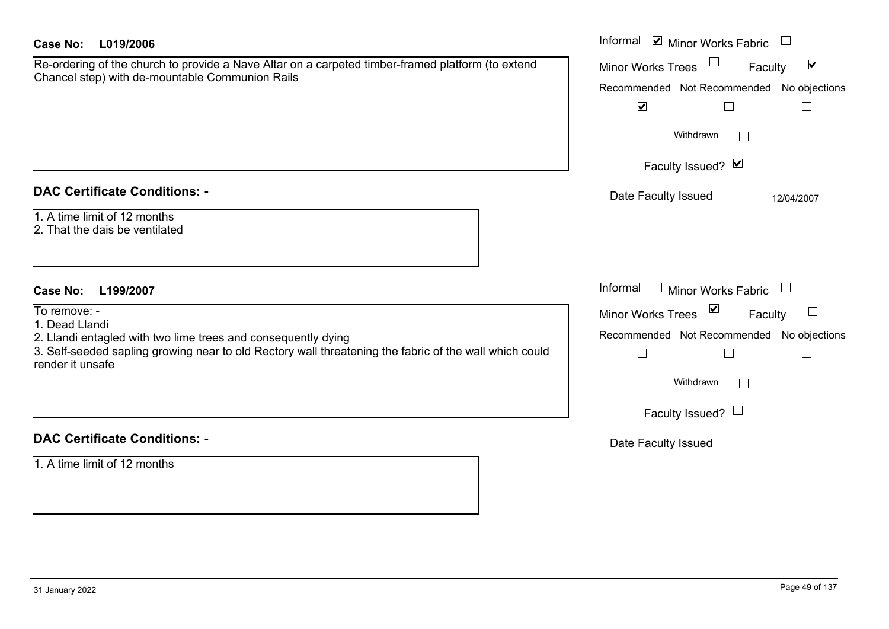**Case No: L019/2006**

Re-ordering of the church to provide a Nave Altar on a carpeted timber-framed platform (to extend Chancel step) with de-mountable Communion Rails

Informal ☑ Minor Works Fabric ☐
Minor Works Trees ☐ Faculty ☑

| Recommended | Not Recommended | No objections |
|---|---|---|
| ☑ | ☐ | ☐ |

Withdrawn ☐

Faculty Issued? ☑

Date Faculty Issued 12/04/2007

## DAC Certificate Conditions: -

1. A time limit of 12 months
2. That the dais be ventilated

**Case No: L199/2007**

To remove: -
1. Dead Llandi
2. Llandi entagled with two lime trees and consequently dying
3. Self-seeded sapling growing near to old Rectory wall threatening the fabric of the wall which could render it unsafe

Informal ☐ Minor Works Fabric ☐
Minor Works Trees ☑ Faculty ☐

| Recommended | Not Recommended | No objections |
|---|---|---|
| ☐ | ☐ | ☐ |

Withdrawn ☐

Faculty Issued? ☐

Date Faculty Issued

## DAC Certificate Conditions: -

1. A time limit of 12 months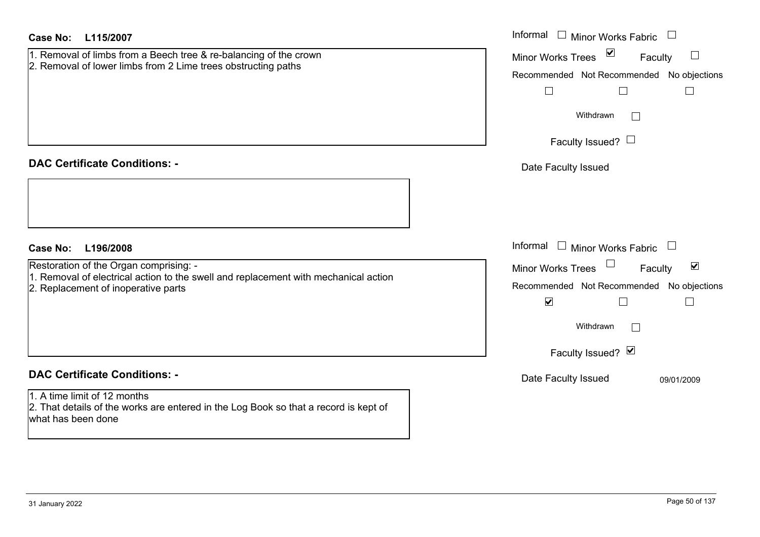**Case No: L115/2007**

1. Removal of limbs from a Beech tree & re-balancing of the crown
2. Removal of lower limbs from 2 Lime trees obstructing paths

Informal ☐ Minor Works Fabric ☐
Minor Works Trees ☑ Faculty ☐
Recommended ☐ Not Recommended ☐ No objections ☐
Withdrawn ☐
Faculty Issued? ☐
Date Faculty Issued

**DAC Certificate Conditions: -**

**Case No: L196/2008**

Restoration of the Organ comprising: -
1. Removal of electrical action to the swell and replacement with mechanical action
2. Replacement of inoperative parts

Informal ☐ Minor Works Fabric ☐
Minor Works Trees ☐ Faculty ☑
Recommended ☑ Not Recommended ☐ No objections ☐
Withdrawn ☐
Faculty Issued? ☑
Date Faculty Issued 09/01/2009

**DAC Certificate Conditions: -**

1. A time limit of 12 months
2. That details of the works are entered in the Log Book so that a record is kept of what has been done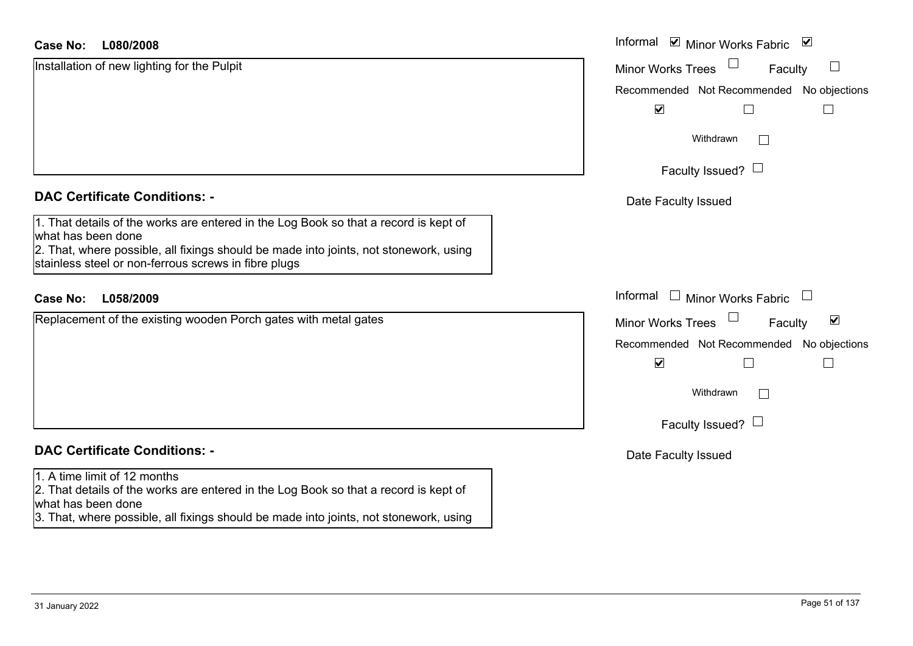**Case No: L080/2008**

Installation of new lighting for the Pulpit

Informal ☑ Minor Works Fabric ☑
Minor Works Trees ☐ Faculty ☐
Recommended ☑ Not Recommended ☐ No objections ☐
Withdrawn ☐
Faculty Issued? ☐
Date Faculty Issued

**DAC Certificate Conditions: -**

1. That details of the works are entered in the Log Book so that a record is kept of what has been done
2. That, where possible, all fixings should be made into joints, not stonework, using stainless steel or non-ferrous screws in fibre plugs

**Case No: L058/2009**

Replacement of the existing wooden Porch gates with metal gates

Informal ☐ Minor Works Fabric ☐
Minor Works Trees ☐ Faculty ☑
Recommended ☑ Not Recommended ☐ No objections ☐
Withdrawn ☐
Faculty Issued? ☐
Date Faculty Issued

**DAC Certificate Conditions: -**

1. A time limit of 12 months
2. That details of the works are entered in the Log Book so that a record is kept of what has been done
3. That, where possible, all fixings should be made into joints, not stonework, using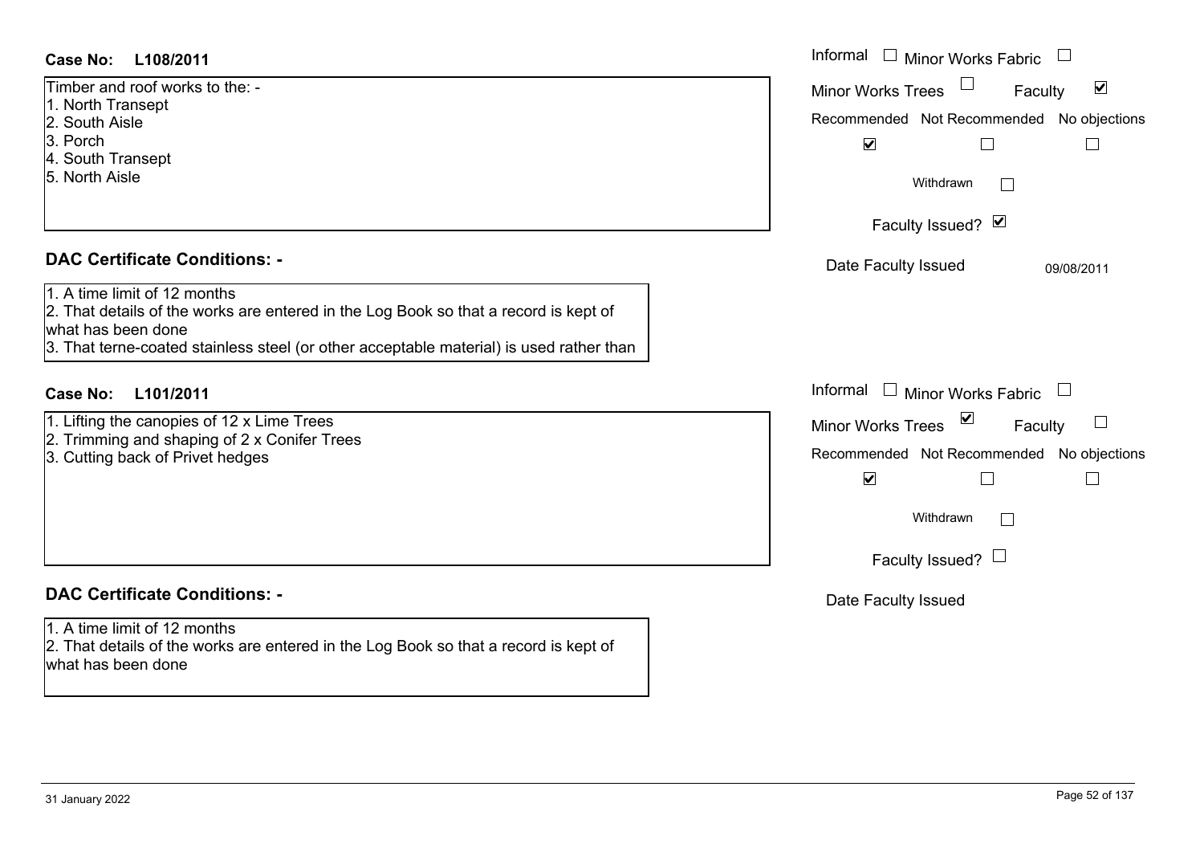**Case No: L108/2011**

Timber and roof works to the: -
1. North Transept
2. South Aisle
3. Porch
4. South Transept
5. North Aisle

Informal ☐ Minor Works Fabric ☐
Minor Works Trees ☐ Faculty ☑
Recommended ☑ Not Recommended ☐ No objections ☐
Withdrawn ☐
Faculty Issued? ☑
Date Faculty Issued 09/08/2011

## DAC Certificate Conditions: -

1. A time limit of 12 months
2. That details of the works are entered in the Log Book so that a record is kept of what has been done
3. That terne-coated stainless steel (or other acceptable material) is used rather than

**Case No: L101/2011**

1. Lifting the canopies of 12 x Lime Trees
2. Trimming and shaping of 2 x Conifer Trees
3. Cutting back of Privet hedges

Informal ☐ Minor Works Fabric ☐
Minor Works Trees ☑ Faculty ☐
Recommended ☑ Not Recommended ☐ No objections ☐
Withdrawn ☐
Faculty Issued? ☐
Date Faculty Issued

## DAC Certificate Conditions: -

1. A time limit of 12 months
2. That details of the works are entered in the Log Book so that a record is kept of what has been done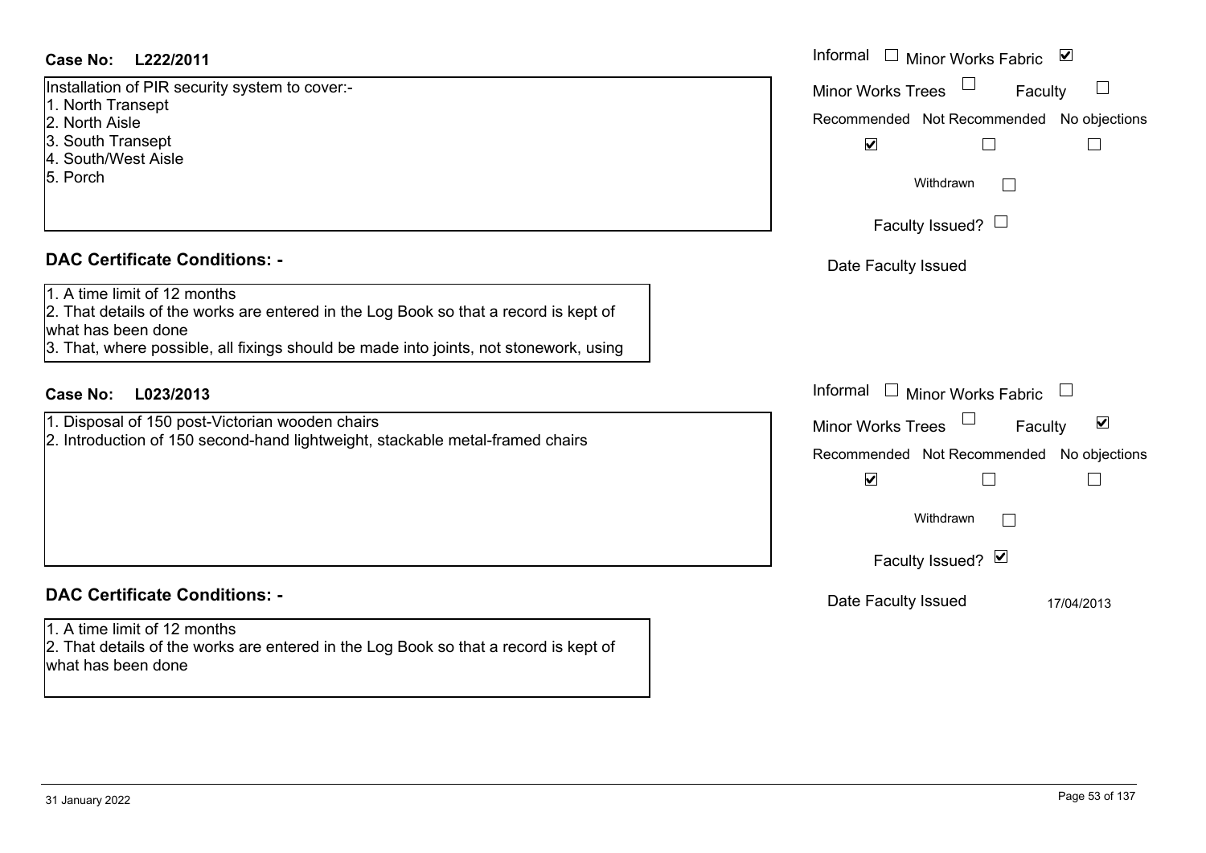**Case No: L222/2011**

Installation of PIR security system to cover:-
1. North Transept
2. North Aisle
3. South Transept
4. South/West Aisle
5. Porch

Informal ☐ Minor Works Fabric ☑

Minor Works Trees ☐ Faculty ☐

Recommended ☑ Not Recommended ☐ No objections ☐

Withdrawn ☐

Faculty Issued? ☐

Date Faculty Issued

**DAC Certificate Conditions: -**

1. A time limit of 12 months
2. That details of the works are entered in the Log Book so that a record is kept of what has been done
3. That, where possible, all fixings should be made into joints, not stonework, using

**Case No: L023/2013**

1. Disposal of 150 post-Victorian wooden chairs
2. Introduction of 150 second-hand lightweight, stackable metal-framed chairs

Informal ☐ Minor Works Fabric ☐

Minor Works Trees ☐ Faculty ☑

Recommended ☑ Not Recommended ☐ No objections ☐

Withdrawn ☐

Faculty Issued? ☑

Date Faculty Issued 17/04/2013

**DAC Certificate Conditions: -**

1. A time limit of 12 months
2. That details of the works are entered in the Log Book so that a record is kept of what has been done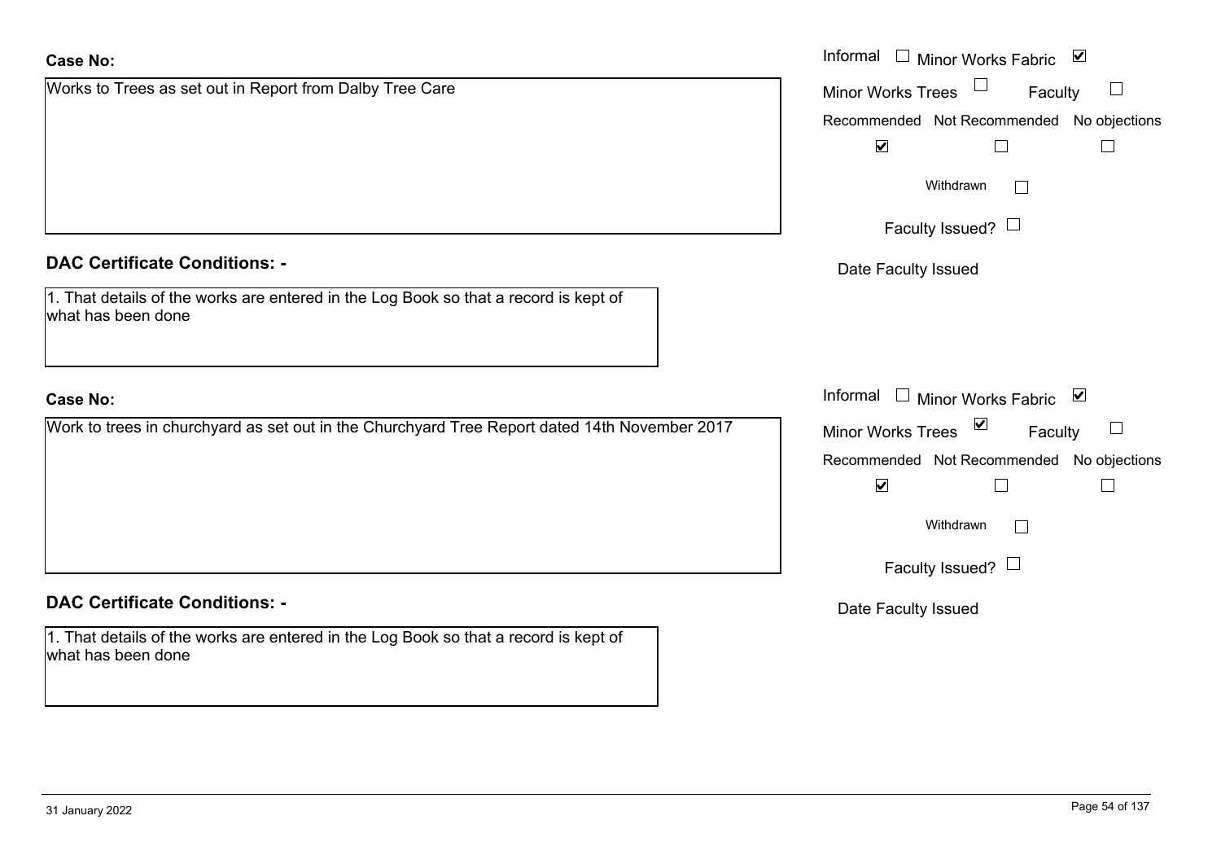**Case No:**

Works to Trees as set out in Report from Dalby Tree Care

Informal ☐ Minor Works Fabric ☑

Minor Works Trees ☐ Faculty ☐

Recommended ☑ Not Recommended ☐ No objections ☐

Withdrawn ☐

Faculty Issued? ☐

Date Faculty Issued

**DAC Certificate Conditions: -**

1. That details of the works are entered in the Log Book so that a record is kept of what has been done

**Case No:**

Work to trees in churchyard as set out in the Churchyard Tree Report dated 14th November 2017

Informal ☐ Minor Works Fabric ☑

Minor Works Trees ☑ Faculty ☐

Recommended ☑ Not Recommended ☐ No objections ☐

Withdrawn ☐

Faculty Issued? ☐

Date Faculty Issued

**DAC Certificate Conditions: -**

1. That details of the works are entered in the Log Book so that a record is kept of what has been done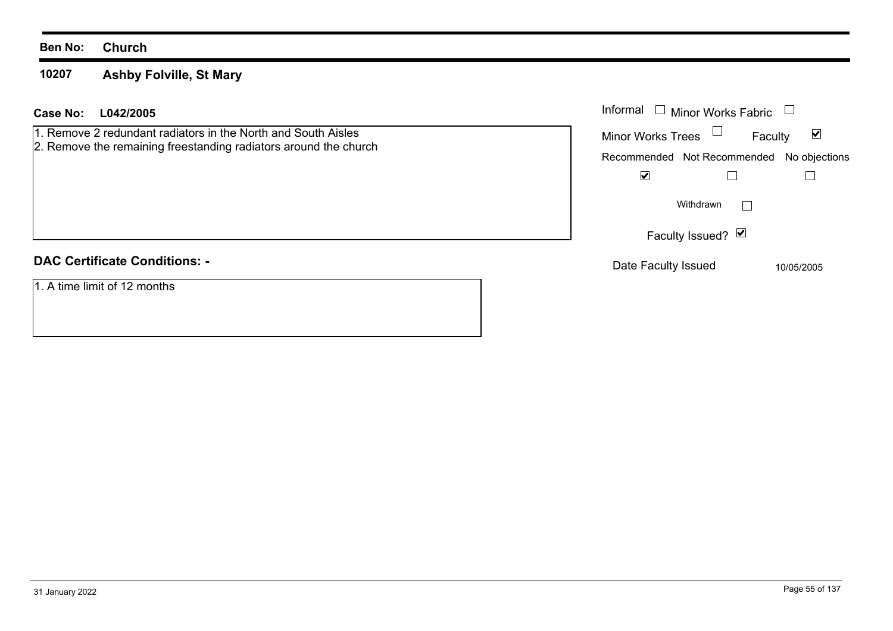**Ben No:** **Church**

## 10207 Ashby Folville, St Mary

**Case No:** **L042/2005**

1. Remove 2 redundant radiators in the North and South Aisles
2. Remove the remaining freestanding radiators around the church

Informal ☐ Minor Works Fabric ☐

Minor Works Trees ☐ Faculty ☑

| Recommended | Not Recommended | No objections |
| --- | --- | --- |
| ☑ | ☐ | ☐ |

Withdrawn ☐

Faculty Issued? ☑

Date Faculty Issued 10/05/2005

### DAC Certificate Conditions: -

1. A time limit of 12 months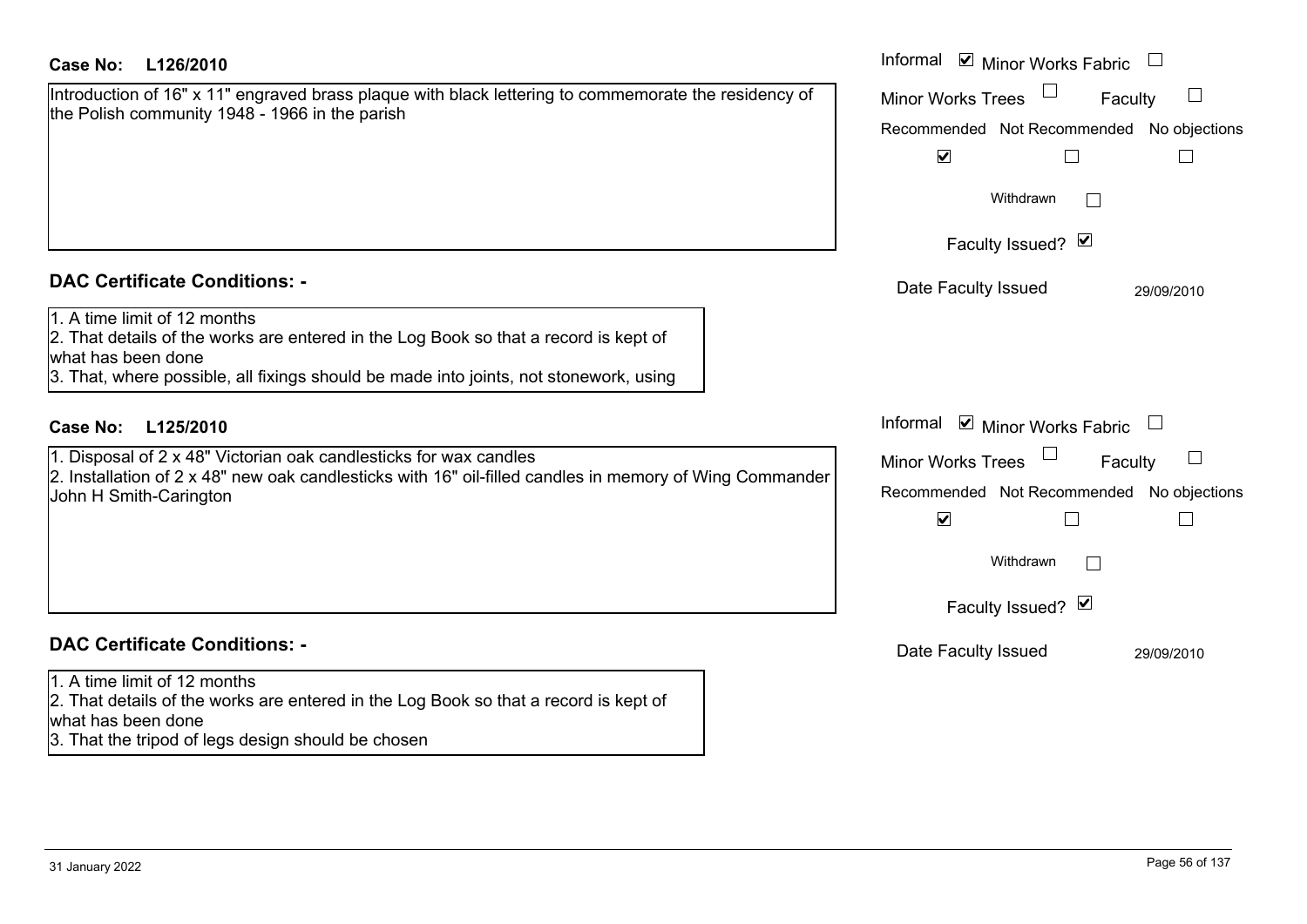**Case No:** **L126/2010**

Introduction of 16" x 11" engraved brass plaque with black lettering to commemorate the residency of the Polish community 1948 - 1966 in the parish

Informal ☑ Minor Works Fabric ☐

Minor Works Trees ☐ Faculty ☐

| Recommended | Not Recommended | No objections |
|---|---|---|
| ☑ | ☐ | ☐ |

Withdrawn ☐

Faculty Issued? ☑

Date Faculty Issued 29/09/2010

## DAC Certificate Conditions: -

1. A time limit of 12 months
2. That details of the works are entered in the Log Book so that a record is kept of what has been done
3. That, where possible, all fixings should be made into joints, not stonework, using

**Case No:** **L125/2010**

1. Disposal of 2 x 48" Victorian oak candlesticks for wax candles
2. Installation of 2 x 48" new oak candlesticks with 16" oil-filled candles in memory of Wing Commander John H Smith-Carington

Informal ☑ Minor Works Fabric ☐

Minor Works Trees ☐ Faculty ☐

| Recommended | Not Recommended | No objections |
|---|---|---|
| ☑ | ☐ | ☐ |

Withdrawn ☐

Faculty Issued? ☑

Date Faculty Issued 29/09/2010

## DAC Certificate Conditions: -

1. A time limit of 12 months
2. That details of the works are entered in the Log Book so that a record is kept of what has been done
3. That the tripod of legs design should be chosen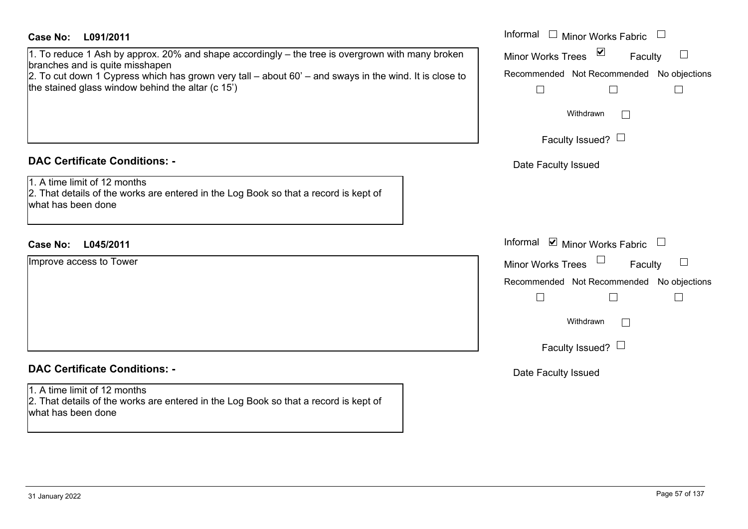**Case No: L091/2011**

1. To reduce 1 Ash by approx. 20% and shape accordingly – the tree is overgrown with many broken branches and is quite misshapen
2. To cut down 1 Cypress which has grown very tall – about 60' – and sways in the wind. It is close to the stained glass window behind the altar (c 15')

Informal ☐ Minor Works Fabric ☐
Minor Works Trees ☑ Faculty ☐
Recommended ☐ Not Recommended ☐ No objections ☐
Withdrawn ☐
Faculty Issued? ☐
Date Faculty Issued

## DAC Certificate Conditions: -

1. A time limit of 12 months
2. That details of the works are entered in the Log Book so that a record is kept of what has been done

**Case No: L045/2011**

Improve access to Tower

Informal ☑ Minor Works Fabric ☐
Minor Works Trees ☐ Faculty ☐
Recommended ☐ Not Recommended ☐ No objections ☐
Withdrawn ☐
Faculty Issued? ☐
Date Faculty Issued

## DAC Certificate Conditions: -

1. A time limit of 12 months
2. That details of the works are entered in the Log Book so that a record is kept of what has been done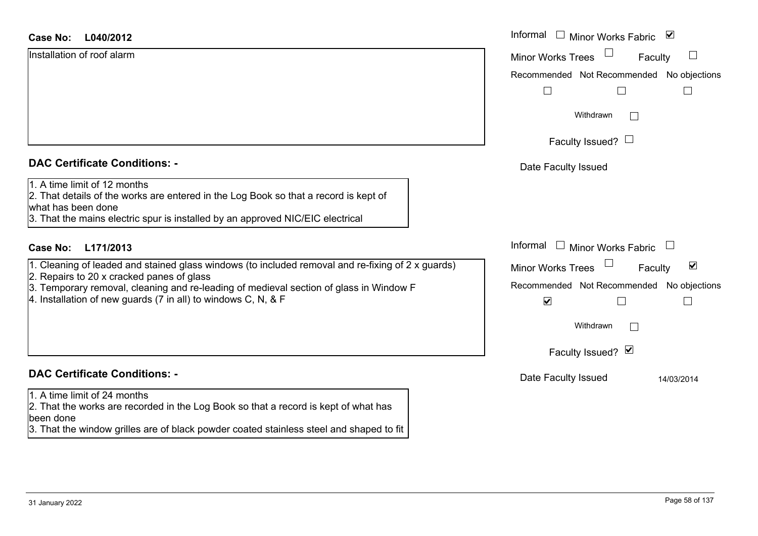**Case No: L040/2012**

Installation of roof alarm

Informal ☐ Minor Works Fabric ☑
Minor Works Trees ☐ Faculty ☐

| Recommended | Not Recommended | No objections |
|---|---|---|
| ☐ | ☐ | ☐ |

Withdrawn ☐

Faculty Issued? ☐

Date Faculty Issued

## DAC Certificate Conditions: -

1. A time limit of 12 months
2. That details of the works are entered in the Log Book so that a record is kept of what has been done
3. That the mains electric spur is installed by an approved NIC/EIC electrical

**Case No: L171/2013**

1. Cleaning of leaded and stained glass windows (to included removal and re-fixing of 2 x guards)
2. Repairs to 20 x cracked panes of glass
3. Temporary removal, cleaning and re-leading of medieval section of glass in Window F
4. Installation of new guards (7 in all) to windows C, N, & F

Informal ☐ Minor Works Fabric ☐
Minor Works Trees ☐ Faculty ☑

| Recommended | Not Recommended | No objections |
|---|---|---|
| ☑ | ☐ | ☐ |

Withdrawn ☐

Faculty Issued? ☑

Date Faculty Issued 14/03/2014

## DAC Certificate Conditions: -

1. A time limit of 24 months
2. That the works are recorded in the Log Book so that a record is kept of what has been done
3. That the window grilles are of black powder coated stainless steel and shaped to fit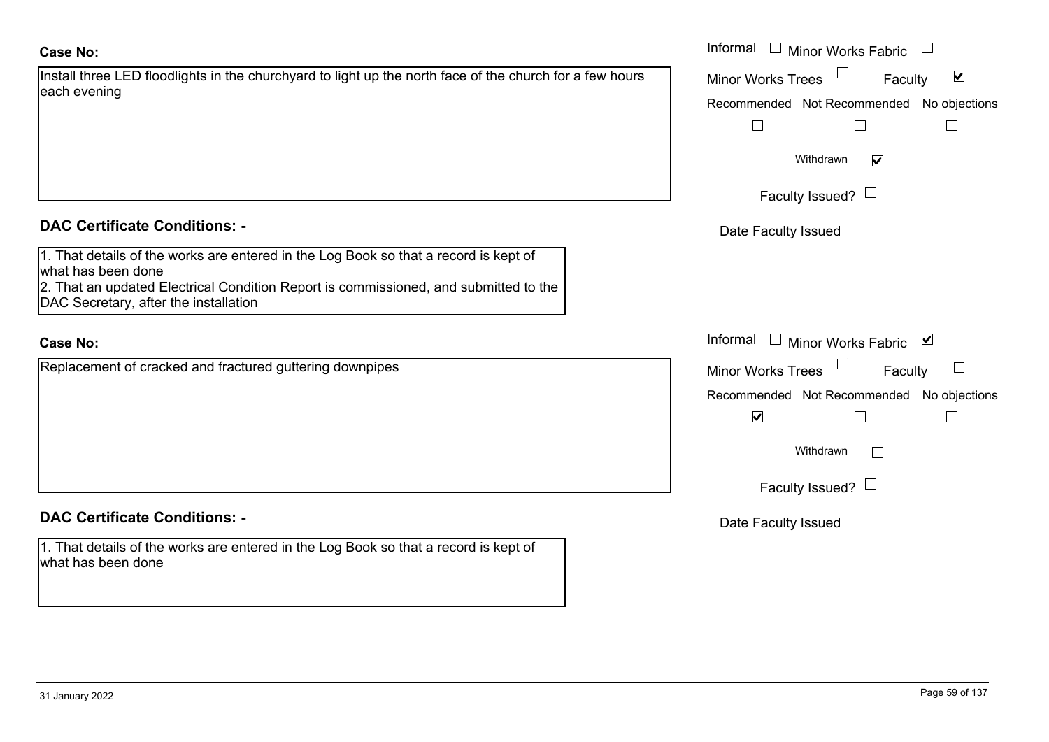**Case No:**

Install three LED floodlights in the churchyard to light up the north face of the church for a few hours each evening

Informal ☐ Minor Works Fabric ☐
Minor Works Trees ☐ Faculty ☑

Recommended ☐ Not Recommended ☐ No objections ☐

Withdrawn ☑

Faculty Issued? ☐

Date Faculty Issued

**DAC Certificate Conditions: -**

1. That details of the works are entered in the Log Book so that a record is kept of what has been done
2. That an updated Electrical Condition Report is commissioned, and submitted to the DAC Secretary, after the installation

**Case No:**

Replacement of cracked and fractured guttering downpipes

Informal ☐ Minor Works Fabric ☑
Minor Works Trees ☐ Faculty ☐

Recommended ☑ Not Recommended ☐ No objections ☐

Withdrawn ☐

Faculty Issued? ☐

Date Faculty Issued

**DAC Certificate Conditions: -**

1. That details of the works are entered in the Log Book so that a record is kept of what has been done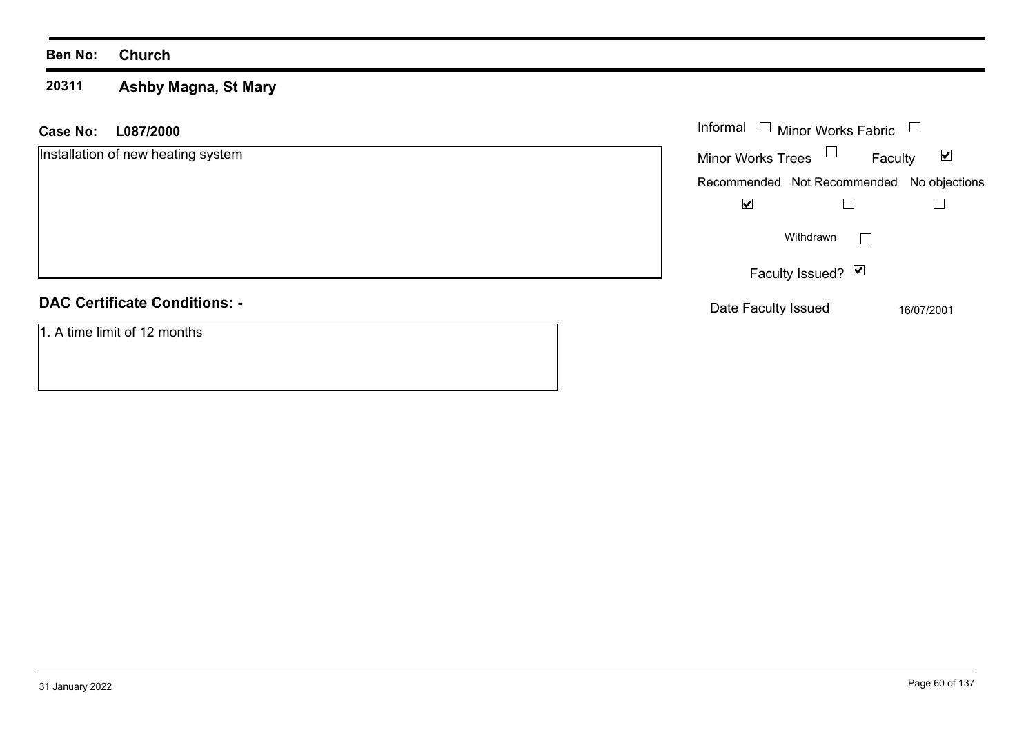**Ben No:** **Church**

**20311** **Ashby Magna, St Mary**

**Case No:** **L087/2000**

Installation of new heating system

| Informal ☐ | Minor Works Fabric ☐ |
|---|---|
| Minor Works Trees ☐ | Faculty ☑ |

| Recommended | Not Recommended | No objections |
|---|---|---|
| ☑ | ☐ | ☐ |

Withdrawn ☐

Faculty Issued? ☑

Date Faculty Issued 16/07/2001

**DAC Certificate Conditions: -**

1. A time limit of 12 months

31 January 2022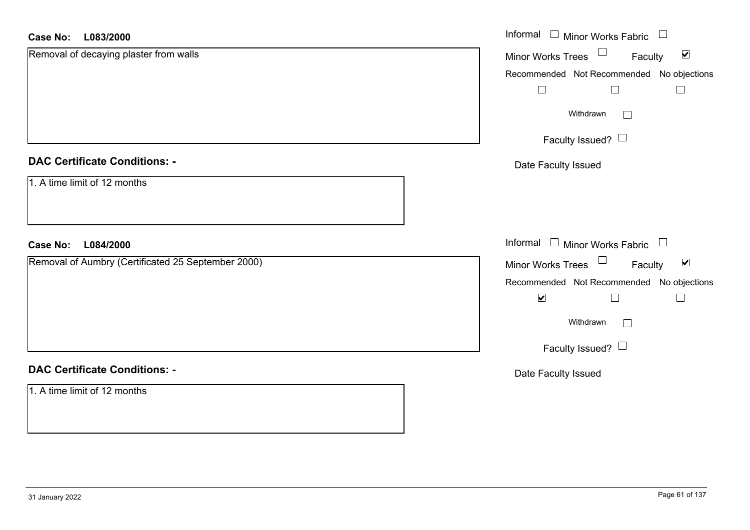**Case No: L083/2000**

Removal of decaying plaster from walls

Informal ☐ Minor Works Fabric ☐

Minor Works Trees ☐ Faculty ☑

Recommended ☐ Not Recommended ☐ No objections ☐

Withdrawn ☐

Faculty Issued? ☐

Date Faculty Issued

**DAC Certificate Conditions: -**

1. A time limit of 12 months

**Case No: L084/2000**

Removal of Aumbry (Certificated 25 September 2000)

Informal ☐ Minor Works Fabric ☐

Minor Works Trees ☐ Faculty ☑

Recommended ☑ Not Recommended ☐ No objections ☐

Withdrawn ☐

Faculty Issued? ☐

Date Faculty Issued

**DAC Certificate Conditions: -**

1. A time limit of 12 months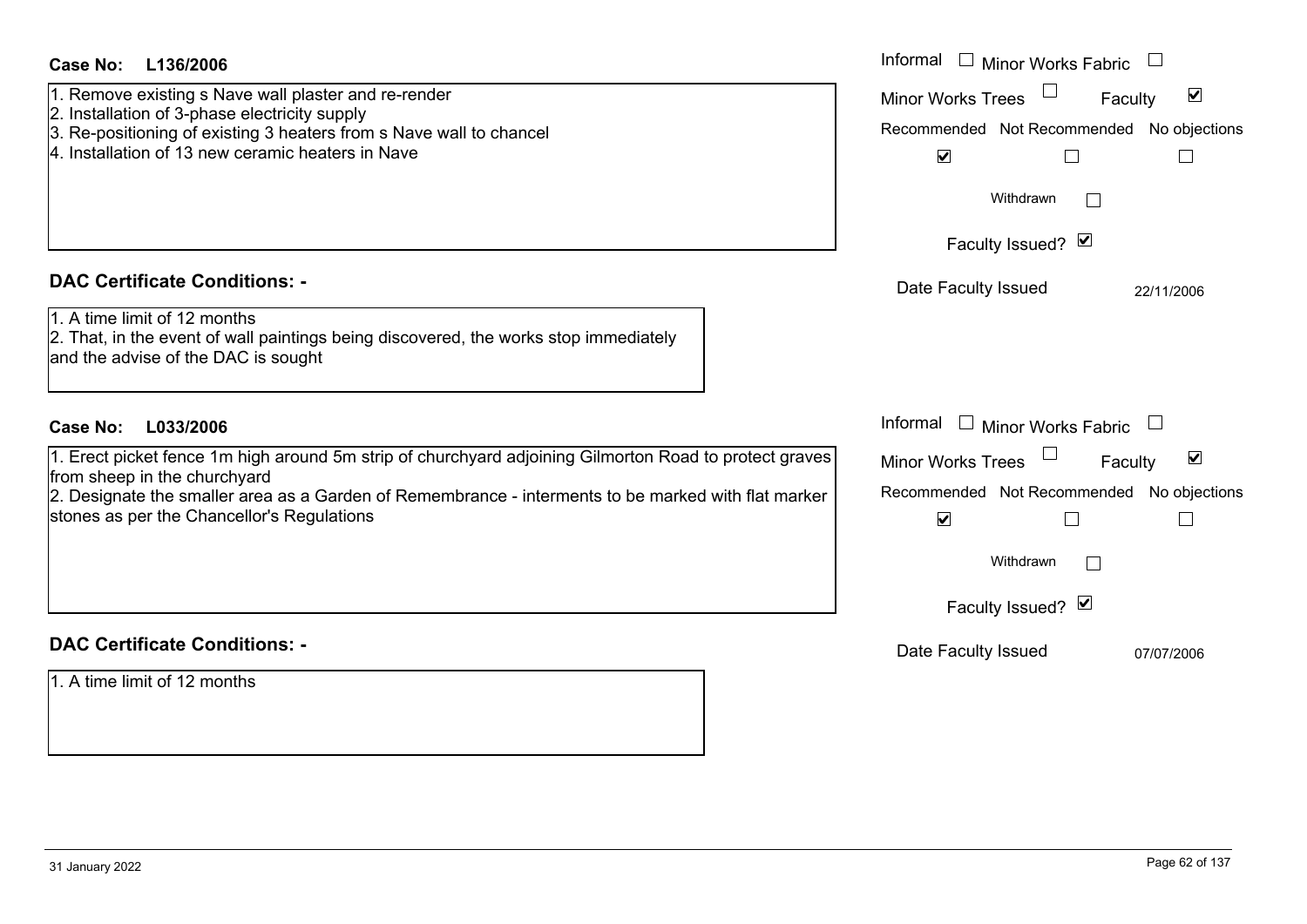**Case No:** **L136/2006**

1. Remove existing s Nave wall plaster and re-render
2. Installation of 3-phase electricity supply
3. Re-positioning of existing 3 heaters from s Nave wall to chancel
4. Installation of 13 new ceramic heaters in Nave

Informal ☐ Minor Works Fabric ☐
Minor Works Trees ☐ Faculty ☑

| Recommended | Not Recommended | No objections |
|---|---|---|
| ☑ | ☐ | ☐ |

Withdrawn ☐

Faculty Issued? ☑

Date Faculty Issued 22/11/2006

## DAC Certificate Conditions: -

1. A time limit of 12 months
2. That, in the event of wall paintings being discovered, the works stop immediately and the advise of the DAC is sought

**Case No:** **L033/2006**

1. Erect picket fence 1m high around 5m strip of churchyard adjoining Gilmorton Road to protect graves from sheep in the churchyard
2. Designate the smaller area as a Garden of Remembrance - interments to be marked with flat marker stones as per the Chancellor's Regulations

Informal ☐ Minor Works Fabric ☐
Minor Works Trees ☐ Faculty ☑

| Recommended | Not Recommended | No objections |
|---|---|---|
| ☑ | ☐ | ☐ |

Withdrawn ☐

Faculty Issued? ☑

Date Faculty Issued 07/07/2006

## DAC Certificate Conditions: -

1. A time limit of 12 months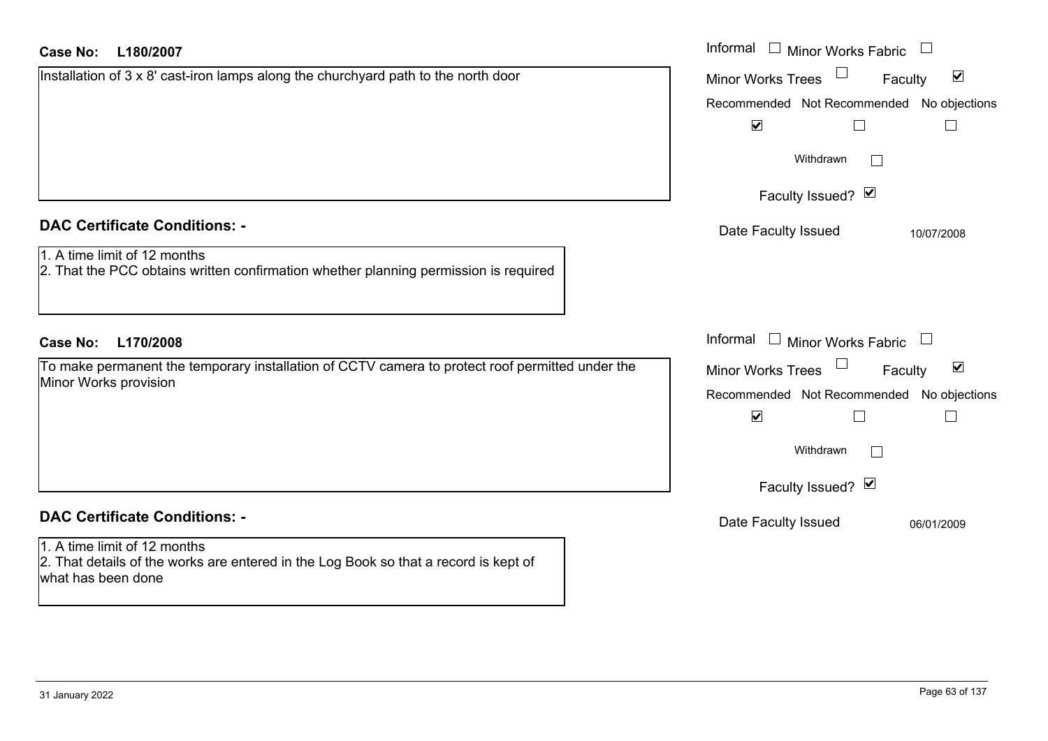**Case No: L180/2007**

Installation of 3 x 8' cast-iron lamps along the churchyard path to the north door

Informal ☐ Minor Works Fabric ☐
Minor Works Trees ☐ Faculty ☑

| Recommended | Not Recommended | No objections |
|---|---|---|
| ☑ | ☐ | ☐ |

Withdrawn ☐

Faculty Issued? ☑

Date Faculty Issued 10/07/2008

## DAC Certificate Conditions: -

1. A time limit of 12 months
2. That the PCC obtains written confirmation whether planning permission is required

**Case No: L170/2008**

To make permanent the temporary installation of CCTV camera to protect roof permitted under the Minor Works provision

Informal ☐ Minor Works Fabric ☐
Minor Works Trees ☐ Faculty ☑

| Recommended | Not Recommended | No objections |
|---|---|---|
| ☑ | ☐ | ☐ |

Withdrawn ☐

Faculty Issued? ☑

Date Faculty Issued 06/01/2009

## DAC Certificate Conditions: -

1. A time limit of 12 months
2. That details of the works are entered in the Log Book so that a record is kept of what has been done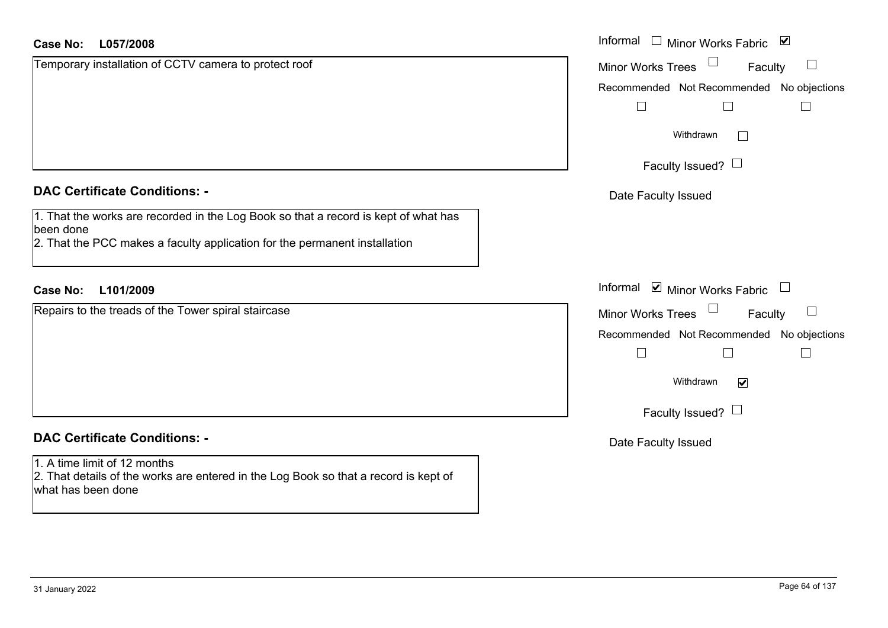**Case No:** **L057/2008**

Temporary installation of CCTV camera to protect roof

Informal ☐ Minor Works Fabric ☑

Minor Works Trees ☐ Faculty ☐

Recommended ☐ Not Recommended ☐ No objections ☐

Withdrawn ☐

Faculty Issued? ☐

Date Faculty Issued

### DAC Certificate Conditions: -

1. That the works are recorded in the Log Book so that a record is kept of what has been done
2. That the PCC makes a faculty application for the permanent installation

**Case No:** **L101/2009**

Repairs to the treads of the Tower spiral staircase

Informal ☑ Minor Works Fabric ☐

Minor Works Trees ☐ Faculty ☐

Recommended ☐ Not Recommended ☐ No objections ☐

Withdrawn ☑

Faculty Issued? ☐

Date Faculty Issued

### DAC Certificate Conditions: -

1. A time limit of 12 months
2. That details of the works are entered in the Log Book so that a record is kept of what has been done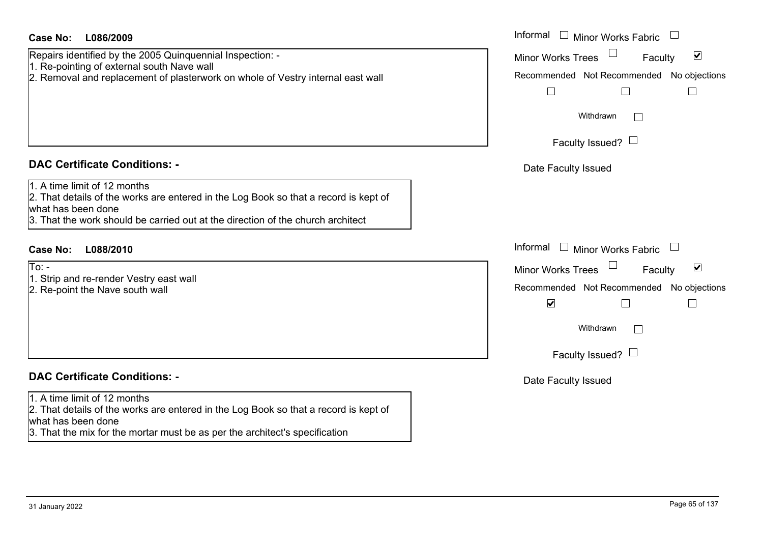**Case No: L086/2009**

Repairs identified by the 2005 Quinquennial Inspection: -
1. Re-pointing of external south Nave wall
2. Removal and replacement of plasterwork on whole of Vestry internal east wall

Informal ☐ Minor Works Fabric ☐
Minor Works Trees ☐ Faculty ☑
Recommended ☐ Not Recommended ☐ No objections ☐
Withdrawn ☐
Faculty Issued? ☐
Date Faculty Issued

## DAC Certificate Conditions: -

1. A time limit of 12 months
2. That details of the works are entered in the Log Book so that a record is kept of what has been done
3. That the work should be carried out at the direction of the church architect

**Case No: L088/2010**

To: -
1. Strip and re-render Vestry east wall
2. Re-point the Nave south wall

Informal ☐ Minor Works Fabric ☐
Minor Works Trees ☐ Faculty ☑
Recommended ☑ Not Recommended ☐ No objections ☐
Withdrawn ☐
Faculty Issued? ☐
Date Faculty Issued

## DAC Certificate Conditions: -

1. A time limit of 12 months
2. That details of the works are entered in the Log Book so that a record is kept of what has been done
3. That the mix for the mortar must be as per the architect's specification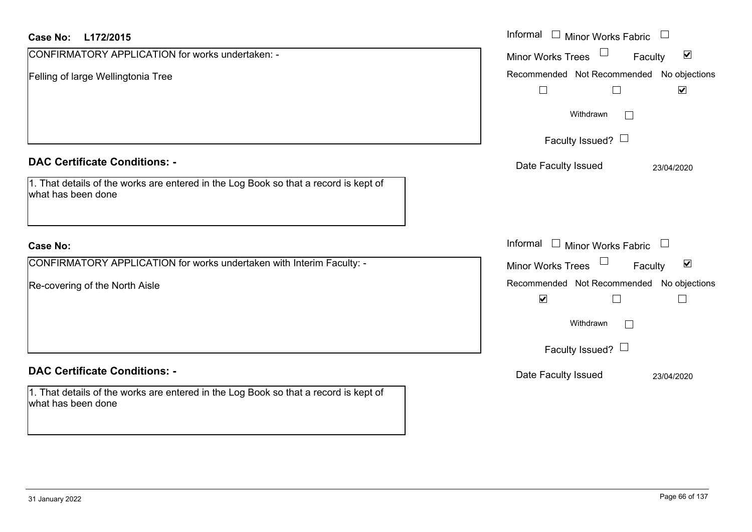**Case No: L172/2015**

CONFIRMATORY APPLICATION for works undertaken: -

Felling of large Wellingtonia Tree

Informal ☐ Minor Works Fabric ☐

Minor Works Trees ☐ Faculty ☑

Recommended ☐ Not Recommended ☐ No objections ☑

Withdrawn ☐

Faculty Issued? ☐

Date Faculty Issued 23/04/2020

**DAC Certificate Conditions: -**

1. That details of the works are entered in the Log Book so that a record is kept of what has been done

**Case No:**

CONFIRMATORY APPLICATION for works undertaken with Interim Faculty: -

Re-covering of the North Aisle

Informal ☐ Minor Works Fabric ☐

Minor Works Trees ☐ Faculty ☑

Recommended ☑ Not Recommended ☐ No objections ☐

Withdrawn ☐

Faculty Issued? ☐

Date Faculty Issued 23/04/2020

**DAC Certificate Conditions: -**

1. That details of the works are entered in the Log Book so that a record is kept of what has been done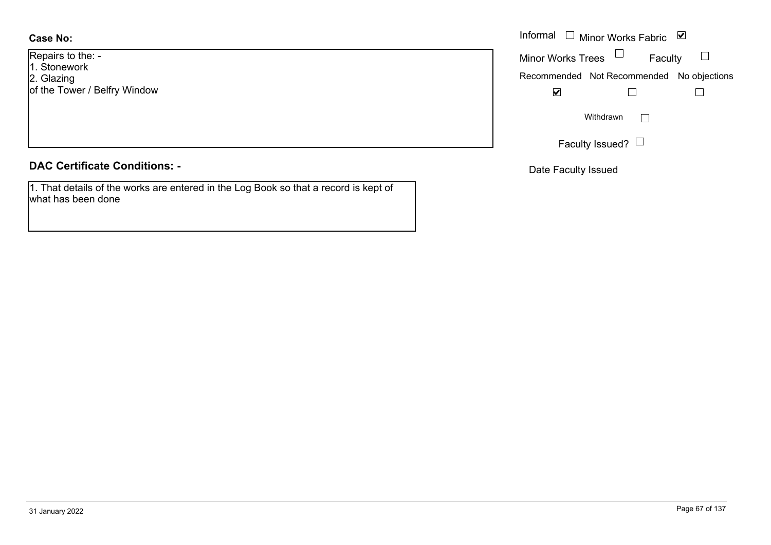**Case No:**

Repairs to the: -
1. Stonework
2. Glazing
of the Tower / Belfry Window

Informal ☐ Minor Works Fabric ☑

Minor Works Trees ☐ Faculty ☐

Recommended ☑ Not Recommended ☐ No objections ☐

Withdrawn ☐

Faculty Issued? ☐

Date Faculty Issued

**DAC Certificate Conditions: -**

1. That details of the works are entered in the Log Book so that a record is kept of what has been done

31 January 2022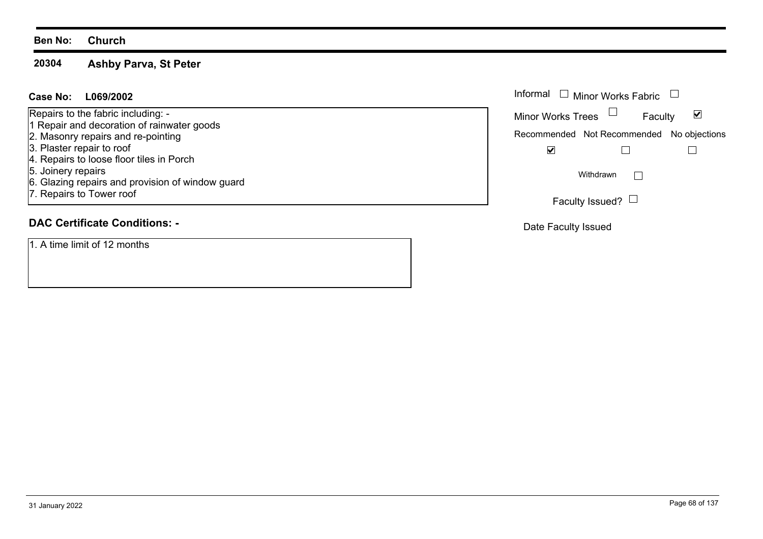**Ben No:** **Church**

## 20304 Ashby Parva, St Peter

**Case No:** **L069/2002**

Repairs to the fabric including: -
1 Repair and decoration of rainwater goods
2. Masonry repairs and re-pointing
3. Plaster repair to roof
4. Repairs to loose floor tiles in Porch
5. Joinery repairs
6. Glazing repairs and provision of window guard
7. Repairs to Tower roof

Informal ☐ Minor Works Fabric ☐

Minor Works Trees ☐ Faculty ☑

Recommended ☑ Not Recommended ☐ No objections ☐

Withdrawn ☐

Faculty Issued? ☐

Date Faculty Issued

### DAC Certificate Conditions: -

1. A time limit of 12 months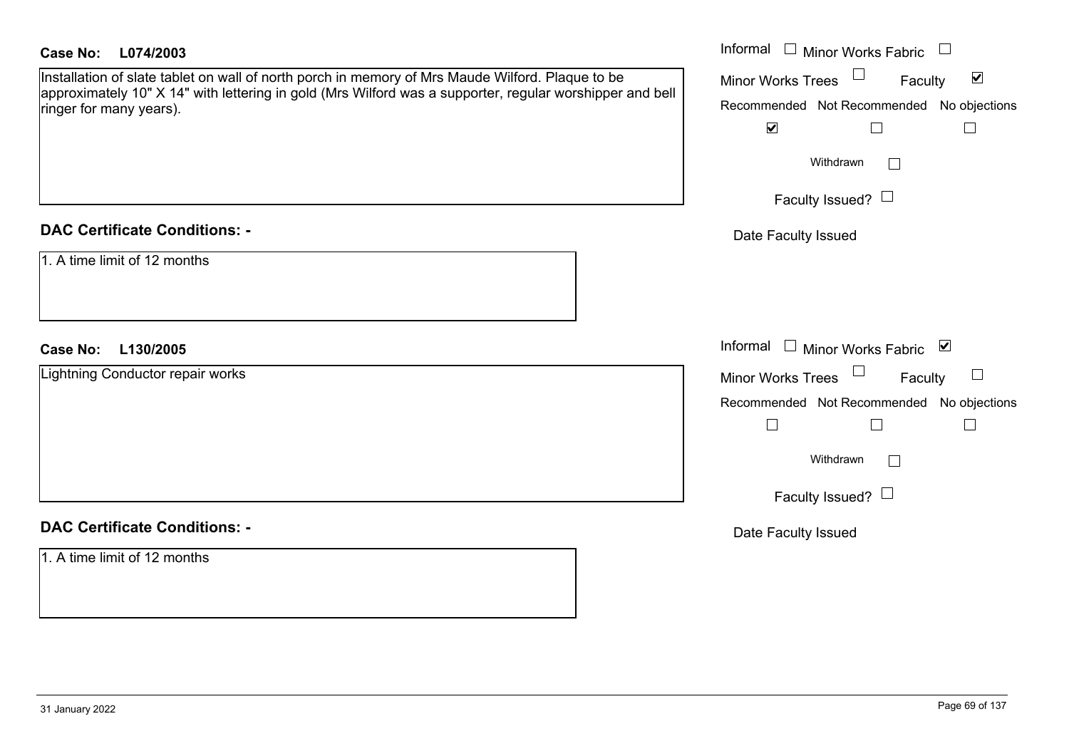**Case No:** **L074/2003**

Installation of slate tablet on wall of north porch in memory of Mrs Maude Wilford. Plaque to be approximately 10" X 14" with lettering in gold (Mrs Wilford was a supporter, regular worshipper and bell ringer for many years).

Informal ☐ Minor Works Fabric ☐
Minor Works Trees ☐ Faculty ☑

| Recommended | Not Recommended | No objections |
| --- | --- | --- |
| ☑ | ☐ | ☐ |

Withdrawn ☐

Faculty Issued? ☐

Date Faculty Issued

## DAC Certificate Conditions: -

1. A time limit of 12 months

**Case No:** **L130/2005**

Lightning Conductor repair works

Informal ☐ Minor Works Fabric ☑
Minor Works Trees ☐ Faculty ☐

| Recommended | Not Recommended | No objections |
| --- | --- | --- |
| ☐ | ☐ | ☐ |

Withdrawn ☐

Faculty Issued? ☐

Date Faculty Issued

## DAC Certificate Conditions: -

1. A time limit of 12 months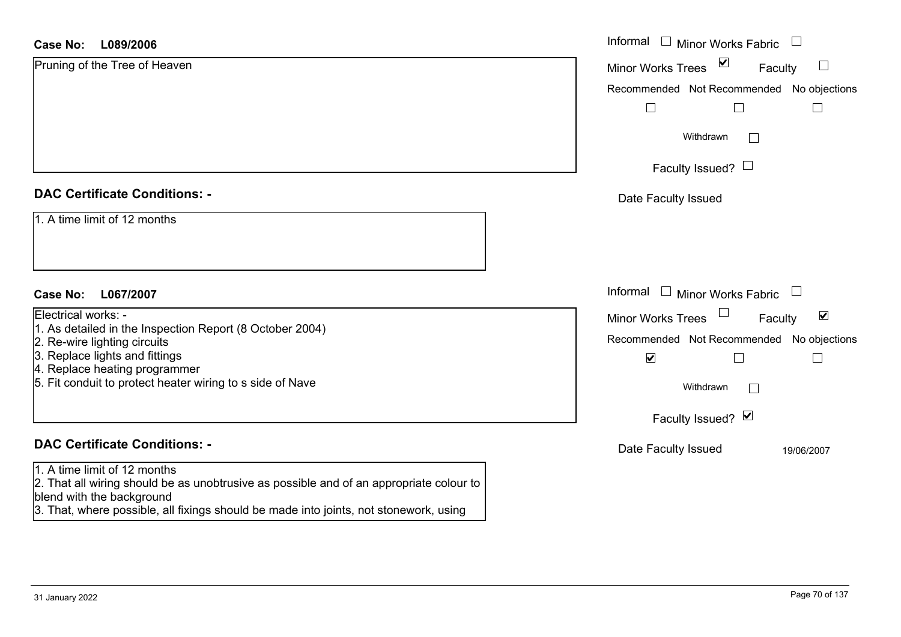**Case No: L089/2006**

Pruning of the Tree of Heaven

Informal ☐ Minor Works Fabric ☐

Minor Works Trees ☑ Faculty ☐

Recommended ☐ Not Recommended ☐ No objections ☐

Withdrawn ☐

Faculty Issued? ☐

Date Faculty Issued

## DAC Certificate Conditions: -

1. A time limit of 12 months

**Case No: L067/2007**

Electrical works: -
1. As detailed in the Inspection Report (8 October 2004)
2. Re-wire lighting circuits
3. Replace lights and fittings
4. Replace heating programmer
5. Fit conduit to protect heater wiring to s side of Nave

Informal ☐ Minor Works Fabric ☐

Minor Works Trees ☐ Faculty ☑

Recommended ☑ Not Recommended ☐ No objections ☐

Withdrawn ☐

Faculty Issued? ☑

Date Faculty Issued 19/06/2007

## DAC Certificate Conditions: -

1. A time limit of 12 months
2. That all wiring should be as unobtrusive as possible and of an appropriate colour to blend with the background
3. That, where possible, all fixings should be made into joints, not stonework, using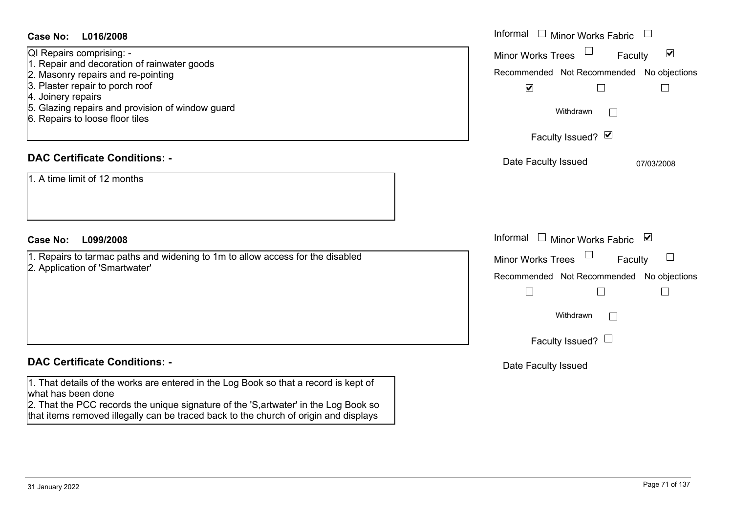**Case No: L016/2008**

QI Repairs comprising: -
1. Repair and decoration of rainwater goods
2. Masonry repairs and re-pointing
3. Plaster repair to porch roof
4. Joinery repairs
5. Glazing repairs and provision of window guard
6. Repairs to loose floor tiles

Informal ☐ Minor Works Fabric ☐
Minor Works Trees ☐ Faculty ☑
Recommended ☑ Not Recommended ☐ No objections ☐
Withdrawn ☐
Faculty Issued? ☑
Date Faculty Issued 07/03/2008

**DAC Certificate Conditions: -**

1. A time limit of 12 months

**Case No: L099/2008**

1. Repairs to tarmac paths and widening to 1m to allow access for the disabled
2. Application of 'Smartwater'

Informal ☐ Minor Works Fabric ☑
Minor Works Trees ☐ Faculty ☐
Recommended ☐ Not Recommended ☐ No objections ☐
Withdrawn ☐
Faculty Issued? ☐
Date Faculty Issued

**DAC Certificate Conditions: -**

1. That details of the works are entered in the Log Book so that a record is kept of what has been done
2. That the PCC records the unique signature of the 'S,artwater' in the Log Book so that items removed illegally can be traced back to the church of origin and displays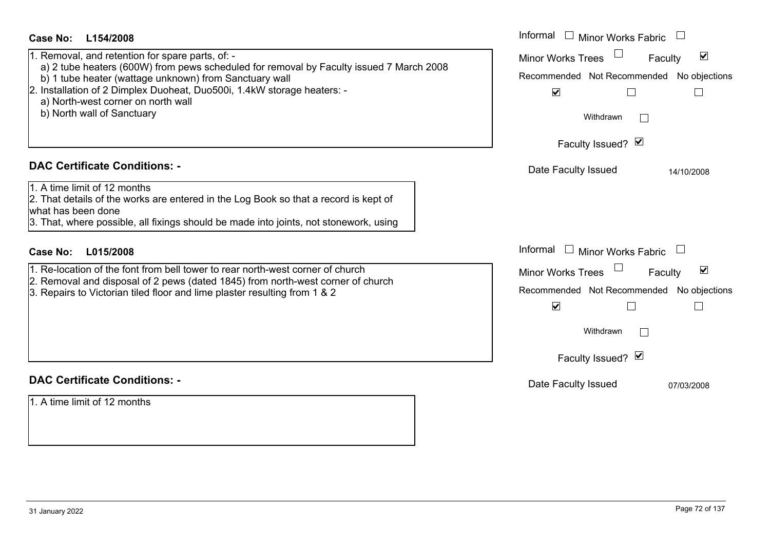**Case No: L154/2008**

1. Removal, and retention for spare parts, of: -
   a) 2 tube heaters (600W) from pews scheduled for removal by Faculty issued 7 March 2008
   b) 1 tube heater (wattage unknown) from Sanctuary wall
2. Installation of 2 Dimplex Duoheat, Duo500i, 1.4kW storage heaters: -
   a) North-west corner on north wall
   b) North wall of Sanctuary

Informal ☐ Minor Works Fabric ☐
Minor Works Trees ☐ Faculty ☑
Recommended ☑ Not Recommended ☐ No objections ☐
Withdrawn ☐
Faculty Issued? ☑
Date Faculty Issued 14/10/2008

**DAC Certificate Conditions: -**

1. A time limit of 12 months
2. That details of the works are entered in the Log Book so that a record is kept of what has been done
3. That, where possible, all fixings should be made into joints, not stonework, using

**Case No: L015/2008**

1. Re-location of the font from bell tower to rear north-west corner of church
2. Removal and disposal of 2 pews (dated 1845) from north-west corner of church
3. Repairs to Victorian tiled floor and lime plaster resulting from 1 & 2

Informal ☐ Minor Works Fabric ☐
Minor Works Trees ☐ Faculty ☑
Recommended ☑ Not Recommended ☐ No objections ☐
Withdrawn ☐
Faculty Issued? ☑
Date Faculty Issued 07/03/2008

**DAC Certificate Conditions: -**

1. A time limit of 12 months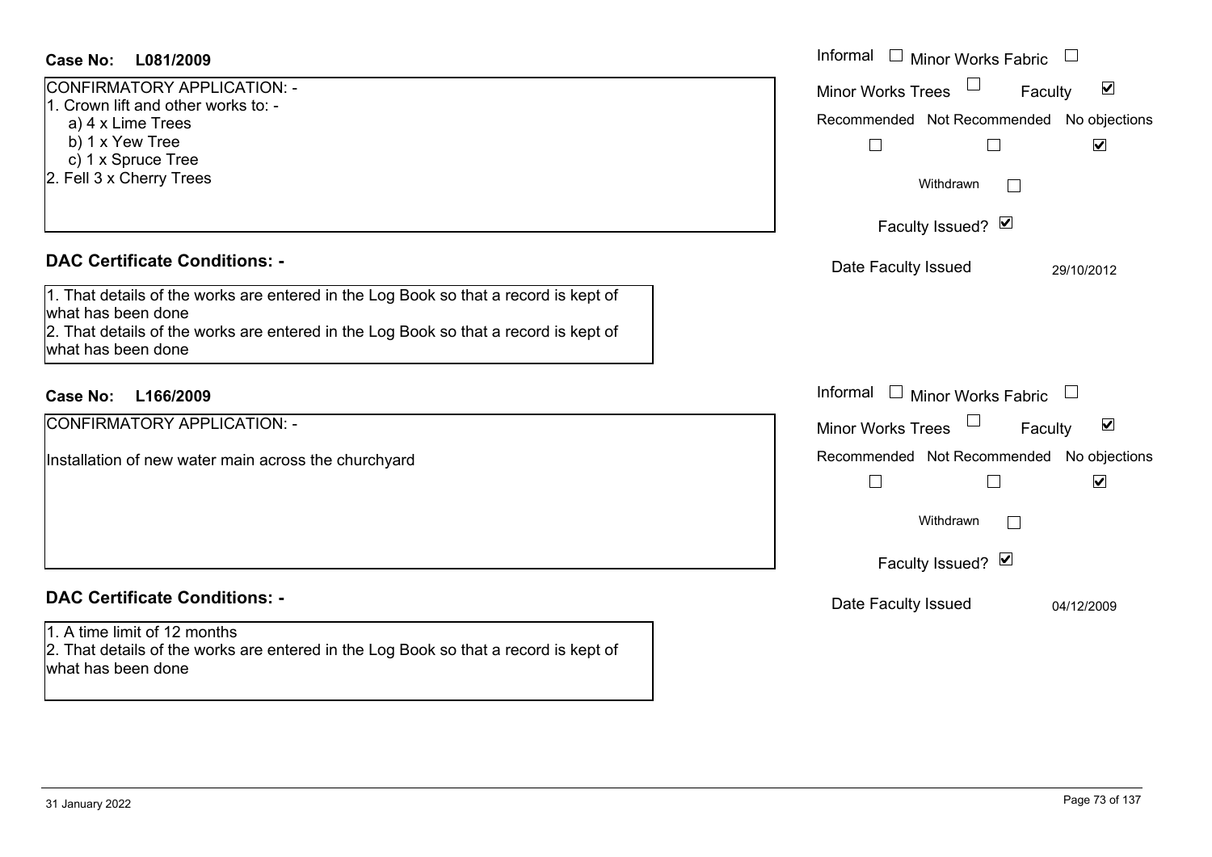**Case No: L081/2009**

CONFIRMATORY APPLICATION: -
1. Crown lift and other works to: -
   a) 4 x Lime Trees
   b) 1 x Yew Tree
   c) 1 x Spruce Tree
2. Fell 3 x Cherry Trees

Informal ☐ Minor Works Fabric ☐
Minor Works Trees ☐ Faculty ☑
Recommended ☐ Not Recommended ☐ No objections ☑
Withdrawn ☐
Faculty Issued? ☑
Date Faculty Issued 29/10/2012

**DAC Certificate Conditions: -**

1. That details of the works are entered in the Log Book so that a record is kept of what has been done
2. That details of the works are entered in the Log Book so that a record is kept of what has been done

**Case No: L166/2009**

CONFIRMATORY APPLICATION: -

Installation of new water main across the churchyard

Informal ☐ Minor Works Fabric ☐
Minor Works Trees ☐ Faculty ☑
Recommended ☐ Not Recommended ☐ No objections ☑
Withdrawn ☐
Faculty Issued? ☑
Date Faculty Issued 04/12/2009

**DAC Certificate Conditions: -**

1. A time limit of 12 months
2. That details of the works are entered in the Log Book so that a record is kept of what has been done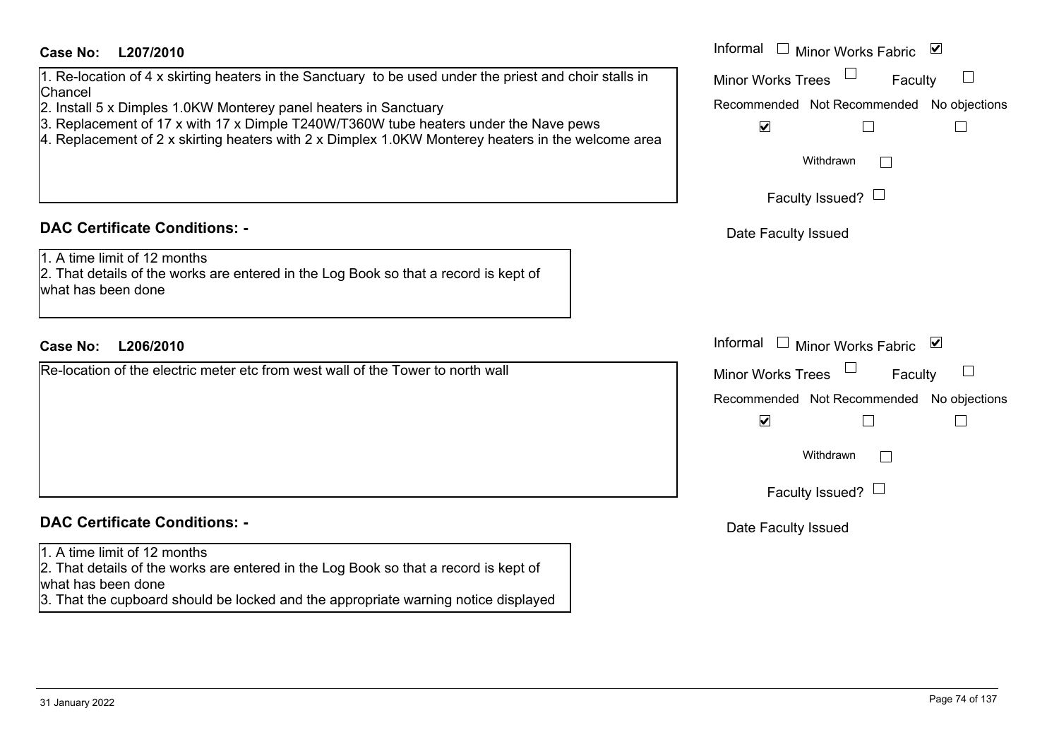**Case No: L207/2010**

1. Re-location of 4 x skirting heaters in the Sanctuary to be used under the priest and choir stalls in Chancel
2. Install 5 x Dimples 1.0KW Monterey panel heaters in Sanctuary
3. Replacement of 17 x with 17 x Dimple T240W/T360W tube heaters under the Nave pews
4. Replacement of 2 x skirting heaters with 2 x Dimplex 1.0KW Monterey heaters in the welcome area

Informal ☐ Minor Works Fabric ☑
Minor Works Trees ☐ Faculty ☐
Recommended ☑ Not Recommended ☐ No objections ☐
Withdrawn ☐
Faculty Issued? ☐
Date Faculty Issued

**DAC Certificate Conditions: -**

1. A time limit of 12 months
2. That details of the works are entered in the Log Book so that a record is kept of what has been done

**Case No: L206/2010**

Re-location of the electric meter etc from west wall of the Tower to north wall

Informal ☐ Minor Works Fabric ☑
Minor Works Trees ☐ Faculty ☐
Recommended ☑ Not Recommended ☐ No objections ☐
Withdrawn ☐
Faculty Issued? ☐
Date Faculty Issued

**DAC Certificate Conditions: -**

1. A time limit of 12 months
2. That details of the works are entered in the Log Book so that a record is kept of what has been done
3. That the cupboard should be locked and the appropriate warning notice displayed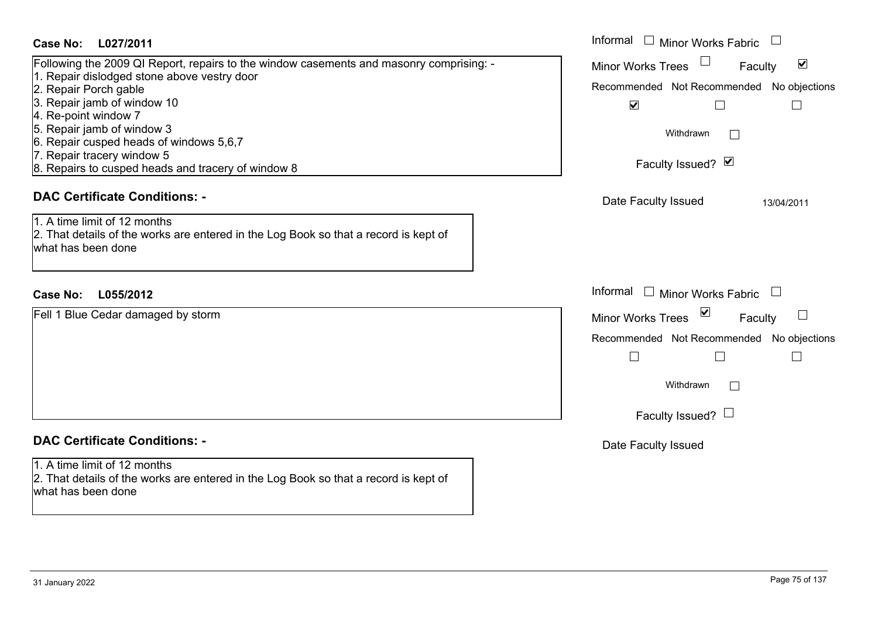**Case No: L027/2011**

Following the 2009 QI Report, repairs to the window casements and masonry comprising: -
1. Repair dislodged stone above vestry door
2. Repair Porch gable
3. Repair jamb of window 10
4. Re-point window 7
5. Repair jamb of window 3
6. Repair cusped heads of windows 5,6,7
7. Repair tracery window 5
8. Repairs to cusped heads and tracery of window 8

Informal ☐ Minor Works Fabric ☐
Minor Works Trees ☐ Faculty ☑

| Recommended | Not Recommended | No objections |
|---|---|---|
| ☑ | ☐ | ☐ |

Withdrawn ☐

Faculty Issued? ☑

Date Faculty Issued 13/04/2011

## DAC Certificate Conditions: -

1. A time limit of 12 months
2. That details of the works are entered in the Log Book so that a record is kept of what has been done

**Case No: L055/2012**

Fell 1 Blue Cedar damaged by storm

Informal ☐ Minor Works Fabric ☐
Minor Works Trees ☑ Faculty ☐

| Recommended | Not Recommended | No objections |
|---|---|---|
| ☐ | ☐ | ☐ |

Withdrawn ☐

Faculty Issued? ☐

Date Faculty Issued

## DAC Certificate Conditions: -

1. A time limit of 12 months
2. That details of the works are entered in the Log Book so that a record is kept of what has been done

31 January 2022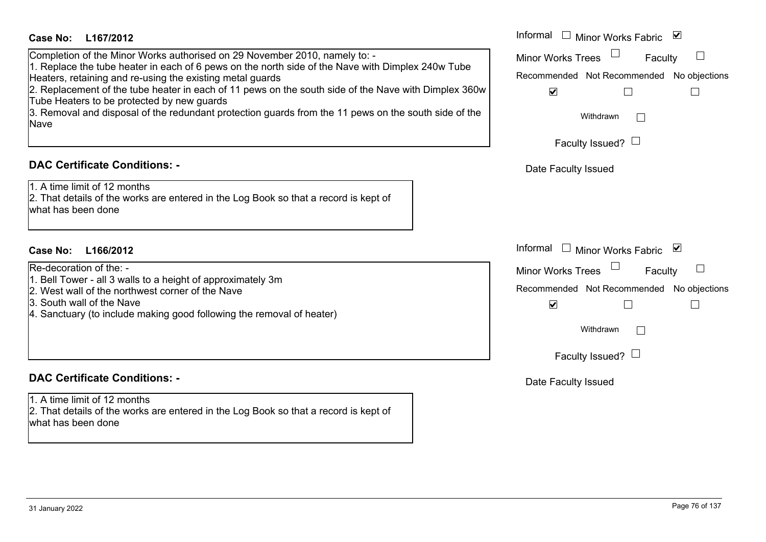**Case No: L167/2012**

Informal ☐ Minor Works Fabric ☑
Minor Works Trees ☐ Faculty ☐
Recommended ☑ Not Recommended ☐ No objections ☐
Withdrawn ☐
Faculty Issued? ☐
Date Faculty Issued

Completion of the Minor Works authorised on 29 November 2010, namely to: -
1. Replace the tube heater in each of 6 pews on the north side of the Nave with Dimplex 240w Tube Heaters, retaining and re-using the existing metal guards
2. Replacement of the tube heater in each of 11 pews on the south side of the Nave with Dimplex 360w Tube Heaters to be protected by new guards
3. Removal and disposal of the redundant protection guards from the 11 pews on the south side of the Nave

**DAC Certificate Conditions: -**

1. A time limit of 12 months
2. That details of the works are entered in the Log Book so that a record is kept of what has been done

**Case No: L166/2012**

Informal ☐ Minor Works Fabric ☑
Minor Works Trees ☐ Faculty ☐
Recommended ☑ Not Recommended ☐ No objections ☐
Withdrawn ☐
Faculty Issued? ☐
Date Faculty Issued

Re-decoration of the: -
1. Bell Tower - all 3 walls to a height of approximately 3m
2. West wall of the northwest corner of the Nave
3. South wall of the Nave
4. Sanctuary (to include making good following the removal of heater)

**DAC Certificate Conditions: -**

1. A time limit of 12 months
2. That details of the works are entered in the Log Book so that a record is kept of what has been done

31 January 2022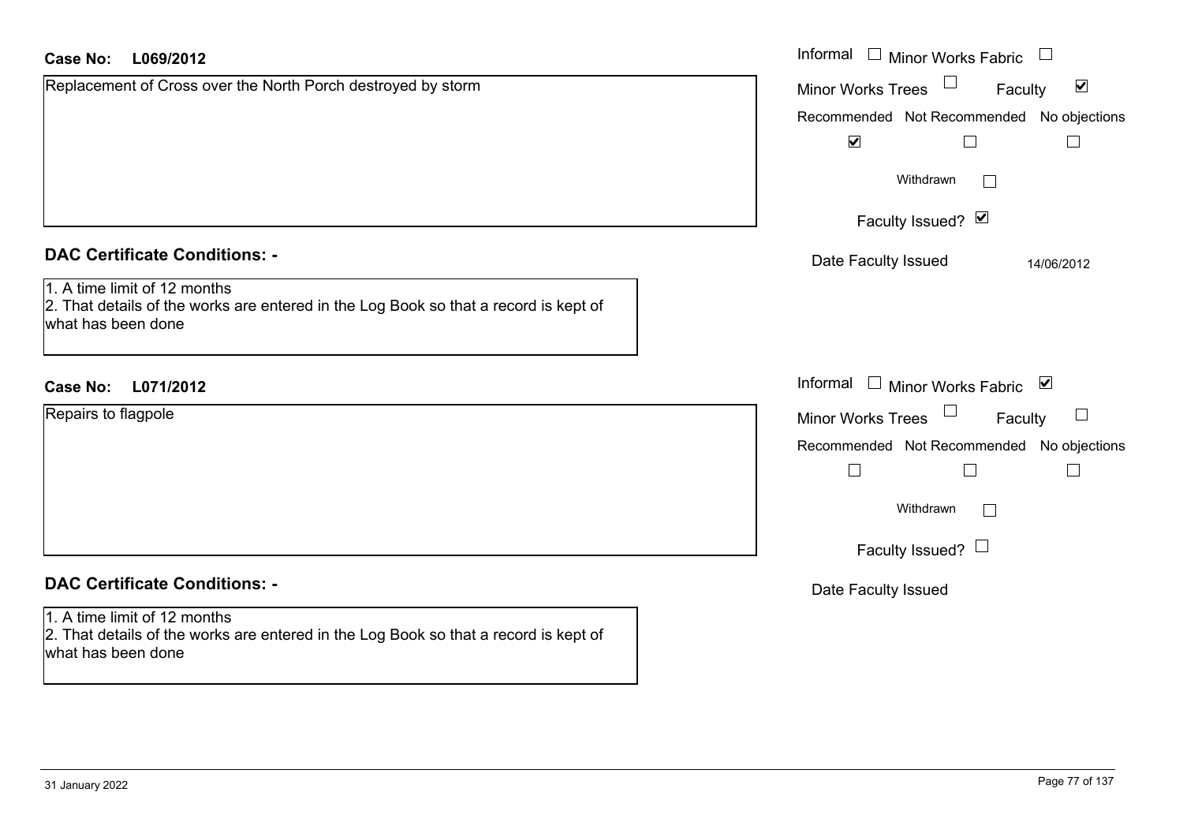**Case No: L069/2012**

Replacement of Cross over the North Porch destroyed by storm

Informal ☐ Minor Works Fabric ☐

Minor Works Trees ☐ Faculty ☑

Recommended ☑ Not Recommended ☐ No objections ☐

Withdrawn ☐

Faculty Issued? ☑

Date Faculty Issued 14/06/2012

## DAC Certificate Conditions: -

1. A time limit of 12 months
2. That details of the works are entered in the Log Book so that a record is kept of what has been done

**Case No: L071/2012**

Repairs to flagpole

Informal ☐ Minor Works Fabric ☑

Minor Works Trees ☐ Faculty ☐

Recommended ☐ Not Recommended ☐ No objections ☐

Withdrawn ☐

Faculty Issued? ☐

Date Faculty Issued

## DAC Certificate Conditions: -

1. A time limit of 12 months
2. That details of the works are entered in the Log Book so that a record is kept of what has been done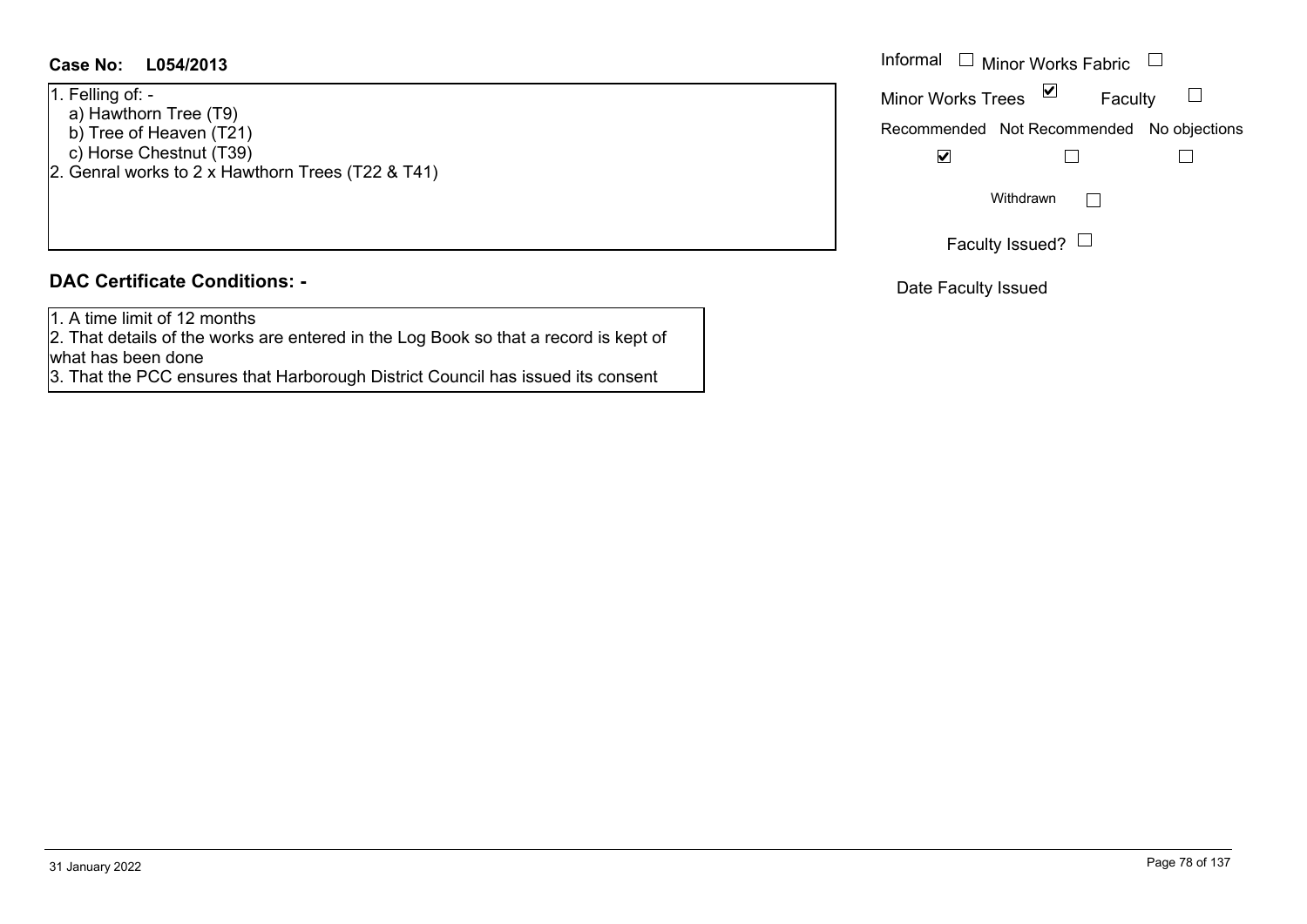**Case No: L054/2013**

1. Felling of: -
   a) Hawthorn Tree (T9)
   b) Tree of Heaven (T21)
   c) Horse Chestnut (T39)
2. Genral works to 2 x Hawthorn Trees (T22 & T41)

Informal ☐ Minor Works Fabric ☐

Minor Works Trees ☑ Faculty ☐

| Recommended | Not Recommended | No objections |
|---|---|---|
| ☑ | ☐ | ☐ |

Withdrawn ☐

Faculty Issued? ☐

Date Faculty Issued

## DAC Certificate Conditions: -

1. A time limit of 12 months
2. That details of the works are entered in the Log Book so that a record is kept of what has been done
3. That the PCC ensures that Harborough District Council has issued its consent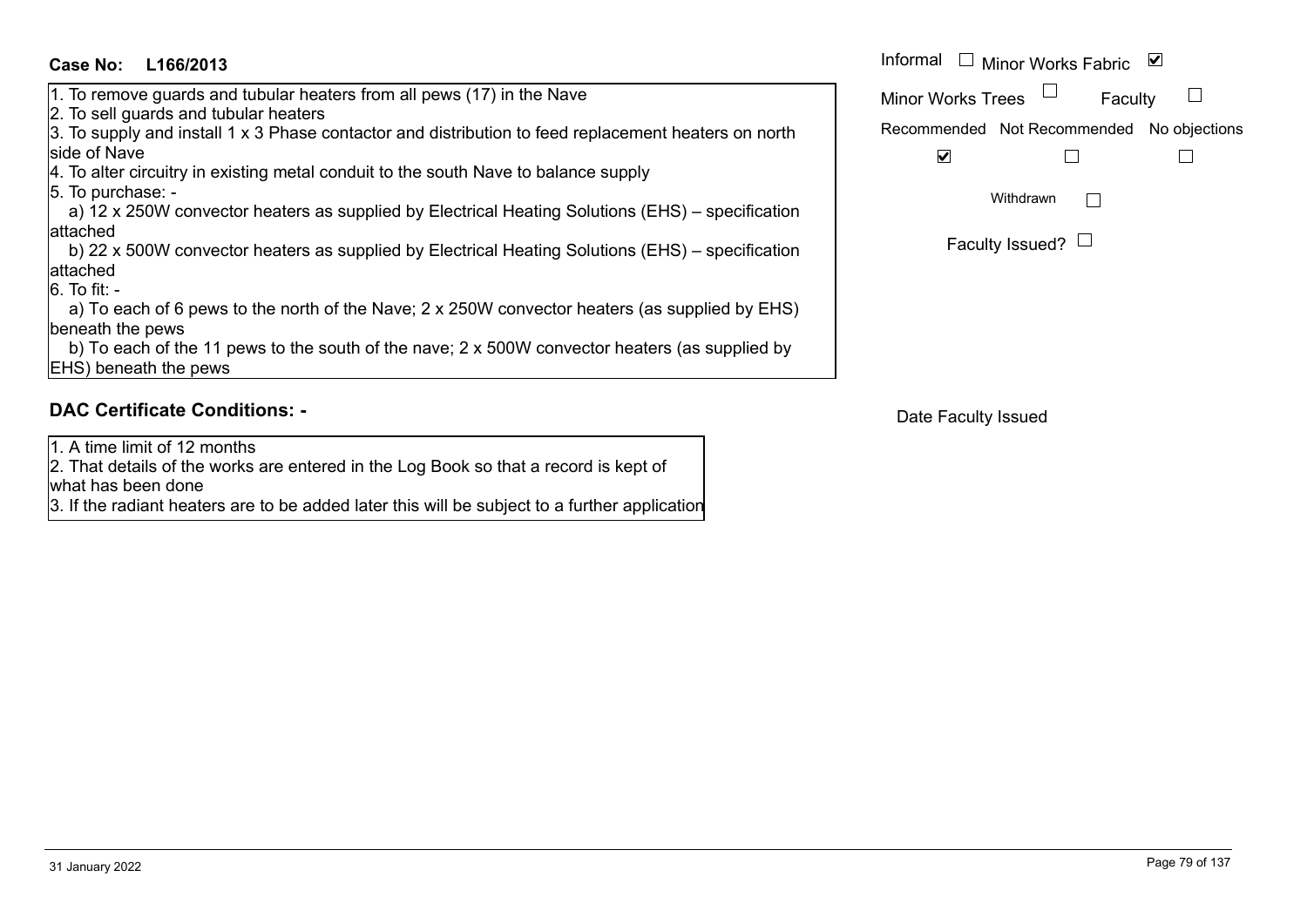**Case No: L166/2013**

1. To remove guards and tubular heaters from all pews (17) in the Nave
2. To sell guards and tubular heaters
3. To supply and install 1 x 3 Phase contactor and distribution to feed replacement heaters on north side of Nave
4. To alter circuitry in existing metal conduit to the south Nave to balance supply
5. To purchase: -
   a) 12 x 250W convector heaters as supplied by Electrical Heating Solutions (EHS) – specification attached
   b) 22 x 500W convector heaters as supplied by Electrical Heating Solutions (EHS) – specification attached
6. To fit: -
   a) To each of 6 pews to the north of the Nave; 2 x 250W convector heaters (as supplied by EHS) beneath the pews
   b) To each of the 11 pews to the south of the nave; 2 x 500W convector heaters (as supplied by EHS) beneath the pews

Informal ☐ Minor Works Fabric ☑

Minor Works Trees ☐ Faculty ☐

Recommended ☑ Not Recommended ☐ No objections ☐

Withdrawn ☐

Faculty Issued? ☐

## DAC Certificate Conditions: -

1. A time limit of 12 months
2. That details of the works are entered in the Log Book so that a record is kept of what has been done
3. If the radiant heaters are to be added later this will be subject to a further application

Date Faculty Issued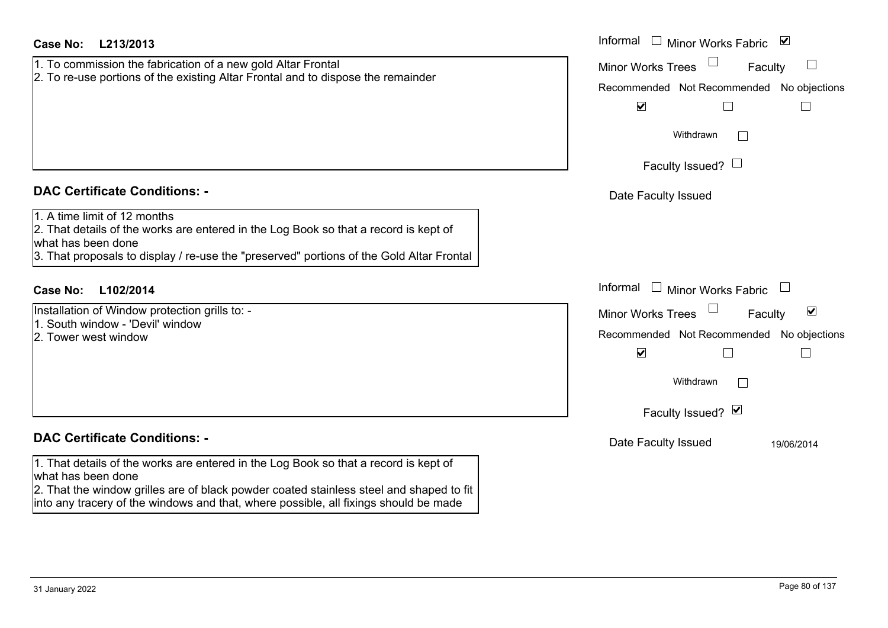**Case No: L213/2013**

1. To commission the fabrication of a new gold Altar Frontal
2. To re-use portions of the existing Altar Frontal and to dispose the remainder

Informal ☐ Minor Works Fabric ☑

Minor Works Trees ☐ Faculty ☐

Recommended ☑ Not Recommended ☐ No objections ☐

Withdrawn ☐

Faculty Issued? ☐

Date Faculty Issued

**DAC Certificate Conditions: -**

1. A time limit of 12 months
2. That details of the works are entered in the Log Book so that a record is kept of what has been done
3. That proposals to display / re-use the "preserved" portions of the Gold Altar Frontal

**Case No: L102/2014**

Installation of Window protection grills to: -
1. South window - 'Devil' window
2. Tower west window

Informal ☐ Minor Works Fabric ☐

Minor Works Trees ☐ Faculty ☑

Recommended ☑ Not Recommended ☐ No objections ☐

Withdrawn ☐

Faculty Issued? ☑

Date Faculty Issued 19/06/2014

**DAC Certificate Conditions: -**

1. That details of the works are entered in the Log Book so that a record is kept of what has been done
2. That the window grilles are of black powder coated stainless steel and shaped to fit into any tracery of the windows and that, where possible, all fixings should be made

31 January 2022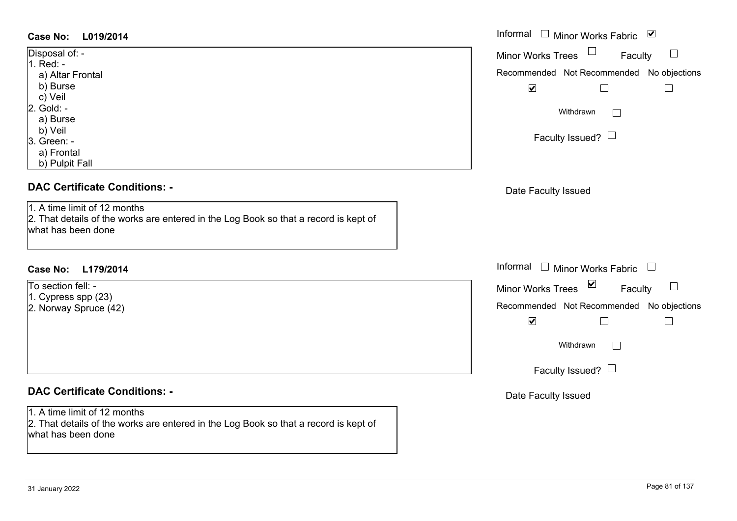**Case No: L019/2014**

Informal ☐ Minor Works Fabric ☑

Minor Works Trees ☐ Faculty ☐

Recommended ☑ Not Recommended ☐ No objections ☐

Withdrawn ☐

Faculty Issued? ☐

Date Faculty Issued

Disposal of: -
1. Red: -
   a) Altar Frontal
   b) Burse
   c) Veil
2. Gold: -
   a) Burse
   b) Veil
3. Green: -
   a) Frontal
   b) Pulpit Fall

## DAC Certificate Conditions: -

1. A time limit of 12 months
2. That details of the works are entered in the Log Book so that a record is kept of what has been done

**Case No: L179/2014**

Informal ☐ Minor Works Fabric ☐

Minor Works Trees ☑ Faculty ☐

Recommended ☑ Not Recommended ☐ No objections ☐

Withdrawn ☐

Faculty Issued? ☐

Date Faculty Issued

To section fell: -
1. Cypress spp (23)
2. Norway Spruce (42)

## DAC Certificate Conditions: -

1. A time limit of 12 months
2. That details of the works are entered in the Log Book so that a record is kept of what has been done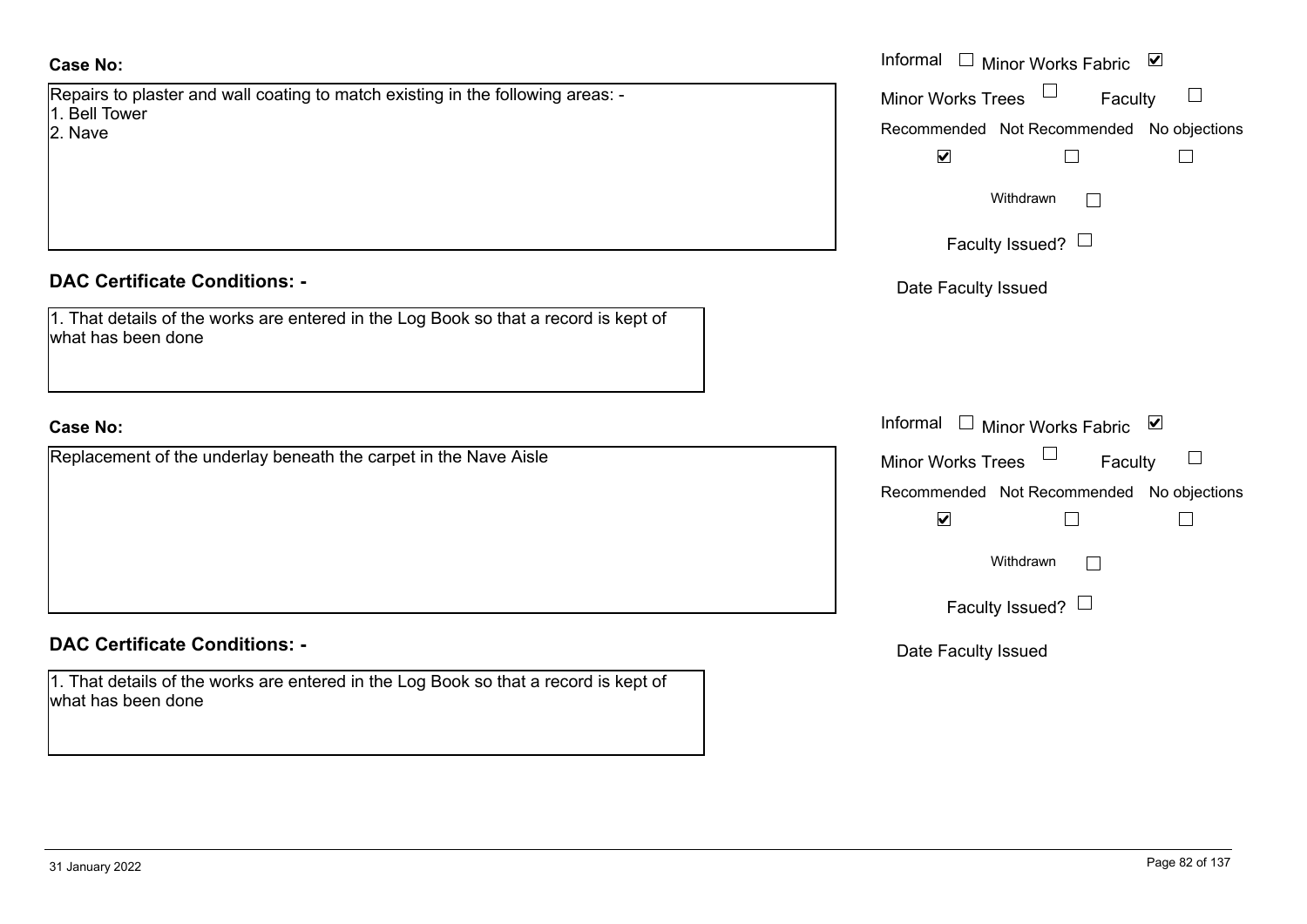**Case No:**

Repairs to plaster and wall coating to match existing in the following areas: -
1. Bell Tower
2. Nave

Informal ☐ Minor Works Fabric ☑
Minor Works Trees ☐ Faculty ☐
Recommended ☑ Not Recommended ☐ No objections ☐
Withdrawn ☐
Faculty Issued? ☐
Date Faculty Issued

**DAC Certificate Conditions: -**

1. That details of the works are entered in the Log Book so that a record is kept of what has been done

**Case No:**

Replacement of the underlay beneath the carpet in the Nave Aisle

Informal ☐ Minor Works Fabric ☑
Minor Works Trees ☐ Faculty ☐
Recommended ☑ Not Recommended ☐ No objections ☐
Withdrawn ☐
Faculty Issued? ☐
Date Faculty Issued

**DAC Certificate Conditions: -**

1. That details of the works are entered in the Log Book so that a record is kept of what has been done

31 January 2022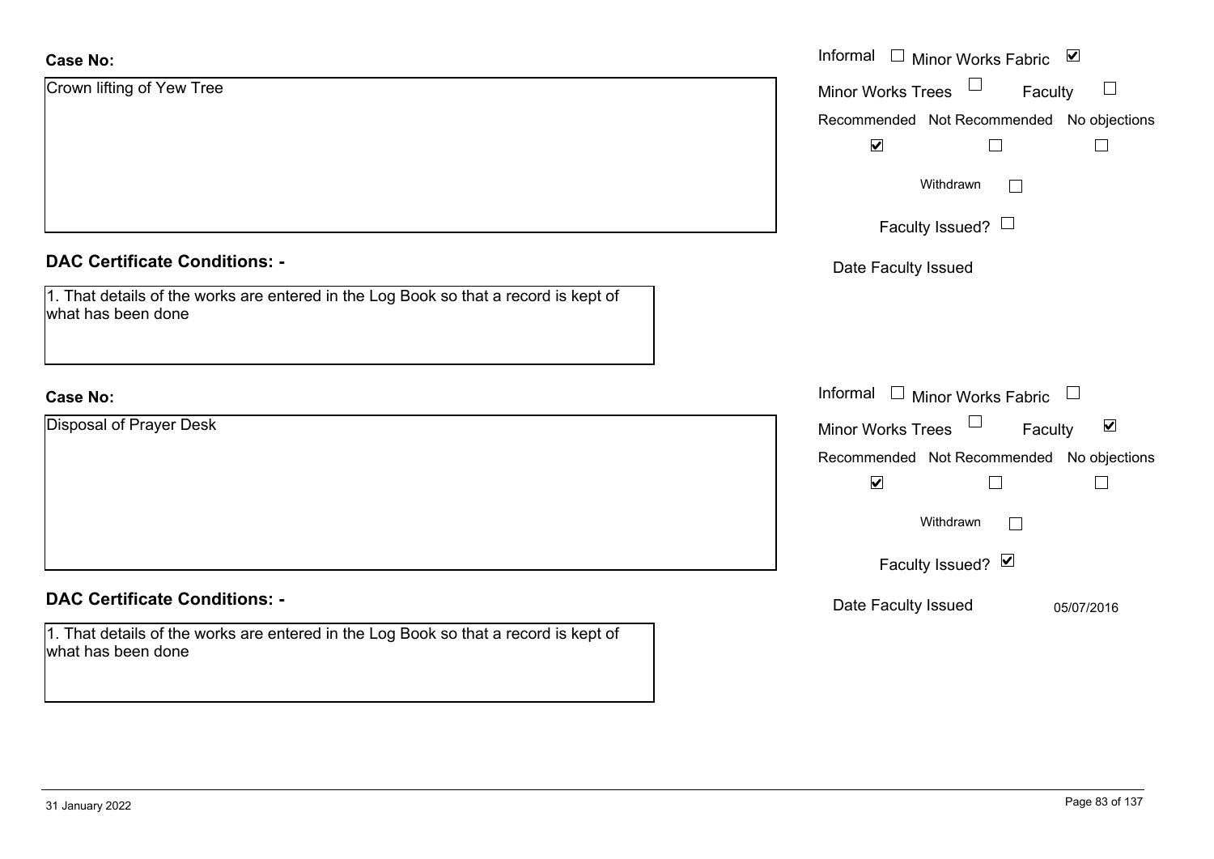**Case No:**

Crown lifting of Yew Tree

Informal ☐ Minor Works Fabric ☑

Minor Works Trees ☐ Faculty ☐

| Recommended | Not Recommended | No objections |
|---|---|---|
| ☑ | ☐ | ☐ |

Withdrawn ☐

Faculty Issued? ☐

Date Faculty Issued

**DAC Certificate Conditions: -**

1. That details of the works are entered in the Log Book so that a record is kept of what has been done

**Case No:**

Disposal of Prayer Desk

Informal ☐ Minor Works Fabric ☐

Minor Works Trees ☐ Faculty ☑

| Recommended | Not Recommended | No objections |
|---|---|---|
| ☑ | ☐ | ☐ |

Withdrawn ☐

Faculty Issued? ☑

Date Faculty Issued 05/07/2016

**DAC Certificate Conditions: -**

1. That details of the works are entered in the Log Book so that a record is kept of what has been done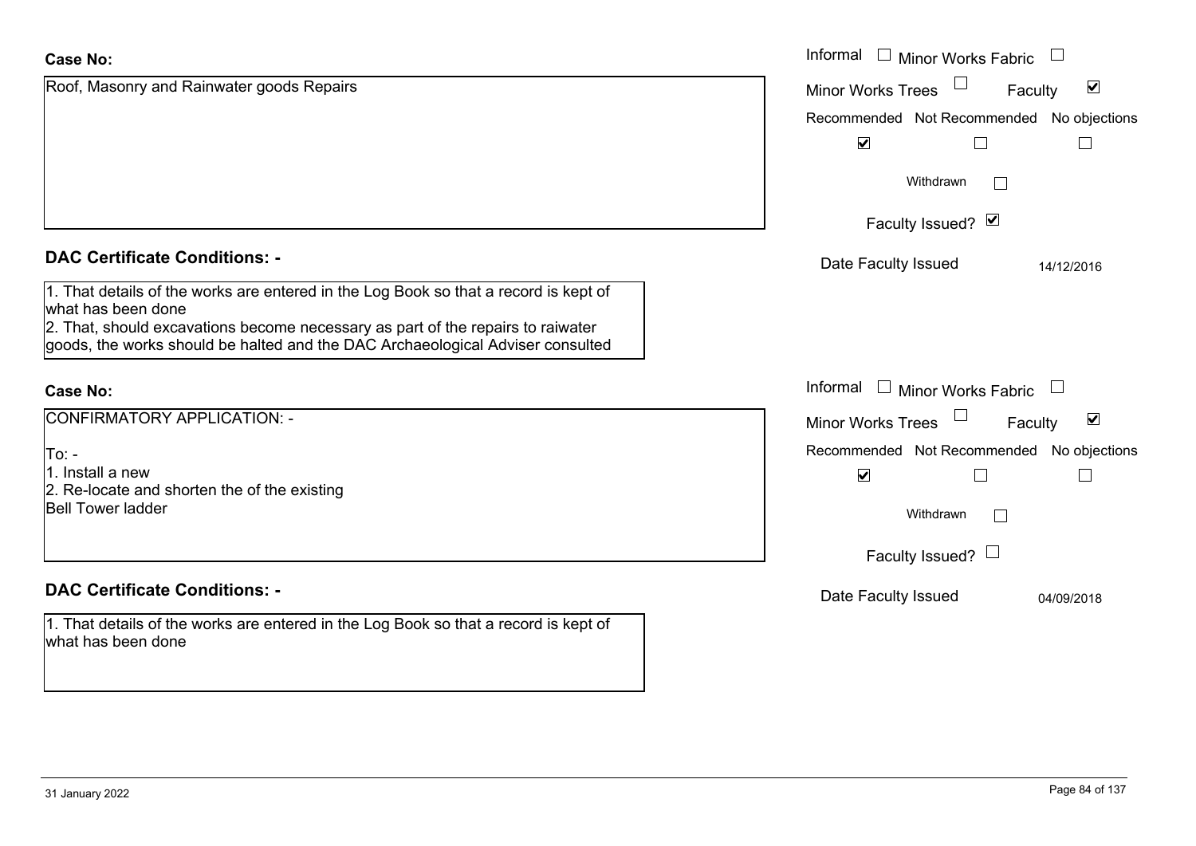**Case No:**

Roof, Masonry and Rainwater goods Repairs

Informal ☐ Minor Works Fabric ☐
Minor Works Trees ☐ Faculty ☑
Recommended ☑ Not Recommended ☐ No objections ☐
Withdrawn ☐
Faculty Issued? ☑
Date Faculty Issued 14/12/2016

**DAC Certificate Conditions: -**

1. That details of the works are entered in the Log Book so that a record is kept of what has been done
2. That, should excavations become necessary as part of the repairs to raiwater goods, the works should be halted and the DAC Archaeological Adviser consulted

**Case No:**

CONFIRMATORY APPLICATION: -

To: -
1. Install a new
2. Re-locate and shorten the of the existing
Bell Tower ladder

Informal ☐ Minor Works Fabric ☐
Minor Works Trees ☐ Faculty ☑
Recommended ☑ Not Recommended ☐ No objections ☐
Withdrawn ☐
Faculty Issued? ☐
Date Faculty Issued 04/09/2018

**DAC Certificate Conditions: -**

1. That details of the works are entered in the Log Book so that a record is kept of what has been done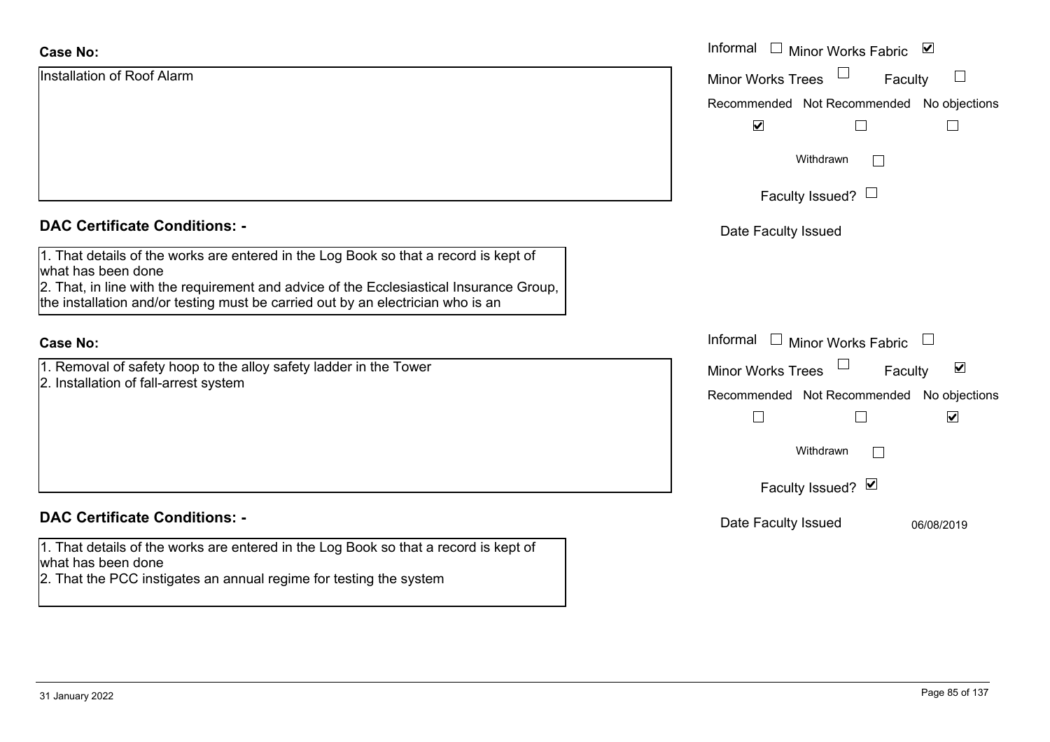**Case No:**

Installation of Roof Alarm

Informal ☐ Minor Works Fabric ☑
Minor Works Trees ☐ Faculty ☐
Recommended ☑ Not Recommended ☐ No objections ☐
Withdrawn ☐
Faculty Issued? ☐
Date Faculty Issued

**DAC Certificate Conditions: -**

1. That details of the works are entered in the Log Book so that a record is kept of what has been done
2. That, in line with the requirement and advice of the Ecclesiastical Insurance Group, the installation and/or testing must be carried out by an electrician who is an

**Case No:**

1. Removal of safety hoop to the alloy safety ladder in the Tower
2. Installation of fall-arrest system

Informal ☐ Minor Works Fabric ☐
Minor Works Trees ☐ Faculty ☑
Recommended ☐ Not Recommended ☐ No objections ☑
Withdrawn ☐
Faculty Issued? ☑
Date Faculty Issued 06/08/2019

**DAC Certificate Conditions: -**

1. That details of the works are entered in the Log Book so that a record is kept of what has been done
2. That the PCC instigates an annual regime for testing the system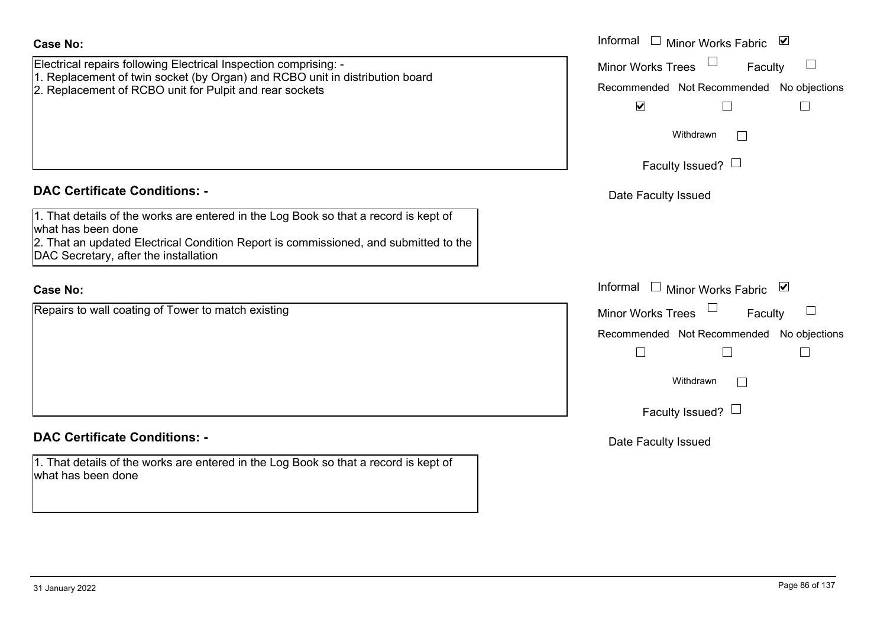**Case No:**

Electrical repairs following Electrical Inspection comprising: -
1. Replacement of twin socket (by Organ) and RCBO unit in distribution board
2. Replacement of RCBO unit for Pulpit and rear sockets

Informal ☐ Minor Works Fabric ☑
Minor Works Trees ☐ Faculty ☐
Recommended ☑ Not Recommended ☐ No objections ☐
Withdrawn ☐
Faculty Issued? ☐
Date Faculty Issued

## DAC Certificate Conditions: -

1. That details of the works are entered in the Log Book so that a record is kept of what has been done
2. That an updated Electrical Condition Report is commissioned, and submitted to the DAC Secretary, after the installation

**Case No:**

Repairs to wall coating of Tower to match existing

Informal ☐ Minor Works Fabric ☑
Minor Works Trees ☐ Faculty ☐
Recommended ☐ Not Recommended ☐ No objections ☐
Withdrawn ☐
Faculty Issued? ☐
Date Faculty Issued

## DAC Certificate Conditions: -

1. That details of the works are entered in the Log Book so that a record is kept of what has been done

31 January 2022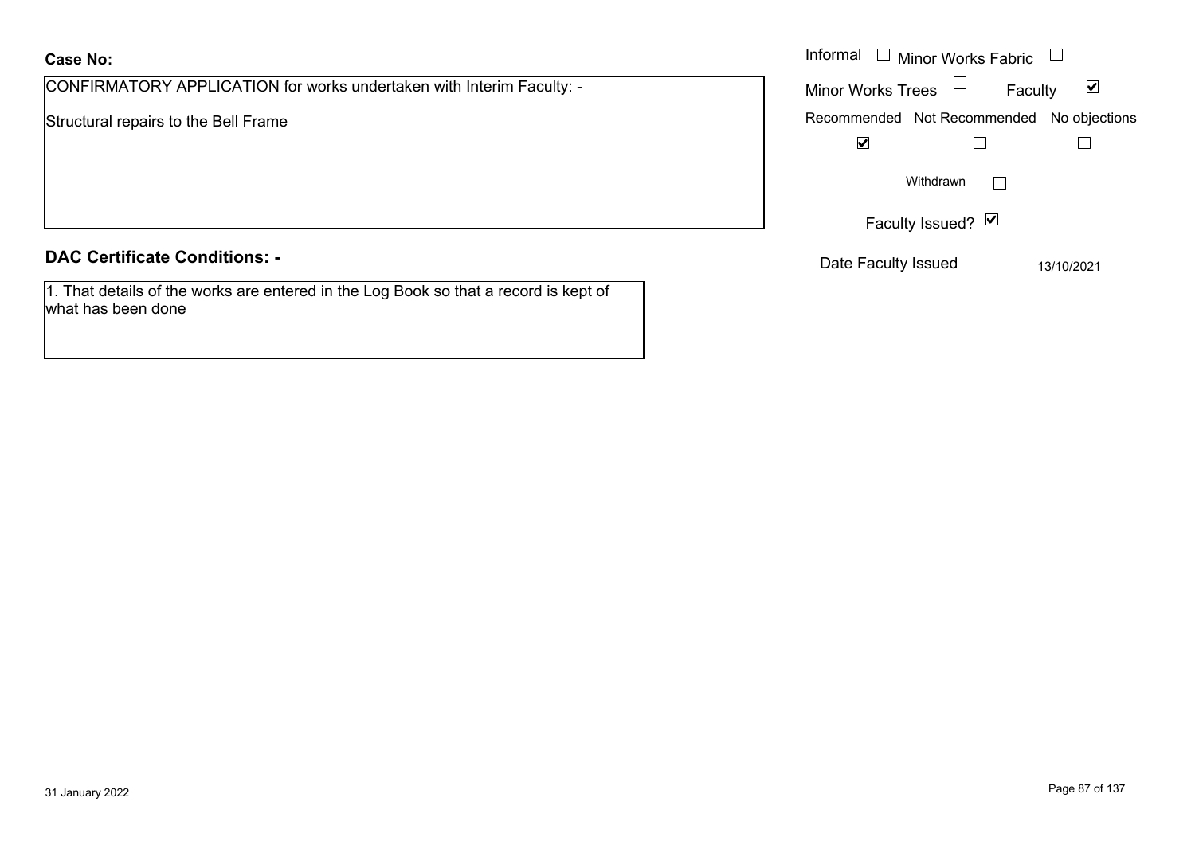**Case No:**

CONFIRMATORY APPLICATION for works undertaken with Interim Faculty: -

Structural repairs to the Bell Frame

Informal ☐ Minor Works Fabric ☐

Minor Works Trees ☐ Faculty ☑

Recommended ☑ Not Recommended ☐ No objections ☐

Withdrawn ☐

Faculty Issued? ☑

Date Faculty Issued 13/10/2021

## DAC Certificate Conditions: -

1. That details of the works are entered in the Log Book so that a record is kept of what has been done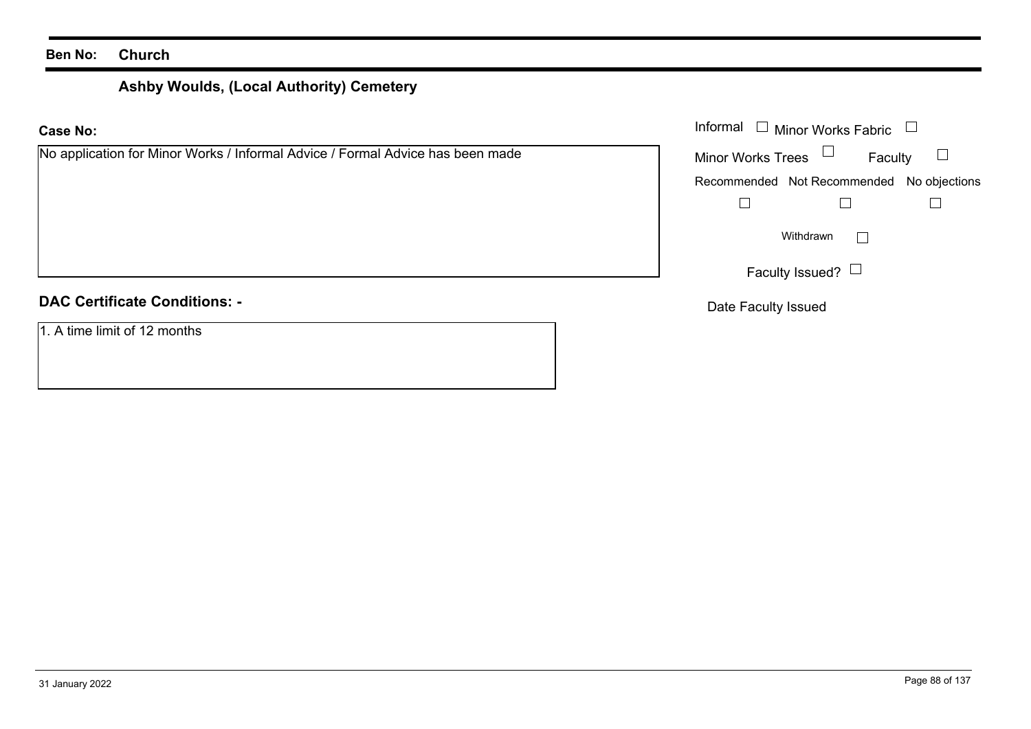**Ben No:** **Church**

## Ashby Woulds, (Local Authority) Cemetery

**Case No:**

No application for Minor Works / Informal Advice / Formal Advice has been made

Informal ☐ Minor Works Fabric ☐

Minor Works Trees ☐ Faculty ☐

| Recommended | Not Recommended | No objections |
| --- | --- | --- |
| ☐ | ☐ | ☐ |

Withdrawn ☐

Faculty Issued? ☐

Date Faculty Issued

**DAC Certificate Conditions: -**

1. A time limit of 12 months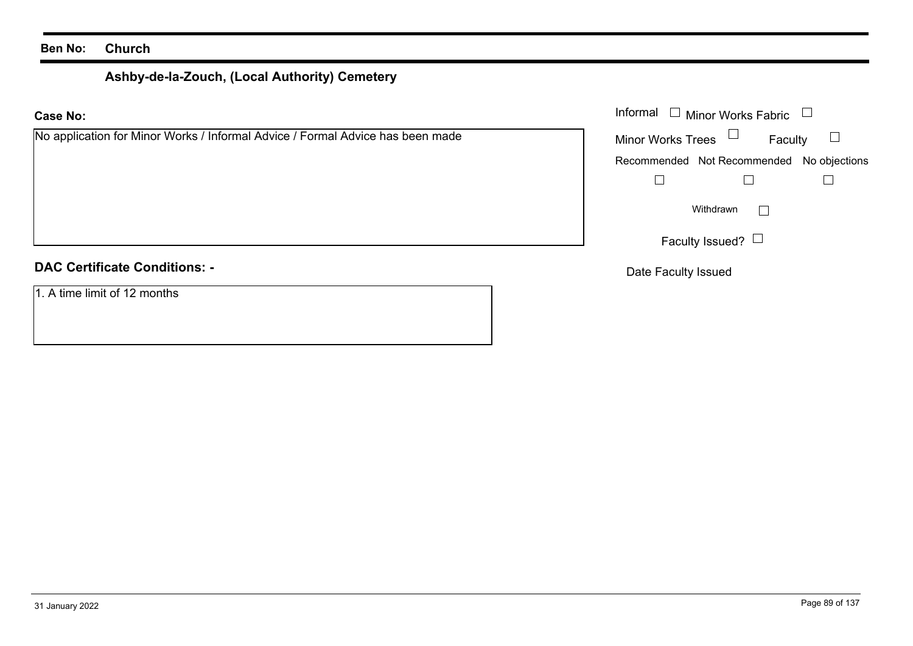**Ben No:** **Church**

## Ashby-de-la-Zouch, (Local Authority) Cemetery

**Case No:**

No application for Minor Works / Informal Advice / Formal Advice has been made

Informal ☐ Minor Works Fabric ☐

Minor Works Trees ☐ Faculty ☐

Recommended ☐ Not Recommended ☐ No objections ☐

Withdrawn ☐

Faculty Issued? ☐

Date Faculty Issued

**DAC Certificate Conditions: -**

1. A time limit of 12 months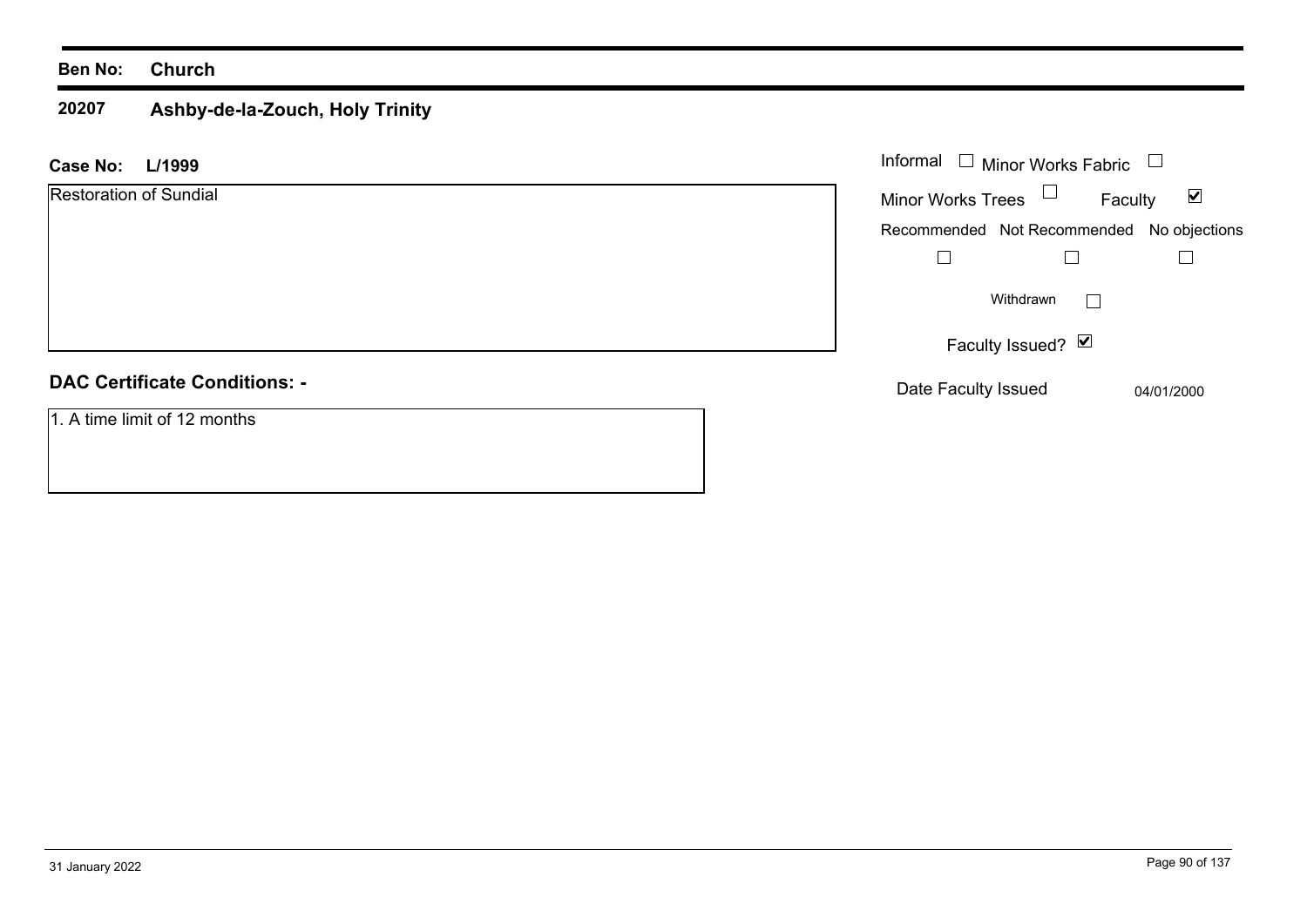**Ben No:** **Church**

**20207** **Ashby-de-la-Zouch, Holy Trinity**

**Case No:** **L/1999**

Restoration of Sundial

Informal ☐ Minor Works Fabric ☐

Minor Works Trees ☐ Faculty ☑

Recommended ☐ Not Recommended ☐ No objections ☐

Withdrawn ☐

Faculty Issued? ☑

Date Faculty Issued 04/01/2000

**DAC Certificate Conditions: -**

1. A time limit of 12 months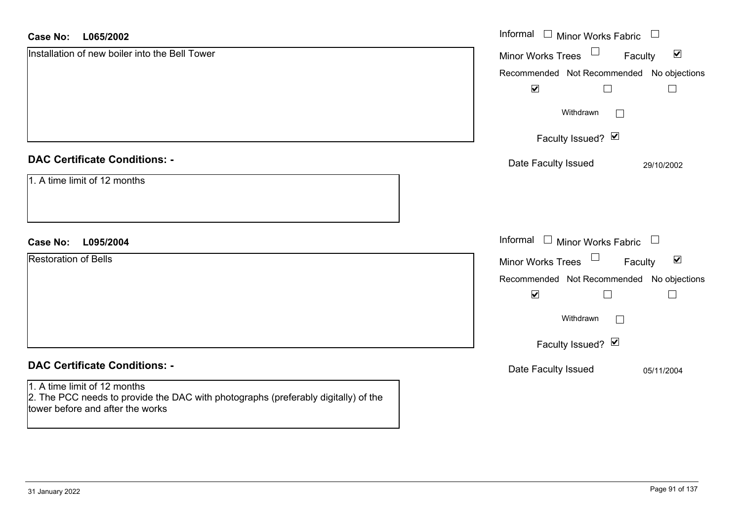**Case No:** **L065/2002**

Installation of new boiler into the Bell Tower

Informal ☐ Minor Works Fabric ☐
Minor Works Trees ☐ Faculty ☑

| Recommended | Not Recommended | No objections |
| --- | --- | --- |
| ☑ | ☐ | ☐ |

Withdrawn ☐

Faculty Issued? ☑

Date Faculty Issued 29/10/2002

## DAC Certificate Conditions: -

1. A time limit of 12 months

**Case No:** **L095/2004**

Restoration of Bells

Informal ☐ Minor Works Fabric ☐
Minor Works Trees ☐ Faculty ☑

| Recommended | Not Recommended | No objections |
| --- | --- | --- |
| ☑ | ☐ | ☐ |

Withdrawn ☐

Faculty Issued? ☑

Date Faculty Issued 05/11/2004

## DAC Certificate Conditions: -

1. A time limit of 12 months
2. The PCC needs to provide the DAC with photographs (preferably digitally) of the tower before and after the works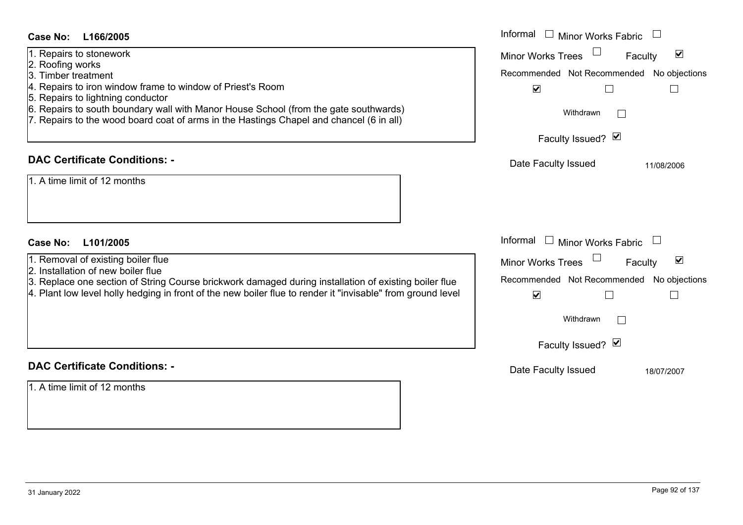**Case No: L166/2005**

1. Repairs to stonework
2. Roofing works
3. Timber treatment
4. Repairs to iron window frame to window of Priest's Room
5. Repairs to lightning conductor
6. Repairs to south boundary wall with Manor House School (from the gate southwards)
7. Repairs to the wood board coat of arms in the Hastings Chapel and chancel (6 in all)

Informal ☐ Minor Works Fabric ☐
Minor Works Trees ☐ Faculty ☑
Recommended ☑ Not Recommended ☐ No objections ☐
Withdrawn ☐
Faculty Issued? ☑
Date Faculty Issued 11/08/2006

## DAC Certificate Conditions: -

1. A time limit of 12 months

**Case No: L101/2005**

1. Removal of existing boiler flue
2. Installation of new boiler flue
3. Replace one section of String Course brickwork damaged during installation of existing boiler flue
4. Plant low level holly hedging in front of the new boiler flue to render it "invisable" from ground level

Informal ☐ Minor Works Fabric ☐
Minor Works Trees ☐ Faculty ☑
Recommended ☑ Not Recommended ☐ No objections ☐
Withdrawn ☐
Faculty Issued? ☑
Date Faculty Issued 18/07/2007

## DAC Certificate Conditions: -

1. A time limit of 12 months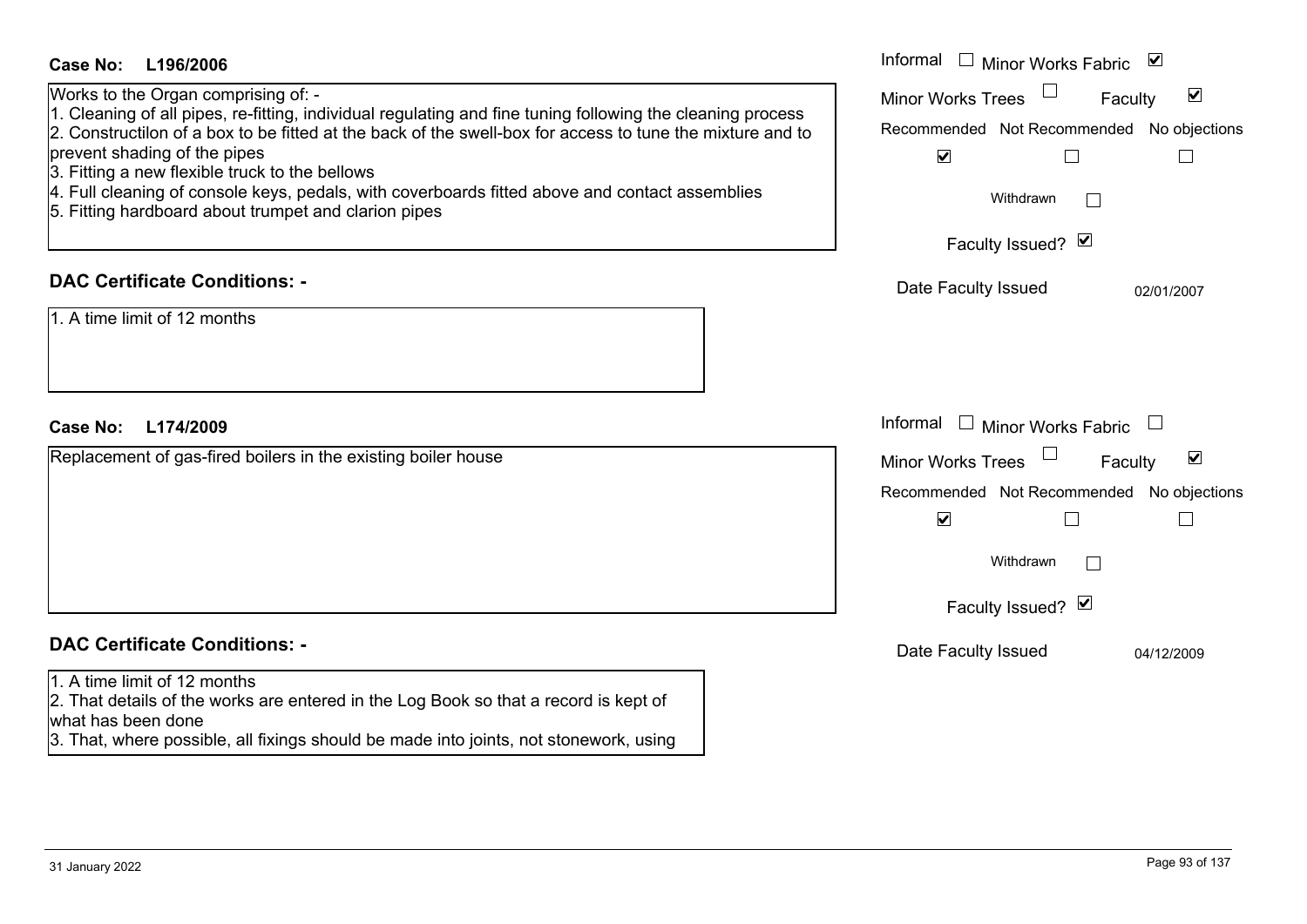**Case No: L196/2006**

Works to the Organ comprising of: -
1. Cleaning of all pipes, re-fitting, individual regulating and fine tuning following the cleaning process
2. Constructilon of a box to be fitted at the back of the swell-box for access to tune the mixture and to prevent shading of the pipes
3. Fitting a new flexible truck to the bellows
4. Full cleaning of console keys, pedals, with coverboards fitted above and contact assemblies
5. Fitting hardboard about trumpet and clarion pipes

Informal ☐ Minor Works Fabric ☑
Minor Works Trees ☐ Faculty ☑
Recommended ☑ Not Recommended ☐ No objections ☐
Withdrawn ☐
Faculty Issued? ☑
Date Faculty Issued 02/01/2007

## DAC Certificate Conditions: -

1. A time limit of 12 months

**Case No: L174/2009**

Replacement of gas-fired boilers in the existing boiler house

Informal ☐ Minor Works Fabric ☐
Minor Works Trees ☐ Faculty ☑
Recommended ☑ Not Recommended ☐ No objections ☐
Withdrawn ☐
Faculty Issued? ☑
Date Faculty Issued 04/12/2009

## DAC Certificate Conditions: -

1. A time limit of 12 months
2. That details of the works are entered in the Log Book so that a record is kept of what has been done
3. That, where possible, all fixings should be made into joints, not stonework, using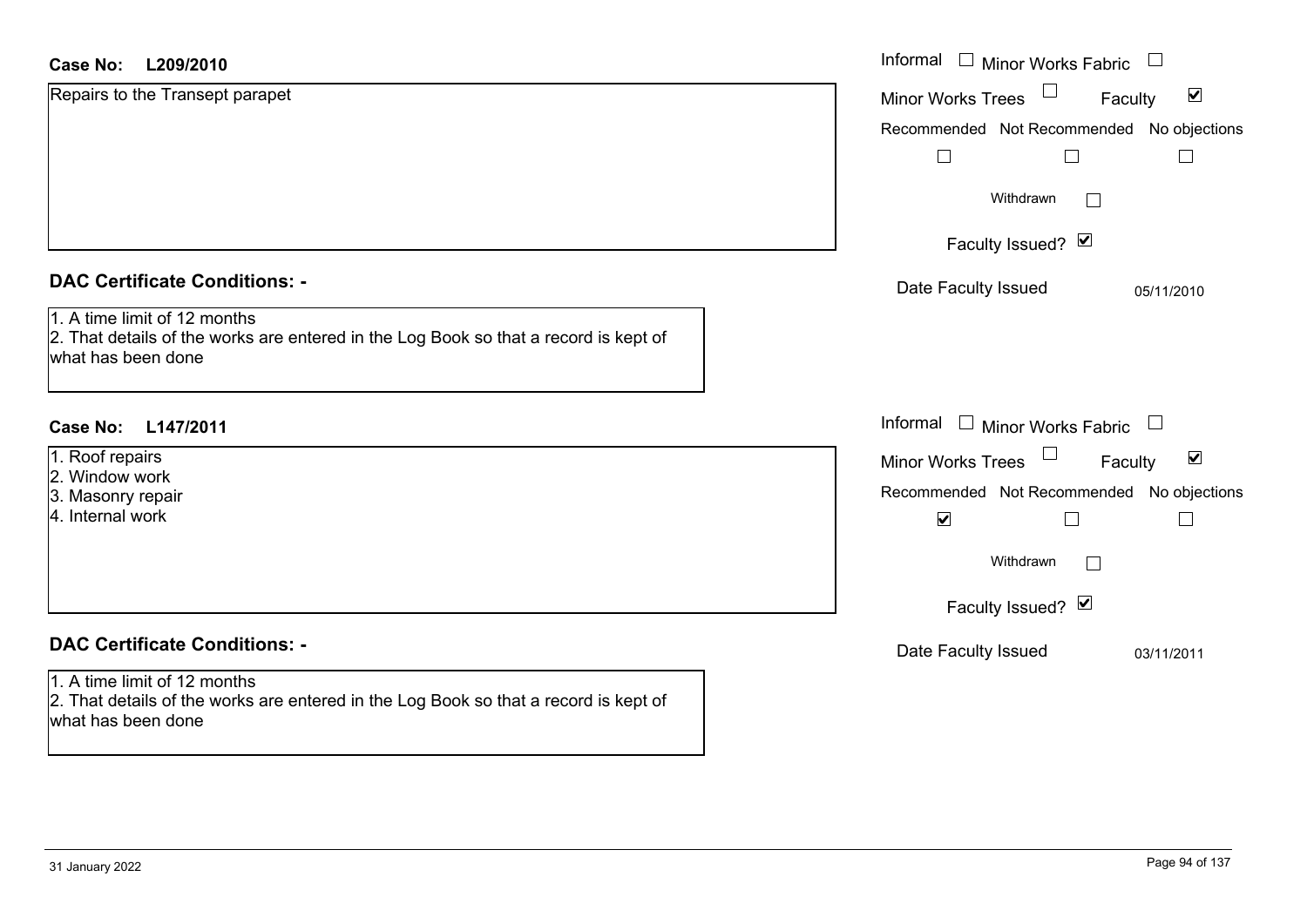**Case No: L209/2010**

Repairs to the Transept parapet

Informal ☐ Minor Works Fabric ☐

Minor Works Trees ☐ Faculty ☑

Recommended ☐ Not Recommended ☐ No objections ☐

Withdrawn ☐

Faculty Issued? ☑

Date Faculty Issued 05/11/2010

## DAC Certificate Conditions: -

1. A time limit of 12 months
2. That details of the works are entered in the Log Book so that a record is kept of what has been done

**Case No: L147/2011**

1. Roof repairs
2. Window work
3. Masonry repair
4. Internal work

Informal ☐ Minor Works Fabric ☐

Minor Works Trees ☐ Faculty ☑

Recommended ☑ Not Recommended ☐ No objections ☐

Withdrawn ☐

Faculty Issued? ☑

Date Faculty Issued 03/11/2011

## DAC Certificate Conditions: -

1. A time limit of 12 months
2. That details of the works are entered in the Log Book so that a record is kept of what has been done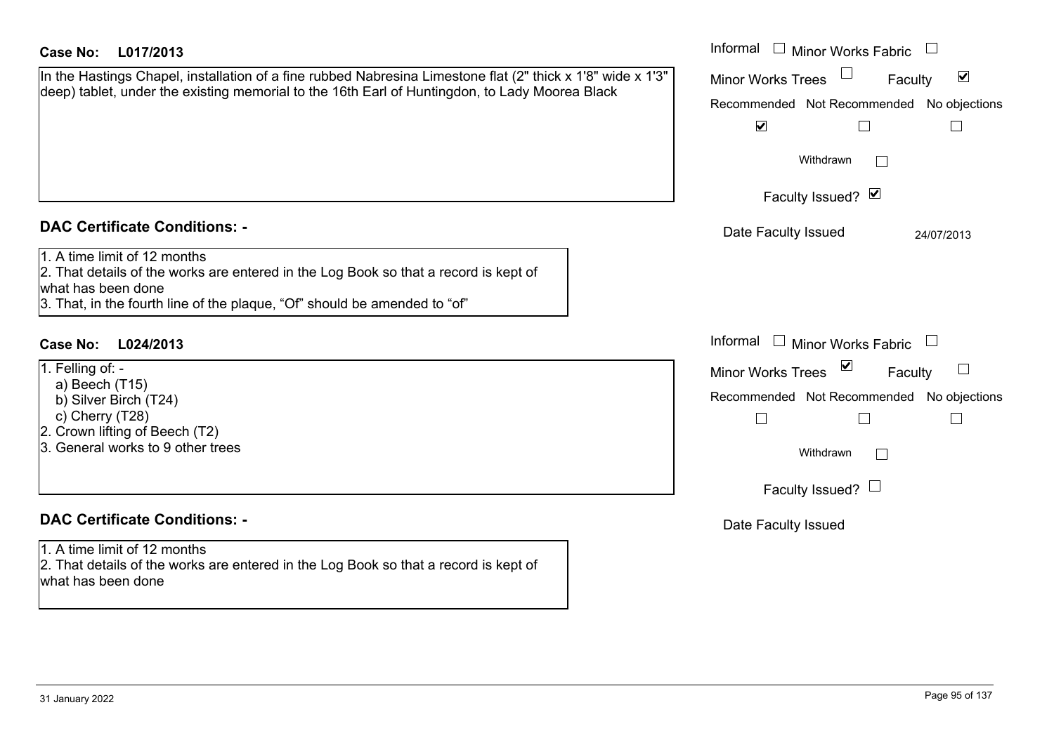**Case No: L017/2013**

In the Hastings Chapel, installation of a fine rubbed Nabresina Limestone flat (2" thick x 1'8" wide x 1'3" deep) tablet, under the existing memorial to the 16th Earl of Huntingdon, to Lady Moorea Black

Informal ☐ Minor Works Fabric ☐
Minor Works Trees ☐ Faculty ☑

| Recommended | Not Recommended | No objections |
| --- | --- | --- |
| ☑ | ☐ | ☐ |

Withdrawn ☐

Faculty Issued? ☑

Date Faculty Issued 24/07/2013

**DAC Certificate Conditions: -**

1. A time limit of 12 months
2. That details of the works are entered in the Log Book so that a record is kept of what has been done
3. That, in the fourth line of the plaque, "Of" should be amended to "of"

**Case No: L024/2013**

1. Felling of: -
   a) Beech (T15)
   b) Silver Birch (T24)
   c) Cherry (T28)
2. Crown lifting of Beech (T2)
3. General works to 9 other trees

Informal ☐ Minor Works Fabric ☐
Minor Works Trees ☑ Faculty ☐

| Recommended | Not Recommended | No objections |
| --- | --- | --- |
| ☐ | ☐ | ☐ |

Withdrawn ☐

Faculty Issued? ☐

Date Faculty Issued

**DAC Certificate Conditions: -**

1. A time limit of 12 months
2. That details of the works are entered in the Log Book so that a record is kept of what has been done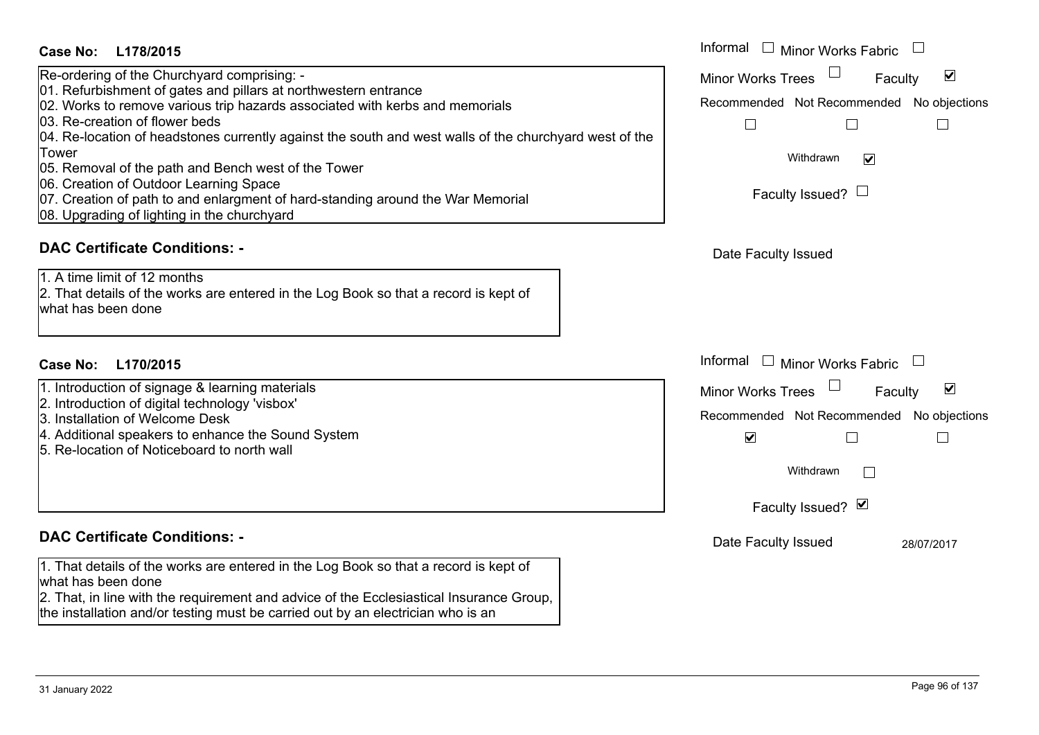**Case No: L178/2015**

Re-ordering of the Churchyard comprising: -
01. Refurbishment of gates and pillars at northwestern entrance
02. Works to remove various trip hazards associated with kerbs and memorials
03. Re-creation of flower beds
04. Re-location of headstones currently against the south and west walls of the churchyard west of the Tower
05. Removal of the path and Bench west of the Tower
06. Creation of Outdoor Learning Space
07. Creation of path to and enlargment of hard-standing around the War Memorial
08. Upgrading of lighting in the churchyard

Informal ☐ Minor Works Fabric ☐
Minor Works Trees ☐ Faculty ☑
Recommended ☐ Not Recommended ☐ No objections ☐
Withdrawn ☑
Faculty Issued? ☐
Date Faculty Issued

**DAC Certificate Conditions: -**

1. A time limit of 12 months
2. That details of the works are entered in the Log Book so that a record is kept of what has been done

**Case No: L170/2015**

1. Introduction of signage & learning materials
2. Introduction of digital technology 'visbox'
3. Installation of Welcome Desk
4. Additional speakers to enhance the Sound System
5. Re-location of Noticeboard to north wall

Informal ☐ Minor Works Fabric ☐
Minor Works Trees ☐ Faculty ☑
Recommended ☑ Not Recommended ☐ No objections ☐
Withdrawn ☐
Faculty Issued? ☑
Date Faculty Issued 28/07/2017

**DAC Certificate Conditions: -**

1. That details of the works are entered in the Log Book so that a record is kept of what has been done
2. That, in line with the requirement and advice of the Ecclesiastical Insurance Group, the installation and/or testing must be carried out by an electrician who is an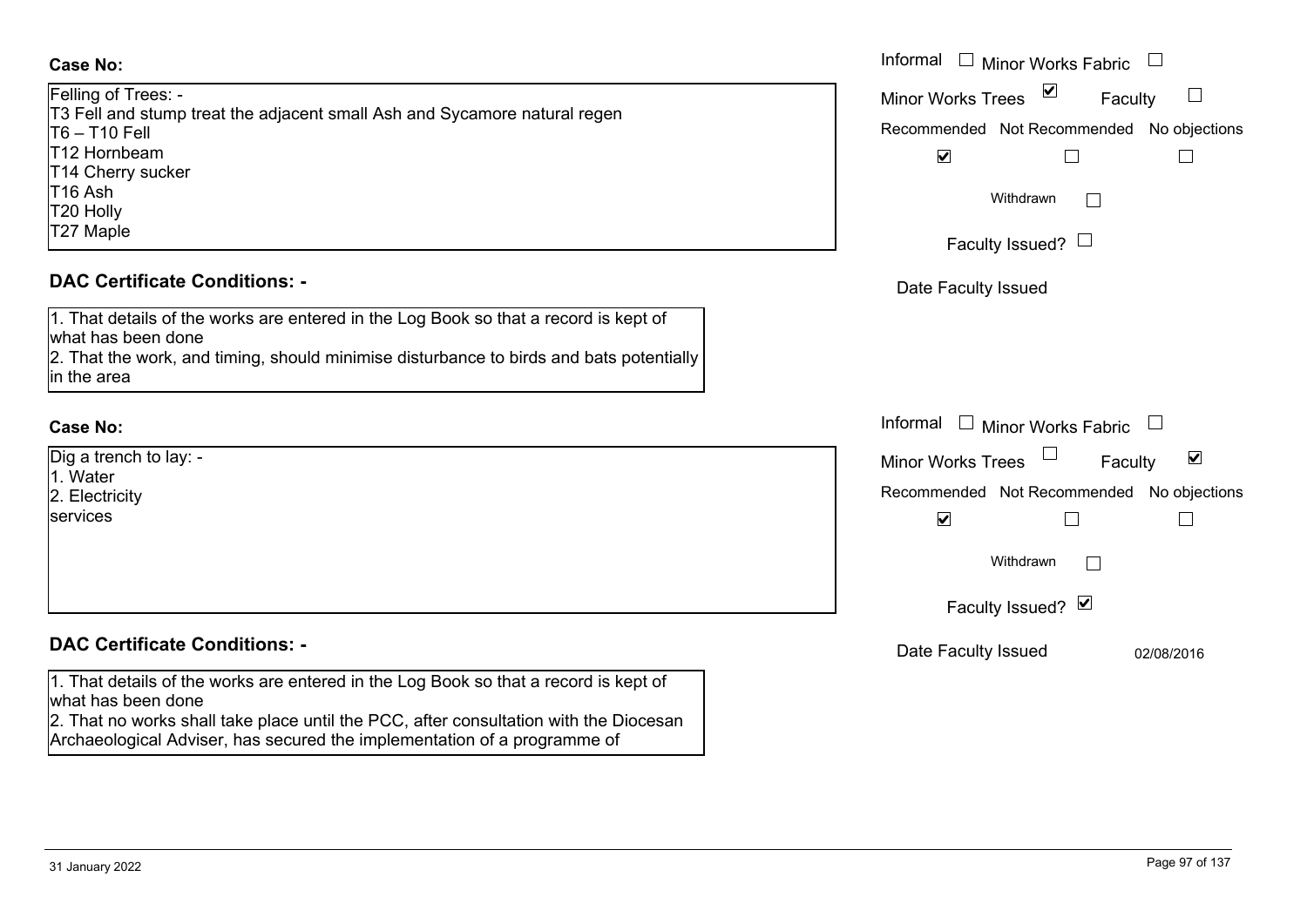**Case No:**

Felling of Trees: -
T3 Fell and stump treat the adjacent small Ash and Sycamore natural regen
T6 – T10 Fell
T12 Hornbeam
T14 Cherry sucker
T16 Ash
T20 Holly
T27 Maple

Informal ☐ Minor Works Fabric ☐
Minor Works Trees ☑ Faculty ☐
Recommended ☑ Not Recommended ☐ No objections ☐
Withdrawn ☐
Faculty Issued? ☐
Date Faculty Issued

**DAC Certificate Conditions: -**

1. That details of the works are entered in the Log Book so that a record is kept of what has been done
2. That the work, and timing, should minimise disturbance to birds and bats potentially in the area

**Case No:**

Dig a trench to lay: -
1. Water
2. Electricity
services

Informal ☐ Minor Works Fabric ☐
Minor Works Trees ☐ Faculty ☑
Recommended ☑ Not Recommended ☐ No objections ☐
Withdrawn ☐
Faculty Issued? ☑
Date Faculty Issued 02/08/2016

**DAC Certificate Conditions: -**

1. That details of the works are entered in the Log Book so that a record is kept of what has been done
2. That no works shall take place until the PCC, after consultation with the Diocesan Archaeological Adviser, has secured the implementation of a programme of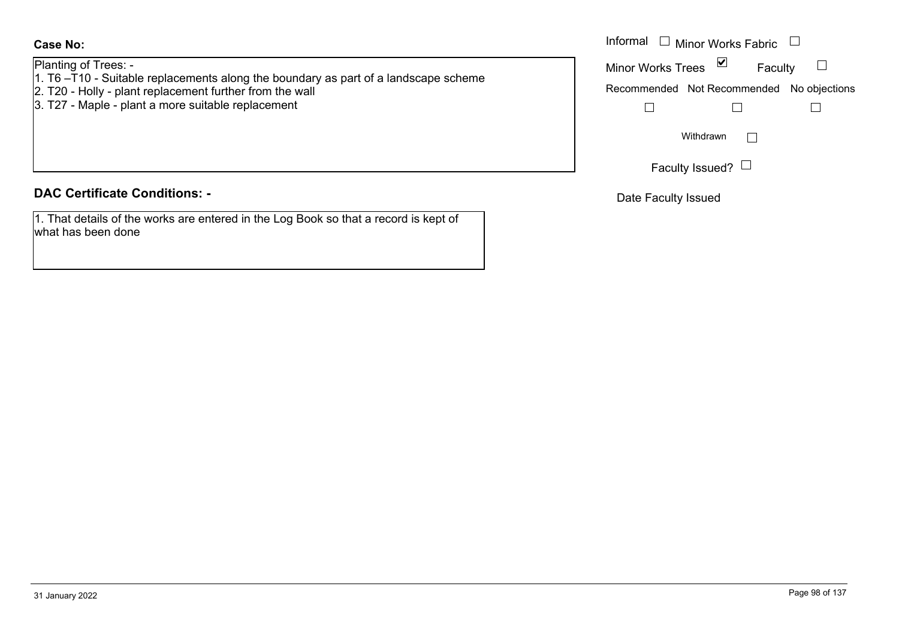**Case No:**

Planting of Trees: -
1. T6 –T10 - Suitable replacements along the boundary as part of a landscape scheme
2. T20 - Holly - plant replacement further from the wall
3. T27 - Maple - plant a more suitable replacement

Informal ☐ Minor Works Fabric ☐

Minor Works Trees ☑ Faculty ☐

Recommended ☐ Not Recommended ☐ No objections ☐

Withdrawn ☐

Faculty Issued? ☐

Date Faculty Issued

## DAC Certificate Conditions: -

1. That details of the works are entered in the Log Book so that a record is kept of what has been done

31 January 2022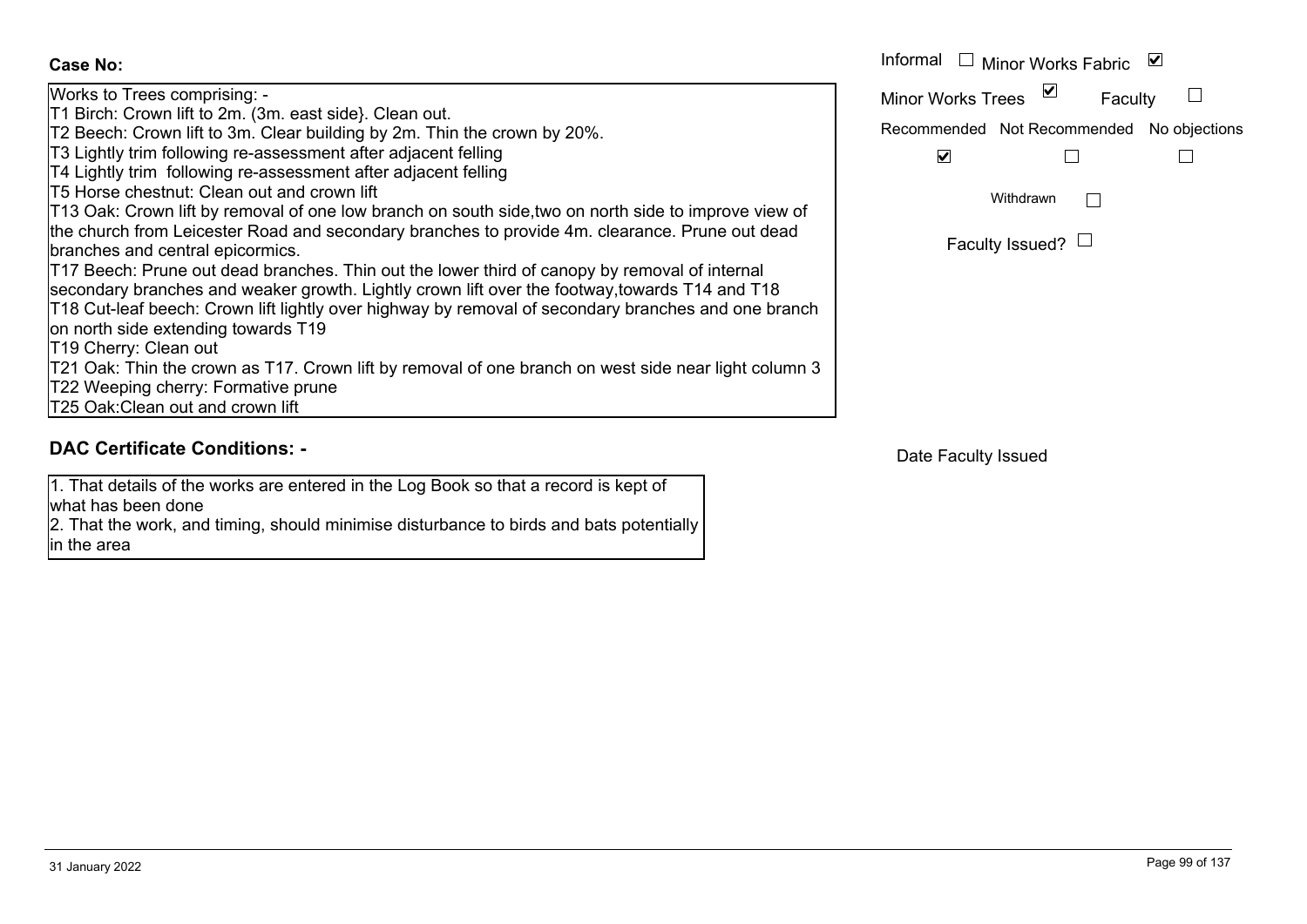**Case No:**

Works to Trees comprising: -
T1 Birch: Crown lift to 2m. (3m. east side}. Clean out.
T2 Beech: Crown lift to 3m. Clear building by 2m. Thin the crown by 20%.
T3 Lightly trim following re-assessment after adjacent felling
T4 Lightly trim following re-assessment after adjacent felling
T5 Horse chestnut: Clean out and crown lift
T13 Oak: Crown lift by removal of one low branch on south side,two on north side to improve view of the church from Leicester Road and secondary branches to provide 4m. clearance. Prune out dead branches and central epicormics.
T17 Beech: Prune out dead branches. Thin out the lower third of canopy by removal of internal secondary branches and weaker growth. Lightly crown lift over the footway,towards T14 and T18
T18 Cut-leaf beech: Crown lift lightly over highway by removal of secondary branches and one branch on north side extending towards T19
T19 Cherry: Clean out
T21 Oak: Thin the crown as T17. Crown lift by removal of one branch on west side near light column 3
T22 Weeping cherry: Formative prune
T25 Oak:Clean out and crown lift

Informal ☐ Minor Works Fabric ☑

Minor Works Trees ☑ Faculty ☐

| Recommended | Not Recommended | No objections |
|---|---|---|
| ☑ | ☐ | ☐ |

Withdrawn ☐

Faculty Issued? ☐

## DAC Certificate Conditions: -

1. That details of the works are entered in the Log Book so that a record is kept of what has been done
2. That the work, and timing, should minimise disturbance to birds and bats potentially in the area

Date Faculty Issued

31 January 2022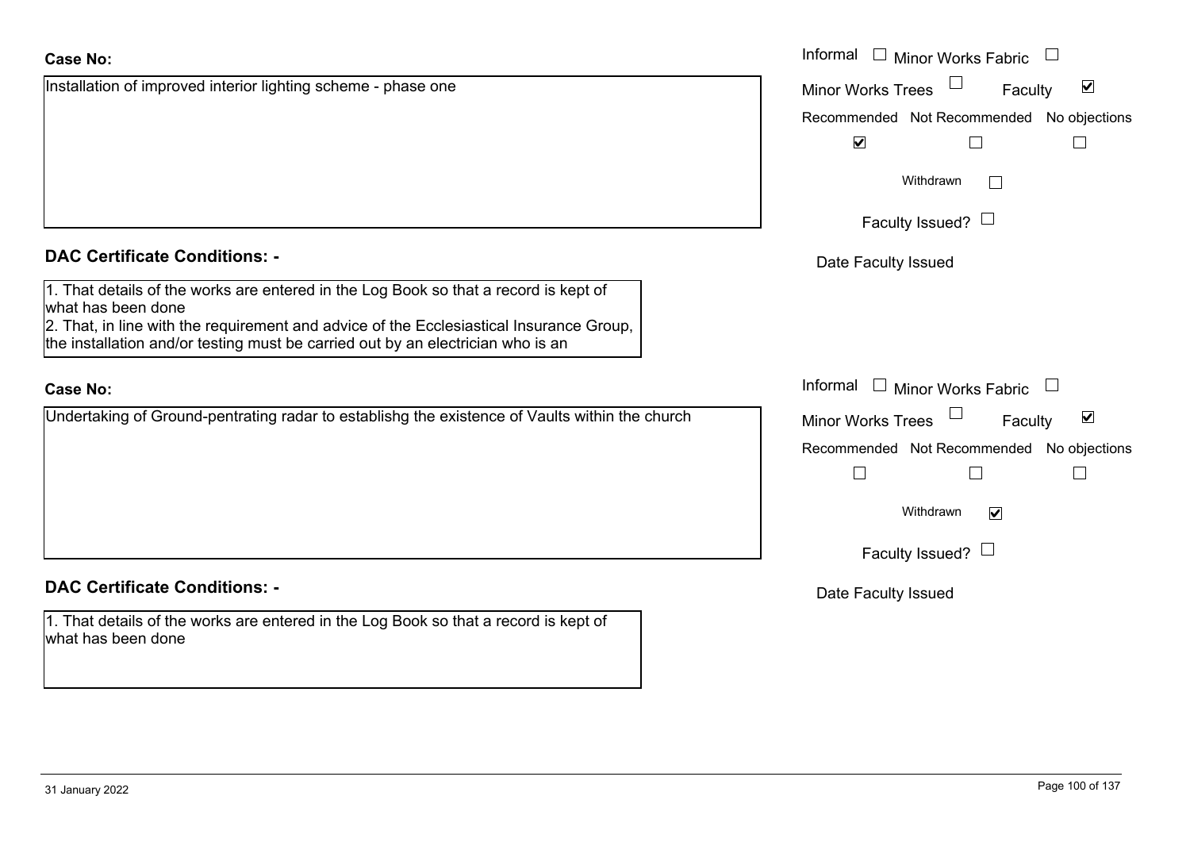**Case No:**

Installation of improved interior lighting scheme - phase one

Informal ☐ Minor Works Fabric ☐
Minor Works Trees ☐ Faculty ☑
Recommended ☑ Not Recommended ☐ No objections ☐
Withdrawn ☐
Faculty Issued? ☐
Date Faculty Issued

**DAC Certificate Conditions: -**

1. That details of the works are entered in the Log Book so that a record is kept of what has been done
2. That, in line with the requirement and advice of the Ecclesiastical Insurance Group, the installation and/or testing must be carried out by an electrician who is an

**Case No:**

Undertaking of Ground-pentrating radar to establishg the existence of Vaults within the church

Informal ☐ Minor Works Fabric ☐
Minor Works Trees ☐ Faculty ☑
Recommended ☐ Not Recommended ☐ No objections ☐
Withdrawn ☑
Faculty Issued? ☐
Date Faculty Issued

**DAC Certificate Conditions: -**

1. That details of the works are entered in the Log Book so that a record is kept of what has been done

31 January 2022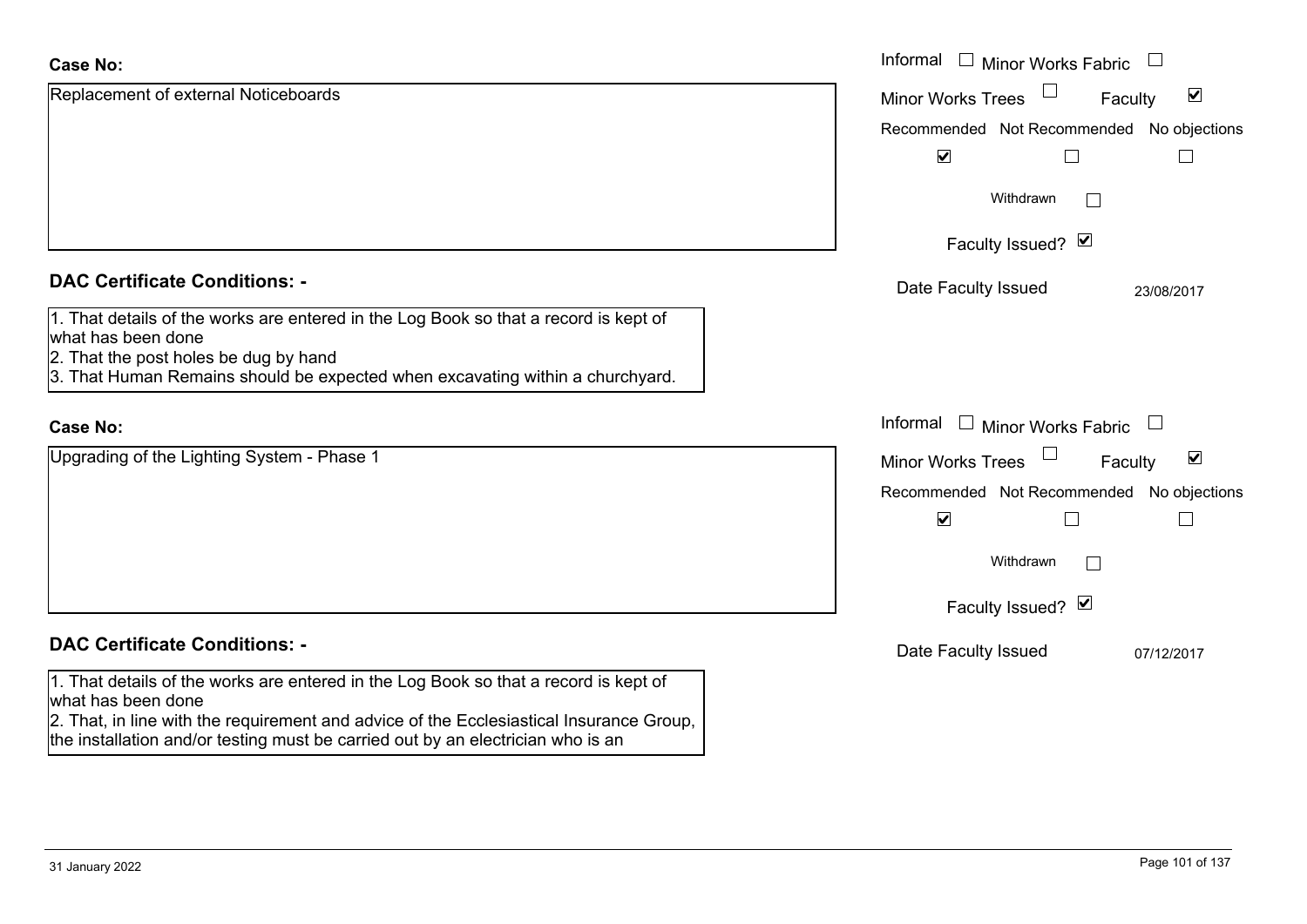**Case No:**

Replacement of external Noticeboards

Informal ☐ Minor Works Fabric ☐

Minor Works Trees ☐ Faculty ☑

Recommended ☑ Not Recommended ☐ No objections ☐

Withdrawn ☐

Faculty Issued? ☑

Date Faculty Issued 23/08/2017

**DAC Certificate Conditions: -**

1. That details of the works are entered in the Log Book so that a record is kept of what has been done
2. That the post holes be dug by hand
3. That Human Remains should be expected when excavating within a churchyard.

**Case No:**

Upgrading of the Lighting System - Phase 1

Informal ☐ Minor Works Fabric ☐

Minor Works Trees ☐ Faculty ☑

Recommended ☑ Not Recommended ☐ No objections ☐

Withdrawn ☐

Faculty Issued? ☑

Date Faculty Issued 07/12/2017

**DAC Certificate Conditions: -**

1. That details of the works are entered in the Log Book so that a record is kept of what has been done
2. That, in line with the requirement and advice of the Ecclesiastical Insurance Group, the installation and/or testing must be carried out by an electrician who is an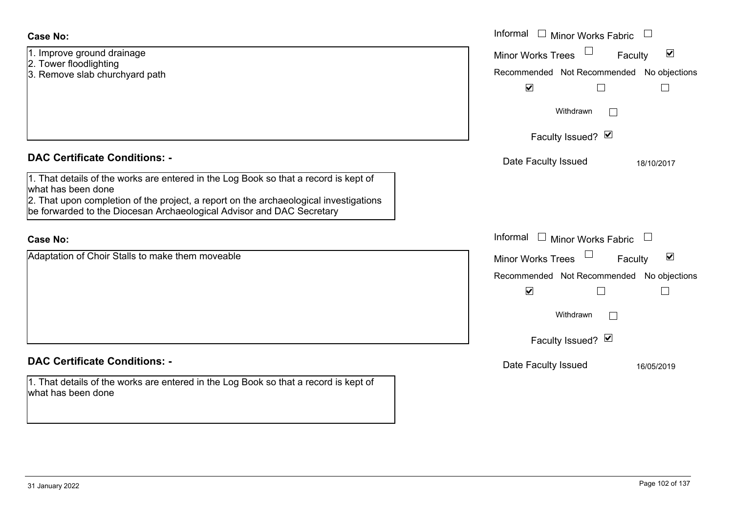**Case No:**

1. Improve ground drainage
2. Tower floodlighting
3. Remove slab churchyard path

Informal ☐ Minor Works Fabric ☐

Minor Works Trees ☐ Faculty ☑

Recommended ☑ Not Recommended ☐ No objections ☐

Withdrawn ☐

Faculty Issued? ☑

Date Faculty Issued 18/10/2017

**DAC Certificate Conditions: -**

1. That details of the works are entered in the Log Book so that a record is kept of what has been done
2. That upon completion of the project, a report on the archaeological investigations be forwarded to the Diocesan Archaeological Advisor and DAC Secretary

**Case No:**

Adaptation of Choir Stalls to make them moveable

Informal ☐ Minor Works Fabric ☐

Minor Works Trees ☐ Faculty ☑

Recommended ☑ Not Recommended ☐ No objections ☐

Withdrawn ☐

Faculty Issued? ☑

Date Faculty Issued 16/05/2019

**DAC Certificate Conditions: -**

1. That details of the works are entered in the Log Book so that a record is kept of what has been done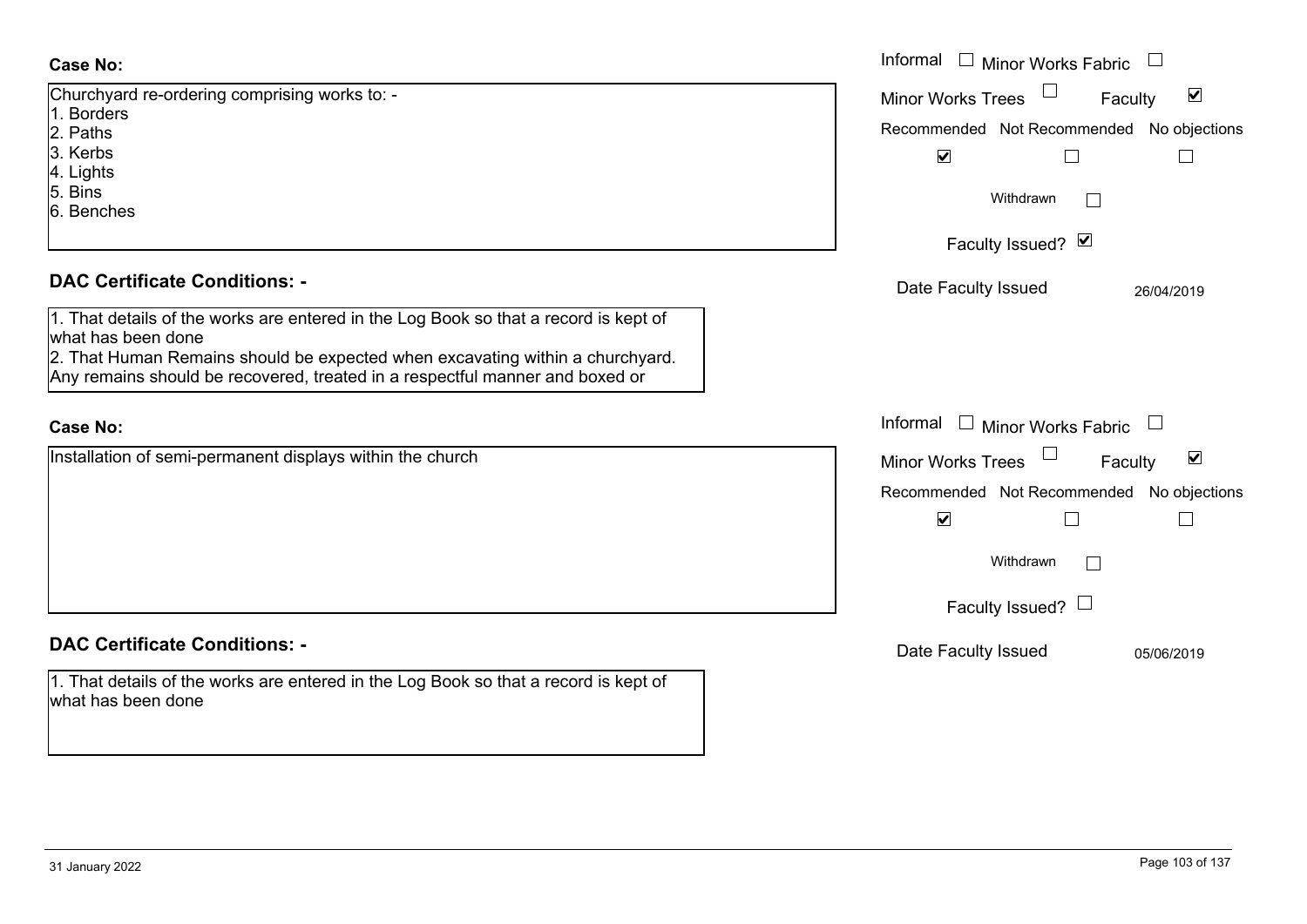**Case No:**

Churchyard re-ordering comprising works to: -
1. Borders
2. Paths
3. Kerbs
4. Lights
5. Bins
6. Benches

Informal ☐ Minor Works Fabric ☐
Minor Works Trees ☐ Faculty ☑

| Recommended | Not Recommended | No objections |
|---|---|---|
| ☑ | ☐ | ☐ |

Withdrawn ☐

Faculty Issued? ☑

Date Faculty Issued 26/04/2019

**DAC Certificate Conditions: -**

1. That details of the works are entered in the Log Book so that a record is kept of what has been done
2. That Human Remains should be expected when excavating within a churchyard. Any remains should be recovered, treated in a respectful manner and boxed or

**Case No:**

Installation of semi-permanent displays within the church

Informal ☐ Minor Works Fabric ☐
Minor Works Trees ☐ Faculty ☑

| Recommended | Not Recommended | No objections |
|---|---|---|
| ☑ | ☐ | ☐ |

Withdrawn ☐

Faculty Issued? ☐

Date Faculty Issued 05/06/2019

**DAC Certificate Conditions: -**

1. That details of the works are entered in the Log Book so that a record is kept of what has been done

31 January 2022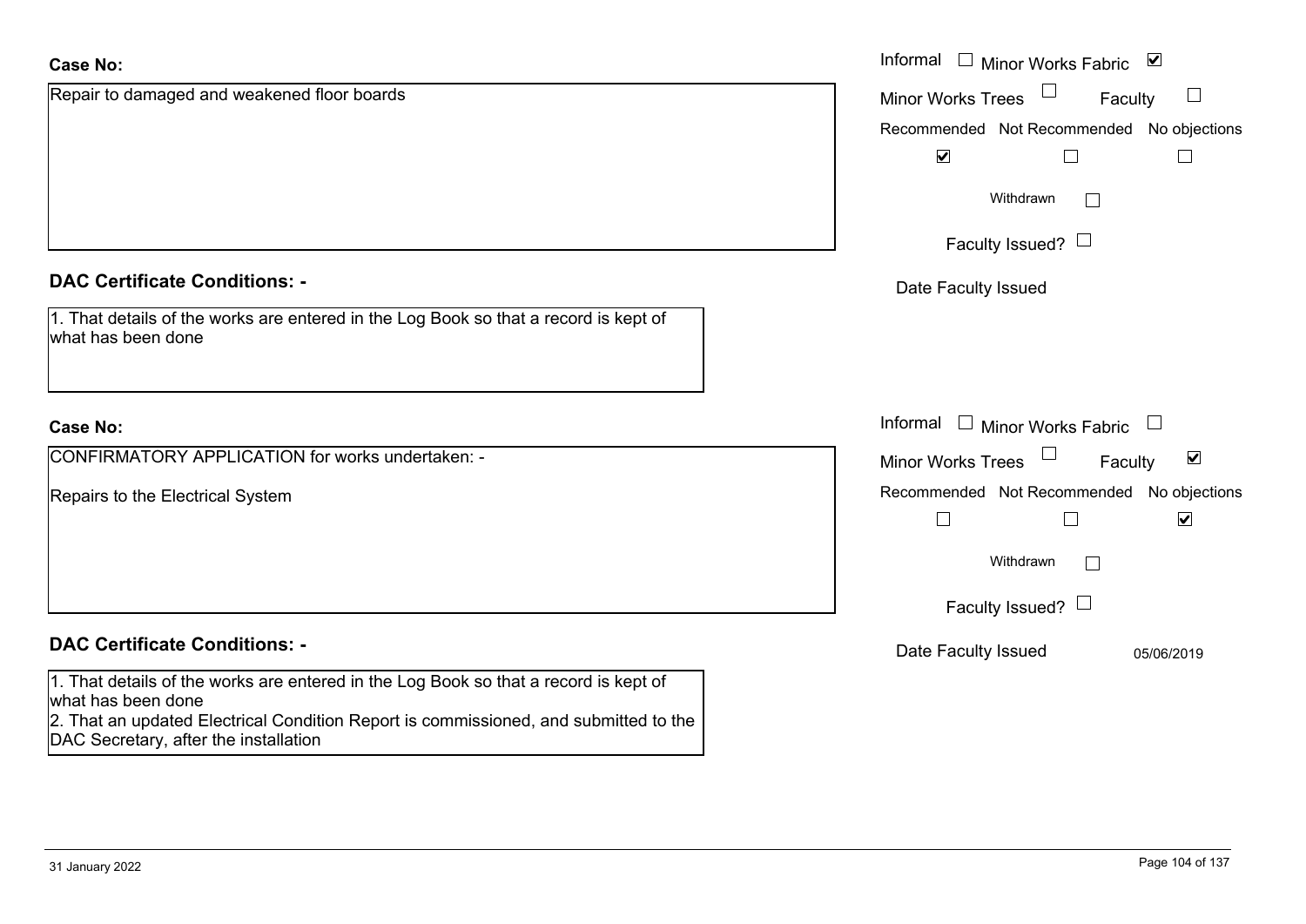**Case No:**

Repair to damaged and weakened floor boards

Informal ☐ Minor Works Fabric ☑

Minor Works Trees ☐ Faculty ☐

Recommended ☑ Not Recommended ☐ No objections ☐

Withdrawn ☐

Faculty Issued? ☐

Date Faculty Issued

**DAC Certificate Conditions: -**

1. That details of the works are entered in the Log Book so that a record is kept of what has been done

**Case No:**

CONFIRMATORY APPLICATION for works undertaken: -

Repairs to the Electrical System

Informal ☐ Minor Works Fabric ☐

Minor Works Trees ☐ Faculty ☑

Recommended ☐ Not Recommended ☐ No objections ☑

Withdrawn ☐

Faculty Issued? ☐

Date Faculty Issued 05/06/2019

**DAC Certificate Conditions: -**

1. That details of the works are entered in the Log Book so that a record is kept of what has been done
2. That an updated Electrical Condition Report is commissioned, and submitted to the DAC Secretary, after the installation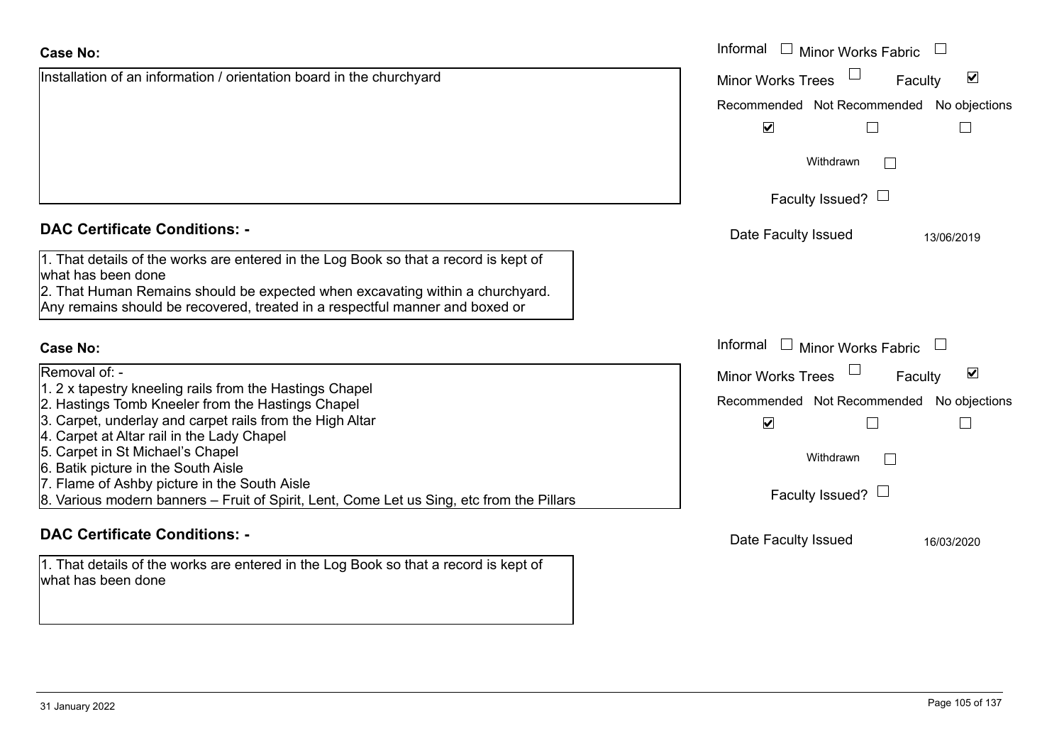**Case No:**

Installation of an information / orientation board in the churchyard

Informal ☐ Minor Works Fabric ☐

Minor Works Trees ☐ Faculty ☑

Recommended ☑ Not Recommended ☐ No objections ☐

Withdrawn ☐

Faculty Issued? ☐

Date Faculty Issued 13/06/2019

## DAC Certificate Conditions: -

1. That details of the works are entered in the Log Book so that a record is kept of what has been done
2. That Human Remains should be expected when excavating within a churchyard. Any remains should be recovered, treated in a respectful manner and boxed or

**Case No:**

Removal of: -

1. 2 x tapestry kneeling rails from the Hastings Chapel
2. Hastings Tomb Kneeler from the Hastings Chapel
3. Carpet, underlay and carpet rails from the High Altar
4. Carpet at Altar rail in the Lady Chapel
5. Carpet in St Michael's Chapel
6. Batik picture in the South Aisle
7. Flame of Ashby picture in the South Aisle
8. Various modern banners – Fruit of Spirit, Lent, Come Let us Sing, etc from the Pillars

Informal ☐ Minor Works Fabric ☐

Minor Works Trees ☐ Faculty ☑

Recommended ☑ Not Recommended ☐ No objections ☐

Withdrawn ☐

Faculty Issued? ☐

Date Faculty Issued 16/03/2020

## DAC Certificate Conditions: -

1. That details of the works are entered in the Log Book so that a record is kept of what has been done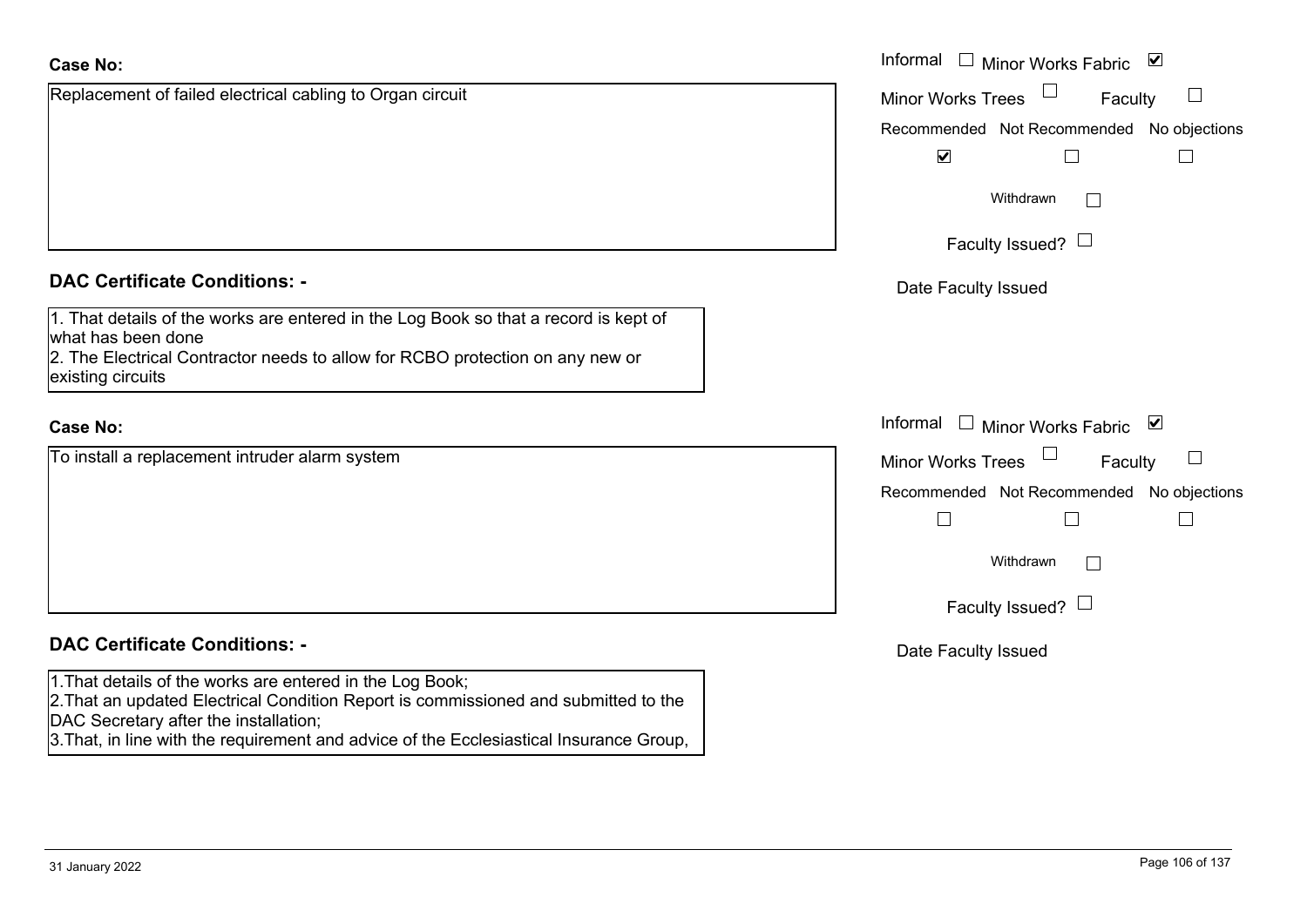**Case No:**

Replacement of failed electrical cabling to Organ circuit

Informal ☐ Minor Works Fabric ☑

Minor Works Trees ☐ Faculty ☐

| Recommended | Not Recommended | No objections |
|---|---|---|
| ☑ | ☐ | ☐ |

Withdrawn ☐

Faculty Issued? ☐

Date Faculty Issued

**DAC Certificate Conditions: -**

1. That details of the works are entered in the Log Book so that a record is kept of what has been done
2. The Electrical Contractor needs to allow for RCBO protection on any new or existing circuits

**Case No:**

To install a replacement intruder alarm system

Informal ☐ Minor Works Fabric ☑

Minor Works Trees ☐ Faculty ☐

| Recommended | Not Recommended | No objections |
|---|---|---|
| ☐ | ☐ | ☐ |

Withdrawn ☐

Faculty Issued? ☐

Date Faculty Issued

**DAC Certificate Conditions: -**

1.That details of the works are entered in the Log Book;
2.That an updated Electrical Condition Report is commissioned and submitted to the DAC Secretary after the installation;
3.That, in line with the requirement and advice of the Ecclesiastical Insurance Group,

31 January 2022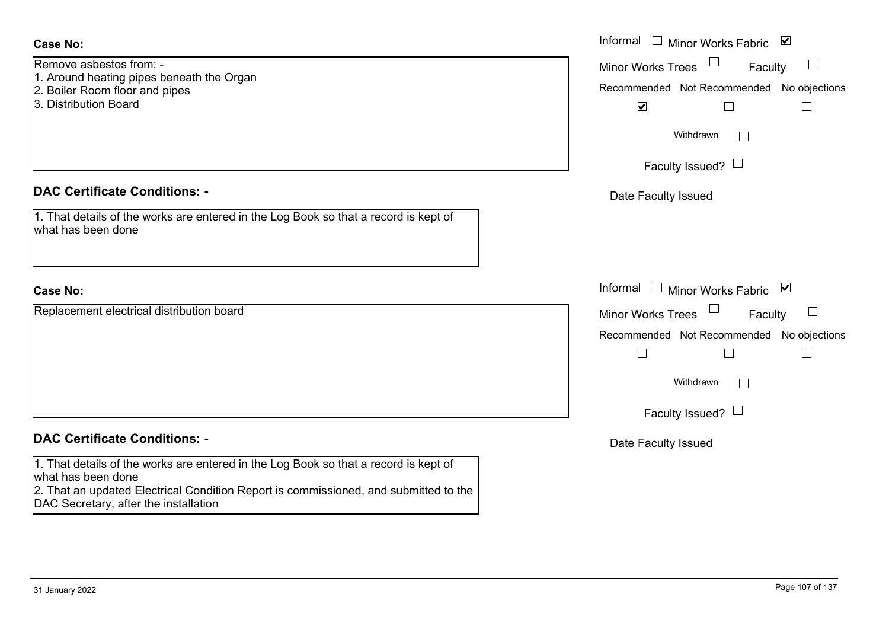**Case No:**

Remove asbestos from: -
1. Around heating pipes beneath the Organ
2. Boiler Room floor and pipes
3. Distribution Board

Informal ☐ Minor Works Fabric ☑
Minor Works Trees ☐ Faculty ☐

| Recommended | Not Recommended | No objections |
|---|---|---|
| ☑ | ☐ | ☐ |

Withdrawn ☐

Faculty Issued? ☐

Date Faculty Issued

**DAC Certificate Conditions: -**

1. That details of the works are entered in the Log Book so that a record is kept of what has been done

**Case No:**

Replacement electrical distribution board

Informal ☐ Minor Works Fabric ☑
Minor Works Trees ☐ Faculty ☐

| Recommended | Not Recommended | No objections |
|---|---|---|
| ☐ | ☐ | ☐ |

Withdrawn ☐

Faculty Issued? ☐

Date Faculty Issued

**DAC Certificate Conditions: -**

1. That details of the works are entered in the Log Book so that a record is kept of what has been done
2. That an updated Electrical Condition Report is commissioned, and submitted to the DAC Secretary, after the installation

31 January 2022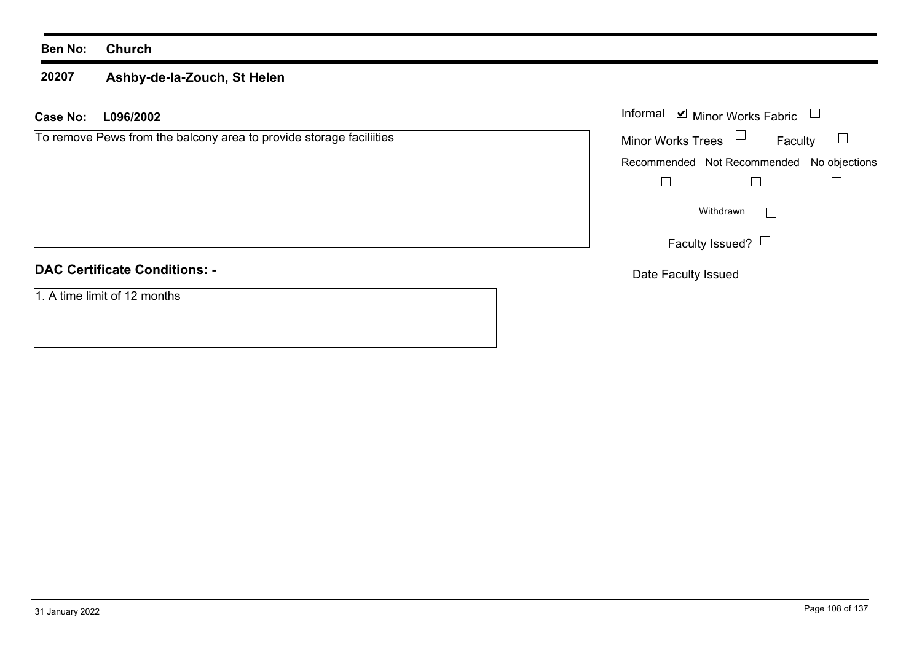**Ben No:** **Church**

**20207** **Ashby-de-la-Zouch, St Helen**

**Case No:** **L096/2002**

To remove Pews from the balcony area to provide storage faciliities

Informal ☑ Minor Works Fabric ☐

Minor Works Trees ☐ Faculty ☐

| Recommended | Not Recommended | No objections |
| --- | --- | --- |
| ☐ | ☐ | ☐ |

Withdrawn ☐

Faculty Issued? ☐

Date Faculty Issued

## DAC Certificate Conditions: -

1. A time limit of 12 months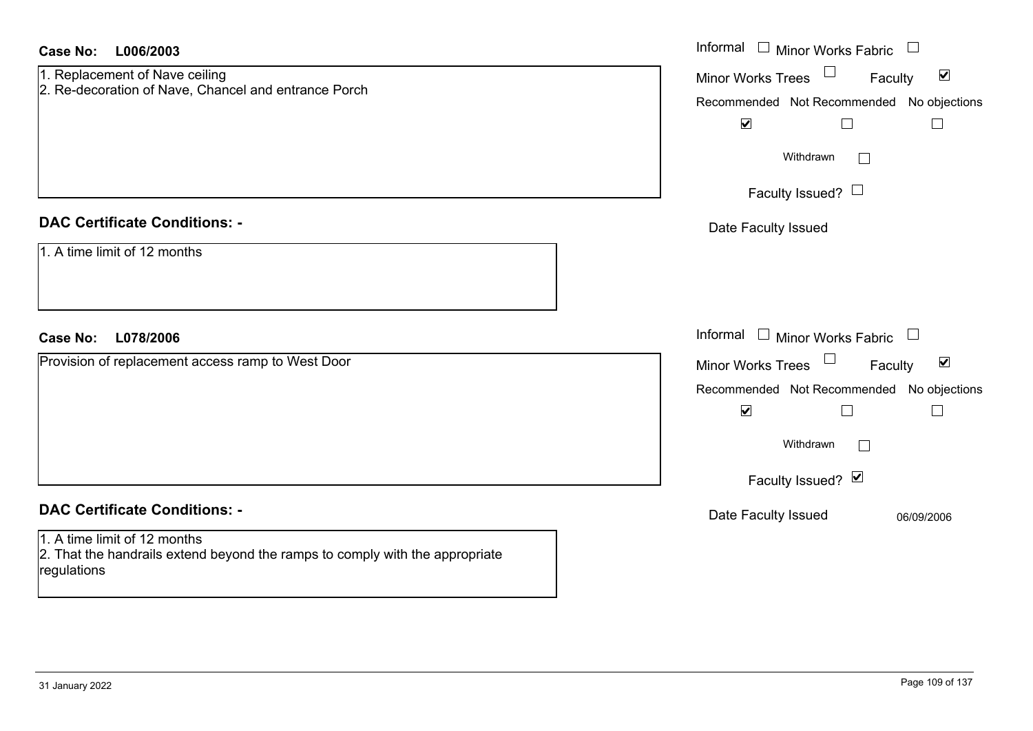**Case No:** **L006/2003**

1. Replacement of Nave ceiling
2. Re-decoration of Nave, Chancel and entrance Porch

Informal ☐ Minor Works Fabric ☐

Minor Works Trees ☐ Faculty ☑

Recommended ☑ Not Recommended ☐ No objections ☐

Withdrawn ☐

Faculty Issued? ☐

Date Faculty Issued

## DAC Certificate Conditions: -

1. A time limit of 12 months

**Case No:** **L078/2006**

Provision of replacement access ramp to West Door

Informal ☐ Minor Works Fabric ☐

Minor Works Trees ☐ Faculty ☑

Recommended ☑ Not Recommended ☐ No objections ☐

Withdrawn ☐

Faculty Issued? ☑

Date Faculty Issued 06/09/2006

## DAC Certificate Conditions: -

1. A time limit of 12 months
2. That the handrails extend beyond the ramps to comply with the appropriate regulations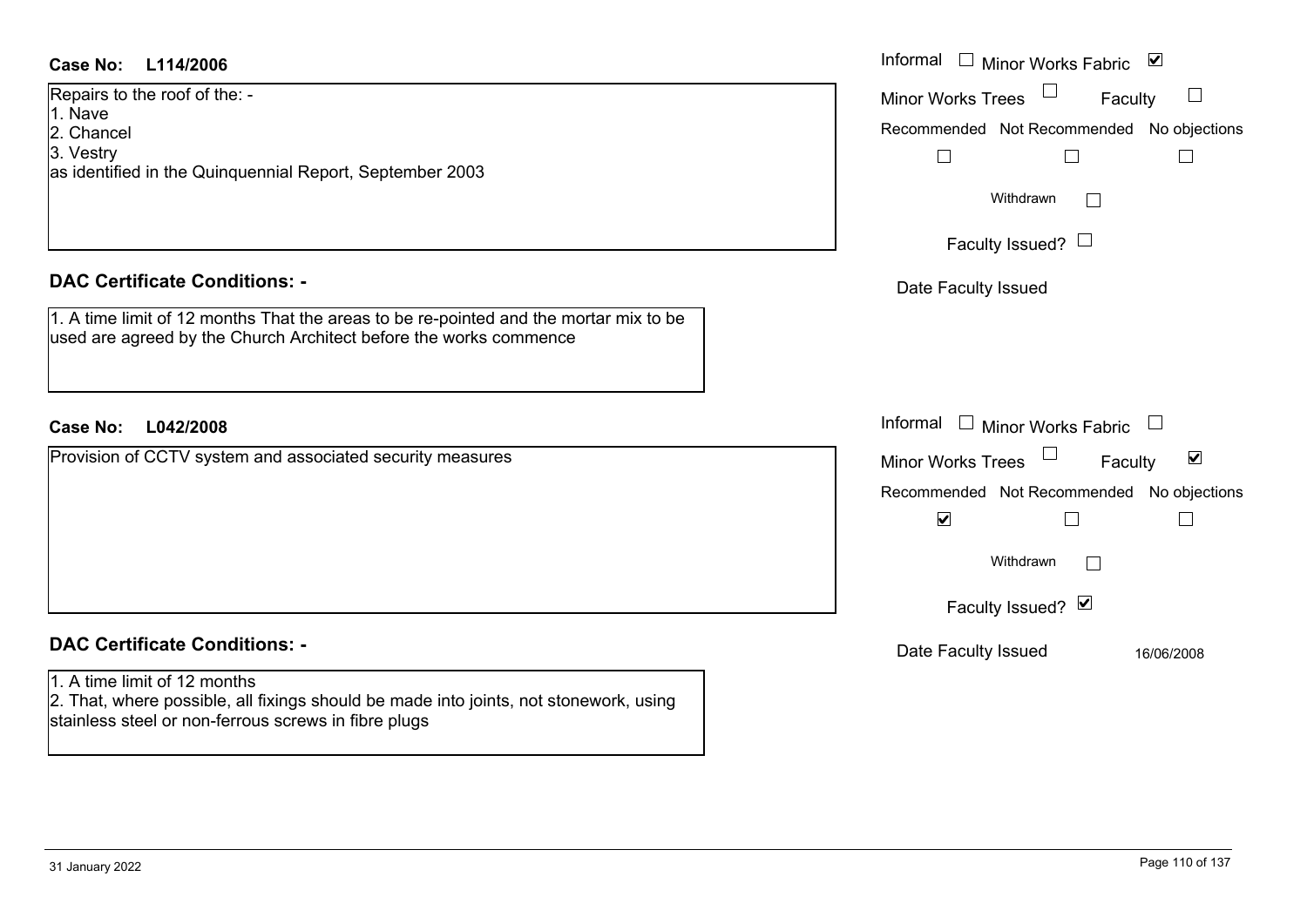**Case No: L114/2006**

Repairs to the roof of the: -
1. Nave
2. Chancel
3. Vestry
as identified in the Quinquennial Report, September 2003

Informal ☐ Minor Works Fabric ☑
Minor Works Trees ☐ Faculty ☐
Recommended ☐ Not Recommended ☐ No objections ☐
Withdrawn ☐
Faculty Issued? ☐
Date Faculty Issued

**DAC Certificate Conditions: -**

1. A time limit of 12 months That the areas to be re-pointed and the mortar mix to be used are agreed by the Church Architect before the works commence

**Case No: L042/2008**

Provision of CCTV system and associated security measures

Informal ☐ Minor Works Fabric ☐
Minor Works Trees ☐ Faculty ☑
Recommended ☑ Not Recommended ☐ No objections ☐
Withdrawn ☐
Faculty Issued? ☑
Date Faculty Issued 16/06/2008

**DAC Certificate Conditions: -**

1. A time limit of 12 months
2. That, where possible, all fixings should be made into joints, not stonework, using stainless steel or non-ferrous screws in fibre plugs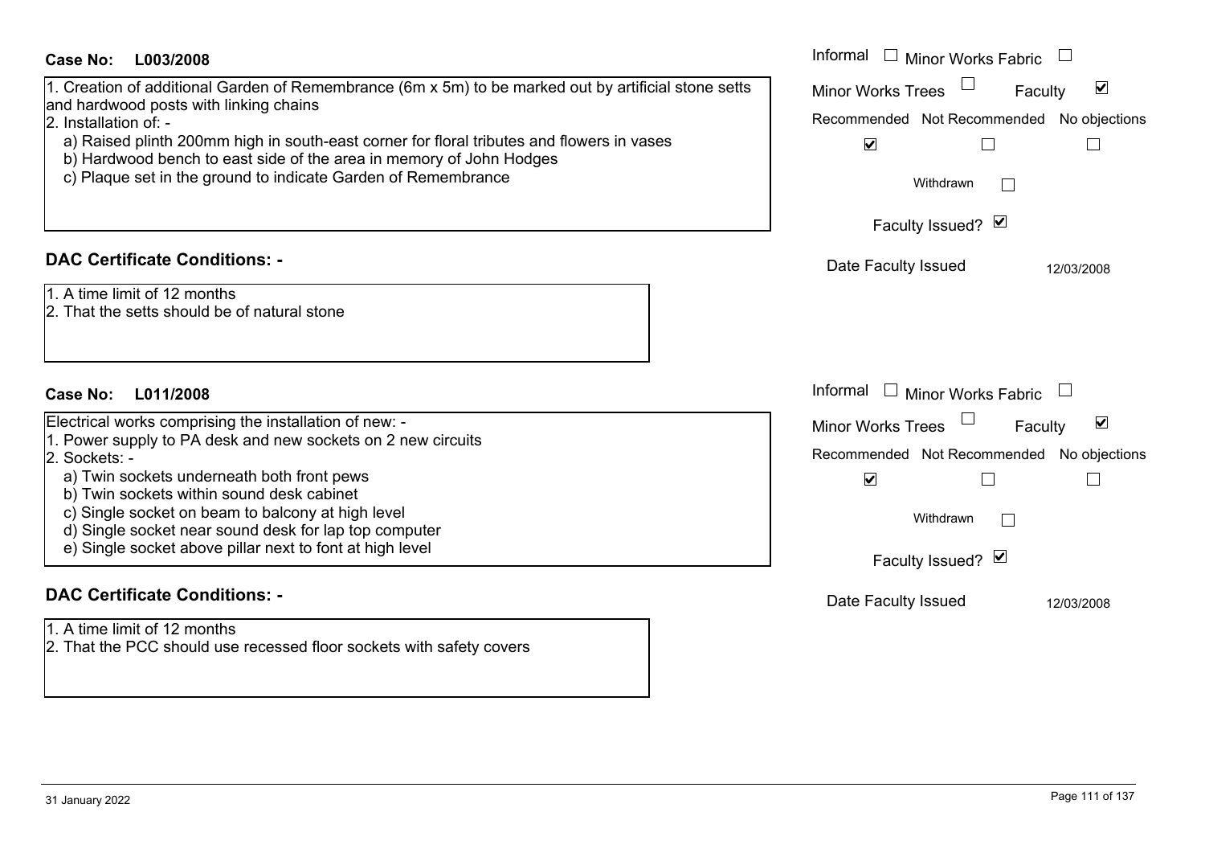**Case No: L003/2008**

1. Creation of additional Garden of Remembrance (6m x 5m) to be marked out by artificial stone setts and hardwood posts with linking chains
2. Installation of: -
   a) Raised plinth 200mm high in south-east corner for floral tributes and flowers in vases
   b) Hardwood bench to east side of the area in memory of John Hodges
   c) Plaque set in the ground to indicate Garden of Remembrance

Informal ☐ Minor Works Fabric ☐
Minor Works Trees ☐ Faculty ☑

| Recommended | Not Recommended | No objections |
| --- | --- | --- |
| ☑ | ☐ | ☐ |

Withdrawn ☐

Faculty Issued? ☑

Date Faculty Issued 12/03/2008

## DAC Certificate Conditions: -

1. A time limit of 12 months
2. That the setts should be of natural stone

**Case No: L011/2008**

Electrical works comprising the installation of new: -
1. Power supply to PA desk and new sockets on 2 new circuits
2. Sockets: -
   a) Twin sockets underneath both front pews
   b) Twin sockets within sound desk cabinet
   c) Single socket on beam to balcony at high level
   d) Single socket near sound desk for lap top computer
   e) Single socket above pillar next to font at high level

Informal ☐ Minor Works Fabric ☐
Minor Works Trees ☐ Faculty ☑

| Recommended | Not Recommended | No objections |
| --- | --- | --- |
| ☑ | ☐ | ☐ |

Withdrawn ☐

Faculty Issued? ☑

Date Faculty Issued 12/03/2008

## DAC Certificate Conditions: -

1. A time limit of 12 months
2. That the PCC should use recessed floor sockets with safety covers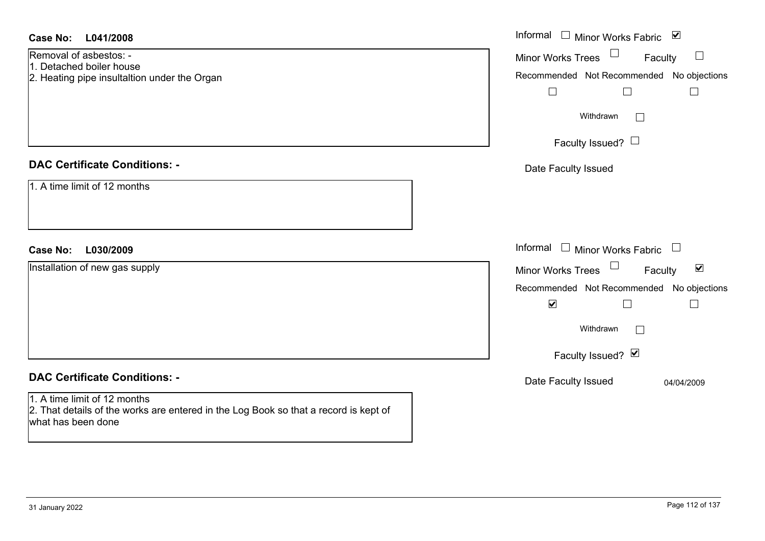**Case No: L041/2008**

Removal of asbestos: -
1. Detached boiler house
2. Heating pipe insultaltion under the Organ

Informal ☐ Minor Works Fabric ☑
Minor Works Trees ☐ Faculty ☐

| Recommended | Not Recommended | No objections |
| --- | --- | --- |
| ☐ | ☐ | ☐ |

Withdrawn ☐

Faculty Issued? ☐

Date Faculty Issued

### DAC Certificate Conditions: -

1. A time limit of 12 months

**Case No: L030/2009**

Installation of new gas supply

Informal ☐ Minor Works Fabric ☐
Minor Works Trees ☐ Faculty ☑

| Recommended | Not Recommended | No objections |
| --- | --- | --- |
| ☑ | ☐ | ☐ |

Withdrawn ☐

Faculty Issued? ☑

Date Faculty Issued 04/04/2009

### DAC Certificate Conditions: -

1. A time limit of 12 months
2. That details of the works are entered in the Log Book so that a record is kept of what has been done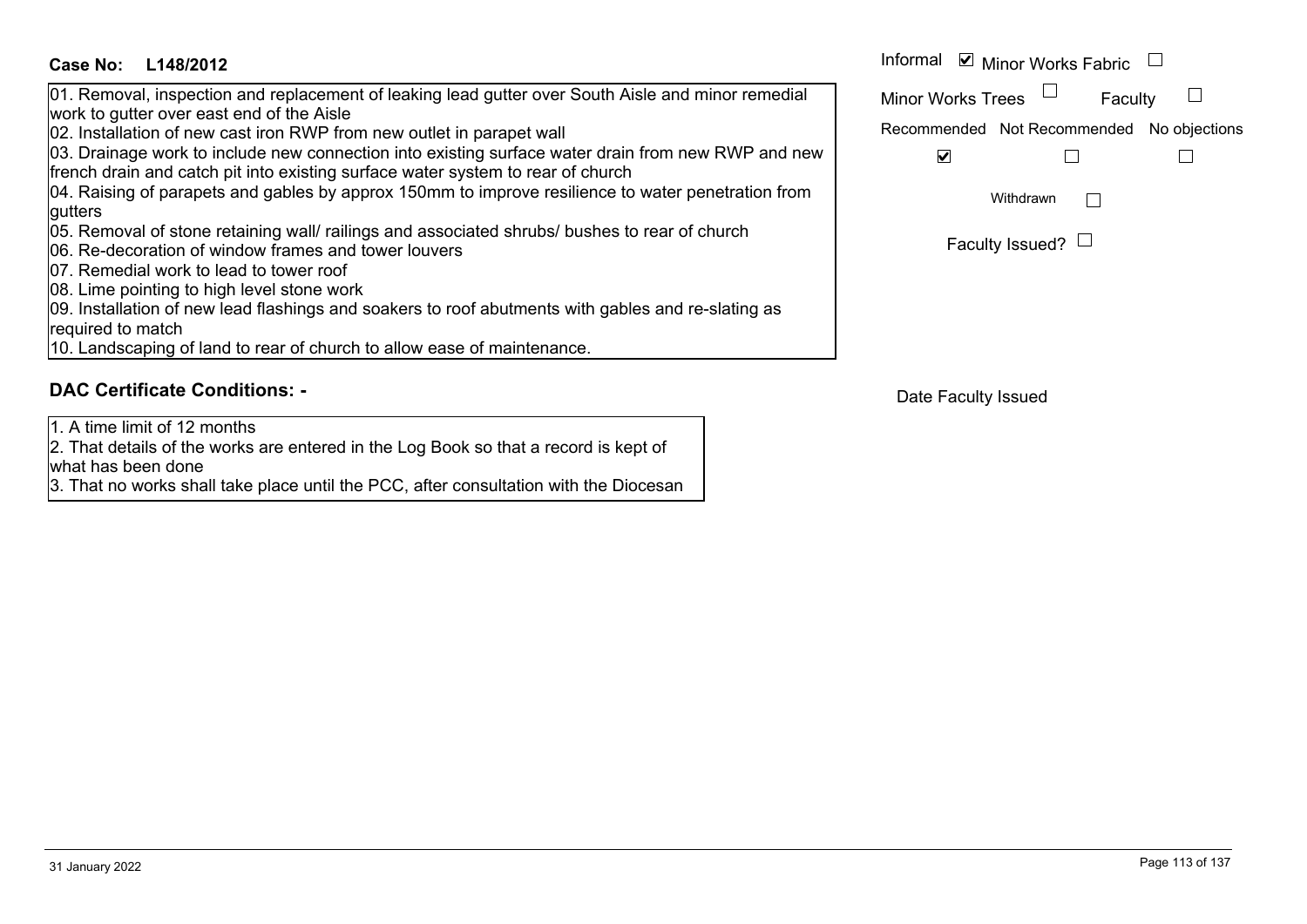**Case No: L148/2012**

Informal ☑ Minor Works Fabric ☐

Minor Works Trees ☐ Faculty ☐

Recommended ☑ Not Recommended ☐ No objections ☐

Withdrawn ☐

Faculty Issued? ☐

01. Removal, inspection and replacement of leaking lead gutter over South Aisle and minor remedial work to gutter over east end of the Aisle
02. Installation of new cast iron RWP from new outlet in parapet wall
03. Drainage work to include new connection into existing surface water drain from new RWP and new french drain and catch pit into existing surface water system to rear of church
04. Raising of parapets and gables by approx 150mm to improve resilience to water penetration from gutters
05. Removal of stone retaining wall/ railings and associated shrubs/ bushes to rear of church
06. Re-decoration of window frames and tower louvers
07. Remedial work to lead to tower roof
08. Lime pointing to high level stone work
09. Installation of new lead flashings and soakers to roof abutments with gables and re-slating as required to match
10. Landscaping of land to rear of church to allow ease of maintenance.

## DAC Certificate Conditions: -

1. A time limit of 12 months
2. That details of the works are entered in the Log Book so that a record is kept of what has been done
3. That no works shall take place until the PCC, after consultation with the Diocesan

Date Faculty Issued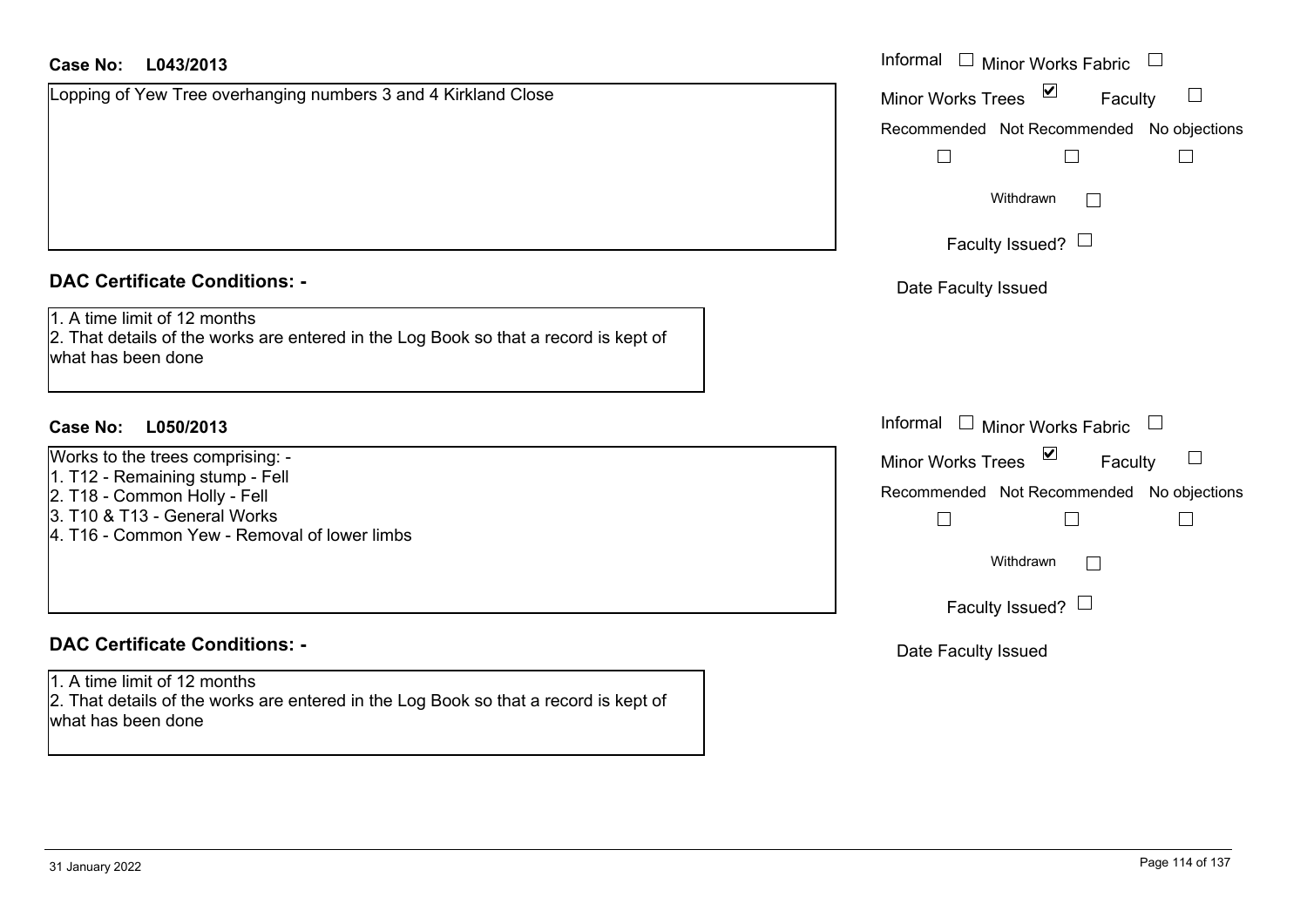**Case No: L043/2013**

Lopping of Yew Tree overhanging numbers 3 and 4 Kirkland Close

Informal ☐ Minor Works Fabric ☐

Minor Works Trees ☑ Faculty ☐

Recommended ☐ Not Recommended ☐ No objections ☐

Withdrawn ☐

Faculty Issued? ☐

Date Faculty Issued

**DAC Certificate Conditions: -**

1. A time limit of 12 months
2. That details of the works are entered in the Log Book so that a record is kept of what has been done

**Case No: L050/2013**

Works to the trees comprising: -
1. T12 - Remaining stump - Fell
2. T18 - Common Holly - Fell
3. T10 & T13 - General Works
4. T16 - Common Yew - Removal of lower limbs

Informal ☐ Minor Works Fabric ☐

Minor Works Trees ☑ Faculty ☐

Recommended ☐ Not Recommended ☐ No objections ☐

Withdrawn ☐

Faculty Issued? ☐

Date Faculty Issued

**DAC Certificate Conditions: -**

1. A time limit of 12 months
2. That details of the works are entered in the Log Book so that a record is kept of what has been done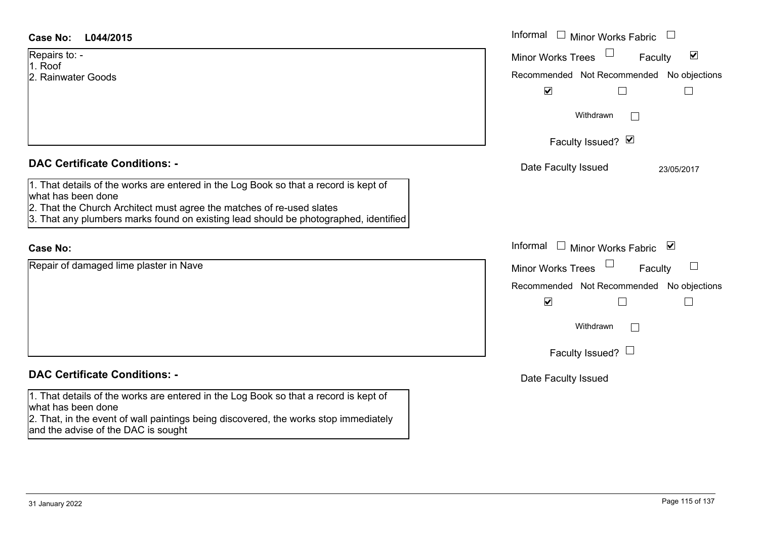**Case No: L044/2015**

Repairs to: -
1. Roof
2. Rainwater Goods

Informal ☐ Minor Works Fabric ☐
Minor Works Trees ☐ Faculty ☑

Recommended ☑ Not Recommended ☐ No objections ☐

Withdrawn ☐

Faculty Issued? ☑

Date Faculty Issued 23/05/2017

**DAC Certificate Conditions: -**

1. That details of the works are entered in the Log Book so that a record is kept of what has been done
2. That the Church Architect must agree the matches of re-used slates
3. That any plumbers marks found on existing lead should be photographed, identified

**Case No:**

Repair of damaged lime plaster in Nave

Informal ☐ Minor Works Fabric ☑
Minor Works Trees ☐ Faculty ☐

Recommended ☑ Not Recommended ☐ No objections ☐

Withdrawn ☐

Faculty Issued? ☐

Date Faculty Issued

**DAC Certificate Conditions: -**

1. That details of the works are entered in the Log Book so that a record is kept of what has been done
2. That, in the event of wall paintings being discovered, the works stop immediately and the advise of the DAC is sought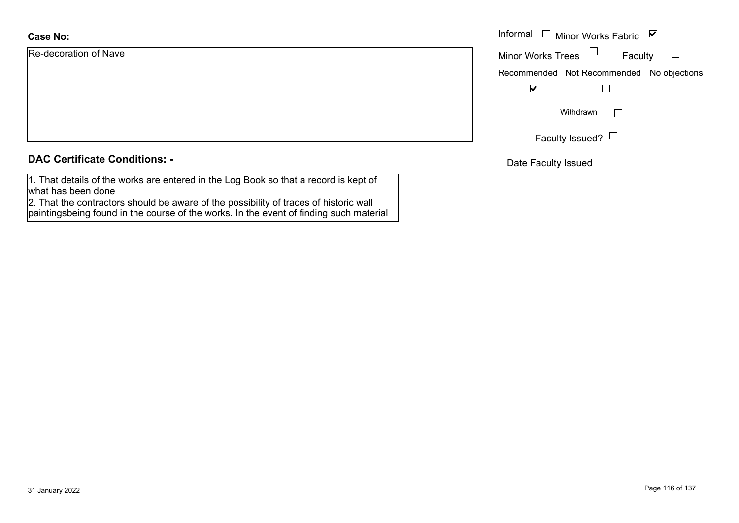**Case No:**

Re-decoration of Nave

Informal ☐ Minor Works Fabric ☑

Minor Works Trees ☐ Faculty ☐

| Recommended | Not Recommended | No objections |
| --- | --- | --- |
| ☑ | ☐ | ☐ |

Withdrawn ☐

Faculty Issued? ☐

Date Faculty Issued

**DAC Certificate Conditions: -**

1. That details of the works are entered in the Log Book so that a record is kept of what has been done
2. That the contractors should be aware of the possibility of traces of historic wall paintingsbeing found in the course of the works. In the event of finding such material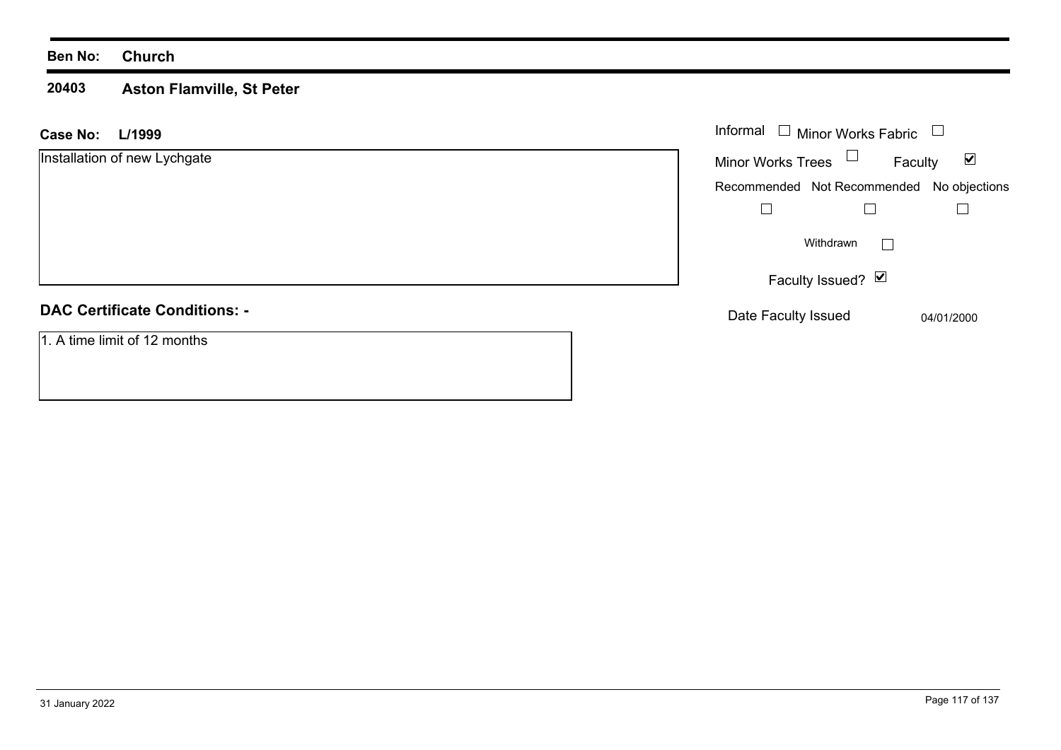**Ben No:** **Church**

**20403** **Aston Flamville, St Peter**

**Case No:** **L/1999**

Installation of new Lychgate

Informal ☐ Minor Works Fabric ☐

Minor Works Trees ☐ Faculty ☑

Recommended ☐ Not Recommended ☐ No objections ☐

Withdrawn ☐

Faculty Issued? ☑

Date Faculty Issued 04/01/2000

**DAC Certificate Conditions: -**

1. A time limit of 12 months

31 January 2022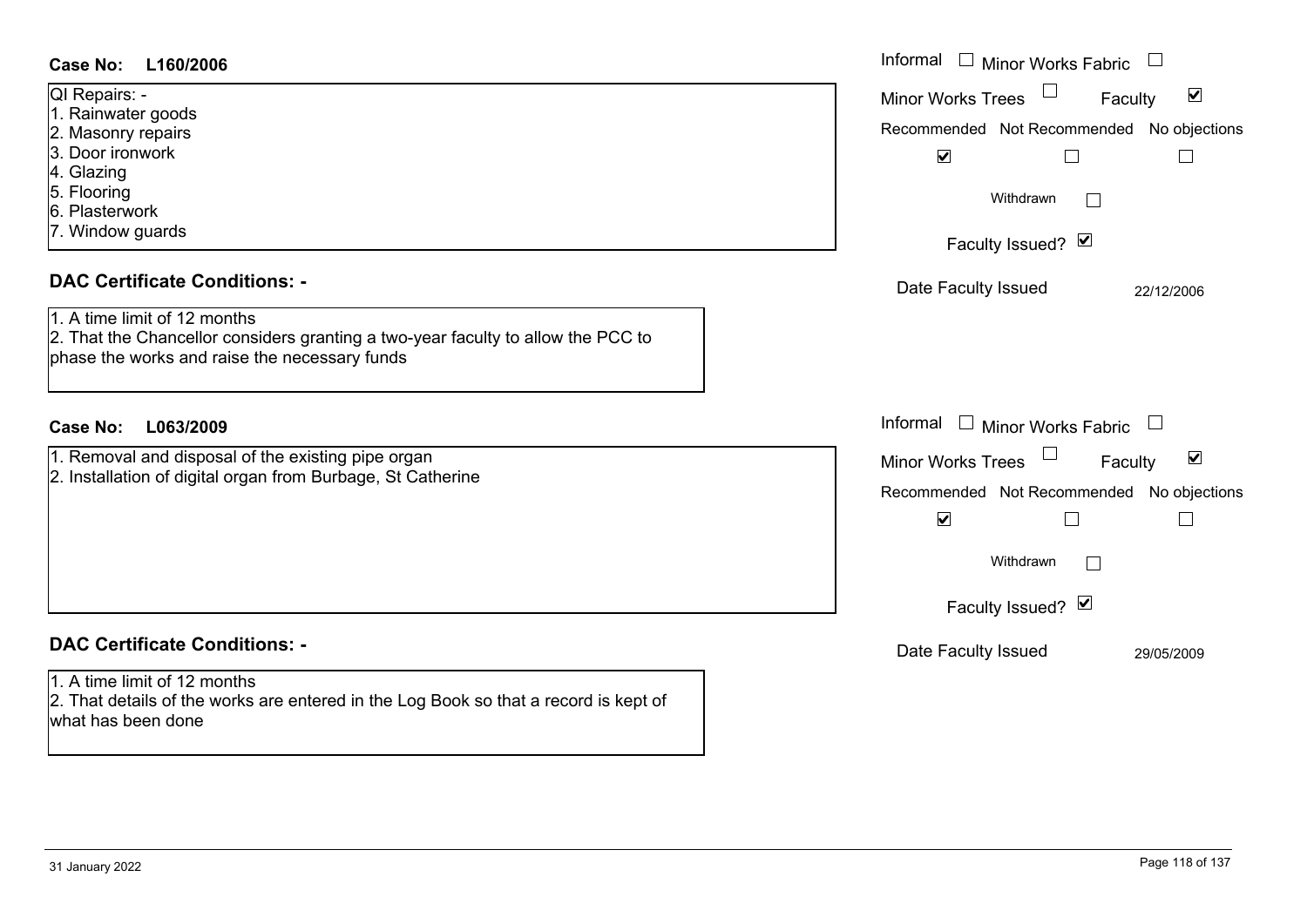**Case No: L160/2006**

QI Repairs: -
1. Rainwater goods
2. Masonry repairs
3. Door ironwork
4. Glazing
5. Flooring
6. Plasterwork
7. Window guards

Informal ☐ Minor Works Fabric ☐
Minor Works Trees ☐ Faculty ☑
Recommended ☑ Not Recommended ☐ No objections ☐
Withdrawn ☐
Faculty Issued? ☑
Date Faculty Issued 22/12/2006

## DAC Certificate Conditions: -

1. A time limit of 12 months
2. That the Chancellor considers granting a two-year faculty to allow the PCC to phase the works and raise the necessary funds

**Case No: L063/2009**

1. Removal and disposal of the existing pipe organ
2. Installation of digital organ from Burbage, St Catherine

Informal ☐ Minor Works Fabric ☐
Minor Works Trees ☐ Faculty ☑
Recommended ☑ Not Recommended ☐ No objections ☐
Withdrawn ☐
Faculty Issued? ☑
Date Faculty Issued 29/05/2009

## DAC Certificate Conditions: -

1. A time limit of 12 months
2. That details of the works are entered in the Log Book so that a record is kept of what has been done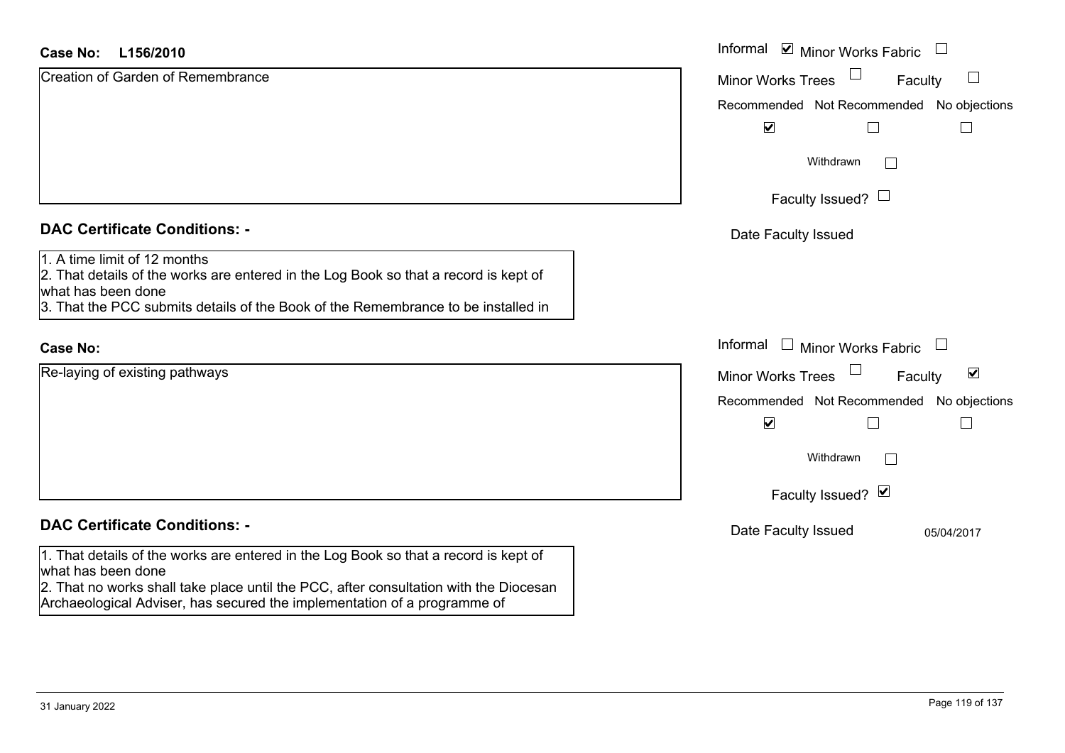**Case No:** **L156/2010**

Creation of Garden of Remembrance

Informal ☑ Minor Works Fabric ☐

Minor Works Trees ☐ Faculty ☐

Recommended ☑ Not Recommended ☐ No objections ☐

Withdrawn ☐

Faculty Issued? ☐

Date Faculty Issued

## DAC Certificate Conditions: -

1. A time limit of 12 months
2. That details of the works are entered in the Log Book so that a record is kept of what has been done
3. That the PCC submits details of the Book of the Remembrance to be installed in

**Case No:**

Re-laying of existing pathways

Informal ☐ Minor Works Fabric ☐

Minor Works Trees ☐ Faculty ☑

Recommended ☑ Not Recommended ☐ No objections ☐

Withdrawn ☐

Faculty Issued? ☑

Date Faculty Issued 05/04/2017

## DAC Certificate Conditions: -

1. That details of the works are entered in the Log Book so that a record is kept of what has been done
2. That no works shall take place until the PCC, after consultation with the Diocesan Archaeological Adviser, has secured the implementation of a programme of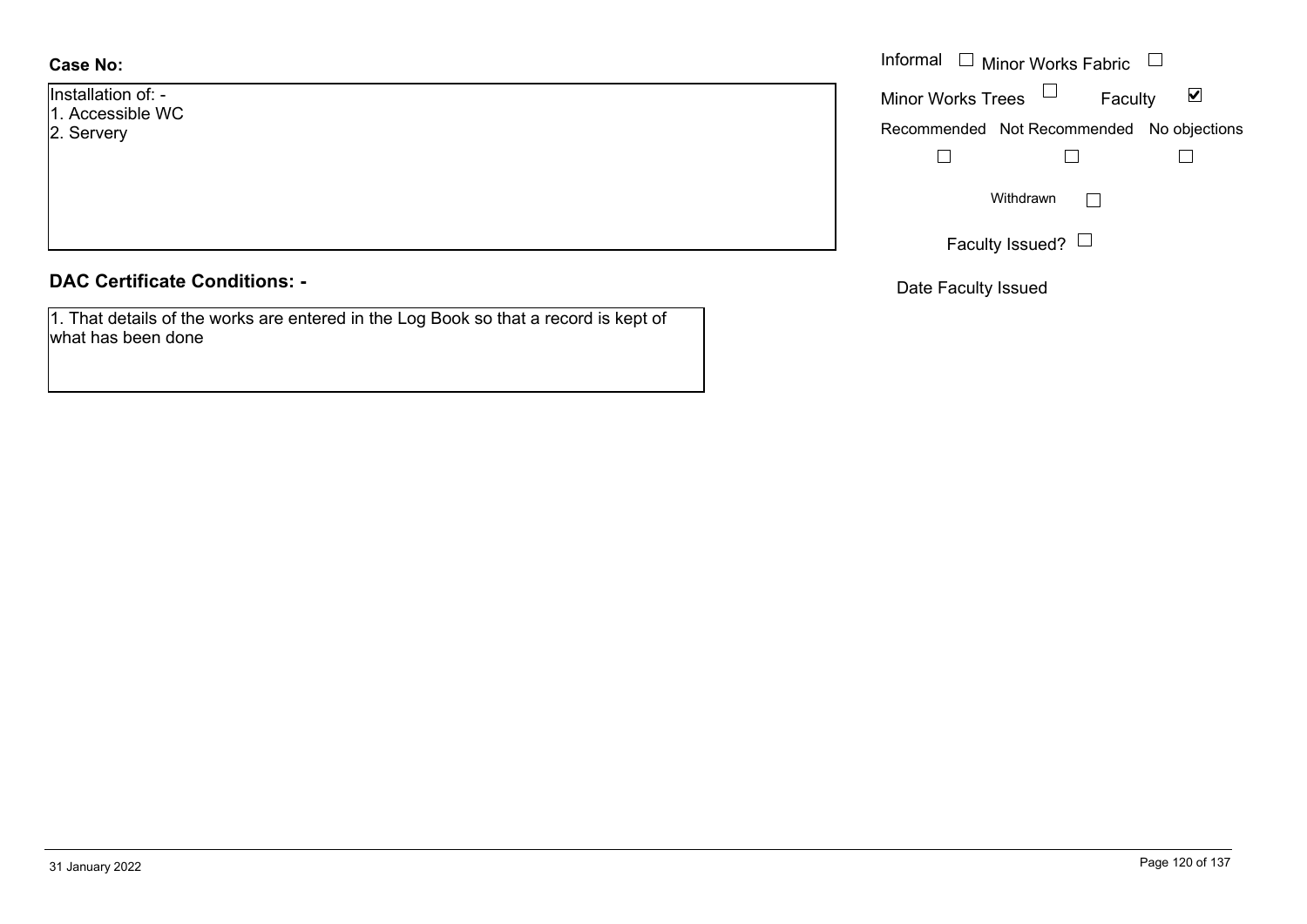**Case No:**

Installation of: -
1. Accessible WC
2. Servery

**DAC Certificate Conditions: -**

1. That details of the works are entered in the Log Book so that a record is kept of what has been done

Informal ☐ Minor Works Fabric ☐

Minor Works Trees ☐ Faculty ☑

Recommended ☐ Not Recommended ☐ No objections ☐

Withdrawn ☐

Faculty Issued? ☐

Date Faculty Issued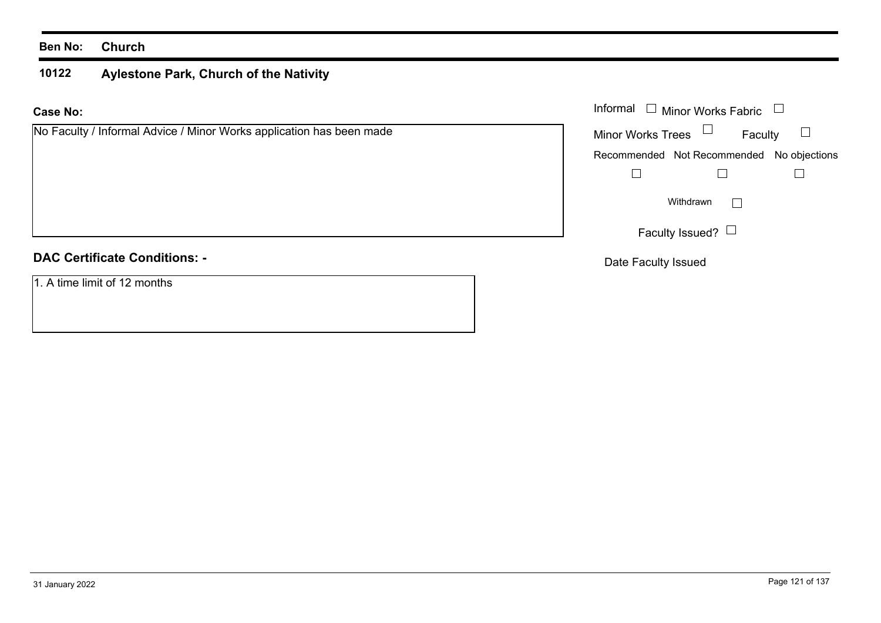**Ben No:** **Church**

## 10122 Aylestone Park, Church of the Nativity

**Case No:**

No Faculty / Informal Advice / Minor Works application has been made

Informal ☐ Minor Works Fabric ☐

Minor Works Trees ☐ Faculty ☐

Recommended ☐ Not Recommended ☐ No objections ☐

Withdrawn ☐

Faculty Issued? ☐

Date Faculty Issued

**DAC Certificate Conditions: -**

1. A time limit of 12 months

31 January 2022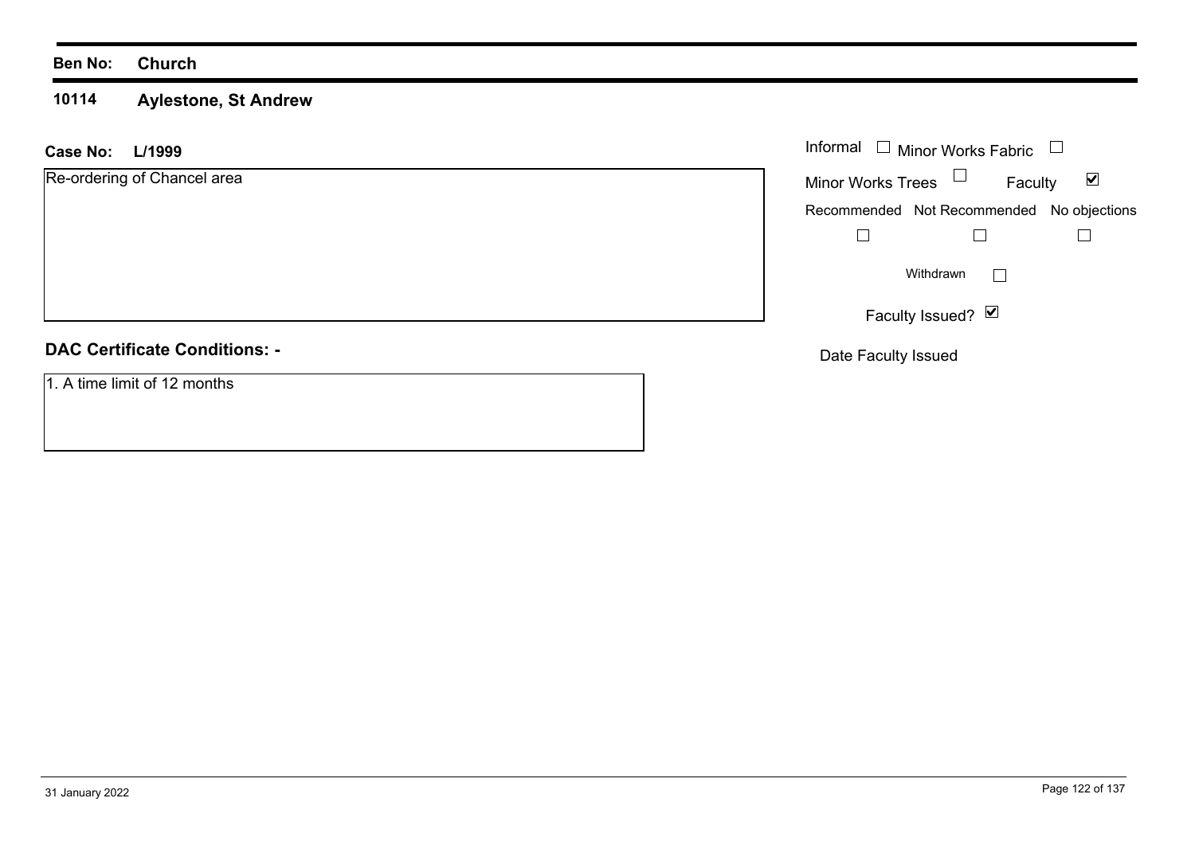**Ben No:** **Church**

**10114** **Aylestone, St Andrew**

**Case No:** **L/1999**

Re-ordering of Chancel area

Informal ☐ Minor Works Fabric ☐

Minor Works Trees ☐ Faculty ☑

Recommended ☐ Not Recommended ☐ No objections ☐

Withdrawn ☐

Faculty Issued? ☑

Date Faculty Issued

## DAC Certificate Conditions: -

1. A time limit of 12 months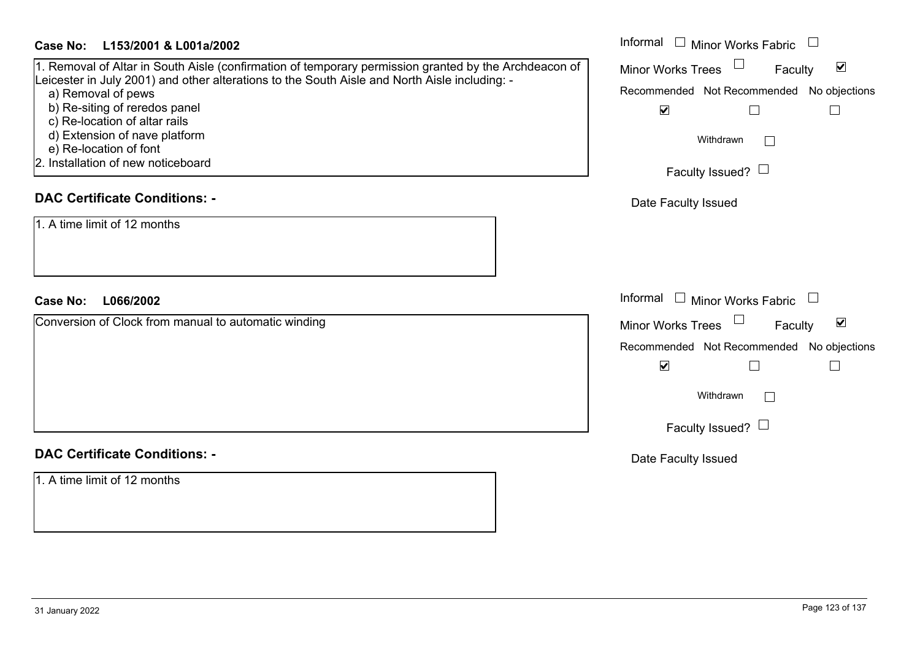**Case No: L153/2001 & L001a/2002**

1. Removal of Altar in South Aisle (confirmation of temporary permission granted by the Archdeacon of Leicester in July 2001) and other alterations to the South Aisle and North Aisle including: -
   a) Removal of pews
   b) Re-siting of reredos panel
   c) Re-location of altar rails
   d) Extension of nave platform
   e) Re-location of font
2. Installation of new noticeboard

Informal ☐ Minor Works Fabric ☐
Minor Works Trees ☐ Faculty ☑
Recommended ☑ Not Recommended ☐ No objections ☐
Withdrawn ☐
Faculty Issued? ☐
Date Faculty Issued

**DAC Certificate Conditions: -**

1. A time limit of 12 months

**Case No: L066/2002**

Conversion of Clock from manual to automatic winding

Informal ☐ Minor Works Fabric ☐
Minor Works Trees ☐ Faculty ☑
Recommended ☑ Not Recommended ☐ No objections ☐
Withdrawn ☐
Faculty Issued? ☐
Date Faculty Issued

**DAC Certificate Conditions: -**

1. A time limit of 12 months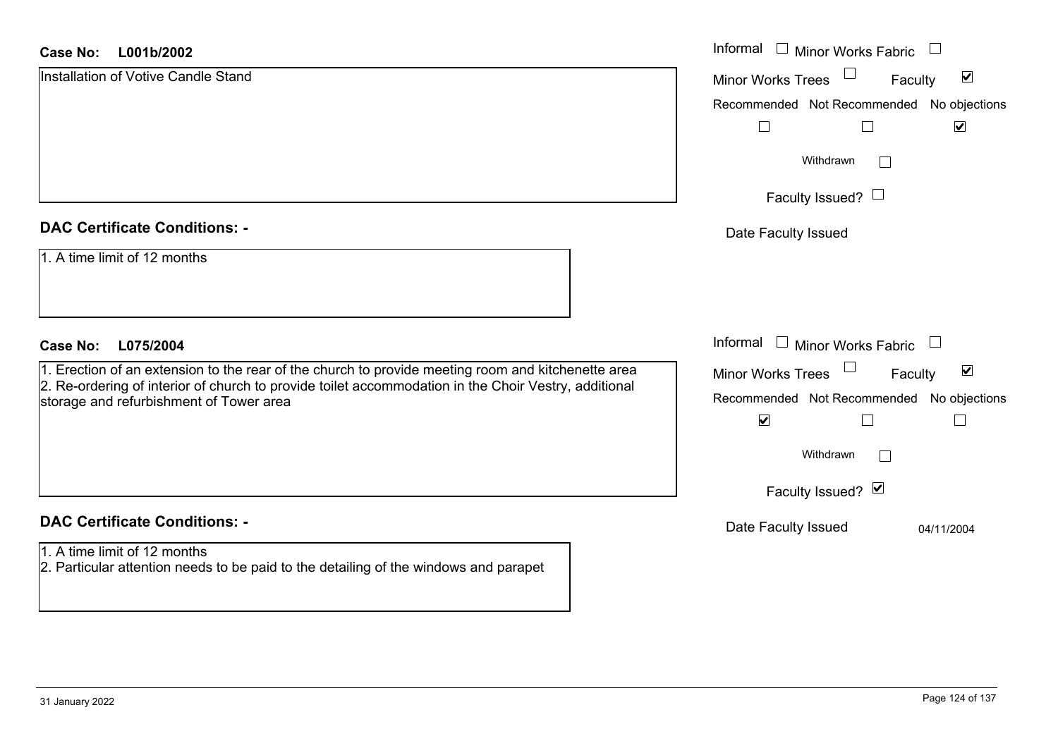**Case No:** **L001b/2002**

Installation of Votive Candle Stand

Informal ☐ Minor Works Fabric ☐

Minor Works Trees ☐ Faculty ☑

Recommended ☐ Not Recommended ☐ No objections ☑

Withdrawn ☐

Faculty Issued? ☐

Date Faculty Issued

**DAC Certificate Conditions: -**

1. A time limit of 12 months

**Case No:** **L075/2004**

1. Erection of an extension to the rear of the church to provide meeting room and kitchenette area
2. Re-ordering of interior of church to provide toilet accommodation in the Choir Vestry, additional storage and refurbishment of Tower area

Informal ☐ Minor Works Fabric ☐

Minor Works Trees ☐ Faculty ☑

Recommended ☑ Not Recommended ☐ No objections ☐

Withdrawn ☐

Faculty Issued? ☑

Date Faculty Issued 04/11/2004

**DAC Certificate Conditions: -**

1. A time limit of 12 months
2. Particular attention needs to be paid to the detailing of the windows and parapet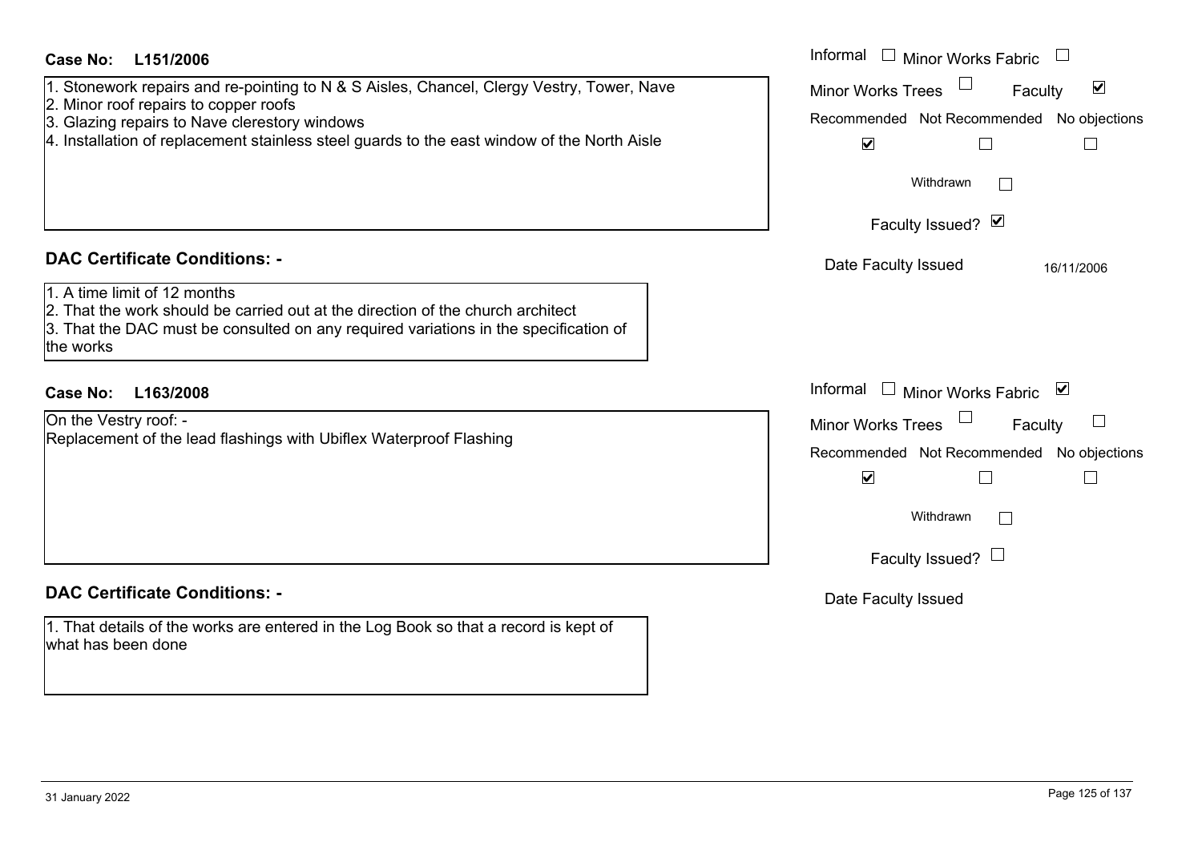**Case No: L151/2006**

1. Stonework repairs and re-pointing to N & S Aisles, Chancel, Clergy Vestry, Tower, Nave
2. Minor roof repairs to copper roofs
3. Glazing repairs to Nave clerestory windows
4. Installation of replacement stainless steel guards to the east window of the North Aisle

Informal ☐ Minor Works Fabric ☐
Minor Works Trees ☐ Faculty ☑

| Recommended | Not Recommended | No objections |
| --- | --- | --- |
| ☑ | ☐ | ☐ |

Withdrawn ☐

Faculty Issued? ☑

Date Faculty Issued 16/11/2006

### DAC Certificate Conditions: -

1. A time limit of 12 months
2. That the work should be carried out at the direction of the church architect
3. That the DAC must be consulted on any required variations in the specification of the works

**Case No: L163/2008**

On the Vestry roof: -
Replacement of the lead flashings with Ubiflex Waterproof Flashing

Informal ☐ Minor Works Fabric ☑
Minor Works Trees ☐ Faculty ☐

| Recommended | Not Recommended | No objections |
| --- | --- | --- |
| ☑ | ☐ | ☐ |

Withdrawn ☐

Faculty Issued? ☐

Date Faculty Issued

### DAC Certificate Conditions: -

1. That details of the works are entered in the Log Book so that a record is kept of what has been done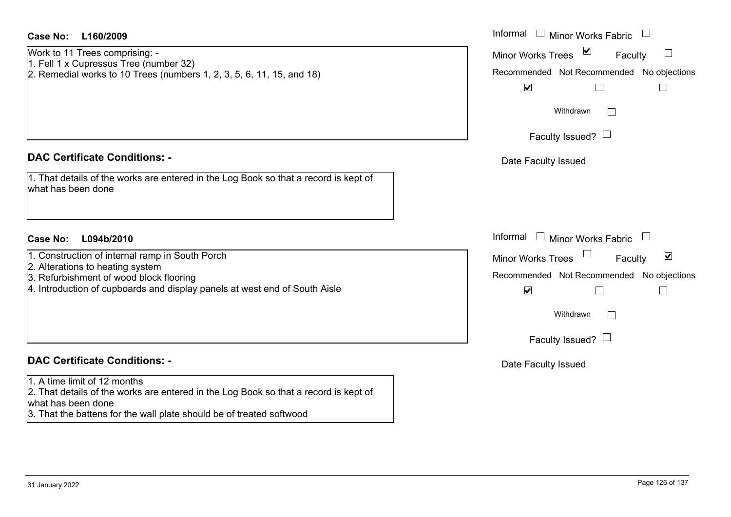**Case No: L160/2009**

Work to 11 Trees comprising: -
1. Fell 1 x Cupressus Tree (number 32)
2. Remedial works to 10 Trees (numbers 1, 2, 3, 5, 6, 11, 15, and 18)

Informal ☐ Minor Works Fabric ☐
Minor Works Trees ☑ Faculty ☐

| Recommended | Not Recommended | No objections |
| --- | --- | --- |
| ☑ | ☐ | ☐ |

Withdrawn ☐

Faculty Issued? ☐

Date Faculty Issued

## DAC Certificate Conditions: -

1. That details of the works are entered in the Log Book so that a record is kept of what has been done

**Case No: L094b/2010**

1. Construction of internal ramp in South Porch
2. Alterations to heating system
3. Refurbishment of wood block flooring
4. Introduction of cupboards and display panels at west end of South Aisle

Informal ☐ Minor Works Fabric ☐
Minor Works Trees ☐ Faculty ☑

| Recommended | Not Recommended | No objections |
| --- | --- | --- |
| ☑ | ☐ | ☐ |

Withdrawn ☐

Faculty Issued? ☐

Date Faculty Issued

## DAC Certificate Conditions: -

1. A time limit of 12 months
2. That details of the works are entered in the Log Book so that a record is kept of what has been done
3. That the battens for the wall plate should be of treated softwood

31 January 2022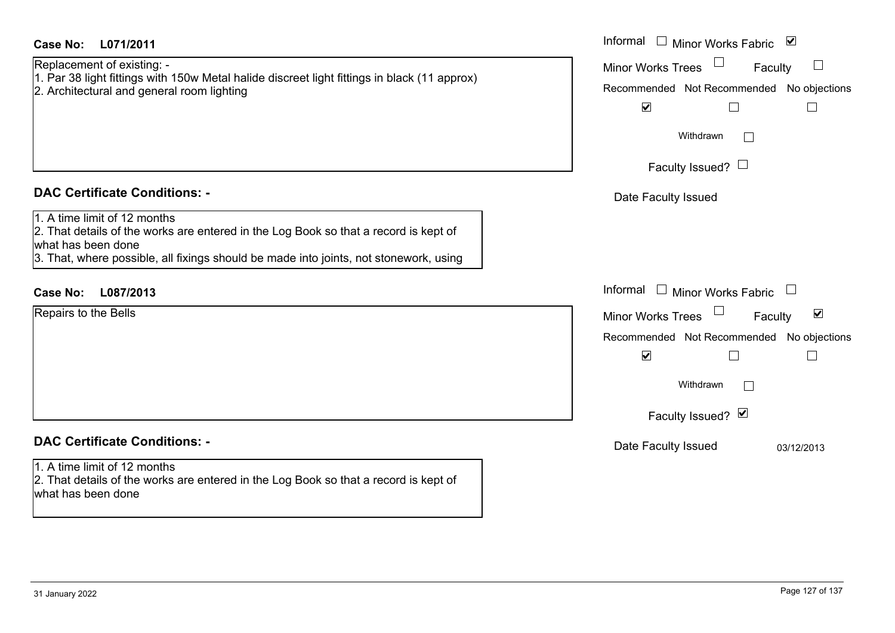**Case No:** **L071/2011**

Replacement of existing: -
1. Par 38 light fittings with 150w Metal halide discreet light fittings in black (11 approx)
2. Architectural and general room lighting

Informal ☐ Minor Works Fabric ☑
Minor Works Trees ☐ Faculty ☐

| Recommended | Not Recommended | No objections |
|---|---|---|
| ☑ | ☐ | ☐ |

Withdrawn ☐

Faculty Issued? ☐

Date Faculty Issued

## DAC Certificate Conditions: -

1. A time limit of 12 months
2. That details of the works are entered in the Log Book so that a record is kept of what has been done
3. That, where possible, all fixings should be made into joints, not stonework, using

**Case No:** **L087/2013**

Repairs to the Bells

Informal ☐ Minor Works Fabric ☐
Minor Works Trees ☐ Faculty ☑

| Recommended | Not Recommended | No objections |
|---|---|---|
| ☑ | ☐ | ☐ |

Withdrawn ☐

Faculty Issued? ☑

Date Faculty Issued 03/12/2013

## DAC Certificate Conditions: -

1. A time limit of 12 months
2. That details of the works are entered in the Log Book so that a record is kept of what has been done

31 January 2022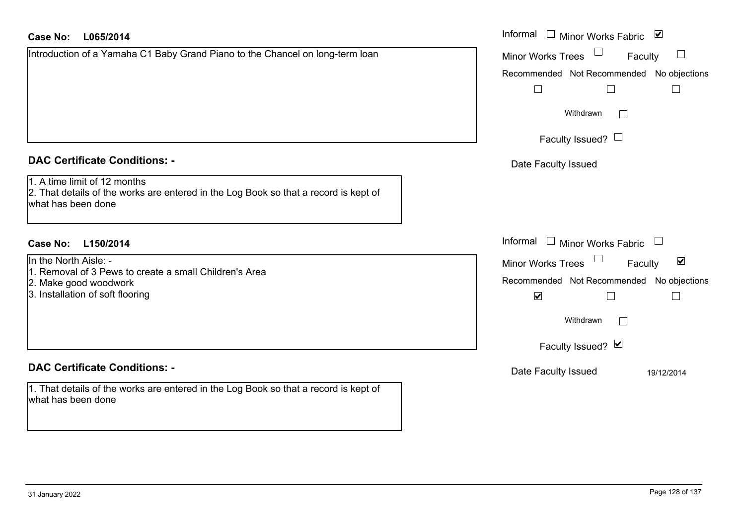**Case No: L065/2014**

Introduction of a Yamaha C1 Baby Grand Piano to the Chancel on long-term loan

Informal ☐ Minor Works Fabric ☑
Minor Works Trees ☐ Faculty ☐
Recommended ☐ Not Recommended ☐ No objections ☐
Withdrawn ☐
Faculty Issued? ☐
Date Faculty Issued

**DAC Certificate Conditions: -**

1. A time limit of 12 months
2. That details of the works are entered in the Log Book so that a record is kept of what has been done

**Case No: L150/2014**

In the North Aisle: -
1. Removal of 3 Pews to create a small Children's Area
2. Make good woodwork
3. Installation of soft flooring

Informal ☐ Minor Works Fabric ☐
Minor Works Trees ☐ Faculty ☑
Recommended ☑ Not Recommended ☐ No objections ☐
Withdrawn ☐
Faculty Issued? ☑
Date Faculty Issued 19/12/2014

**DAC Certificate Conditions: -**

1. That details of the works are entered in the Log Book so that a record is kept of what has been done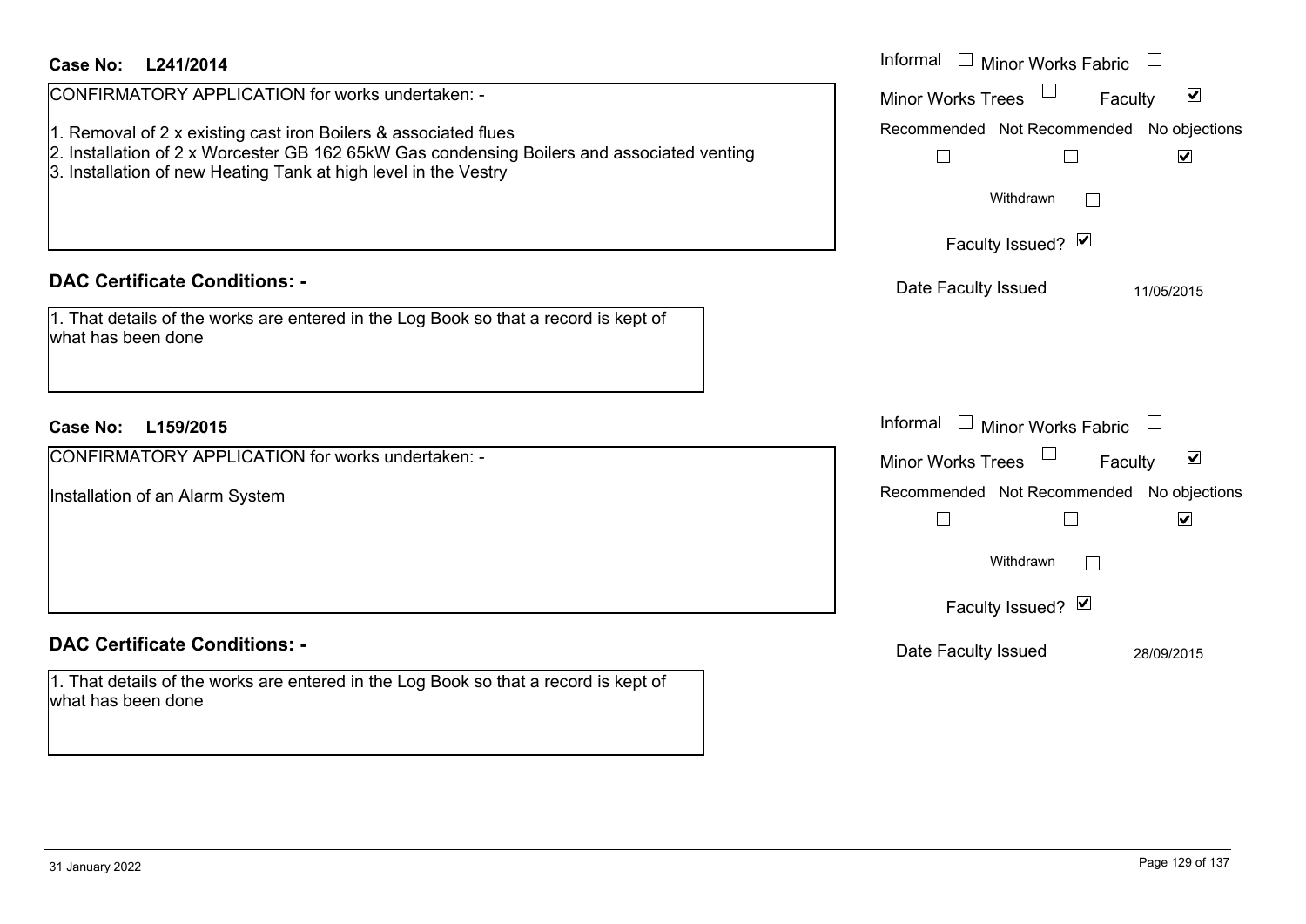**Case No:** **L241/2014**

CONFIRMATORY APPLICATION for works undertaken: -

1. Removal of 2 x existing cast iron Boilers & associated flues
2. Installation of 2 x Worcester GB 162 65kW Gas condensing Boilers and associated venting
3. Installation of new Heating Tank at high level in the Vestry

Informal ☐ Minor Works Fabric ☐

Minor Works Trees ☐ Faculty ☑

Recommended ☐ Not Recommended ☐ No objections ☑

Withdrawn ☐

Faculty Issued? ☑

Date Faculty Issued 11/05/2015

**DAC Certificate Conditions: -**

1. That details of the works are entered in the Log Book so that a record is kept of what has been done

**Case No:** **L159/2015**

CONFIRMATORY APPLICATION for works undertaken: -

Installation of an Alarm System

Informal ☐ Minor Works Fabric ☐

Minor Works Trees ☐ Faculty ☑

Recommended ☐ Not Recommended ☐ No objections ☑

Withdrawn ☐

Faculty Issued? ☑

Date Faculty Issued 28/09/2015

**DAC Certificate Conditions: -**

1. That details of the works are entered in the Log Book so that a record is kept of what has been done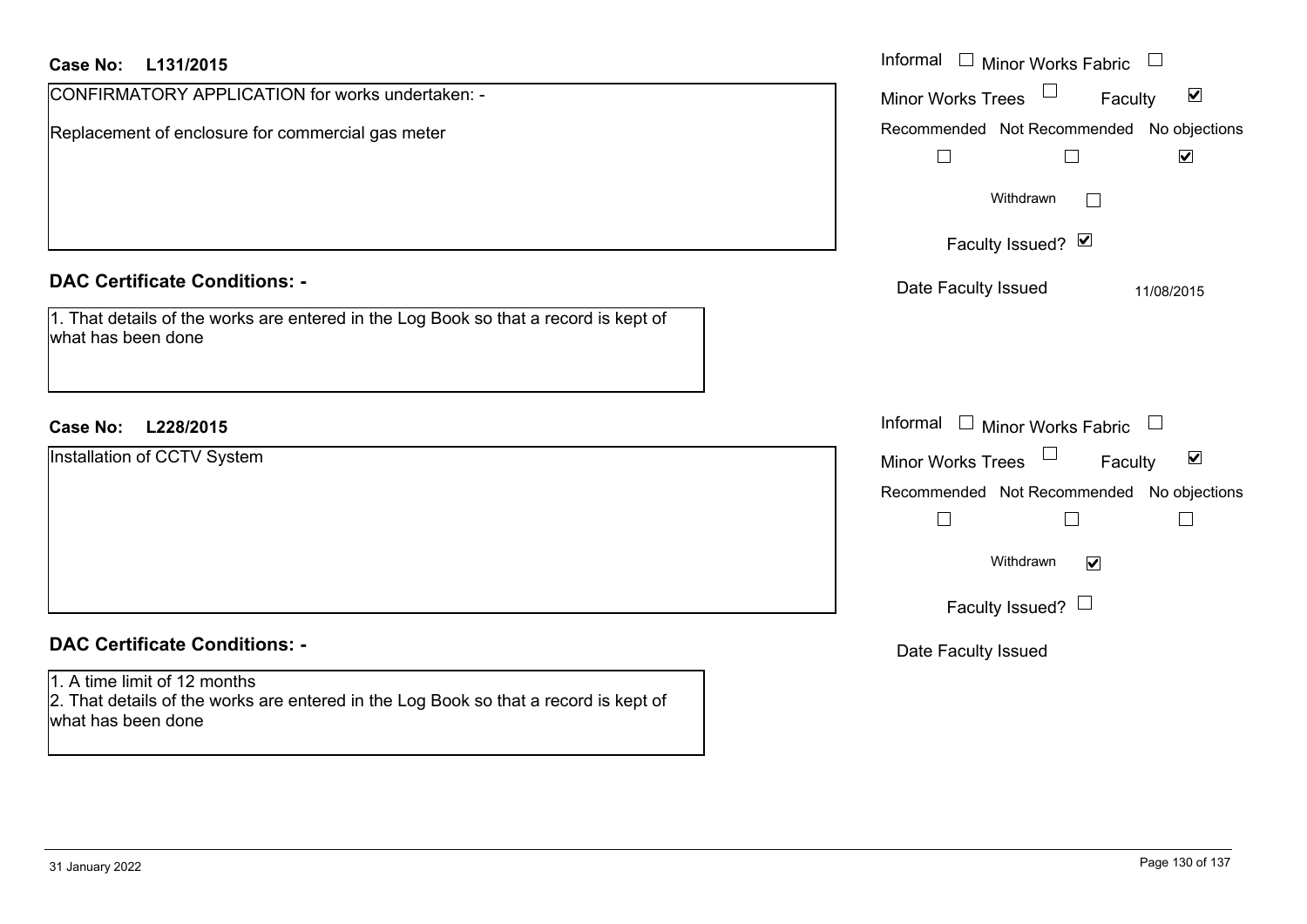**Case No: L131/2015**

CONFIRMATORY APPLICATION for works undertaken: -

Replacement of enclosure for commercial gas meter

Informal ☐ Minor Works Fabric ☐
Minor Works Trees ☐ Faculty ☑

| Recommended | Not Recommended | No objections |
| --- | --- | --- |
| ☐ | ☐ | ☑ |

Withdrawn ☐

Faculty Issued? ☑

Date Faculty Issued 11/08/2015

**DAC Certificate Conditions: -**

1. That details of the works are entered in the Log Book so that a record is kept of what has been done

**Case No: L228/2015**

Installation of CCTV System

Informal ☐ Minor Works Fabric ☐
Minor Works Trees ☐ Faculty ☑

| Recommended | Not Recommended | No objections |
| --- | --- | --- |
| ☐ | ☐ | ☐ |

Withdrawn ☑

Faculty Issued? ☐

Date Faculty Issued

**DAC Certificate Conditions: -**

1. A time limit of 12 months
2. That details of the works are entered in the Log Book so that a record is kept of what has been done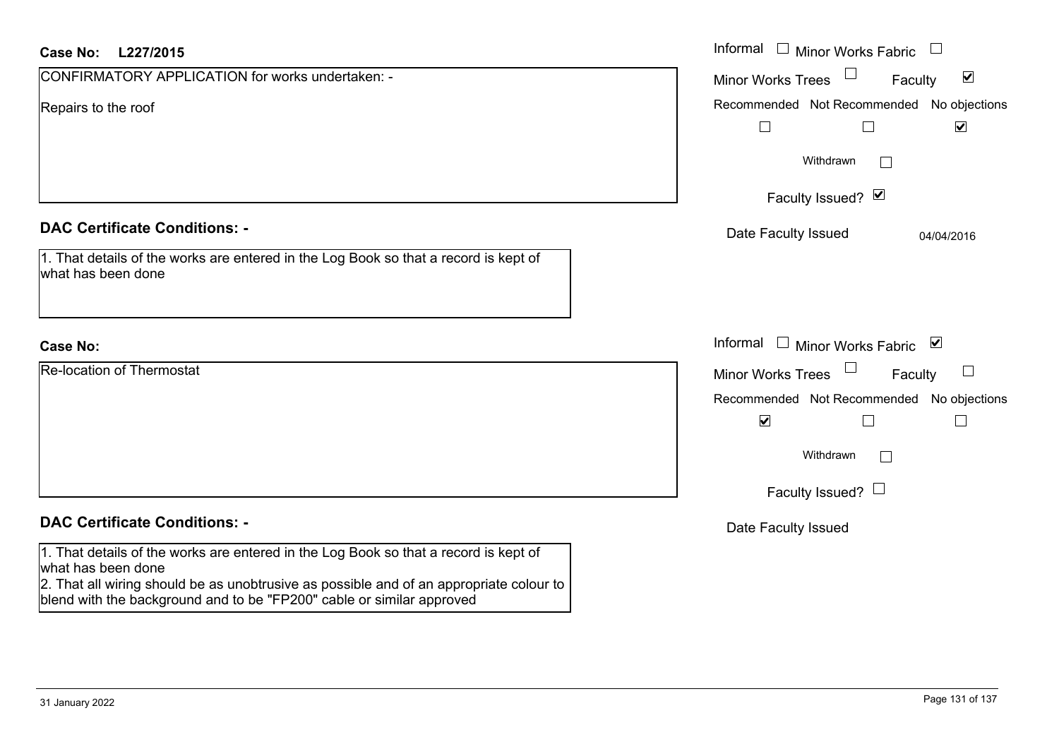**Case No:** L227/2015

CONFIRMATORY APPLICATION for works undertaken: -

Repairs to the roof

Informal ☐ Minor Works Fabric ☐
Minor Works Trees ☐ Faculty ☑

| Recommended | Not Recommended | No objections |
|---|---|---|
| ☐ | ☐ | ☑ |

Withdrawn ☐

Faculty Issued? ☑

Date Faculty Issued 04/04/2016

**DAC Certificate Conditions: -**

1. That details of the works are entered in the Log Book so that a record is kept of what has been done

**Case No:**

Re-location of Thermostat

Informal ☐ Minor Works Fabric ☑
Minor Works Trees ☐ Faculty ☐

| Recommended | Not Recommended | No objections |
|---|---|---|
| ☑ | ☐ | ☐ |

Withdrawn ☐

Faculty Issued? ☐

Date Faculty Issued

**DAC Certificate Conditions: -**

1. That details of the works are entered in the Log Book so that a record is kept of what has been done
2. That all wiring should be as unobtrusive as possible and of an appropriate colour to blend with the background and to be "FP200" cable or similar approved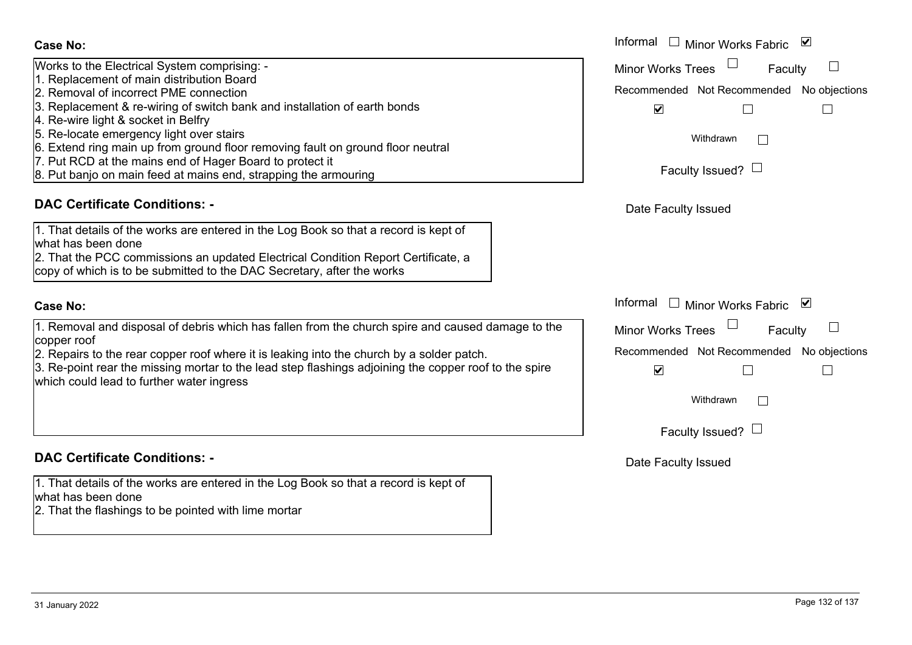**Case No:**

Works to the Electrical System comprising: -
1. Replacement of main distribution Board
2. Removal of incorrect PME connection
3. Replacement & re-wiring of switch bank and installation of earth bonds
4. Re-wire light & socket in Belfry
5. Re-locate emergency light over stairs
6. Extend ring main up from ground floor removing fault on ground floor neutral
7. Put RCD at the mains end of Hager Board to protect it
8. Put banjo on main feed at mains end, strapping the armouring

Informal ☐ Minor Works Fabric ☑

Minor Works Trees ☐ Faculty ☐

Recommended ☑ Not Recommended ☐ No objections ☐

Withdrawn ☐

Faculty Issued? ☐

Date Faculty Issued

## DAC Certificate Conditions: -

1. That details of the works are entered in the Log Book so that a record is kept of what has been done
2. That the PCC commissions an updated Electrical Condition Report Certificate, a copy of which is to be submitted to the DAC Secretary, after the works

**Case No:**

1. Removal and disposal of debris which has fallen from the church spire and caused damage to the copper roof
2. Repairs to the rear copper roof where it is leaking into the church by a solder patch.
3. Re-point rear the missing mortar to the lead step flashings adjoining the copper roof to the spire which could lead to further water ingress

Informal ☐ Minor Works Fabric ☑

Minor Works Trees ☐ Faculty ☐

Recommended ☑ Not Recommended ☐ No objections ☐

Withdrawn ☐

Faculty Issued? ☐

Date Faculty Issued

## DAC Certificate Conditions: -

1. That details of the works are entered in the Log Book so that a record is kept of what has been done
2. That the flashings to be pointed with lime mortar

31 January 2022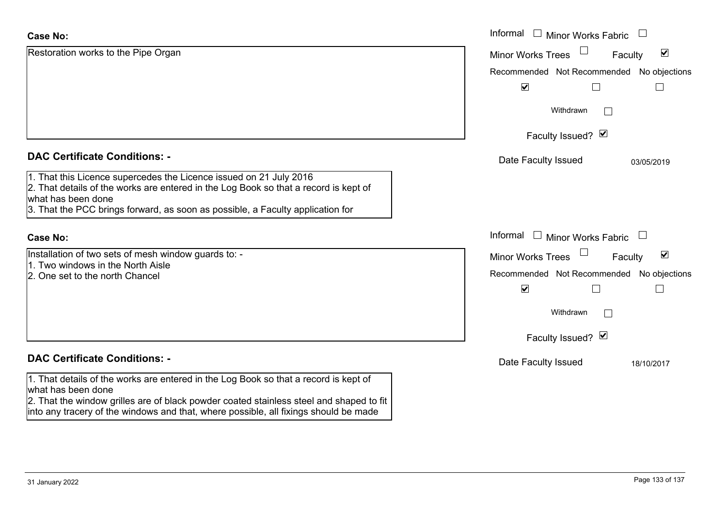**Case No:**

Restoration works to the Pipe Organ

- Informal ☐
- Minor Works Fabric ☐
- Minor Works Trees ☐
- Faculty ☑

| Recommended | Not Recommended | No objections |
| --- | --- | --- |
| ☑ | ☐ | ☐ |

Withdrawn ☐

Faculty Issued? ☑

Date Faculty Issued 03/05/2019

## DAC Certificate Conditions: -

1. That this Licence supercedes the Licence issued on 21 July 2016
2. That details of the works are entered in the Log Book so that a record is kept of what has been done
3. That the PCC brings forward, as soon as possible, a Faculty application for

**Case No:**

Installation of two sets of mesh window guards to: -
1. Two windows in the North Aisle
2. One set to the north Chancel

- Informal ☐
- Minor Works Fabric ☐
- Minor Works Trees ☐
- Faculty ☑

| Recommended | Not Recommended | No objections |
| --- | --- | --- |
| ☑ | ☐ | ☐ |

Withdrawn ☐

Faculty Issued? ☑

Date Faculty Issued 18/10/2017

## DAC Certificate Conditions: -

1. That details of the works are entered in the Log Book so that a record is kept of what has been done
2. That the window grilles are of black powder coated stainless steel and shaped to fit into any tracery of the windows and that, where possible, all fixings should be made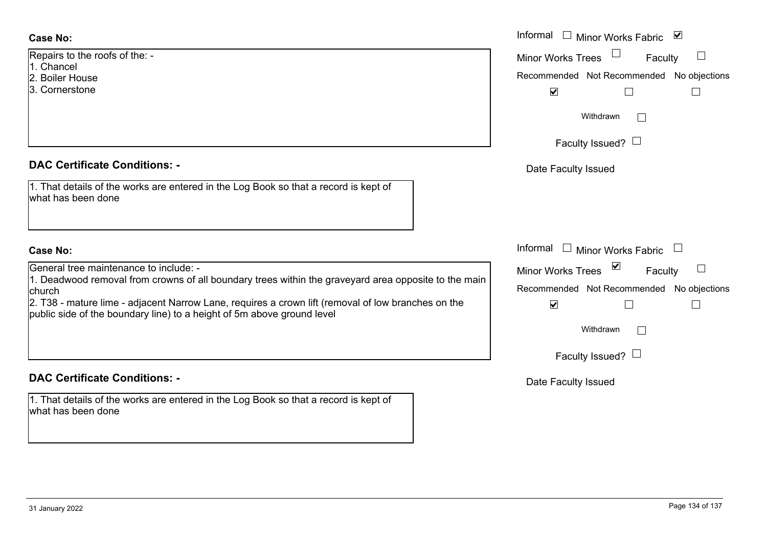**Case No:**

Repairs to the roofs of the: -
1. Chancel
2. Boiler House
3. Cornerstone

Informal ☐ Minor Works Fabric ☑
Minor Works Trees ☐ Faculty ☐
Recommended ☑ Not Recommended ☐ No objections ☐
Withdrawn ☐
Faculty Issued? ☐
Date Faculty Issued

**DAC Certificate Conditions: -**

1. That details of the works are entered in the Log Book so that a record is kept of what has been done

**Case No:**

General tree maintenance to include: -
1. Deadwood removal from crowns of all boundary trees within the graveyard area opposite to the main church
2. T38 - mature lime - adjacent Narrow Lane, requires a crown lift (removal of low branches on the public side of the boundary line) to a height of 5m above ground level

Informal ☐ Minor Works Fabric ☐
Minor Works Trees ☑ Faculty ☐
Recommended ☑ Not Recommended ☐ No objections ☐
Withdrawn ☐
Faculty Issued? ☐
Date Faculty Issued

**DAC Certificate Conditions: -**

1. That details of the works are entered in the Log Book so that a record is kept of what has been done

31 January 2022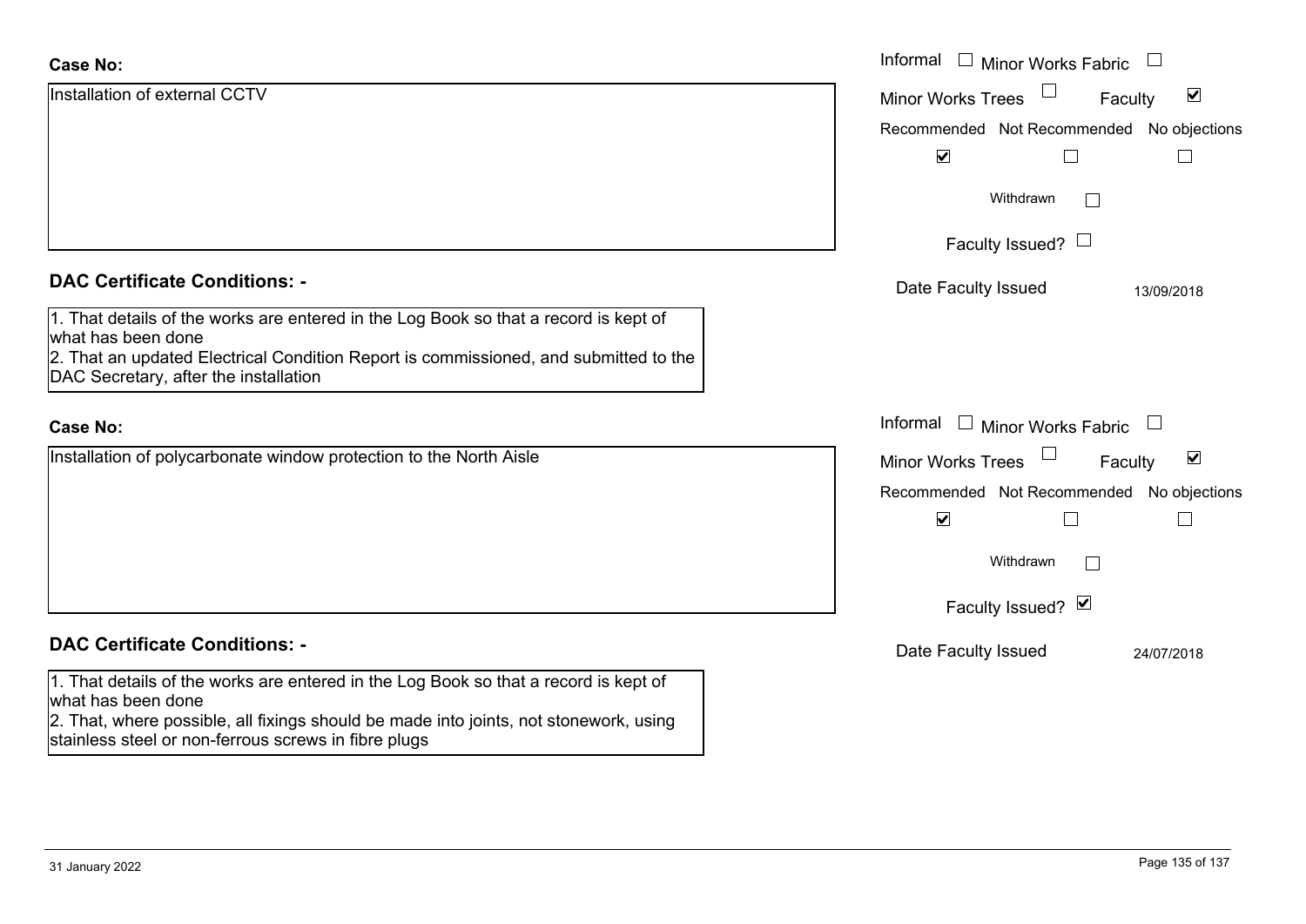**Case No:**

Installation of external CCTV

Informal ☐ Minor Works Fabric ☐

Minor Works Trees ☐ Faculty ☑

Recommended ☑ Not Recommended ☐ No objections ☐

Withdrawn ☐

Faculty Issued? ☐

Date Faculty Issued 13/09/2018

**DAC Certificate Conditions: -**

1. That details of the works are entered in the Log Book so that a record is kept of what has been done
2. That an updated Electrical Condition Report is commissioned, and submitted to the DAC Secretary, after the installation

**Case No:**

Installation of polycarbonate window protection to the North Aisle

Informal ☐ Minor Works Fabric ☐

Minor Works Trees ☐ Faculty ☑

Recommended ☑ Not Recommended ☐ No objections ☐

Withdrawn ☐

Faculty Issued? ☑

Date Faculty Issued 24/07/2018

**DAC Certificate Conditions: -**

1. That details of the works are entered in the Log Book so that a record is kept of what has been done
2. That, where possible, all fixings should be made into joints, not stonework, using stainless steel or non-ferrous screws in fibre plugs

31 January 2022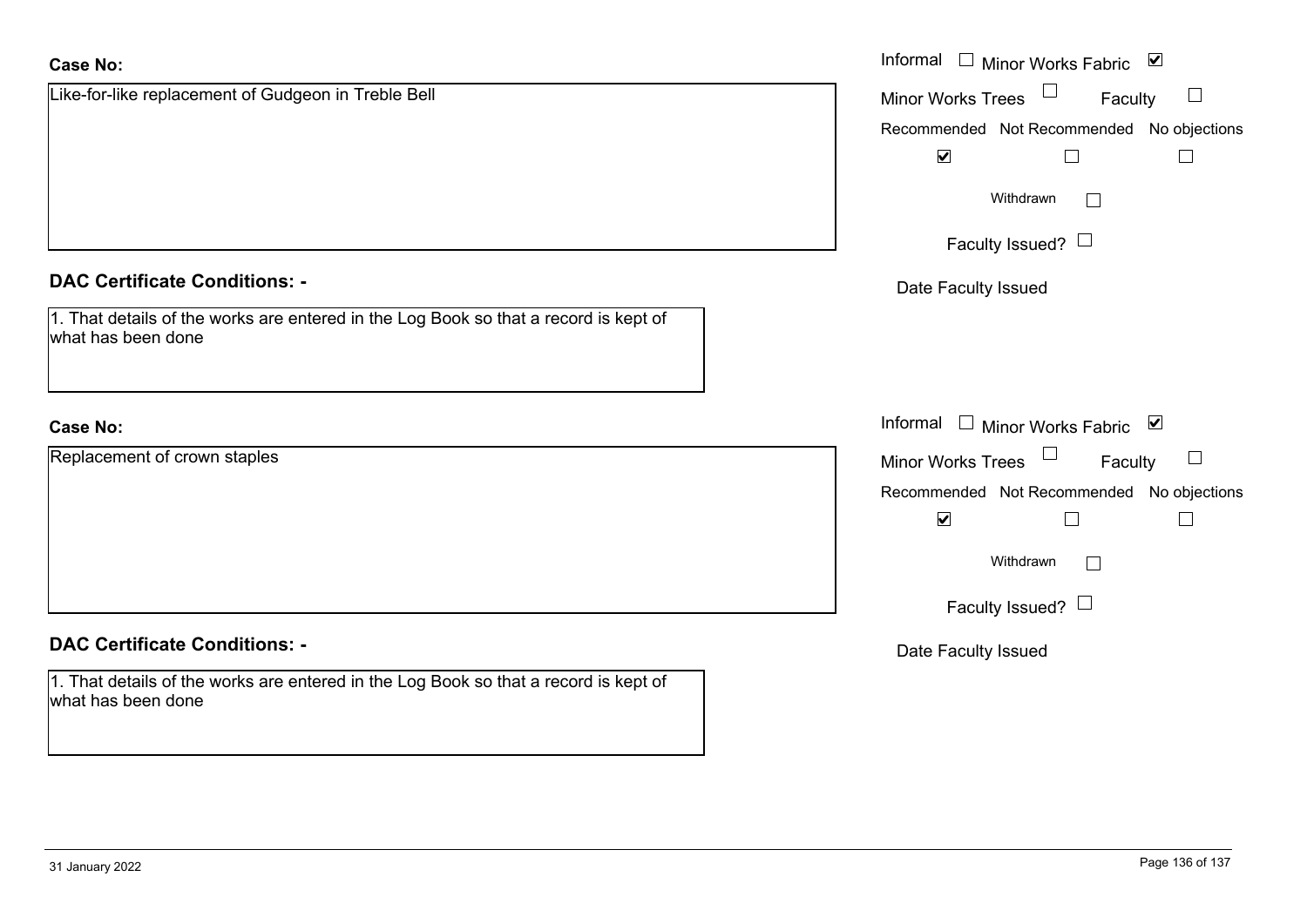**Case No:**

Like-for-like replacement of Gudgeon in Treble Bell

Informal ☐ Minor Works Fabric ☑

Minor Works Trees ☐ Faculty ☐

Recommended ☑ Not Recommended ☐ No objections ☐

Withdrawn ☐

Faculty Issued? ☐

Date Faculty Issued

**DAC Certificate Conditions: -**

1. That details of the works are entered in the Log Book so that a record is kept of what has been done

**Case No:**

Replacement of crown staples

Informal ☐ Minor Works Fabric ☑

Minor Works Trees ☐ Faculty ☐

Recommended ☑ Not Recommended ☐ No objections ☐

Withdrawn ☐

Faculty Issued? ☐

Date Faculty Issued

**DAC Certificate Conditions: -**

1. That details of the works are entered in the Log Book so that a record is kept of what has been done

31 January 2022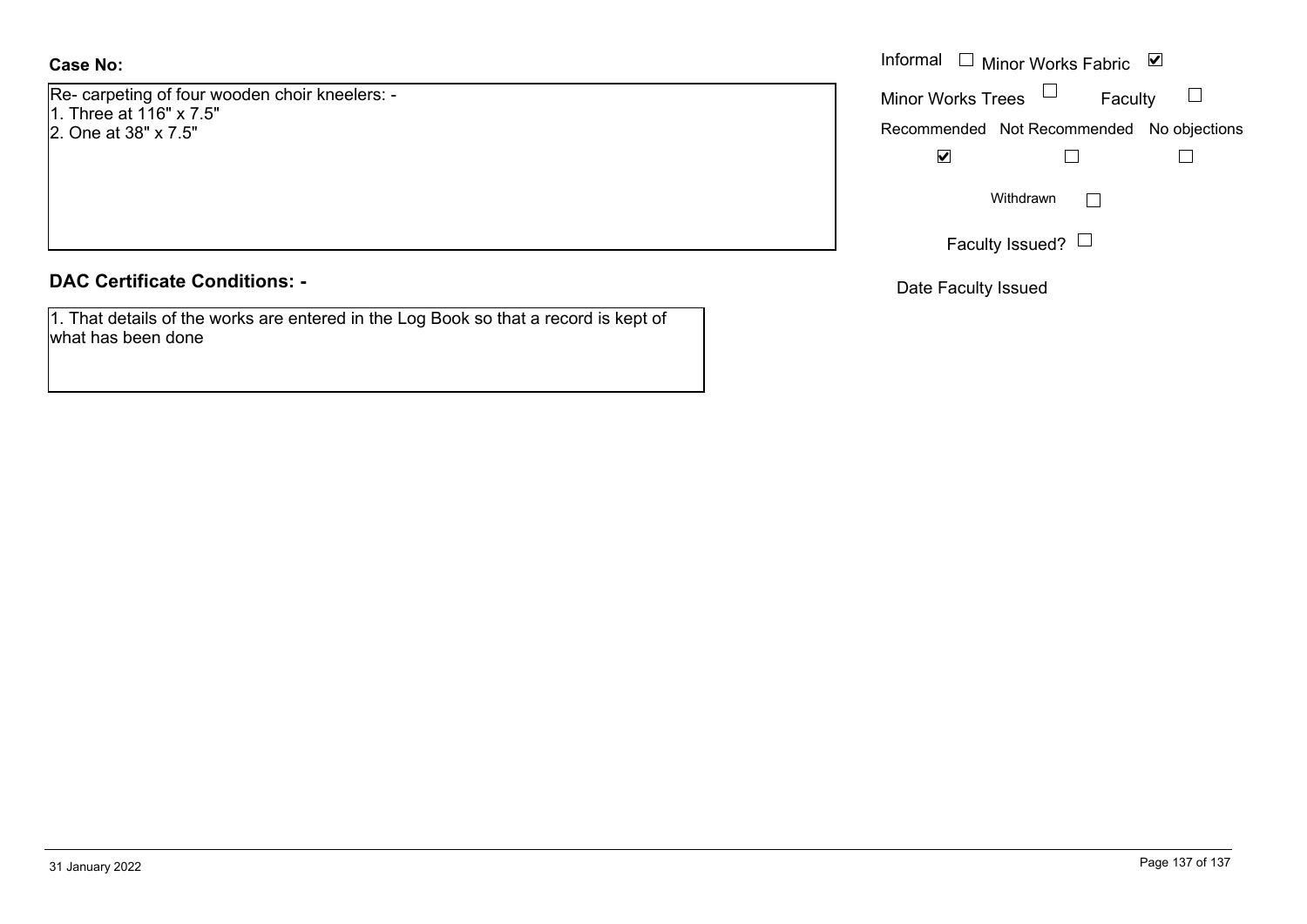**Case No:**

Re- carpeting of four wooden choir kneelers: -
1. Three at 116" x 7.5"
2. One at 38" x 7.5"

Informal ☐ Minor Works Fabric ☑

Minor Works Trees ☐ Faculty ☐

| Recommended | Not Recommended | No objections |
| --- | --- | --- |
| ☑ | ☐ | ☐ |

Withdrawn ☐

Faculty Issued? ☐

Date Faculty Issued

## DAC Certificate Conditions: -

1. That details of the works are entered in the Log Book so that a record is kept of what has been done